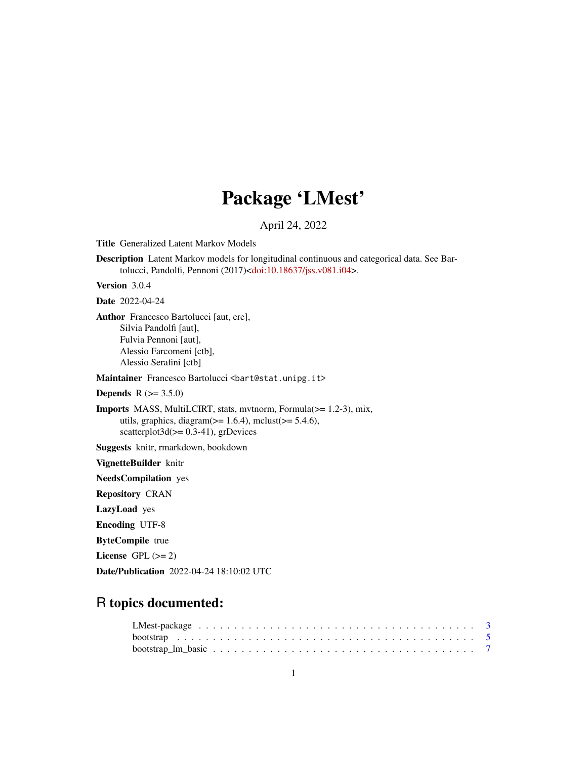# Package 'LMest'

April 24, 2022

**Title** Generalized Latent Markov Models

**Description** Latent Markov models for longitudinal continuous and categorical data. See Bartolucci, Pandolfi, Pennoni (2017)<doi:10.18637/jss.v081.i04>.

**Version** 3.0.4

**Date** 2022-04-24

**Author** Francesco Bartolucci [aut, cre],
Silvia Pandolfi [aut],
Fulvia Pennoni [aut],
Alessio Farcomeni [ctb],
Alessio Serafini [ctb]

**Maintainer** Francesco Bartolucci <bart@stat.unipg.it>

**Depends** R (>= 3.5.0)

**Imports** MASS, MultiLCIRT, stats, mvtnorm, Formula(>= 1.2-3), mix, utils, graphics, diagram(>= 1.6.4), mclust(>= 5.4.6), scatterplot3d(>= 0.3-41), grDevices

**Suggests** knitr, rmarkdown, bookdown

**VignetteBuilder** knitr

**NeedsCompilation** yes

**Repository** CRAN

**LazyLoad** yes

**Encoding** UTF-8

**ByteCompile** true

**License** GPL (>= 2)

**Date/Publication** 2022-04-24 18:10:02 UTC

## R topics documented:

LMest-package . . . . . . . . . . . . . . . . . . . . . . . . . . . . . . . . . . . . . . 3
bootstrap . . . . . . . . . . . . . . . . . . . . . . . . . . . . . . . . . . . . . . . . . 5
bootstrap_lm_basic . . . . . . . . . . . . . . . . . . . . . . . . . . . . . . . . . . . . 7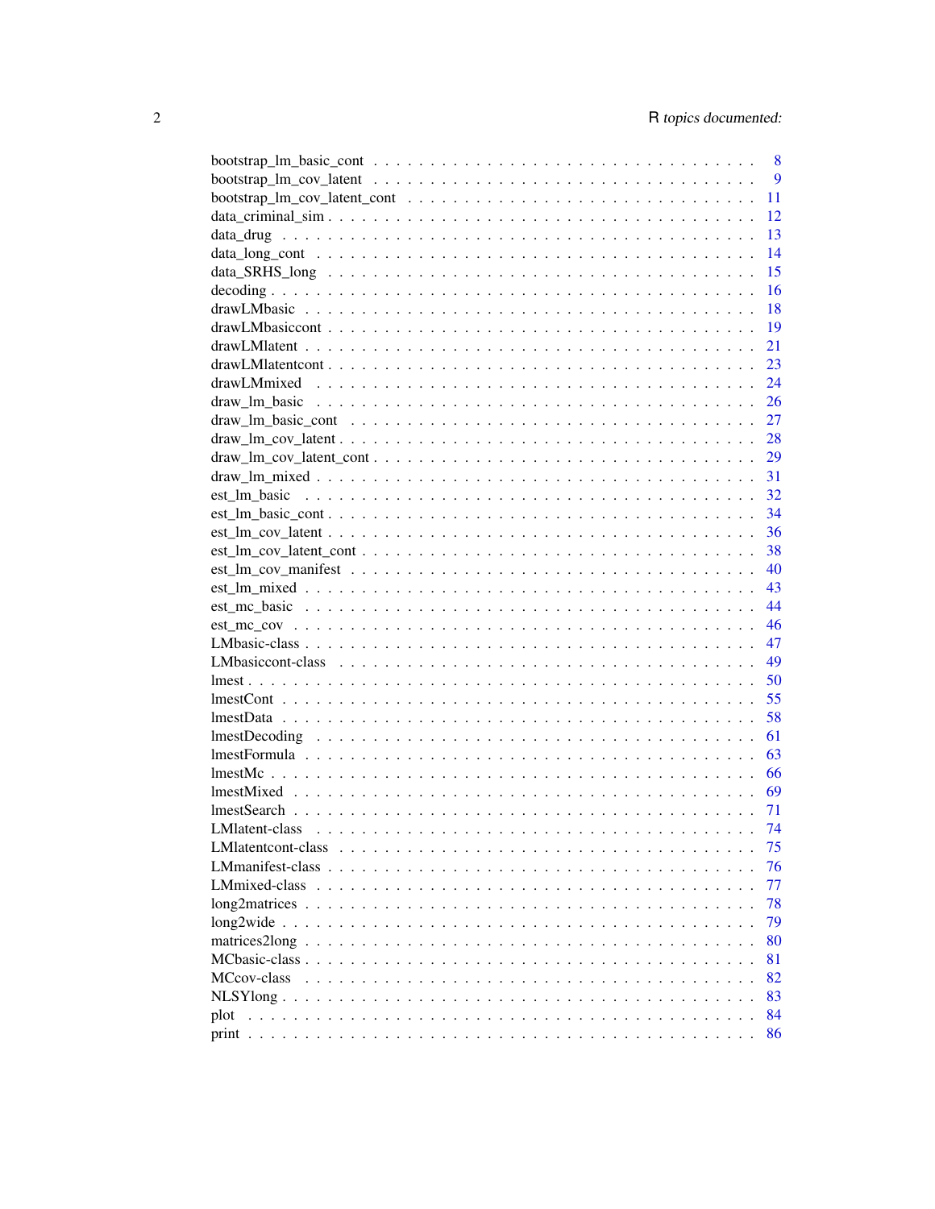| | |
|---|---|
| bootstrap_lm_basic_cont | 8 |
| bootstrap_lm_cov_latent | 9 |
| bootstrap_lm_cov_latent_cont | 11 |
| data_criminal_sim | 12 |
| data_drug | 13 |
| data_long_cont | 14 |
| data_SRHS_long | 15 |
| decoding | 16 |
| drawLMbasic | 18 |
| drawLMbasiccont | 19 |
| drawLMlatent | 21 |
| drawLMlatentcont | 23 |
| drawLMmixed | 24 |
| draw_lm_basic | 26 |
| draw_lm_basic_cont | 27 |
| draw_lm_cov_latent | 28 |
| draw_lm_cov_latent_cont | 29 |
| draw_lm_mixed | 31 |
| est_lm_basic | 32 |
| est_lm_basic_cont | 34 |
| est_lm_cov_latent | 36 |
| est_lm_cov_latent_cont | 38 |
| est_lm_cov_manifest | 40 |
| est_lm_mixed | 43 |
| est_mc_basic | 44 |
| est_mc_cov | 46 |
| LMbasic-class | 47 |
| LMbasiccont-class | 49 |
| lmest | 50 |
| lmestCont | 55 |
| lmestData | 58 |
| lmestDecoding | 61 |
| lmestFormula | 63 |
| lmestMc | 66 |
| lmestMixed | 69 |
| lmestSearch | 71 |
| LMlatent-class | 74 |
| LMlatentcont-class | 75 |
| LMmanifest-class | 76 |
| LMmixed-class | 77 |
| long2matrices | 78 |
| long2wide | 79 |
| matrices2long | 80 |
| MCbasic-class | 81 |
| MCcov-class | 82 |
| NLSYlong | 83 |
| plot | 84 |
| print | 86 |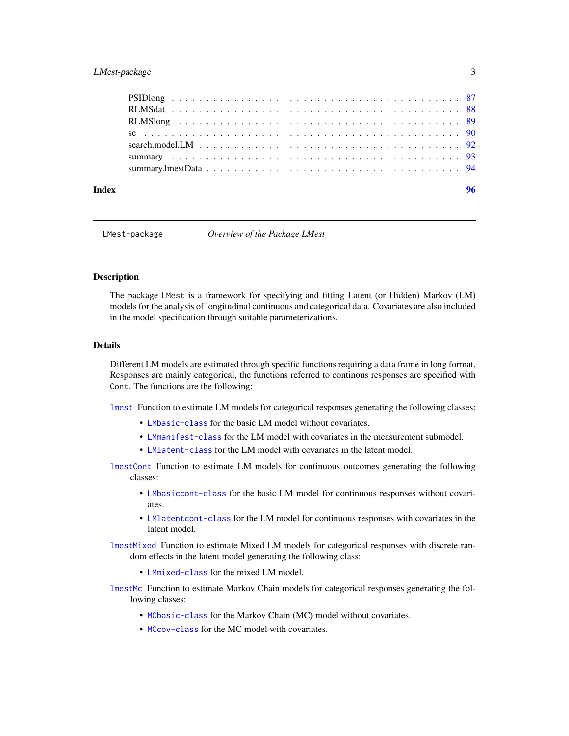| | |
|---|---|
| PSIDlong | 87 |
| RLMSdat | 88 |
| RLMSlong | 89 |
| se | 90 |
| search.model.LM | 92 |
| summary | 93 |
| summary.lmestData | 94 |

**Index** **96**

---

`LMest-package` *Overview of the Package LMest*

---

## Description

The package `LMest` is a framework for specifying and fitting Latent (or Hidden) Markov (LM) models for the analysis of longitudinal continuous and categorical data. Covariates are also included in the model specification through suitable parameterizations.

## Details

Different LM models are estimated through specific functions requiring a data frame in long format. Responses are mainly categorical, the functions referred to continous responses are specified with `Cont`. The functions are the following:

`lmest` Function to estimate LM models for categorical responses generating the following classes:

- `LMbasic-class` for the basic LM model without covariates.
- `LMmanifest-class` for the LM model with covariates in the measurement submodel.
- `LMlatent-class` for the LM model with covariates in the latent model.

`lmestCont` Function to estimate LM models for continuous outcomes generating the following classes:

- `LMbasiccont-class` for the basic LM model for continuous responses without covariates.
- `LMlatentcont-class` for the LM model for continuous responses with covariates in the latent model.

`lmestMixed` Function to estimate Mixed LM models for categorical responses with discrete random effects in the latent model generating the following class:

- `LMmixed-class` for the mixed LM model.

`lmestMc` Function to estimate Markov Chain models for categorical responses generating the following classes:

- `MCbasic-class` for the Markov Chain (MC) model without covariates.
- `MCcov-class` for the MC model with covariates.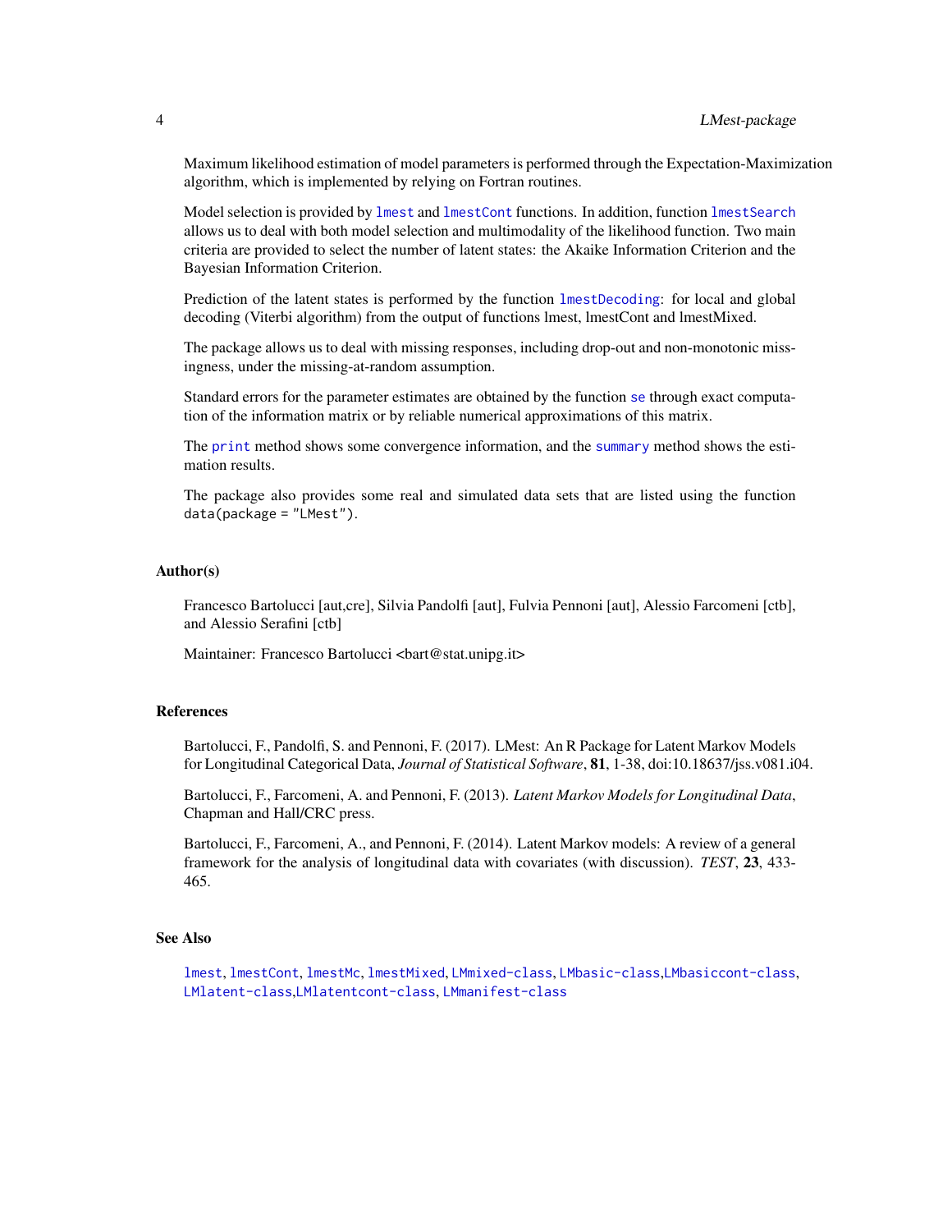Maximum likelihood estimation of model parameters is performed through the Expectation-Maximization algorithm, which is implemented by relying on Fortran routines.

Model selection is provided by `lmest` and `lmestCont` functions. In addition, function `lmestSearch` allows us to deal with both model selection and multimodality of the likelihood function. Two main criteria are provided to select the number of latent states: the Akaike Information Criterion and the Bayesian Information Criterion.

Prediction of the latent states is performed by the function `lmestDecoding`: for local and global decoding (Viterbi algorithm) from the output of functions lmest, lmestCont and lmestMixed.

The package allows us to deal with missing responses, including drop-out and non-monotonic missingness, under the missing-at-random assumption.

Standard errors for the parameter estimates are obtained by the function `se` through exact computation of the information matrix or by reliable numerical approximations of this matrix.

The `print` method shows some convergence information, and the `summary` method shows the estimation results.

The package also provides some real and simulated data sets that are listed using the function `data(package = "LMest")`.

## Author(s)

Francesco Bartolucci [aut,cre], Silvia Pandolfi [aut], Fulvia Pennoni [aut], Alessio Farcomeni [ctb], and Alessio Serafini [ctb]

Maintainer: Francesco Bartolucci <bart@stat.unipg.it>

## References

Bartolucci, F., Pandolfi, S. and Pennoni, F. (2017). LMest: An R Package for Latent Markov Models for Longitudinal Categorical Data, *Journal of Statistical Software*, **81**, 1-38, doi:10.18637/jss.v081.i04.

Bartolucci, F., Farcomeni, A. and Pennoni, F. (2013). *Latent Markov Models for Longitudinal Data*, Chapman and Hall/CRC press.

Bartolucci, F., Farcomeni, A., and Pennoni, F. (2014). Latent Markov models: A review of a general framework for the analysis of longitudinal data with covariates (with discussion). *TEST*, **23**, 433-465.

## See Also

`lmest`, `lmestCont`, `lmestMc`, `lmestMixed`, `LMmixed-class`, `LMbasic-class`,`LMbasiccont-class`, `LMlatent-class`,`LMlatentcont-class`, `LMmanifest-class`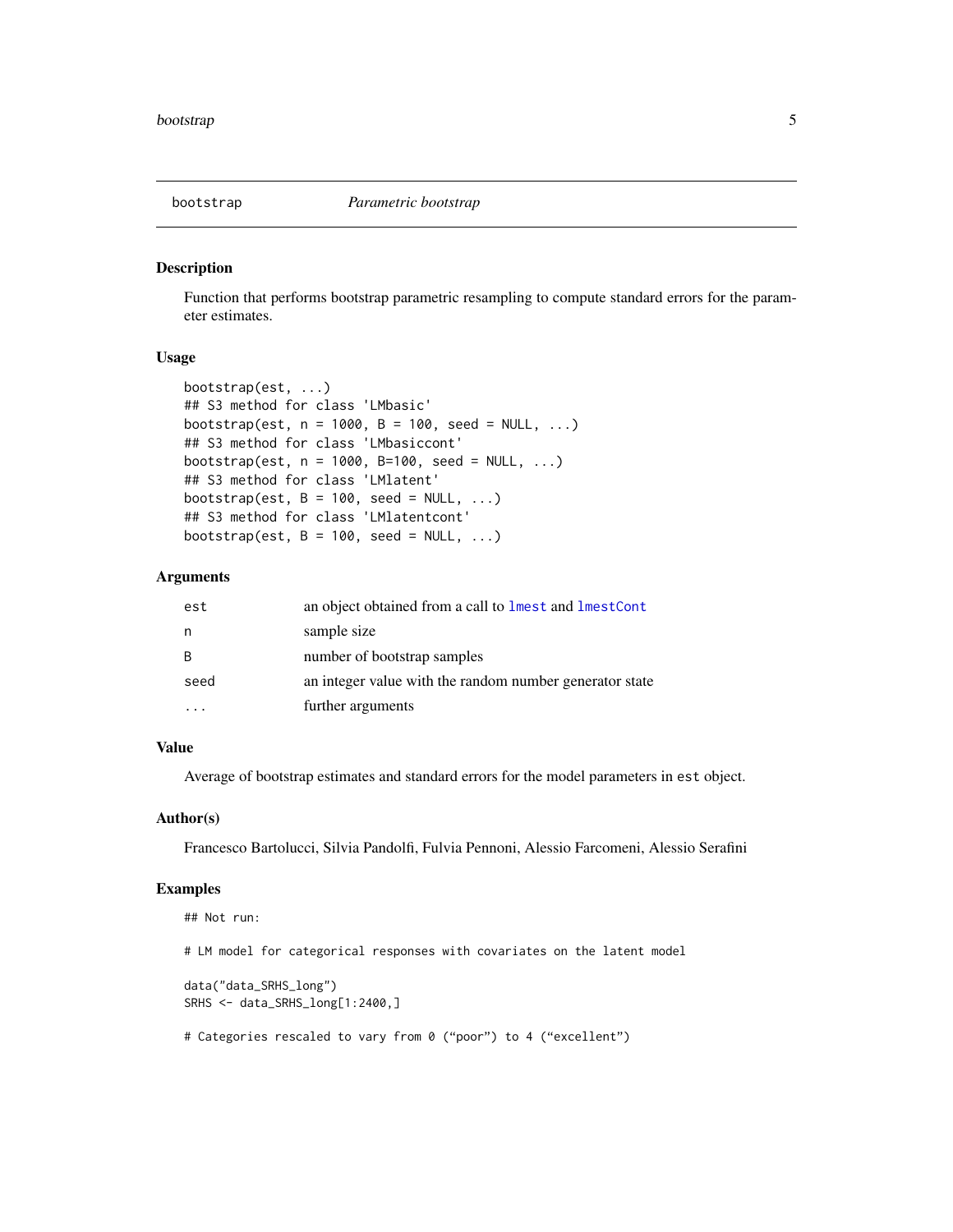## bootstrap — *Parametric bootstrap*

### Description

Function that performs bootstrap parametric resampling to compute standard errors for the parameter estimates.

### Usage

```
bootstrap(est, ...)
## S3 method for class 'LMbasic'
bootstrap(est, n = 1000, B = 100, seed = NULL, ...)
## S3 method for class 'LMbasiccont'
bootstrap(est, n = 1000, B=100, seed = NULL, ...)
## S3 method for class 'LMlatent'
bootstrap(est, B = 100, seed = NULL, ...)
## S3 method for class 'LMlatentcont'
bootstrap(est, B = 100, seed = NULL, ...)
```

### Arguments

| | |
|---|---|
| `est` | an object obtained from a call to `lmest` and `lmestCont` |
| `n` | sample size |
| `B` | number of bootstrap samples |
| `seed` | an integer value with the random number generator state |
| `...` | further arguments |

### Value

Average of bootstrap estimates and standard errors for the model parameters in `est` object.

### Author(s)

Francesco Bartolucci, Silvia Pandolfi, Fulvia Pennoni, Alessio Farcomeni, Alessio Serafini

### Examples

```
## Not run:

# LM model for categorical responses with covariates on the latent model

data("data_SRHS_long")
SRHS <- data_SRHS_long[1:2400,]

# Categories rescaled to vary from 0 ("poor") to 4 ("excellent")
```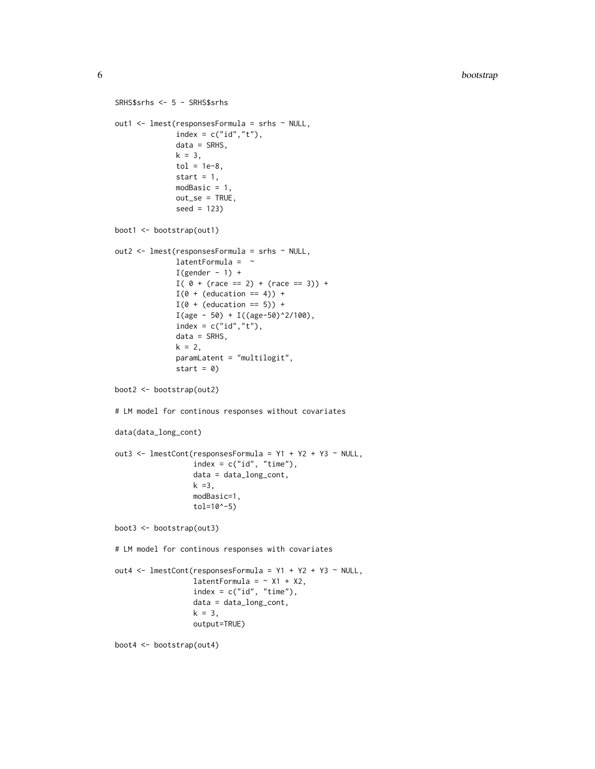```
SRHS$srhs <- 5 - SRHS$srhs

out1 <- lmest(responsesFormula = srhs ~ NULL,
              index = c("id","t"),
              data = SRHS,
              k = 3,
              tol = 1e-8,
              start = 1,
              modBasic = 1,
              out_se = TRUE,
              seed = 123)

boot1 <- bootstrap(out1)

out2 <- lmest(responsesFormula = srhs ~ NULL,
              latentFormula =  ~
              I(gender - 1) +
              I( 0 + (race == 2) + (race == 3)) +
              I(0 + (education == 4)) +
              I(0 + (education == 5)) +
              I(age - 50) + I((age-50)^2/100),
              index = c("id","t"),
              data = SRHS,
              k = 2,
              paramLatent = "multilogit",
              start = 0)

boot2 <- bootstrap(out2)

# LM model for continous responses without covariates

data(data_long_cont)

out3 <- lmestCont(responsesFormula = Y1 + Y2 + Y3 ~ NULL,
                  index = c("id", "time"),
                  data = data_long_cont,
                  k =3,
                  modBasic=1,
                  tol=10^-5)

boot3 <- bootstrap(out3)

# LM model for continous responses with covariates

out4 <- lmestCont(responsesFormula = Y1 + Y2 + Y3 ~ NULL,
                  latentFormula = ~ X1 + X2,
                  index = c("id", "time"),
                  data = data_long_cont,
                  k = 3,
                  output=TRUE)

boot4 <- bootstrap(out4)
```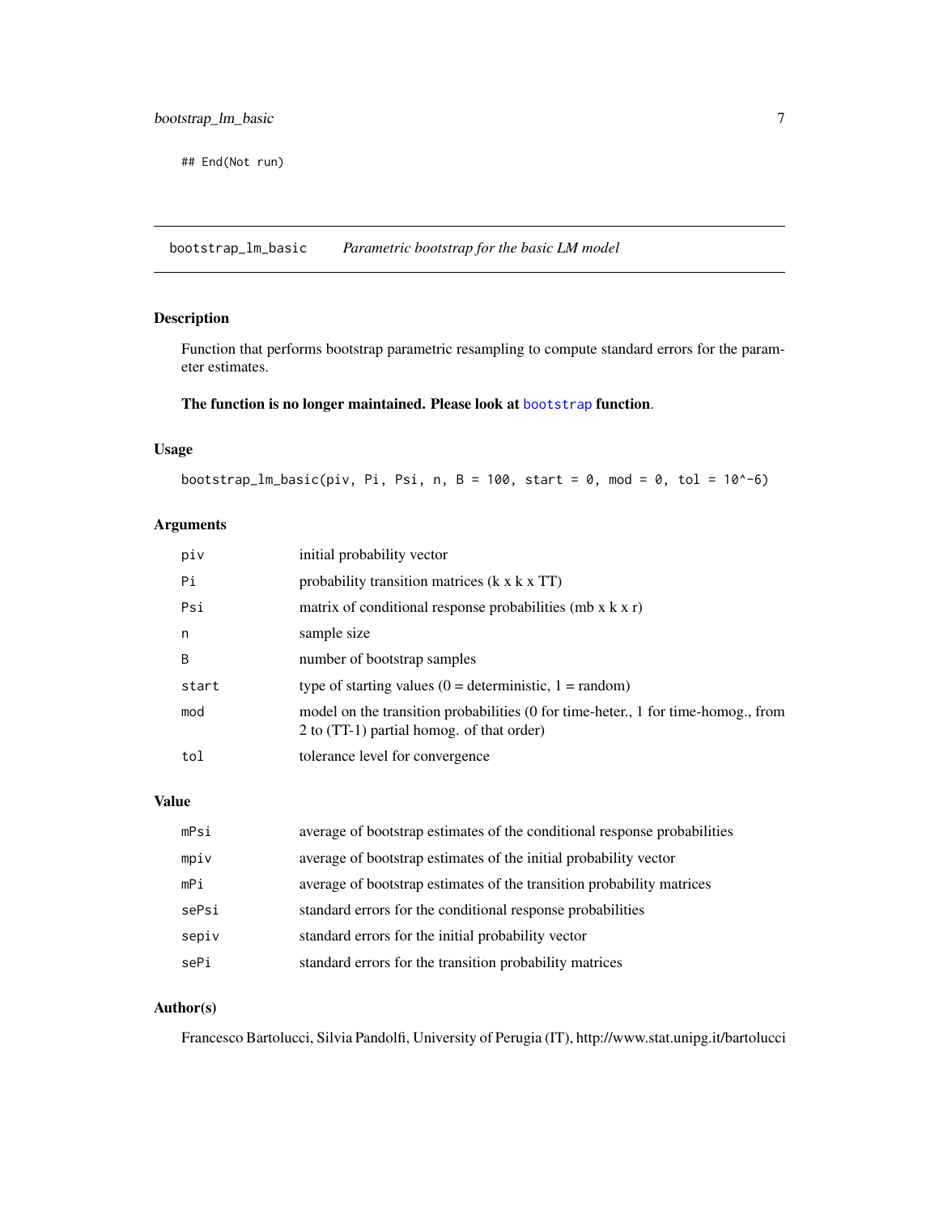```
## End(Not run)
```

## bootstrap_lm_basic — *Parametric bootstrap for the basic LM model*

### Description

Function that performs bootstrap parametric resampling to compute standard errors for the parameter estimates.

**The function is no longer maintained. Please look at bootstrap function.**

### Usage

```
bootstrap_lm_basic(piv, Pi, Psi, n, B = 100, start = 0, mod = 0, tol = 10^-6)
```

### Arguments

| | |
|---|---|
| piv | initial probability vector |
| Pi | probability transition matrices (k x k x TT) |
| Psi | matrix of conditional response probabilities (mb x k x r) |
| n | sample size |
| B | number of bootstrap samples |
| start | type of starting values (0 = deterministic, 1 = random) |
| mod | model on the transition probabilities (0 for time-heter., 1 for time-homog., from 2 to (TT-1) partial homog. of that order) |
| tol | tolerance level for convergence |

### Value

| | |
|---|---|
| mPsi | average of bootstrap estimates of the conditional response probabilities |
| mpiv | average of bootstrap estimates of the initial probability vector |
| mPi | average of bootstrap estimates of the transition probability matrices |
| sePsi | standard errors for the conditional response probabilities |
| sepiv | standard errors for the initial probability vector |
| sePi | standard errors for the transition probability matrices |

### Author(s)

Francesco Bartolucci, Silvia Pandolfi, University of Perugia (IT), http://www.stat.unipg.it/bartolucci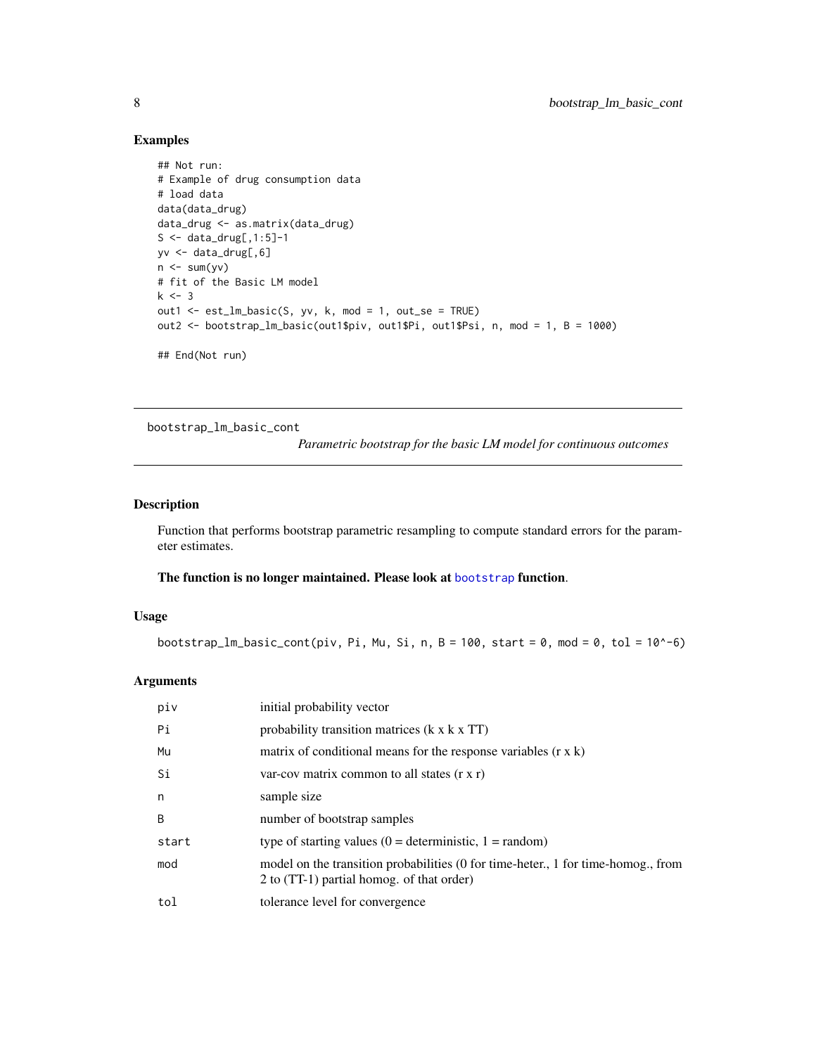## Examples

```
## Not run:
# Example of drug consumption data
# load data
data(data_drug)
data_drug <- as.matrix(data_drug)
S <- data_drug[,1:5]-1
yv <- data_drug[,6]
n <- sum(yv)
# fit of the Basic LM model
k <- 3
out1 <- est_lm_basic(S, yv, k, mod = 1, out_se = TRUE)
out2 <- bootstrap_lm_basic(out1$piv, out1$Pi, out1$Psi, n, mod = 1, B = 1000)

## End(Not run)
```

---

# bootstrap_lm_basic_cont

*Parametric bootstrap for the basic LM model for continuous outcomes*

---

## Description

Function that performs bootstrap parametric resampling to compute standard errors for the parameter estimates.

**The function is no longer maintained. Please look at `bootstrap` function.**

## Usage

```
bootstrap_lm_basic_cont(piv, Pi, Mu, Si, n, B = 100, start = 0, mod = 0, tol = 10^-6)
```

## Arguments

| | |
|---|---|
| `piv` | initial probability vector |
| `Pi` | probability transition matrices (k x k x TT) |
| `Mu` | matrix of conditional means for the response variables (r x k) |
| `Si` | var-cov matrix common to all states (r x r) |
| `n` | sample size |
| `B` | number of bootstrap samples |
| `start` | type of starting values (0 = deterministic, 1 = random) |
| `mod` | model on the transition probabilities (0 for time-heter., 1 for time-homog., from 2 to (TT-1) partial homog. of that order) |
| `tol` | tolerance level for convergence |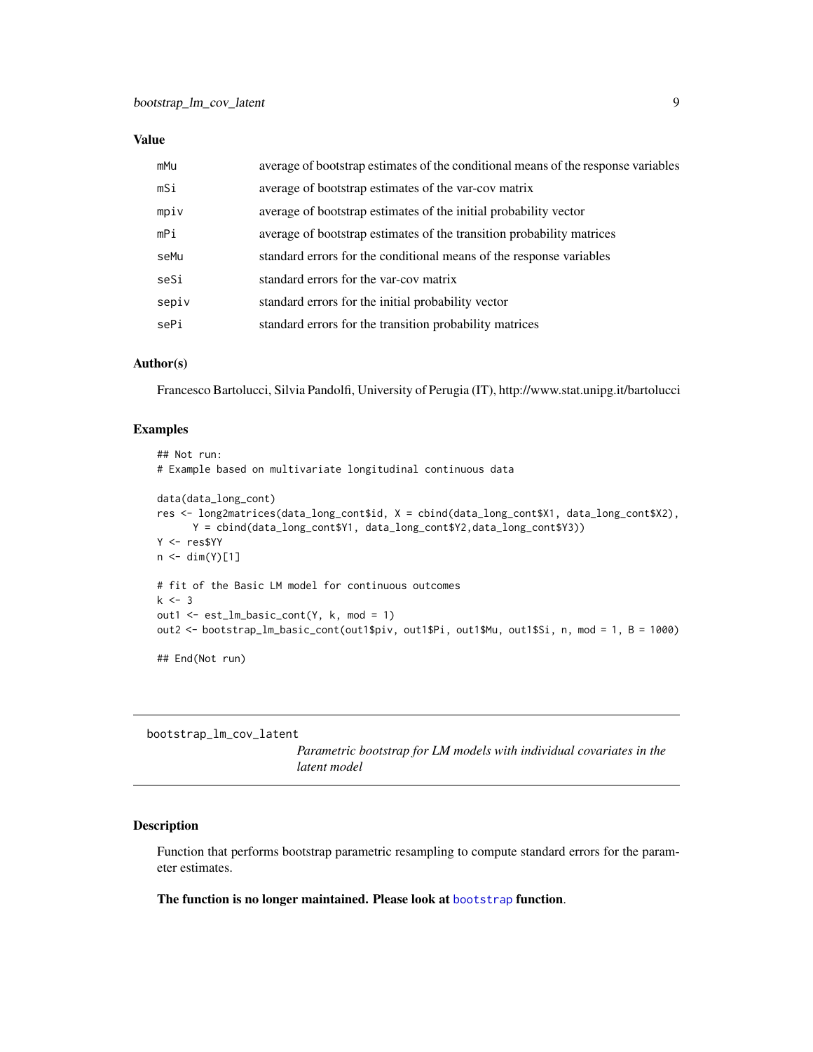### Value

| | |
|---|---|
| mMu | average of bootstrap estimates of the conditional means of the response variables |
| mSi | average of bootstrap estimates of the var-cov matrix |
| mpiv | average of bootstrap estimates of the initial probability vector |
| mPi | average of bootstrap estimates of the transition probability matrices |
| seMu | standard errors for the conditional means of the response variables |
| seSi | standard errors for the var-cov matrix |
| sepiv | standard errors for the initial probability vector |
| sePi | standard errors for the transition probability matrices |

### Author(s)

Francesco Bartolucci, Silvia Pandolfi, University of Perugia (IT), http://www.stat.unipg.it/bartolucci

### Examples

```
## Not run:
# Example based on multivariate longitudinal continuous data

data(data_long_cont)
res <- long2matrices(data_long_cont$id, X = cbind(data_long_cont$X1, data_long_cont$X2),
       Y = cbind(data_long_cont$Y1, data_long_cont$Y2,data_long_cont$Y3))
Y <- res$YY
n <- dim(Y)[1]

# fit of the Basic LM model for continuous outcomes
k <- 3
out1 <- est_lm_basic_cont(Y, k, mod = 1)
out2 <- bootstrap_lm_basic_cont(out1$piv, out1$Pi, out1$Mu, out1$Si, n, mod = 1, B = 1000)

## End(Not run)
```

---

`bootstrap_lm_cov_latent` *Parametric bootstrap for LM models with individual covariates in the latent model*

---

### Description

Function that performs bootstrap parametric resampling to compute standard errors for the parameter estimates.

**The function is no longer maintained. Please look at `bootstrap` function.**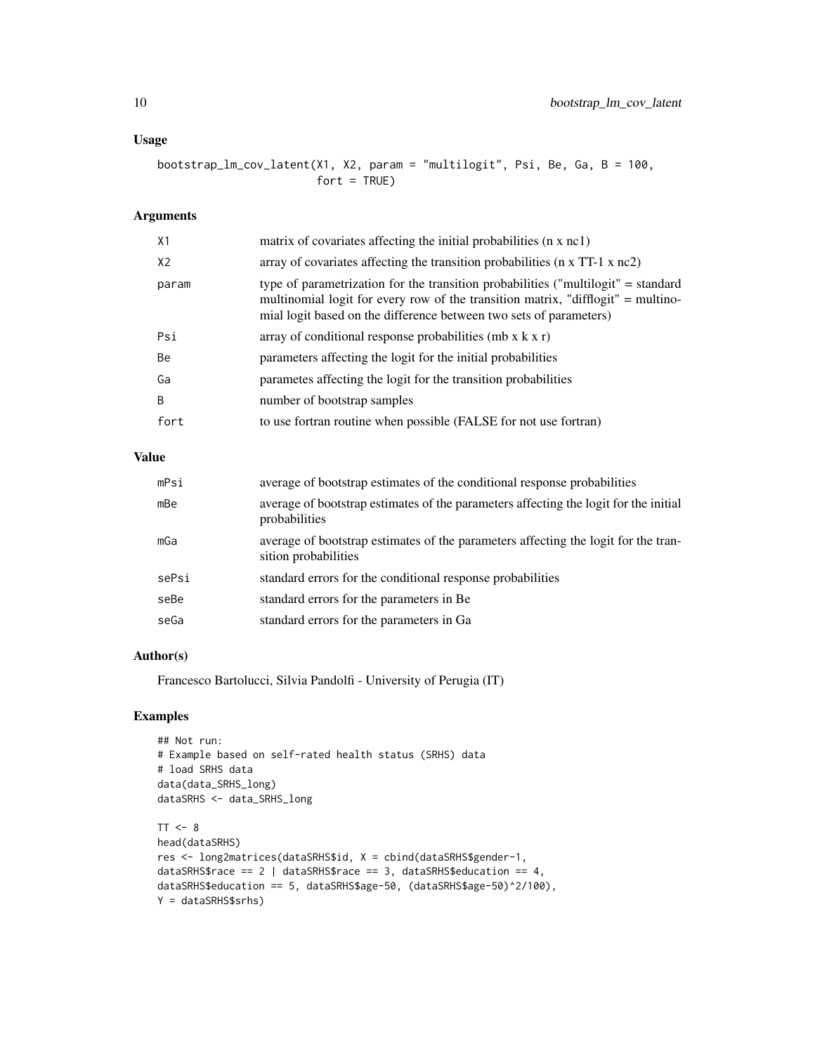## Usage

```
bootstrap_lm_cov_latent(X1, X2, param = "multilogit", Psi, Be, Ga, B = 100,
                        fort = TRUE)
```

## Arguments

| | |
|---|---|
| X1 | matrix of covariates affecting the initial probabilities (n x nc1) |
| X2 | array of covariates affecting the transition probabilities (n x TT-1 x nc2) |
| param | type of parametrization for the transition probabilities ("multilogit" = standard multinomial logit for every row of the transition matrix, "difflogit" = multinomial logit based on the difference between two sets of parameters) |
| Psi | array of conditional response probabilities (mb x k x r) |
| Be | parameters affecting the logit for the initial probabilities |
| Ga | parametes affecting the logit for the transition probabilities |
| B | number of bootstrap samples |
| fort | to use fortran routine when possible (FALSE for not use fortran) |

## Value

| | |
|---|---|
| mPsi | average of bootstrap estimates of the conditional response probabilities |
| mBe | average of bootstrap estimates of the parameters affecting the logit for the initial probabilities |
| mGa | average of bootstrap estimates of the parameters affecting the logit for the transition probabilities |
| sePsi | standard errors for the conditional response probabilities |
| seBe | standard errors for the parameters in Be |
| seGa | standard errors for the parameters in Ga |

## Author(s)

Francesco Bartolucci, Silvia Pandolfi - University of Perugia (IT)

## Examples

```
## Not run:
# Example based on self-rated health status (SRHS) data
# load SRHS data
data(data_SRHS_long)
dataSRHS <- data_SRHS_long

TT <- 8
head(dataSRHS)
res <- long2matrices(dataSRHS$id, X = cbind(dataSRHS$gender-1,
dataSRHS$race == 2 | dataSRHS$race == 3, dataSRHS$education == 4,
dataSRHS$education == 5, dataSRHS$age-50, (dataSRHS$age-50)^2/100),
Y = dataSRHS$srhs)
```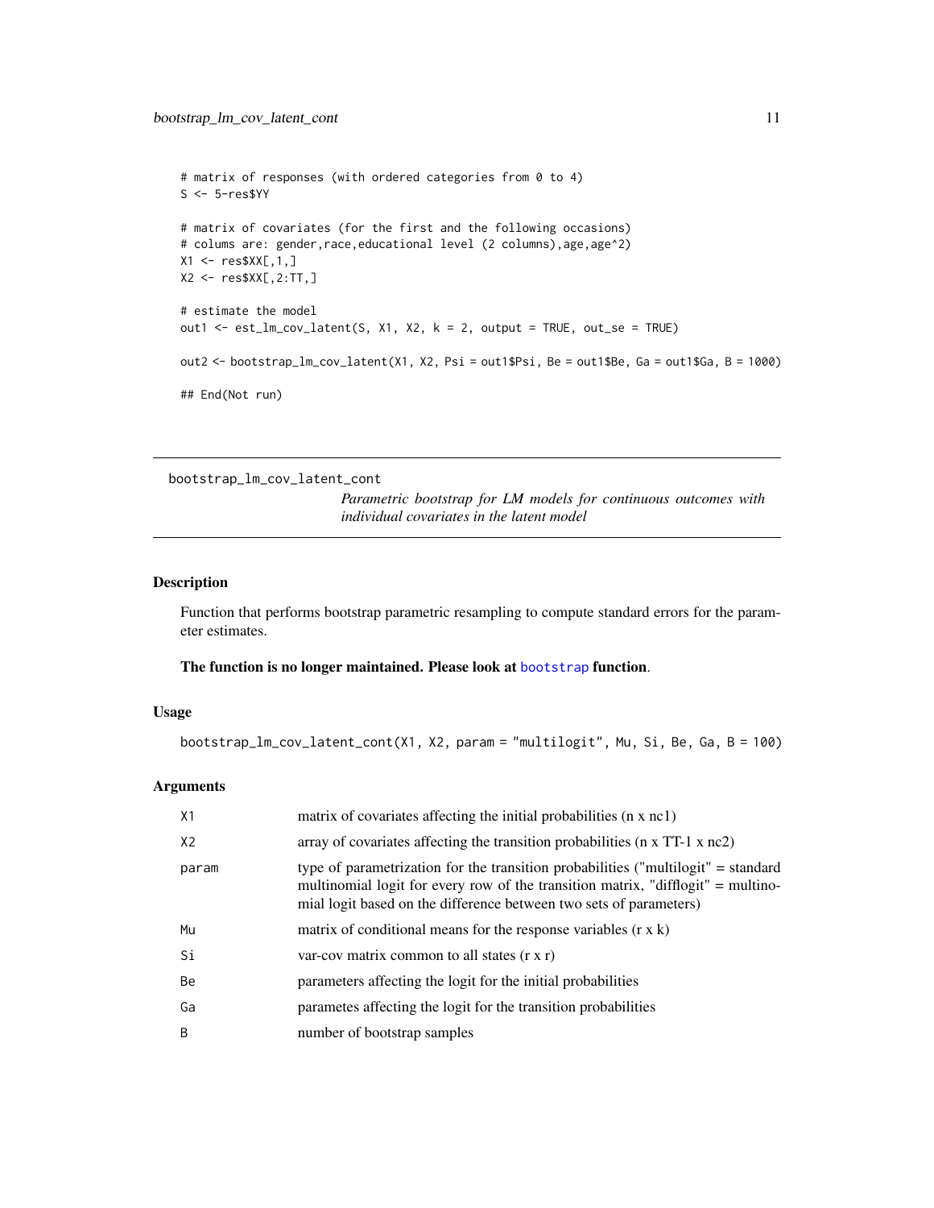```
# matrix of responses (with ordered categories from 0 to 4)
S <- 5-res$YY

# matrix of covariates (for the first and the following occasions)
# colums are: gender,race,educational level (2 columns),age,age^2)
X1 <- res$XX[,1,]
X2 <- res$XX[,2:TT,]

# estimate the model
out1 <- est_lm_cov_latent(S, X1, X2, k = 2, output = TRUE, out_se = TRUE)

out2 <- bootstrap_lm_cov_latent(X1, X2, Psi = out1$Psi, Be = out1$Be, Ga = out1$Ga, B = 1000)

## End(Not run)
```

---

## bootstrap_lm_cov_latent_cont

*Parametric bootstrap for LM models for continuous outcomes with individual covariates in the latent model*

### Description

Function that performs bootstrap parametric resampling to compute standard errors for the parameter estimates.

**The function is no longer maintained. Please look at bootstrap function.**

### Usage

```
bootstrap_lm_cov_latent_cont(X1, X2, param = "multilogit", Mu, Si, Be, Ga, B = 100)
```

### Arguments

| | |
|---|---|
| X1 | matrix of covariates affecting the initial probabilities (n x nc1) |
| X2 | array of covariates affecting the transition probabilities (n x TT-1 x nc2) |
| param | type of parametrization for the transition probabilities ("multilogit" = standard multinomial logit for every row of the transition matrix, "difflogit" = multinomial logit based on the difference between two sets of parameters) |
| Mu | matrix of conditional means for the response variables (r x k) |
| Si | var-cov matrix common to all states (r x r) |
| Be | parameters affecting the logit for the initial probabilities |
| Ga | parametes affecting the logit for the transition probabilities |
| B | number of bootstrap samples |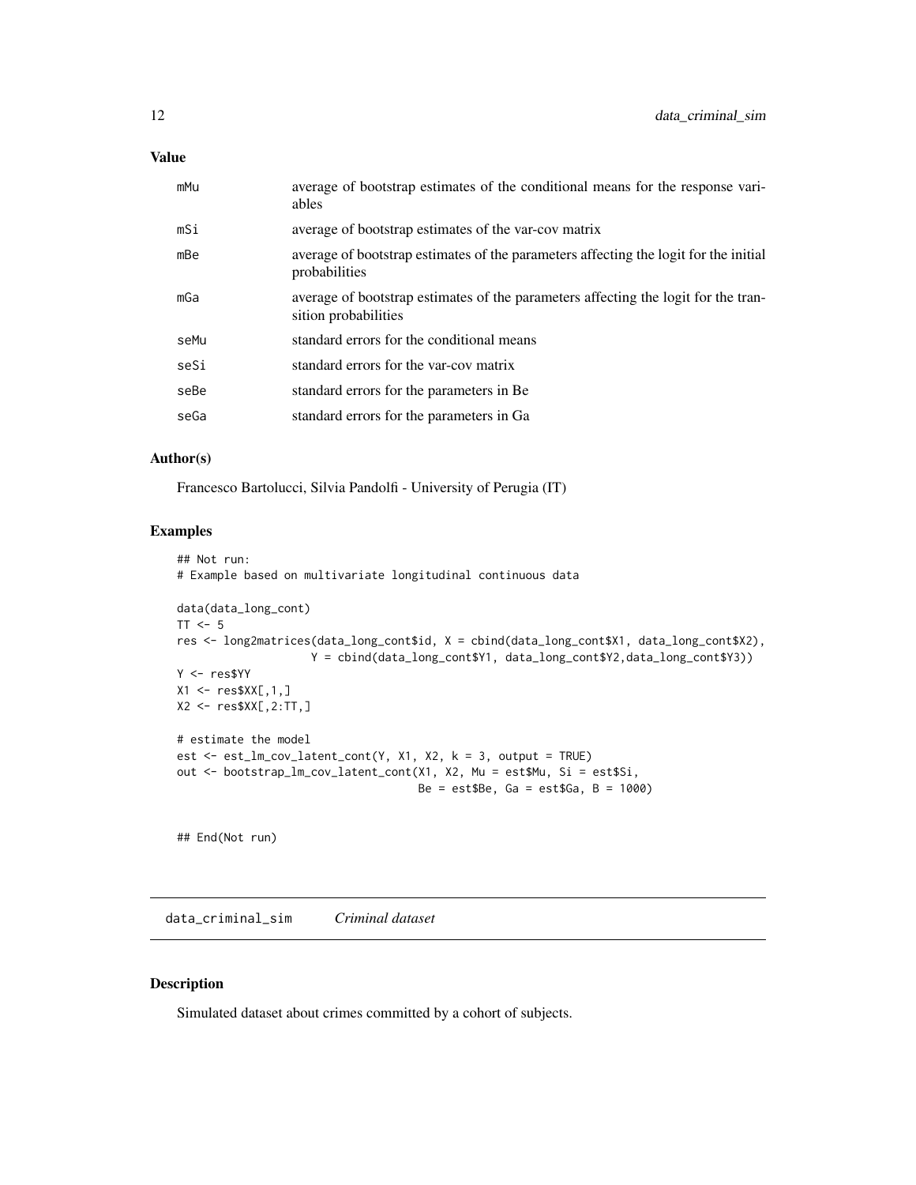### Value

| | |
|---|---|
| mMu | average of bootstrap estimates of the conditional means for the response variables |
| mSi | average of bootstrap estimates of the var-cov matrix |
| mBe | average of bootstrap estimates of the parameters affecting the logit for the initial probabilities |
| mGa | average of bootstrap estimates of the parameters affecting the logit for the transition probabilities |
| seMu | standard errors for the conditional means |
| seSi | standard errors for the var-cov matrix |
| seBe | standard errors for the parameters in Be |
| seGa | standard errors for the parameters in Ga |

### Author(s)

Francesco Bartolucci, Silvia Pandolfi - University of Perugia (IT)

### Examples

```
## Not run:
# Example based on multivariate longitudinal continuous data

data(data_long_cont)
TT <- 5
res <- long2matrices(data_long_cont$id, X = cbind(data_long_cont$X1, data_long_cont$X2),
                    Y = cbind(data_long_cont$Y1, data_long_cont$Y2,data_long_cont$Y3))
Y <- res$YY
X1 <- res$XX[,1,]
X2 <- res$XX[,2:TT,]

# estimate the model
est <- est_lm_cov_latent_cont(Y, X1, X2, k = 3, output = TRUE)
out <- bootstrap_lm_cov_latent_cont(X1, X2, Mu = est$Mu, Si = est$Si,
                                    Be = est$Be, Ga = est$Ga, B = 1000)


## End(Not run)
```

---

## data_criminal_sim    *Criminal dataset*

### Description

Simulated dataset about crimes committed by a cohort of subjects.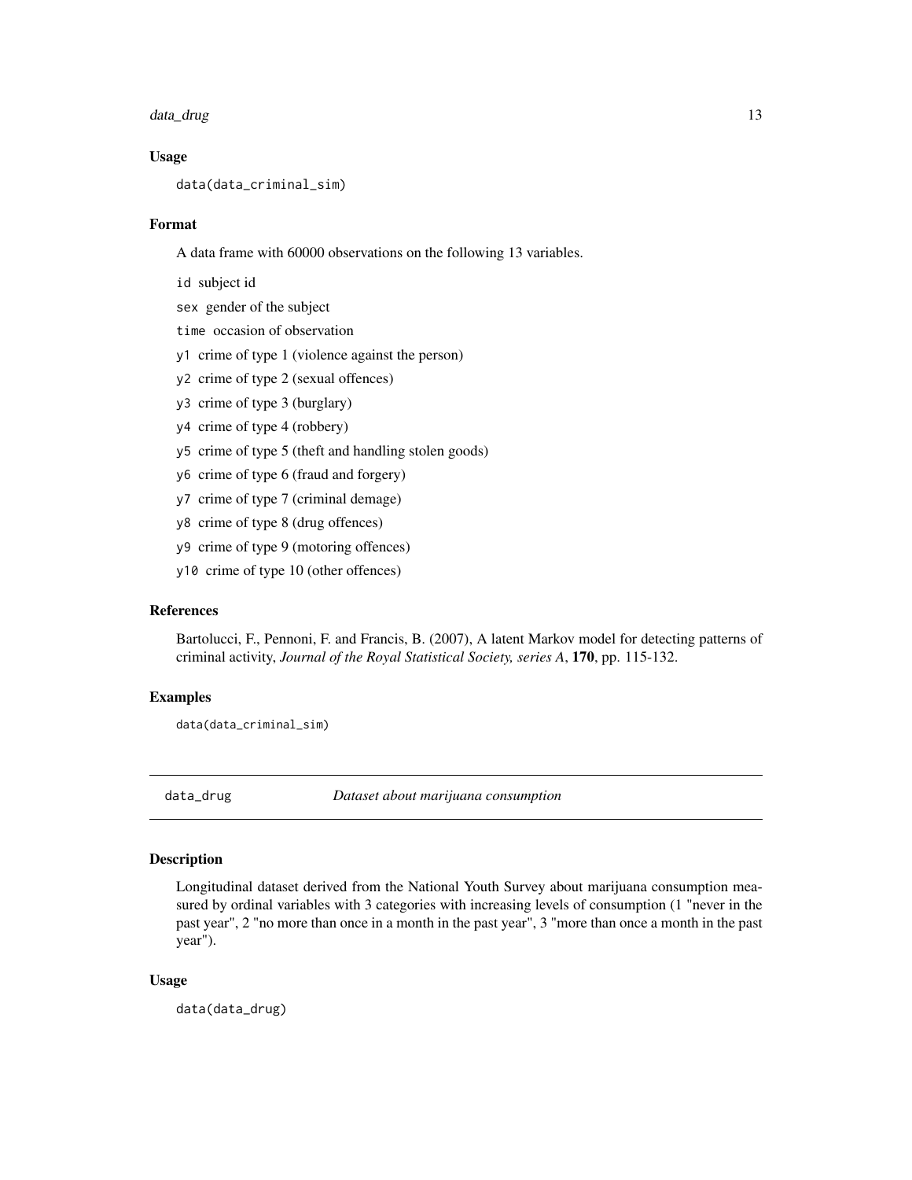### Usage

```
data(data_criminal_sim)
```

### Format

A data frame with 60000 observations on the following 13 variables.

- `id` subject id
- `sex` gender of the subject
- `time` occasion of observation
- `y1` crime of type 1 (violence against the person)
- `y2` crime of type 2 (sexual offences)
- `y3` crime of type 3 (burglary)
- `y4` crime of type 4 (robbery)
- `y5` crime of type 5 (theft and handling stolen goods)
- `y6` crime of type 6 (fraud and forgery)
- `y7` crime of type 7 (criminal demage)
- `y8` crime of type 8 (drug offences)
- `y9` crime of type 9 (motoring offences)
- `y10` crime of type 10 (other offences)

### References

Bartolucci, F., Pennoni, F. and Francis, B. (2007), A latent Markov model for detecting patterns of criminal activity, *Journal of the Royal Statistical Society, series A*, **170**, pp. 115-132.

### Examples

```
data(data_criminal_sim)
```

---

## data_drug — *Dataset about marijuana consumption*

---

### Description

Longitudinal dataset derived from the National Youth Survey about marijuana consumption measured by ordinal variables with 3 categories with increasing levels of consumption (1 "never in the past year", 2 "no more than once in a month in the past year", 3 "more than once a month in the past year").

### Usage

```
data(data_drug)
```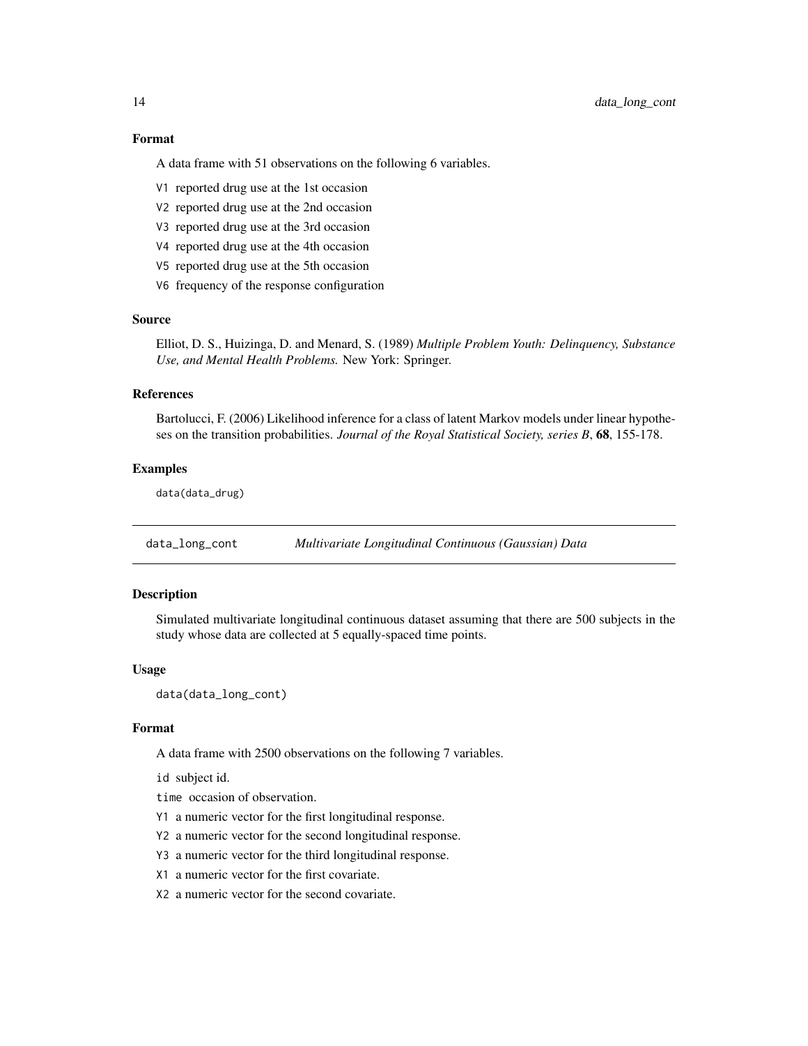### Format

A data frame with 51 observations on the following 6 variables.

- `V1` reported drug use at the 1st occasion
- `V2` reported drug use at the 2nd occasion
- `V3` reported drug use at the 3rd occasion
- `V4` reported drug use at the 4th occasion
- `V5` reported drug use at the 5th occasion
- `V6` frequency of the response configuration

### Source

Elliot, D. S., Huizinga, D. and Menard, S. (1989) *Multiple Problem Youth: Delinquency, Substance Use, and Mental Health Problems.* New York: Springer.

### References

Bartolucci, F. (2006) Likelihood inference for a class of latent Markov models under linear hypotheses on the transition probabilities. *Journal of the Royal Statistical Society, series B*, **68**, 155-178.

### Examples

```
data(data_drug)
```

---

## data_long_cont — *Multivariate Longitudinal Continuous (Gaussian) Data*

---

### Description

Simulated multivariate longitudinal continuous dataset assuming that there are 500 subjects in the study whose data are collected at 5 equally-spaced time points.

### Usage

```
data(data_long_cont)
```

### Format

A data frame with 2500 observations on the following 7 variables.

- `id` subject id.
- `time` occasion of observation.
- `Y1` a numeric vector for the first longitudinal response.
- `Y2` a numeric vector for the second longitudinal response.
- `Y3` a numeric vector for the third longitudinal response.
- `X1` a numeric vector for the first covariate.
- `X2` a numeric vector for the second covariate.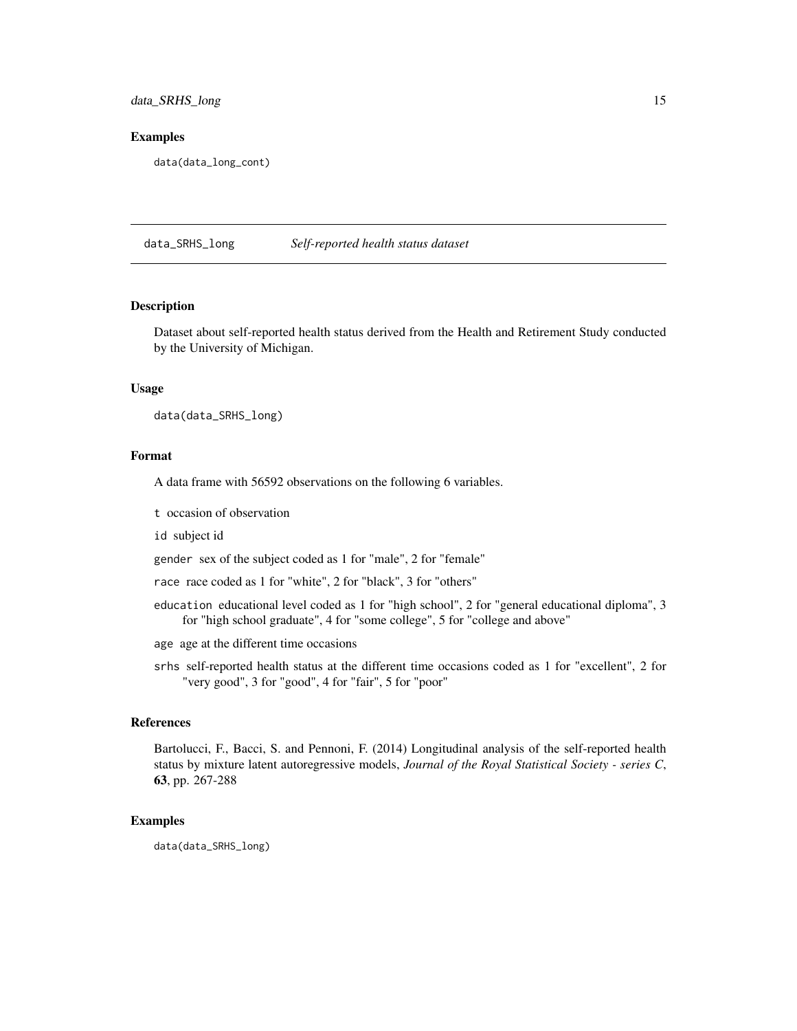## Examples

```
data(data_long_cont)
```

---

# data_SRHS_long *Self-reported health status dataset*

---

## Description

Dataset about self-reported health status derived from the Health and Retirement Study conducted by the University of Michigan.

## Usage

```
data(data_SRHS_long)
```

## Format

A data frame with 56592 observations on the following 6 variables.

- `t` occasion of observation
- `id` subject id
- `gender` sex of the subject coded as 1 for "male", 2 for "female"
- `race` race coded as 1 for "white", 2 for "black", 3 for "others"
- `education` educational level coded as 1 for "high school", 2 for "general educational diploma", 3 for "high school graduate", 4 for "some college", 5 for "college and above"
- `age` age at the different time occasions
- `srhs` self-reported health status at the different time occasions coded as 1 for "excellent", 2 for "very good", 3 for "good", 4 for "fair", 5 for "poor"

## References

Bartolucci, F., Bacci, S. and Pennoni, F. (2014) Longitudinal analysis of the self-reported health status by mixture latent autoregressive models, *Journal of the Royal Statistical Society - series C*, **63**, pp. 267-288

## Examples

```
data(data_SRHS_long)
```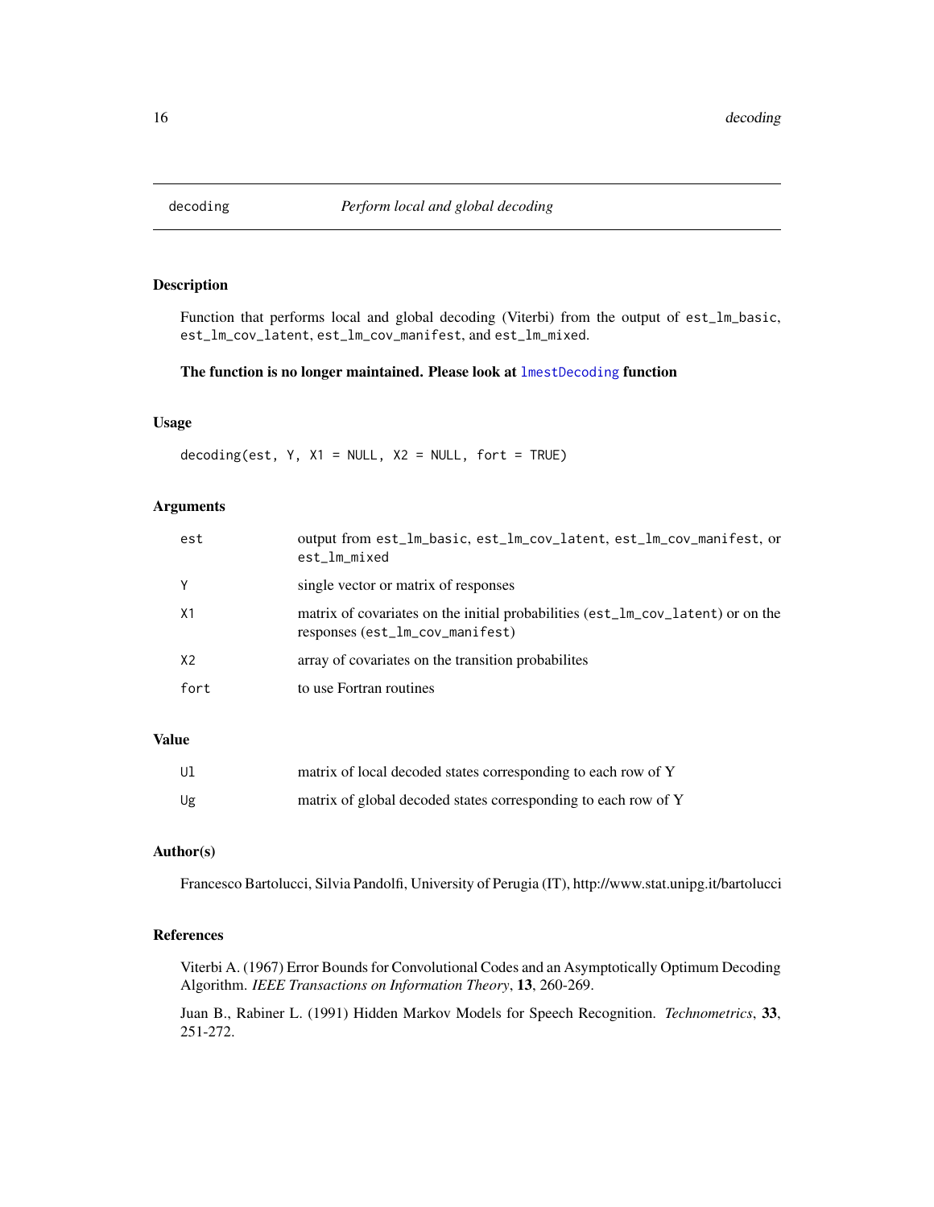# decoding — *Perform local and global decoding*

## Description

Function that performs local and global decoding (Viterbi) from the output of `est_lm_basic`, `est_lm_cov_latent`, `est_lm_cov_manifest`, and `est_lm_mixed`.

**The function is no longer maintained. Please look at `lmestDecoding` function**

## Usage

```
decoding(est, Y, X1 = NULL, X2 = NULL, fort = TRUE)
```

## Arguments

| | |
|---|---|
| `est` | output from `est_lm_basic`, `est_lm_cov_latent`, `est_lm_cov_manifest`, or `est_lm_mixed` |
| `Y` | single vector or matrix of responses |
| `X1` | matrix of covariates on the initial probabilities (`est_lm_cov_latent`) or on the responses (`est_lm_cov_manifest`) |
| `X2` | array of covariates on the transition probabilites |
| `fort` | to use Fortran routines |

## Value

| | |
|---|---|
| `Ul` | matrix of local decoded states corresponding to each row of Y |
| `Ug` | matrix of global decoded states corresponding to each row of Y |

## Author(s)

Francesco Bartolucci, Silvia Pandolfi, University of Perugia (IT), http://www.stat.unipg.it/bartolucci

## References

Viterbi A. (1967) Error Bounds for Convolutional Codes and an Asymptotically Optimum Decoding Algorithm. *IEEE Transactions on Information Theory*, **13**, 260-269.

Juan B., Rabiner L. (1991) Hidden Markov Models for Speech Recognition. *Technometrics*, **33**, 251-272.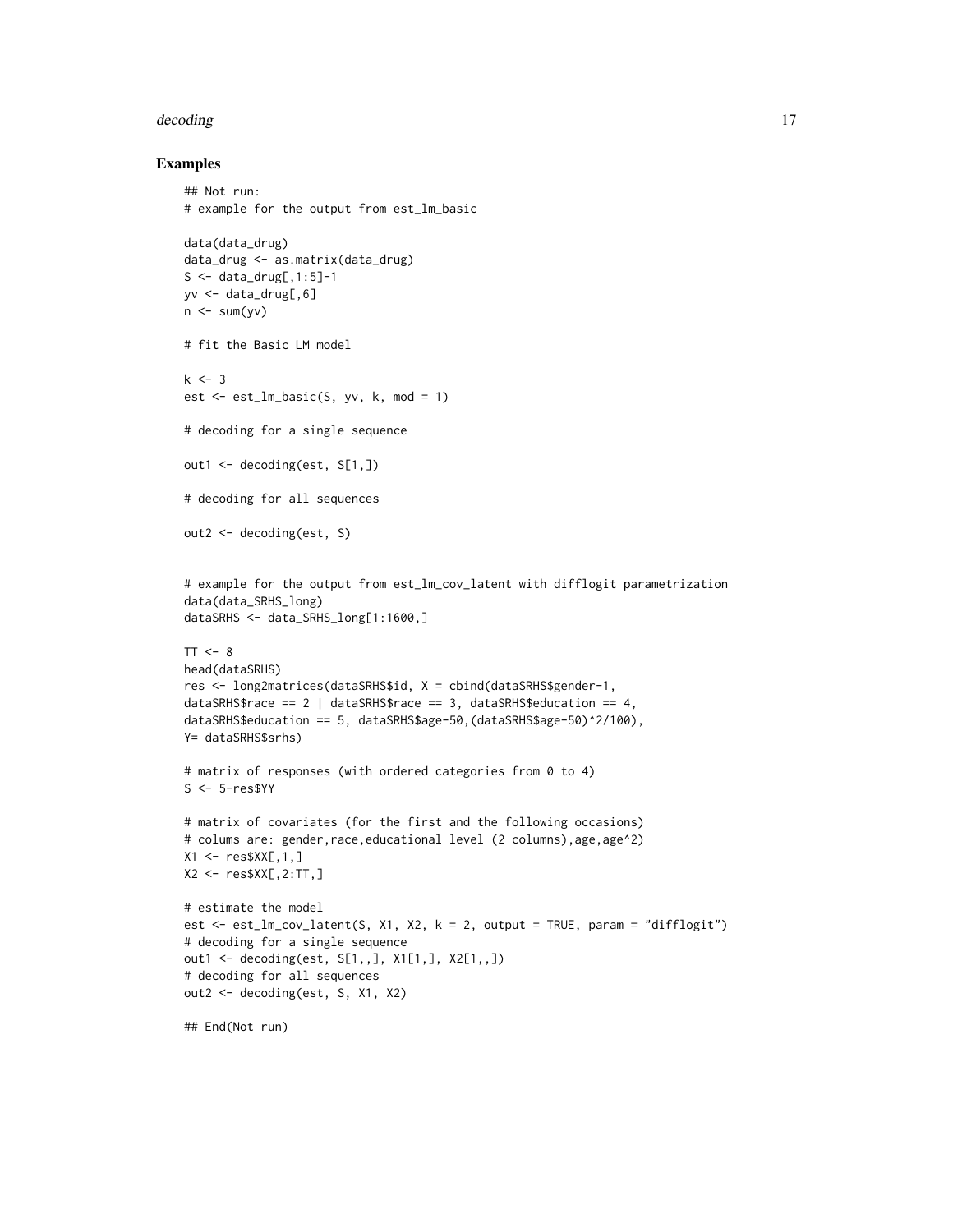## Examples

```
## Not run:
# example for the output from est_lm_basic

data(data_drug)
data_drug <- as.matrix(data_drug)
S <- data_drug[,1:5]-1
yv <- data_drug[,6]
n <- sum(yv)

# fit the Basic LM model

k <- 3
est <- est_lm_basic(S, yv, k, mod = 1)

# decoding for a single sequence

out1 <- decoding(est, S[1,])

# decoding for all sequences

out2 <- decoding(est, S)


# example for the output from est_lm_cov_latent with difflogit parametrization
data(data_SRHS_long)
dataSRHS <- data_SRHS_long[1:1600,]

TT <- 8
head(dataSRHS)
res <- long2matrices(dataSRHS$id, X = cbind(dataSRHS$gender-1,
dataSRHS$race == 2 | dataSRHS$race == 3, dataSRHS$education == 4,
dataSRHS$education == 5, dataSRHS$age-50,(dataSRHS$age-50)^2/100),
Y= dataSRHS$srhs)

# matrix of responses (with ordered categories from 0 to 4)
S <- 5-res$YY

# matrix of covariates (for the first and the following occasions)
# colums are: gender,race,educational level (2 columns),age,age^2)
X1 <- res$XX[,1,]
X2 <- res$XX[,2:TT,]

# estimate the model
est <- est_lm_cov_latent(S, X1, X2, k = 2, output = TRUE, param = "difflogit")
# decoding for a single sequence
out1 <- decoding(est, S[1,,], X1[1,], X2[1,,])
# decoding for all sequences
out2 <- decoding(est, S, X1, X2)

## End(Not run)
```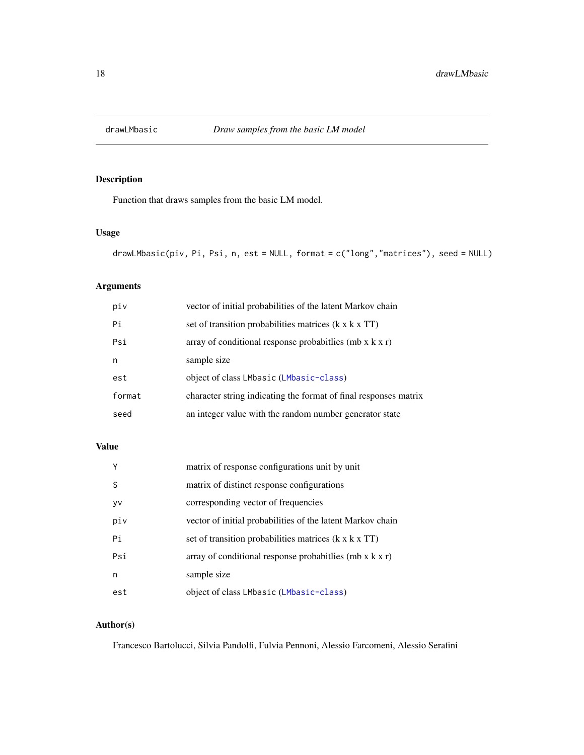drawLMbasic — *Draw samples from the basic LM model*

## Description

Function that draws samples from the basic LM model.

## Usage

```
drawLMbasic(piv, Pi, Psi, n, est = NULL, format = c("long","matrices"), seed = NULL)
```

## Arguments

| | |
|---|---|
| `piv` | vector of initial probabilities of the latent Markov chain |
| `Pi` | set of transition probabilities matrices (k x k x TT) |
| `Psi` | array of conditional response probabitlies (mb x k x r) |
| `n` | sample size |
| `est` | object of class `LMbasic` (`LMbasic-class`) |
| `format` | character string indicating the format of final responses matrix |
| `seed` | an integer value with the random number generator state |

## Value

| | |
|---|---|
| `Y` | matrix of response configurations unit by unit |
| `S` | matrix of distinct response configurations |
| `yv` | corresponding vector of frequencies |
| `piv` | vector of initial probabilities of the latent Markov chain |
| `Pi` | set of transition probabilities matrices (k x k x TT) |
| `Psi` | array of conditional response probabitlies (mb x k x r) |
| `n` | sample size |
| `est` | object of class `LMbasic` (`LMbasic-class`) |

## Author(s)

Francesco Bartolucci, Silvia Pandolfi, Fulvia Pennoni, Alessio Farcomeni, Alessio Serafini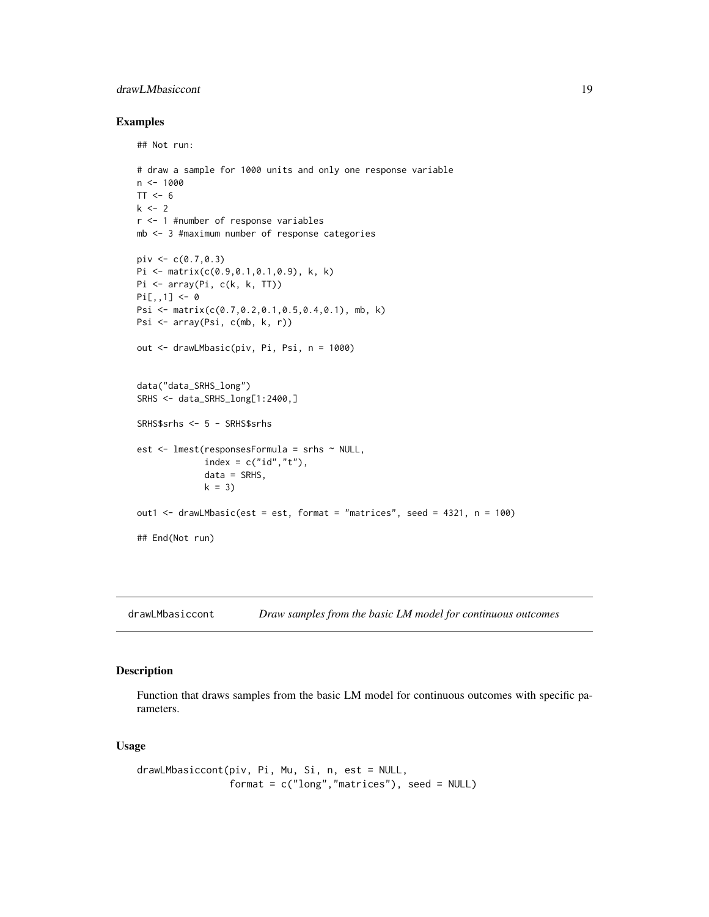## Examples

```
## Not run:

# draw a sample for 1000 units and only one response variable
n <- 1000
TT <- 6
k <- 2
r <- 1 #number of response variables
mb <- 3 #maximum number of response categories

piv <- c(0.7,0.3)
Pi <- matrix(c(0.9,0.1,0.1,0.9), k, k)
Pi <- array(Pi, c(k, k, TT))
Pi[,,1] <- 0
Psi <- matrix(c(0.7,0.2,0.1,0.5,0.4,0.1), mb, k)
Psi <- array(Psi, c(mb, k, r))

out <- drawLMbasic(piv, Pi, Psi, n = 1000)


data("data_SRHS_long")
SRHS <- data_SRHS_long[1:2400,]

SRHS$srhs <- 5 - SRHS$srhs

est <- lmest(responsesFormula = srhs ~ NULL,
             index = c("id","t"),
             data = SRHS,
             k = 3)

out1 <- drawLMbasic(est = est, format = "matrices", seed = 4321, n = 100)

## End(Not run)
```

---

## drawLMbasiccont — *Draw samples from the basic LM model for continuous outcomes*

### Description

Function that draws samples from the basic LM model for continuous outcomes with specific parameters.

### Usage

```
drawLMbasiccont(piv, Pi, Mu, Si, n, est = NULL,
                format = c("long","matrices"), seed = NULL)
```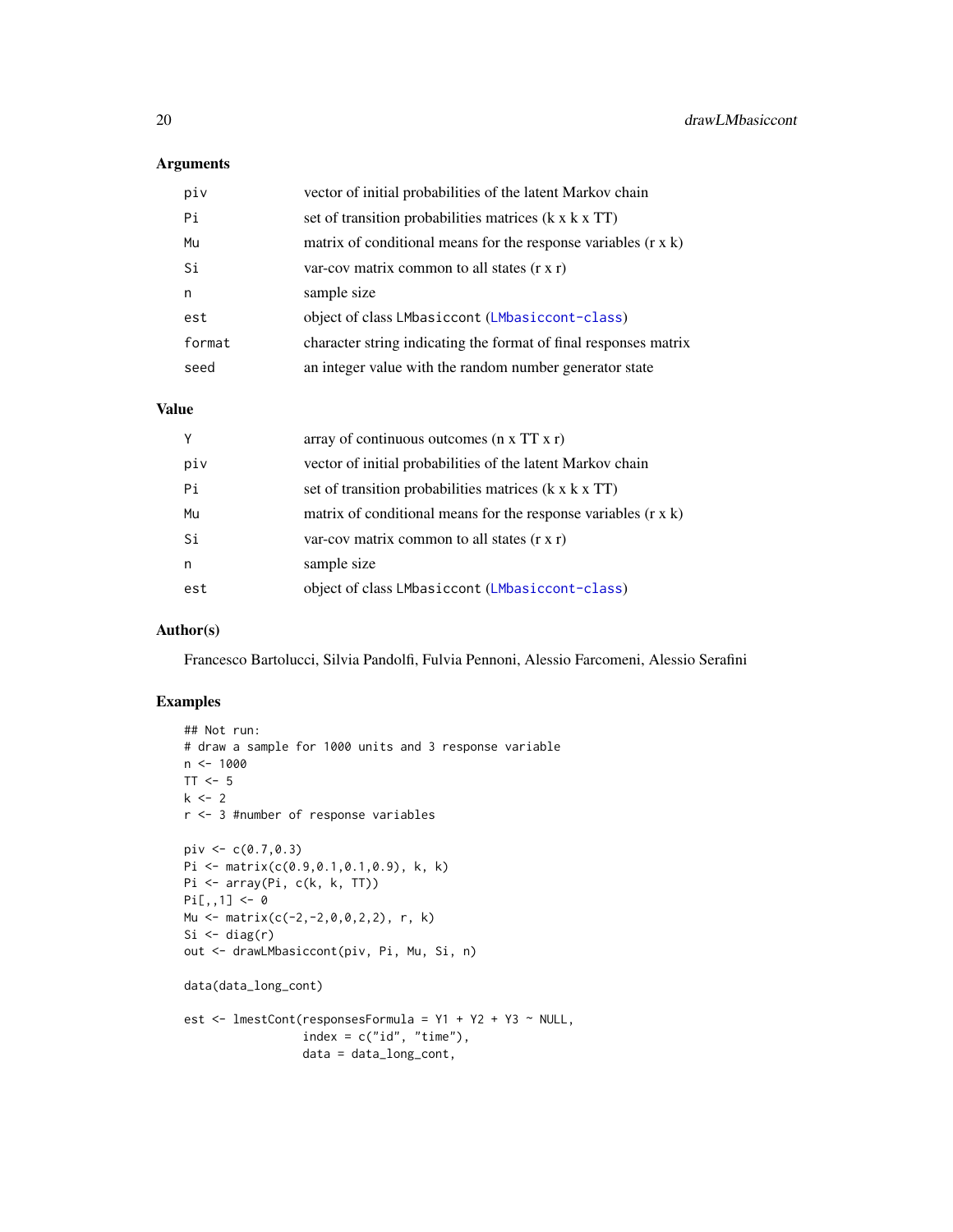### Arguments

| | |
|---|---|
| piv | vector of initial probabilities of the latent Markov chain |
| Pi | set of transition probabilities matrices (k x k x TT) |
| Mu | matrix of conditional means for the response variables (r x k) |
| Si | var-cov matrix common to all states (r x r) |
| n | sample size |
| est | object of class LMbasiccont (LMbasiccont-class) |
| format | character string indicating the format of final responses matrix |
| seed | an integer value with the random number generator state |

### Value

| | |
|---|---|
| Y | array of continuous outcomes (n x TT x r) |
| piv | vector of initial probabilities of the latent Markov chain |
| Pi | set of transition probabilities matrices (k x k x TT) |
| Mu | matrix of conditional means for the response variables (r x k) |
| Si | var-cov matrix common to all states (r x r) |
| n | sample size |
| est | object of class LMbasiccont (LMbasiccont-class) |

### Author(s)

Francesco Bartolucci, Silvia Pandolfi, Fulvia Pennoni, Alessio Farcomeni, Alessio Serafini

### Examples

```
## Not run:
# draw a sample for 1000 units and 3 response variable
n <- 1000
TT <- 5
k <- 2
r <- 3 #number of response variables

piv <- c(0.7,0.3)
Pi <- matrix(c(0.9,0.1,0.1,0.9), k, k)
Pi <- array(Pi, c(k, k, TT))
Pi[,,1] <- 0
Mu <- matrix(c(-2,-2,0,0,2,2), r, k)
Si <- diag(r)
out <- drawLMbasiccont(piv, Pi, Mu, Si, n)

data(data_long_cont)

est <- lmestCont(responsesFormula = Y1 + Y2 + Y3 ~ NULL,
                 index = c("id", "time"),
                 data = data_long_cont,
```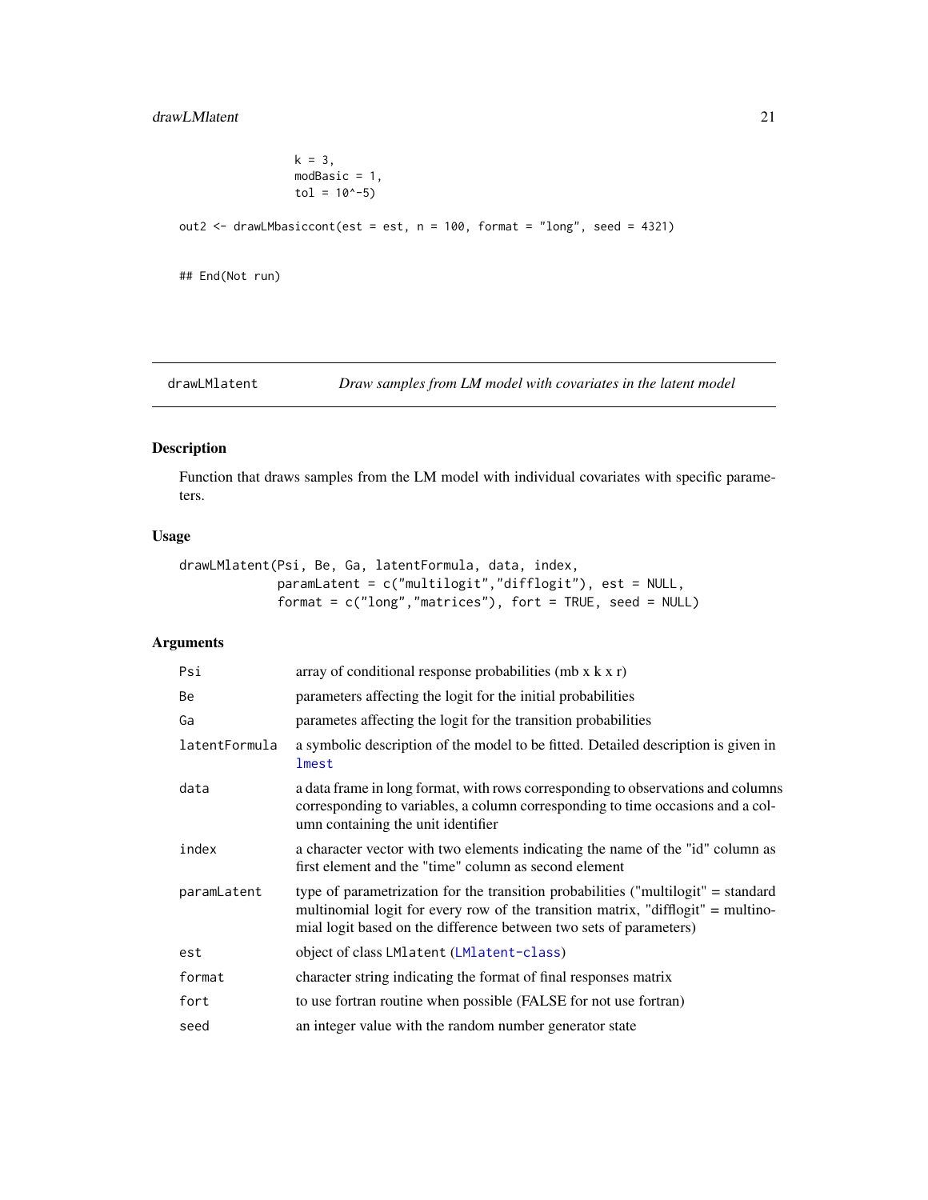```
                k = 3,
                modBasic = 1,
                tol = 10^-5)

out2 <- drawLMbasiccont(est = est, n = 100, format = "long", seed = 4321)


## End(Not run)
```

---

## drawLMlatent — *Draw samples from LM model with covariates in the latent model*

### Description

Function that draws samples from the LM model with individual covariates with specific parameters.

### Usage

```
drawLMlatent(Psi, Be, Ga, latentFormula, data, index,
            paramLatent = c("multilogit","difflogit"), est = NULL,
            format = c("long","matrices"), fort = TRUE, seed = NULL)
```

### Arguments

| Argument | Description |
|---|---|
| `Psi` | array of conditional response probabilities (mb x k x r) |
| `Be` | parameters affecting the logit for the initial probabilities |
| `Ga` | parametes affecting the logit for the transition probabilities |
| `latentFormula` | a symbolic description of the model to be fitted. Detailed description is given in `lmest` |
| `data` | a data frame in long format, with rows corresponding to observations and columns corresponding to variables, a column corresponding to time occasions and a column containing the unit identifier |
| `index` | a character vector with two elements indicating the name of the "id" column as first element and the "time" column as second element |
| `paramLatent` | type of parametrization for the transition probabilities ("multilogit" = standard multinomial logit for every row of the transition matrix, "difflogit" = multinomial logit based on the difference between two sets of parameters) |
| `est` | object of class `LMlatent` (`LMlatent-class`) |
| `format` | character string indicating the format of final responses matrix |
| `fort` | to use fortran routine when possible (FALSE for not use fortran) |
| `seed` | an integer value with the random number generator state |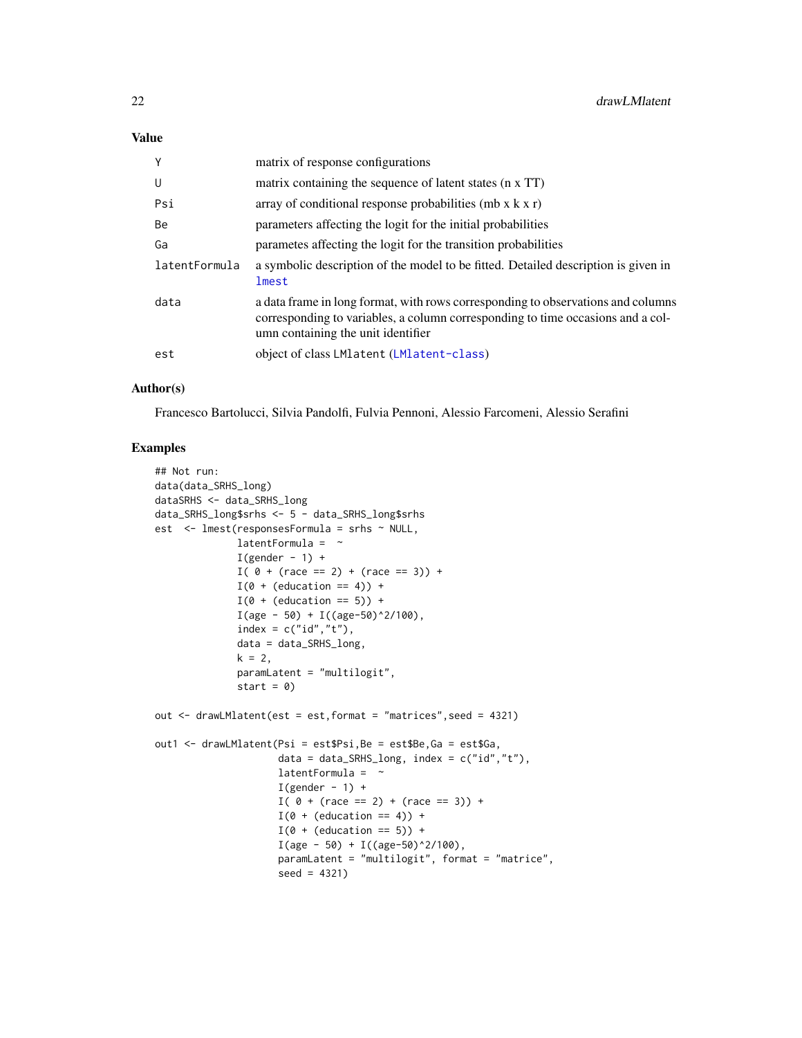## Value

| | |
|---|---|
| Y | matrix of response configurations |
| U | matrix containing the sequence of latent states (n x TT) |
| Psi | array of conditional response probabilities (mb x k x r) |
| Be | parameters affecting the logit for the initial probabilities |
| Ga | parametes affecting the logit for the transition probabilities |
| latentFormula | a symbolic description of the model to be fitted. Detailed description is given in lmest |
| data | a data frame in long format, with rows corresponding to observations and columns corresponding to variables, a column corresponding to time occasions and a column containing the unit identifier |
| est | object of class LMlatent (LMlatent-class) |

## Author(s)

Francesco Bartolucci, Silvia Pandolfi, Fulvia Pennoni, Alessio Farcomeni, Alessio Serafini

## Examples

```
## Not run:
data(data_SRHS_long)
dataSRHS <- data_SRHS_long
data_SRHS_long$srhs <- 5 - data_SRHS_long$srhs
est  <- lmest(responsesFormula = srhs ~ NULL,
              latentFormula =  ~
              I(gender - 1) +
              I( 0 + (race == 2) + (race == 3)) +
              I(0 + (education == 4)) +
              I(0 + (education == 5)) +
              I(age - 50) + I((age-50)^2/100),
              index = c("id","t"),
              data = data_SRHS_long,
              k = 2,
              paramLatent = "multilogit",
              start = 0)

out <- drawLMlatent(est = est,format = "matrices",seed = 4321)

out1 <- drawLMlatent(Psi = est$Psi,Be = est$Be,Ga = est$Ga,
                     data = data_SRHS_long, index = c("id","t"),
                     latentFormula =  ~
                     I(gender - 1) +
                     I( 0 + (race == 2) + (race == 3)) +
                     I(0 + (education == 4)) +
                     I(0 + (education == 5)) +
                     I(age - 50) + I((age-50)^2/100),
                     paramLatent = "multilogit", format = "matrice",
                     seed = 4321)
```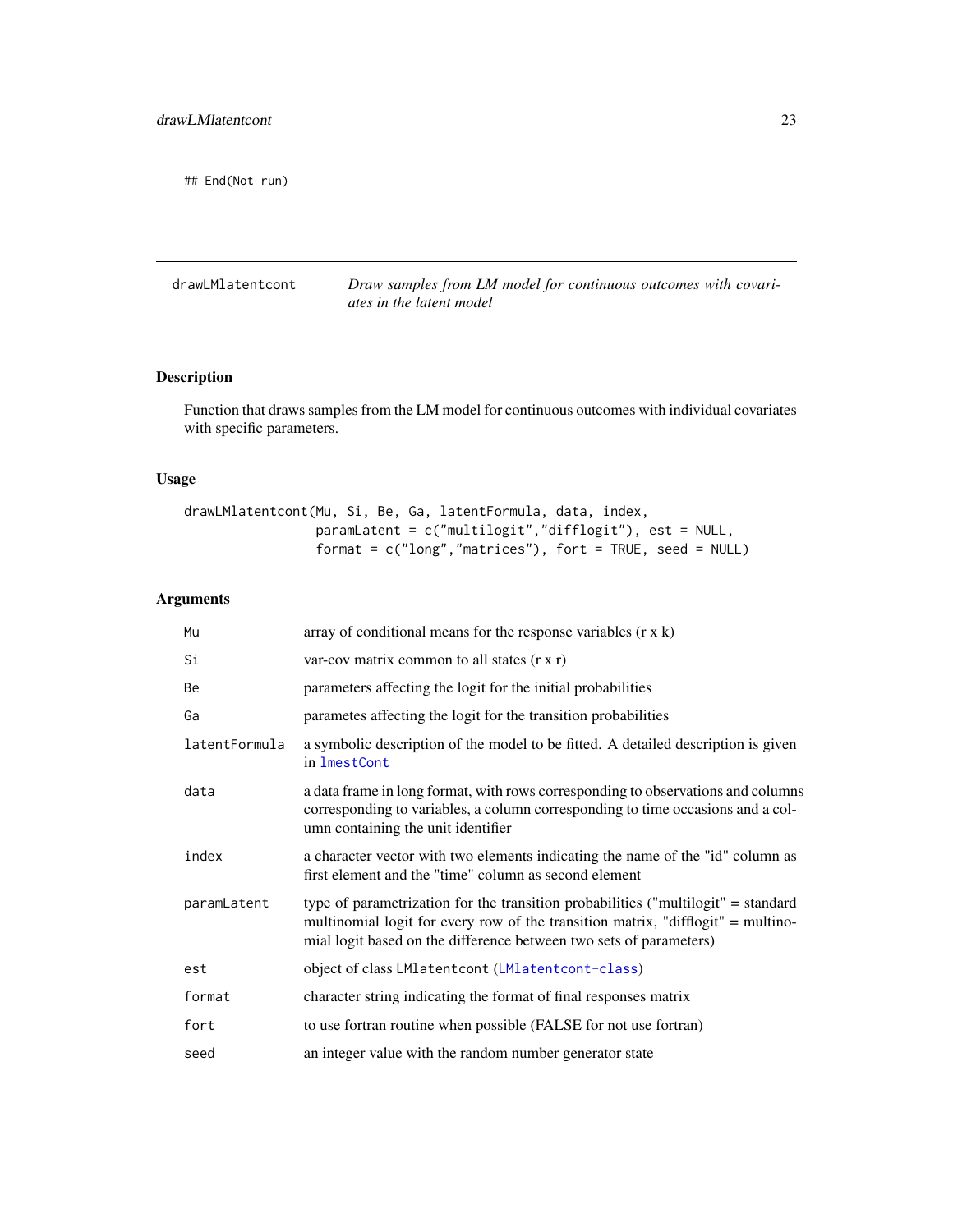```
## End(Not run)
```

## drawLMlatentcont

*Draw samples from LM model for continuous outcomes with covariates in the latent model*

### Description

Function that draws samples from the LM model for continuous outcomes with individual covariates with specific parameters.

### Usage

```
drawLMlatentcont(Mu, Si, Be, Ga, latentFormula, data, index,
                 paramLatent = c("multilogit","difflogit"), est = NULL,
                 format = c("long","matrices"), fort = TRUE, seed = NULL)
```

### Arguments

| | |
|---|---|
| `Mu` | array of conditional means for the response variables (r x k) |
| `Si` | var-cov matrix common to all states (r x r) |
| `Be` | parameters affecting the logit for the initial probabilities |
| `Ga` | parametes affecting the logit for the transition probabilities |
| `latentFormula` | a symbolic description of the model to be fitted. A detailed description is given in `lmestCont` |
| `data` | a data frame in long format, with rows corresponding to observations and columns corresponding to variables, a column corresponding to time occasions and a column containing the unit identifier |
| `index` | a character vector with two elements indicating the name of the "id" column as first element and the "time" column as second element |
| `paramLatent` | type of parametrization for the transition probabilities ("multilogit" = standard multinomial logit for every row of the transition matrix, "difflogit" = multinomial logit based on the difference between two sets of parameters) |
| `est` | object of class LMlatentcont (`LMlatentcont-class`) |
| `format` | character string indicating the format of final responses matrix |
| `fort` | to use fortran routine when possible (FALSE for not use fortran) |
| `seed` | an integer value with the random number generator state |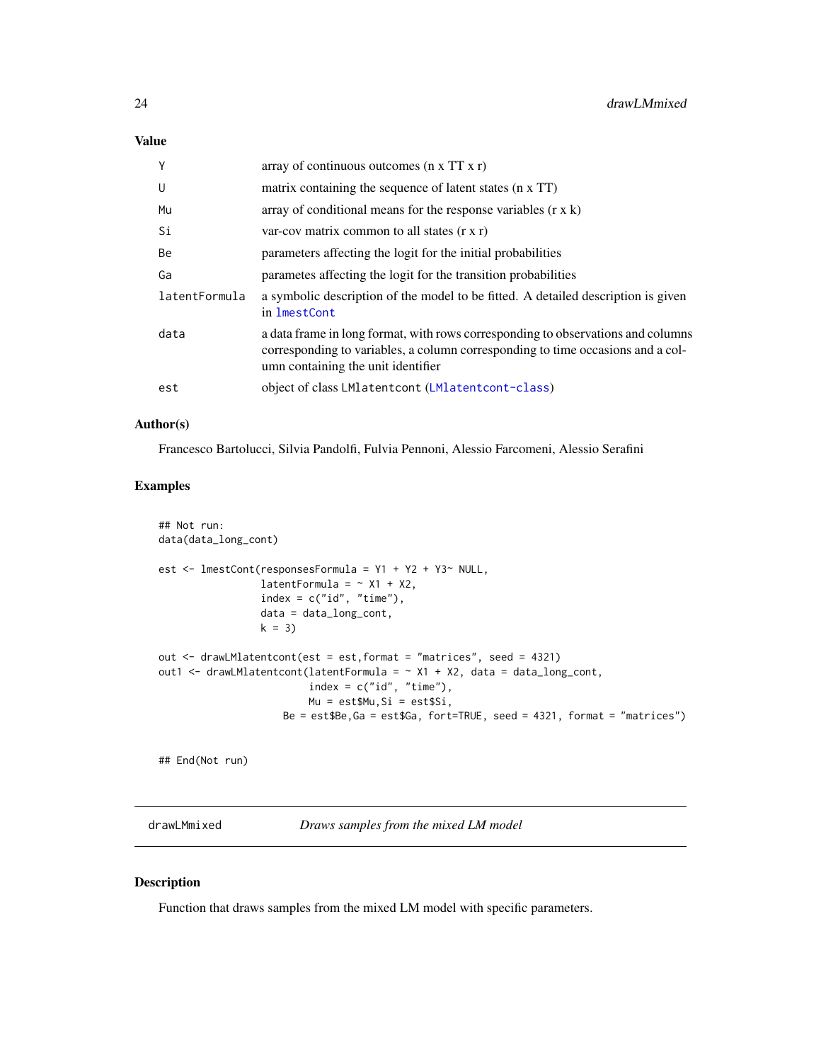### Value

| | |
|---|---|
| Y | array of continuous outcomes (n x TT x r) |
| U | matrix containing the sequence of latent states (n x TT) |
| Mu | array of conditional means for the response variables (r x k) |
| Si | var-cov matrix common to all states (r x r) |
| Be | parameters affecting the logit for the initial probabilities |
| Ga | parametes affecting the logit for the transition probabilities |
| latentFormula | a symbolic description of the model to be fitted. A detailed description is given in lmestCont |
| data | a data frame in long format, with rows corresponding to observations and columns corresponding to variables, a column corresponding to time occasions and a column containing the unit identifier |
| est | object of class LMlatentcont (LMlatentcont-class) |

### Author(s)

Francesco Bartolucci, Silvia Pandolfi, Fulvia Pennoni, Alessio Farcomeni, Alessio Serafini

### Examples

```
## Not run:
data(data_long_cont)

est <- lmestCont(responsesFormula = Y1 + Y2 + Y3~ NULL,
                 latentFormula = ~ X1 + X2,
                 index = c("id", "time"),
                 data = data_long_cont,
                 k = 3)

out <- drawLMlatentcont(est = est,format = "matrices", seed = 4321)
out1 <- drawLMlatentcont(latentFormula = ~ X1 + X2, data = data_long_cont,
                         index = c("id", "time"),
                         Mu = est$Mu,Si = est$Si,
                     Be = est$Be,Ga = est$Ga, fort=TRUE, seed = 4321, format = "matrices")

## End(Not run)
```

---

## drawLMmixed — *Draws samples from the mixed LM model*

### Description

Function that draws samples from the mixed LM model with specific parameters.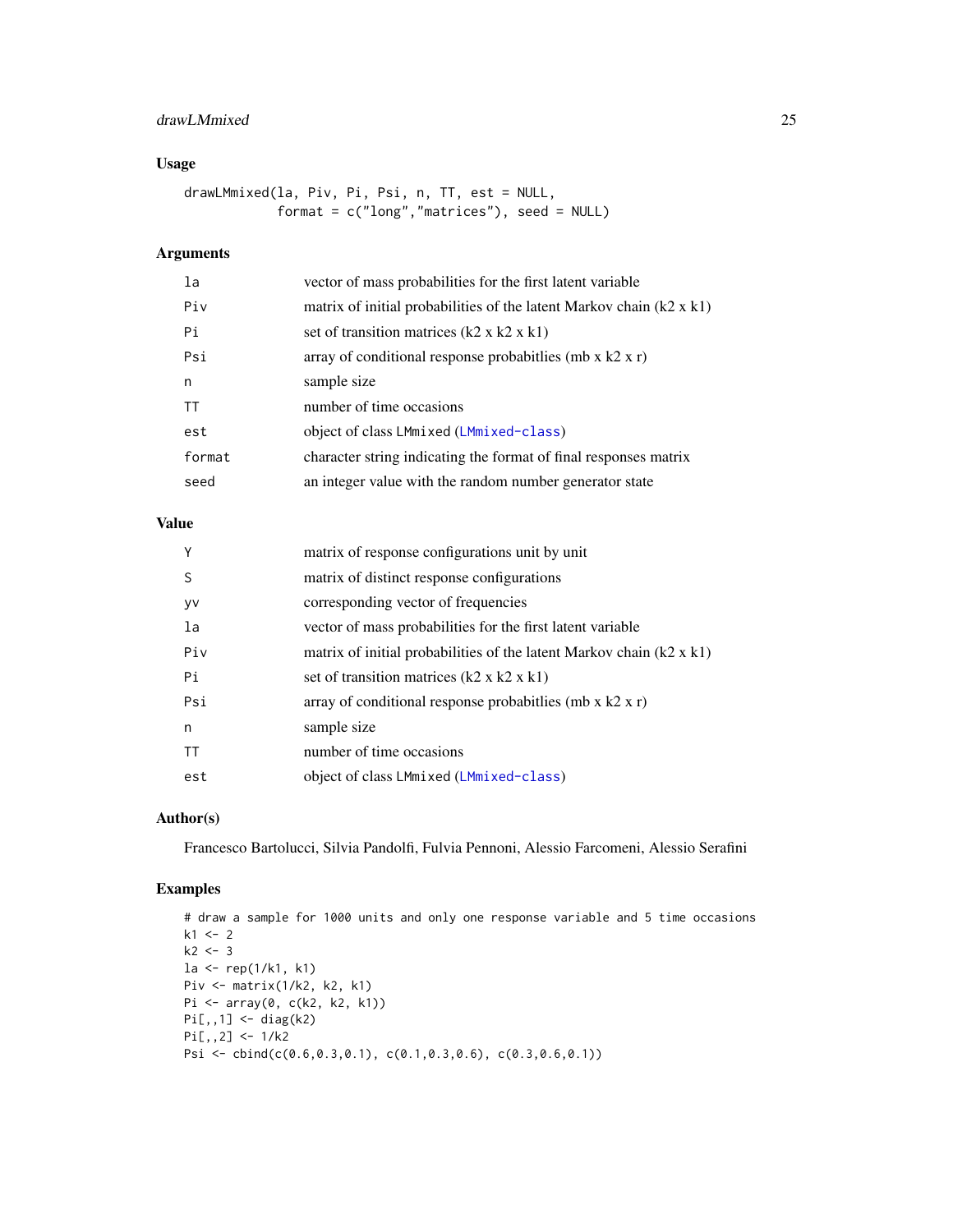## Usage

```
drawLMmixed(la, Piv, Pi, Psi, n, TT, est = NULL,
            format = c("long","matrices"), seed = NULL)
```

## Arguments

| | |
|---|---|
| la | vector of mass probabilities for the first latent variable |
| Piv | matrix of initial probabilities of the latent Markov chain (k2 x k1) |
| Pi | set of transition matrices (k2 x k2 x k1) |
| Psi | array of conditional response probabitlies (mb x k2 x r) |
| n | sample size |
| TT | number of time occasions |
| est | object of class LMmixed (LMmixed-class) |
| format | character string indicating the format of final responses matrix |
| seed | an integer value with the random number generator state |

## Value

| | |
|---|---|
| Y | matrix of response configurations unit by unit |
| S | matrix of distinct response configurations |
| yv | corresponding vector of frequencies |
| la | vector of mass probabilities for the first latent variable |
| Piv | matrix of initial probabilities of the latent Markov chain (k2 x k1) |
| Pi | set of transition matrices (k2 x k2 x k1) |
| Psi | array of conditional response probabitlies (mb x k2 x r) |
| n | sample size |
| TT | number of time occasions |
| est | object of class LMmixed (LMmixed-class) |

## Author(s)

Francesco Bartolucci, Silvia Pandolfi, Fulvia Pennoni, Alessio Farcomeni, Alessio Serafini

## Examples

```
# draw a sample for 1000 units and only one response variable and 5 time occasions
k1 <- 2
k2 <- 3
la <- rep(1/k1, k1)
Piv <- matrix(1/k2, k2, k1)
Pi <- array(0, c(k2, k2, k1))
Pi[,,1] <- diag(k2)
Pi[,,2] <- 1/k2
Psi <- cbind(c(0.6,0.3,0.1), c(0.1,0.3,0.6), c(0.3,0.6,0.1))
```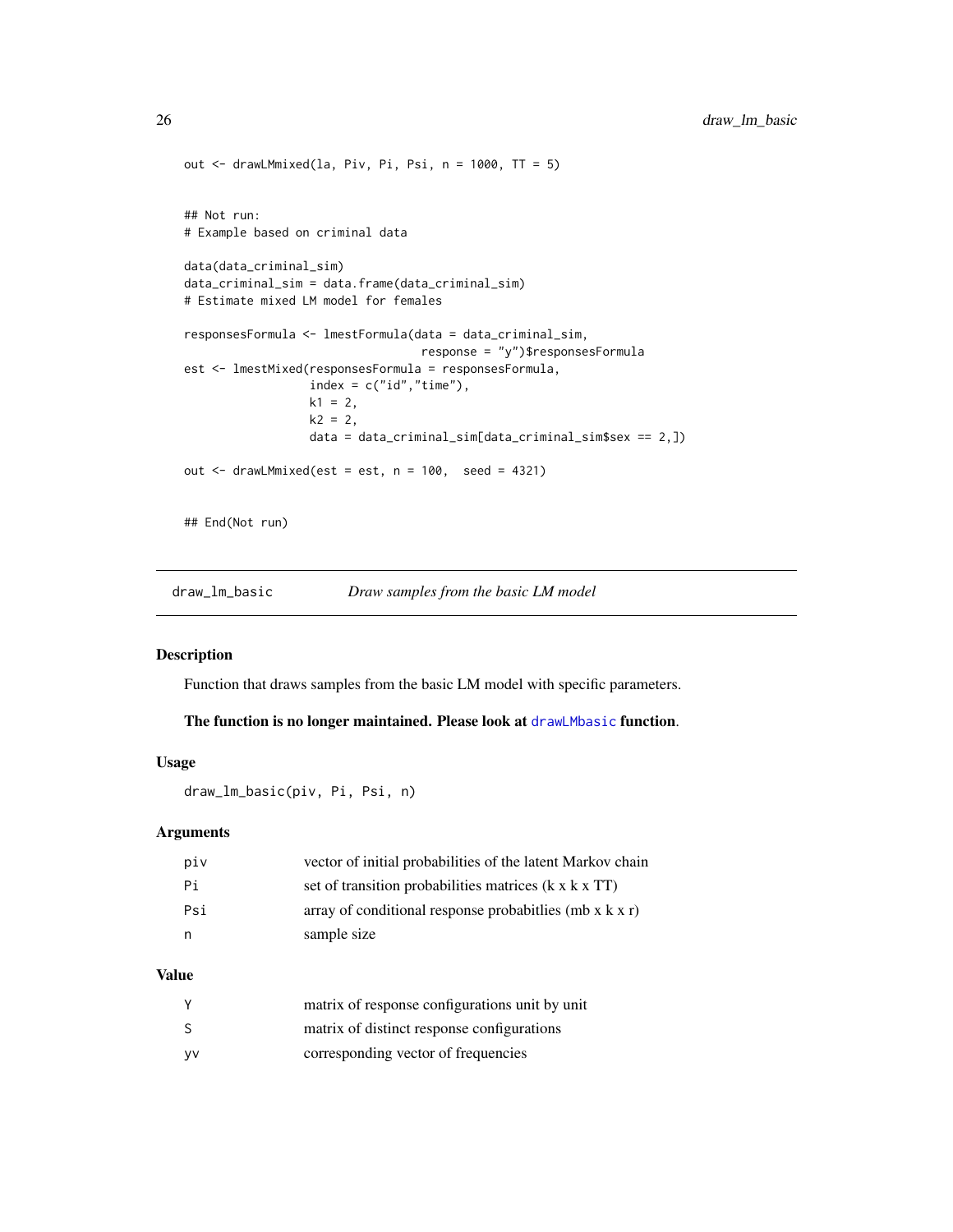```
out <- drawLMmixed(la, Piv, Pi, Psi, n = 1000, TT = 5)


## Not run:
# Example based on criminal data

data(data_criminal_sim)
data_criminal_sim = data.frame(data_criminal_sim)
# Estimate mixed LM model for females

responsesFormula <- lmestFormula(data = data_criminal_sim,
                                 response = "y")$responsesFormula
est <- lmestMixed(responsesFormula = responsesFormula,
                  index = c("id","time"),
                  k1 = 2,
                  k2 = 2,
                  data = data_criminal_sim[data_criminal_sim$sex == 2,])

out <- drawLMmixed(est = est, n = 100,  seed = 4321)


## End(Not run)
```

---

## draw_lm_basic — *Draw samples from the basic LM model*

---

### Description

Function that draws samples from the basic LM model with specific parameters.

**The function is no longer maintained. Please look at** `drawLMbasic` **function**.

### Usage

```
draw_lm_basic(piv, Pi, Psi, n)
```

### Arguments

| | |
|---|---|
| `piv` | vector of initial probabilities of the latent Markov chain |
| `Pi` | set of transition probabilities matrices (k x k x TT) |
| `Psi` | array of conditional response probabitlies (mb x k x r) |
| `n` | sample size |

### Value

| | |
|---|---|
| `Y` | matrix of response configurations unit by unit |
| `S` | matrix of distinct response configurations |
| `yv` | corresponding vector of frequencies |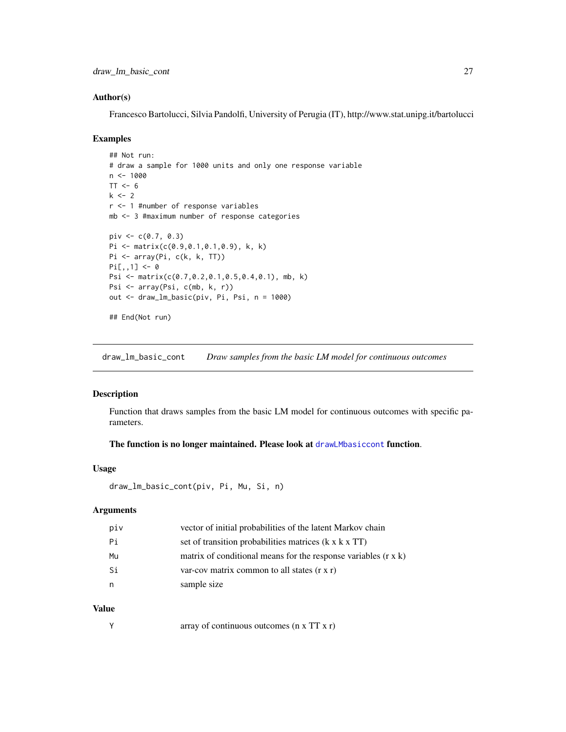### Author(s)

Francesco Bartolucci, Silvia Pandolfi, University of Perugia (IT), http://www.stat.unipg.it/bartolucci

### Examples

```
## Not run:
# draw a sample for 1000 units and only one response variable
n <- 1000
TT <- 6
k <- 2
r <- 1 #number of response variables
mb <- 3 #maximum number of response categories

piv <- c(0.7, 0.3)
Pi <- matrix(c(0.9,0.1,0.1,0.9), k, k)
Pi <- array(Pi, c(k, k, TT))
Pi[,,1] <- 0
Psi <- matrix(c(0.7,0.2,0.1,0.5,0.4,0.1), mb, k)
Psi <- array(Psi, c(mb, k, r))
out <- draw_lm_basic(piv, Pi, Psi, n = 1000)

## End(Not run)
```

---

## draw_lm_basic_cont    *Draw samples from the basic LM model for continuous outcomes*

### Description

Function that draws samples from the basic LM model for continuous outcomes with specific parameters.

**The function is no longer maintained. Please look at `drawLMbasiccont` function.**

### Usage

```
draw_lm_basic_cont(piv, Pi, Mu, Si, n)
```

### Arguments

| | |
|---|---|
| `piv` | vector of initial probabilities of the latent Markov chain |
| `Pi` | set of transition probabilities matrices (k x k x TT) |
| `Mu` | matrix of conditional means for the response variables (r x k) |
| `Si` | var-cov matrix common to all states (r x r) |
| `n` | sample size |

### Value

| | |
|---|---|
| `Y` | array of continuous outcomes (n x TT x r) |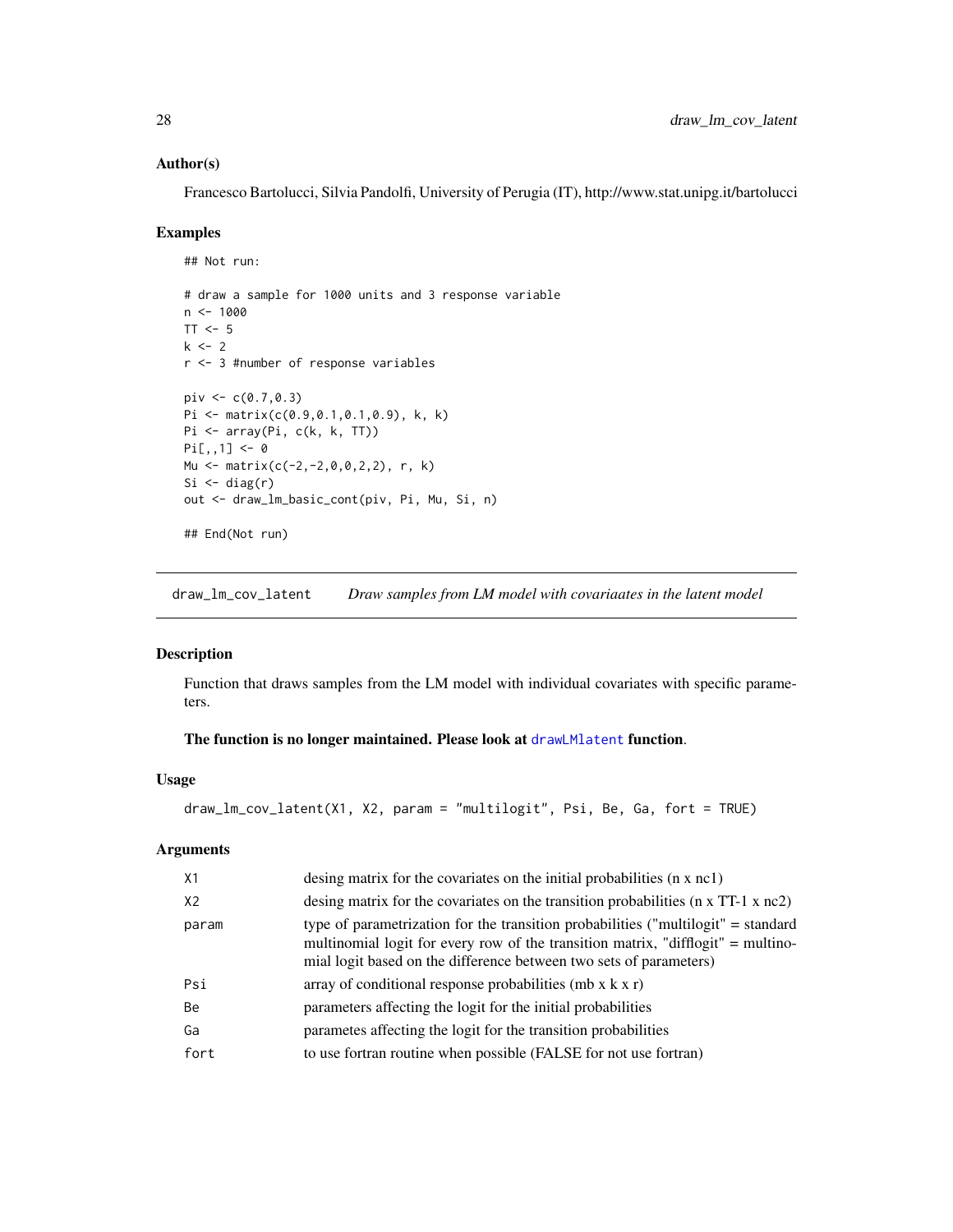### Author(s)

Francesco Bartolucci, Silvia Pandolfi, University of Perugia (IT), http://www.stat.unipg.it/bartolucci

### Examples

```
## Not run:

# draw a sample for 1000 units and 3 response variable
n <- 1000
TT <- 5
k <- 2
r <- 3 #number of response variables

piv <- c(0.7,0.3)
Pi <- matrix(c(0.9,0.1,0.1,0.9), k, k)
Pi <- array(Pi, c(k, k, TT))
Pi[,,1] <- 0
Mu <- matrix(c(-2,-2,0,0,2,2), r, k)
Si <- diag(r)
out <- draw_lm_basic_cont(piv, Pi, Mu, Si, n)

## End(Not run)
```

---

## draw_lm_cov_latent *Draw samples from LM model with covariaates in the latent model*

---

### Description

Function that draws samples from the LM model with individual covariates with specific parameters.

**The function is no longer maintained. Please look at `drawLMlatent` function.**

### Usage

```
draw_lm_cov_latent(X1, X2, param = "multilogit", Psi, Be, Ga, fort = TRUE)
```

### Arguments

| | |
|---|---|
| X1 | desing matrix for the covariates on the initial probabilities (n x nc1) |
| X2 | desing matrix for the covariates on the transition probabilities (n x TT-1 x nc2) |
| param | type of parametrization for the transition probabilities ("multilogit" = standard multinomial logit for every row of the transition matrix, "difflogit" = multinomial logit based on the difference between two sets of parameters) |
| Psi | array of conditional response probabilities (mb x k x r) |
| Be | parameters affecting the logit for the initial probabilities |
| Ga | parametes affecting the logit for the transition probabilities |
| fort | to use fortran routine when possible (FALSE for not use fortran) |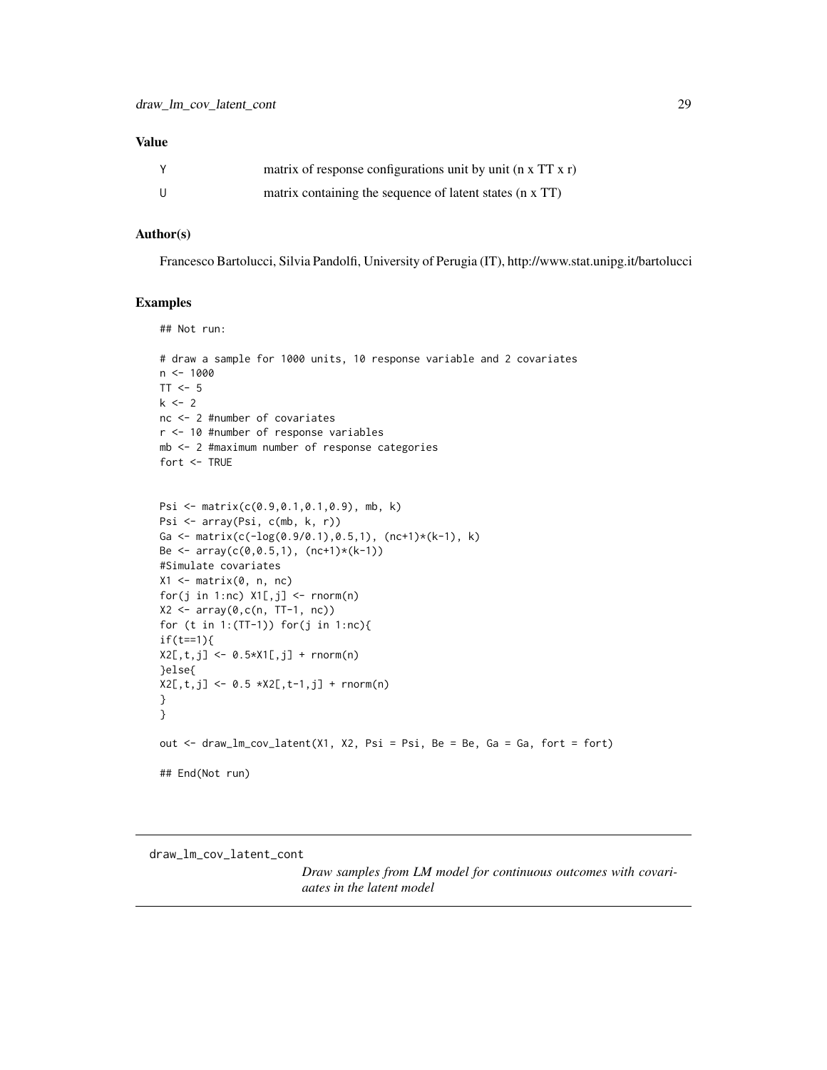## Value

| | |
|---|---|
| Y | matrix of response configurations unit by unit (n x TT x r) |
| U | matrix containing the sequence of latent states (n x TT) |

## Author(s)

Francesco Bartolucci, Silvia Pandolfi, University of Perugia (IT), http://www.stat.unipg.it/bartolucci

## Examples

```
## Not run:

# draw a sample for 1000 units, 10 response variable and 2 covariates
n <- 1000
TT <- 5
k <- 2
nc <- 2 #number of covariates
r <- 10 #number of response variables
mb <- 2 #maximum number of response categories
fort <- TRUE


Psi <- matrix(c(0.9,0.1,0.1,0.9), mb, k)
Psi <- array(Psi, c(mb, k, r))
Ga <- matrix(c(-log(0.9/0.1),0.5,1), (nc+1)*(k-1), k)
Be <- array(c(0,0.5,1), (nc+1)*(k-1))
#Simulate covariates
X1 <- matrix(0, n, nc)
for(j in 1:nc) X1[,j] <- rnorm(n)
X2 <- array(0,c(n, TT-1, nc))
for (t in 1:(TT-1)) for(j in 1:nc){
if(t==1){
X2[,t,j] <- 0.5*X1[,j] + rnorm(n)
}else{
X2[,t,j] <- 0.5 *X2[,t-1,j] + rnorm(n)
}
}

out <- draw_lm_cov_latent(X1, X2, Psi = Psi, Be = Be, Ga = Ga, fort = fort)

## End(Not run)
```

---

draw_lm_cov_latent_cont &emsp; *Draw samples from LM model for continuous outcomes with covariaates in the latent model*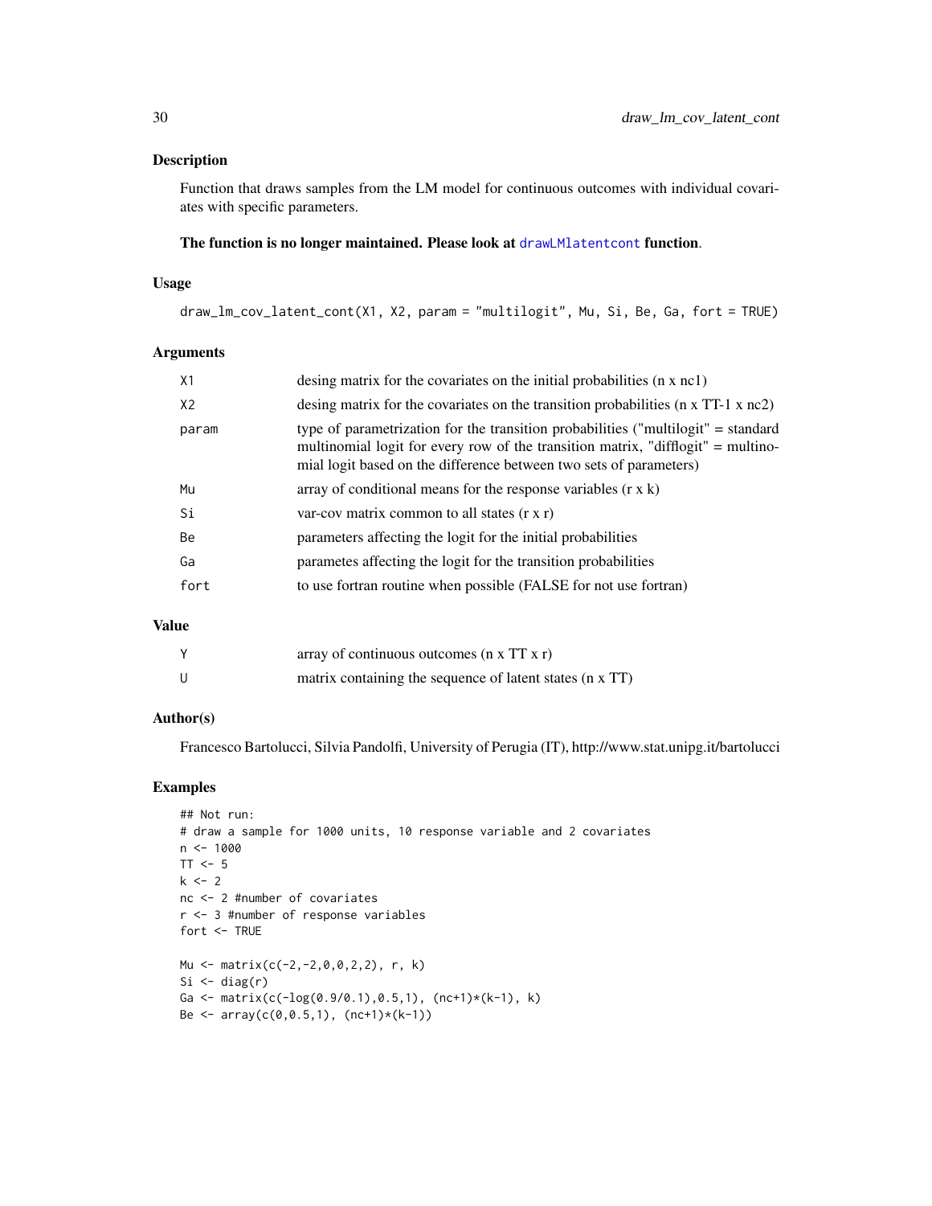## Description

Function that draws samples from the LM model for continuous outcomes with individual covariates with specific parameters.

**The function is no longer maintained. Please look at drawLMlatentcont function.**

## Usage

```
draw_lm_cov_latent_cont(X1, X2, param = "multilogit", Mu, Si, Be, Ga, fort = TRUE)
```

## Arguments

| | |
|---|---|
| X1 | desing matrix for the covariates on the initial probabilities (n x nc1) |
| X2 | desing matrix for the covariates on the transition probabilities (n x TT-1 x nc2) |
| param | type of parametrization for the transition probabilities ("multilogit" = standard multinomial logit for every row of the transition matrix, "difflogit" = multinomial logit based on the difference between two sets of parameters) |
| Mu | array of conditional means for the response variables (r x k) |
| Si | var-cov matrix common to all states (r x r) |
| Be | parameters affecting the logit for the initial probabilities |
| Ga | parametes affecting the logit for the transition probabilities |
| fort | to use fortran routine when possible (FALSE for not use fortran) |

## Value

| | |
|---|---|
| Y | array of continuous outcomes (n x TT x r) |
| U | matrix containing the sequence of latent states (n x TT) |

## Author(s)

Francesco Bartolucci, Silvia Pandolfi, University of Perugia (IT), http://www.stat.unipg.it/bartolucci

## Examples

```
## Not run:
# draw a sample for 1000 units, 10 response variable and 2 covariates
n <- 1000
TT <- 5
k <- 2
nc <- 2 #number of covariates
r <- 3 #number of response variables
fort <- TRUE

Mu <- matrix(c(-2,-2,0,0,2,2), r, k)
Si <- diag(r)
Ga <- matrix(c(-log(0.9/0.1),0.5,1), (nc+1)*(k-1), k)
Be <- array(c(0,0.5,1), (nc+1)*(k-1))
```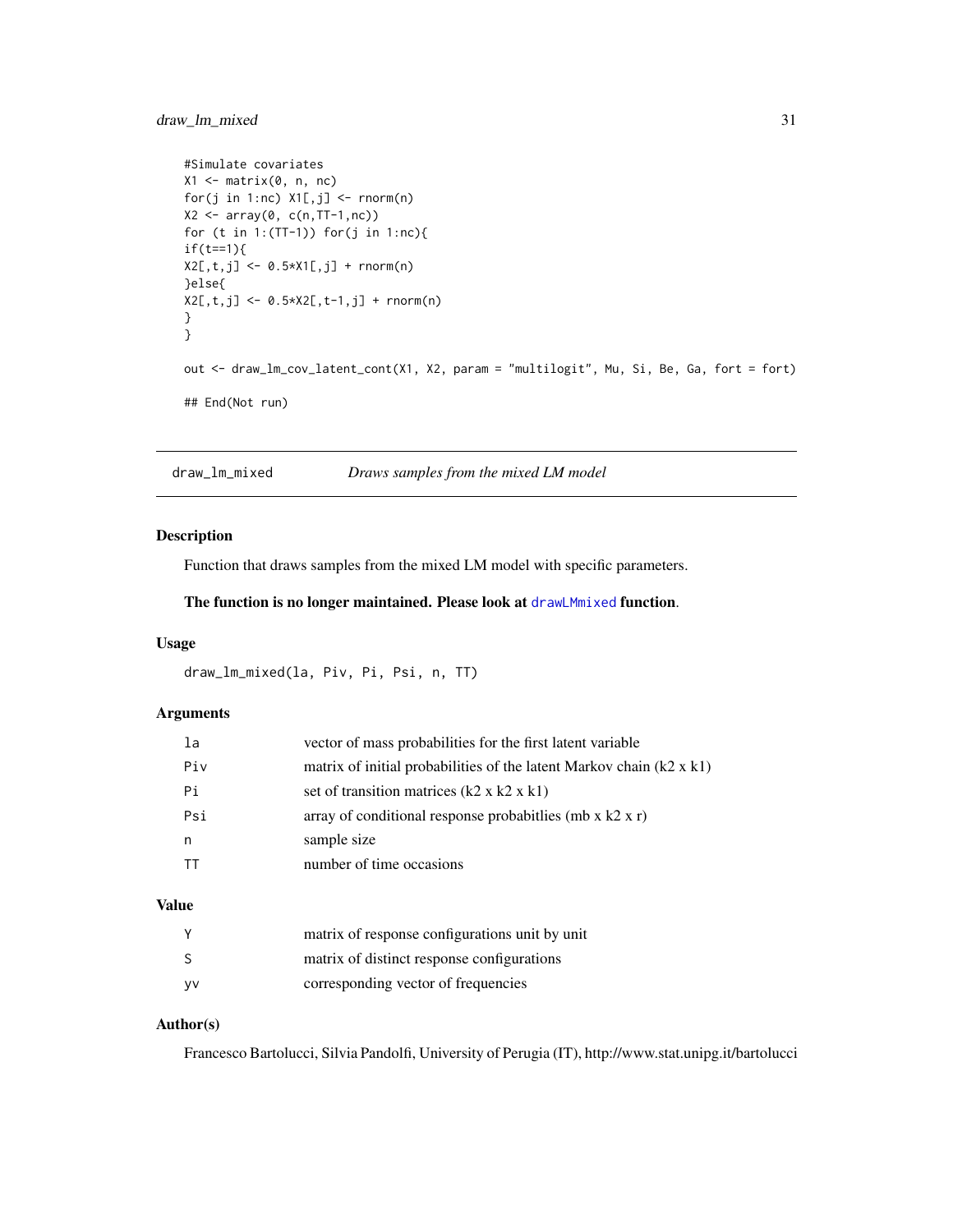```
#Simulate covariates
X1 <- matrix(0, n, nc)
for(j in 1:nc) X1[,j] <- rnorm(n)
X2 <- array(0, c(n,TT-1,nc))
for (t in 1:(TT-1)) for(j in 1:nc){
if(t==1){
X2[,t,j] <- 0.5*X1[,j] + rnorm(n)
}else{
X2[,t,j] <- 0.5*X2[,t-1,j] + rnorm(n)
}
}

out <- draw_lm_cov_latent_cont(X1, X2, param = "multilogit", Mu, Si, Be, Ga, fort = fort)

## End(Not run)
```

---

## draw_lm_mixed — *Draws samples from the mixed LM model*

---

### Description

Function that draws samples from the mixed LM model with specific parameters.

**The function is no longer maintained. Please look at `drawLMmixed` function.**

### Usage

```
draw_lm_mixed(la, Piv, Pi, Psi, n, TT)
```

### Arguments

| | |
|---|---|
| `la` | vector of mass probabilities for the first latent variable |
| `Piv` | matrix of initial probabilities of the latent Markov chain (k2 x k1) |
| `Pi` | set of transition matrices (k2 x k2 x k1) |
| `Psi` | array of conditional response probabitlies (mb x k2 x r) |
| `n` | sample size |
| `TT` | number of time occasions |

### Value

| | |
|---|---|
| `Y` | matrix of response configurations unit by unit |
| `S` | matrix of distinct response configurations |
| `yv` | corresponding vector of frequencies |

### Author(s)

Francesco Bartolucci, Silvia Pandolfi, University of Perugia (IT), http://www.stat.unipg.it/bartolucci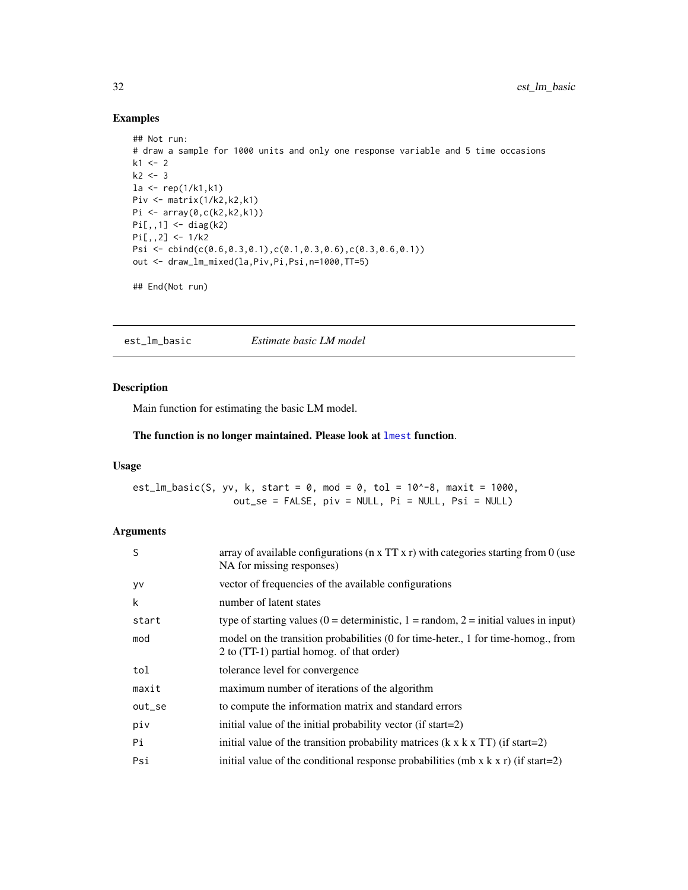## Examples

```
## Not run:
# draw a sample for 1000 units and only one response variable and 5 time occasions
k1 <- 2
k2 <- 3
la <- rep(1/k1,k1)
Piv <- matrix(1/k2,k2,k1)
Pi <- array(0,c(k2,k2,k1))
Pi[,,1] <- diag(k2)
Pi[,,2] <- 1/k2
Psi <- cbind(c(0.6,0.3,0.1),c(0.1,0.3,0.6),c(0.3,0.6,0.1))
out <- draw_lm_mixed(la,Piv,Pi,Psi,n=1000,TT=5)

## End(Not run)
```

---

# est_lm_basic    *Estimate basic LM model*

---

## Description

Main function for estimating the basic LM model.

**The function is no longer maintained. Please look at `lmest` function.**

## Usage

```
est_lm_basic(S, yv, k, start = 0, mod = 0, tol = 10^-8, maxit = 1000,
                  out_se = FALSE, piv = NULL, Pi = NULL, Psi = NULL)
```

## Arguments

| | |
|---|---|
| S | array of available configurations (n x TT x r) with categories starting from 0 (use NA for missing responses) |
| yv | vector of frequencies of the available configurations |
| k | number of latent states |
| start | type of starting values (0 = deterministic, 1 = random, 2 = initial values in input) |
| mod | model on the transition probabilities (0 for time-heter., 1 for time-homog., from 2 to (TT-1) partial homog. of that order) |
| tol | tolerance level for convergence |
| maxit | maximum number of iterations of the algorithm |
| out_se | to compute the information matrix and standard errors |
| piv | initial value of the initial probability vector (if start=2) |
| Pi | initial value of the transition probability matrices (k x k x TT) (if start=2) |
| Psi | initial value of the conditional response probabilities (mb x k x r) (if start=2) |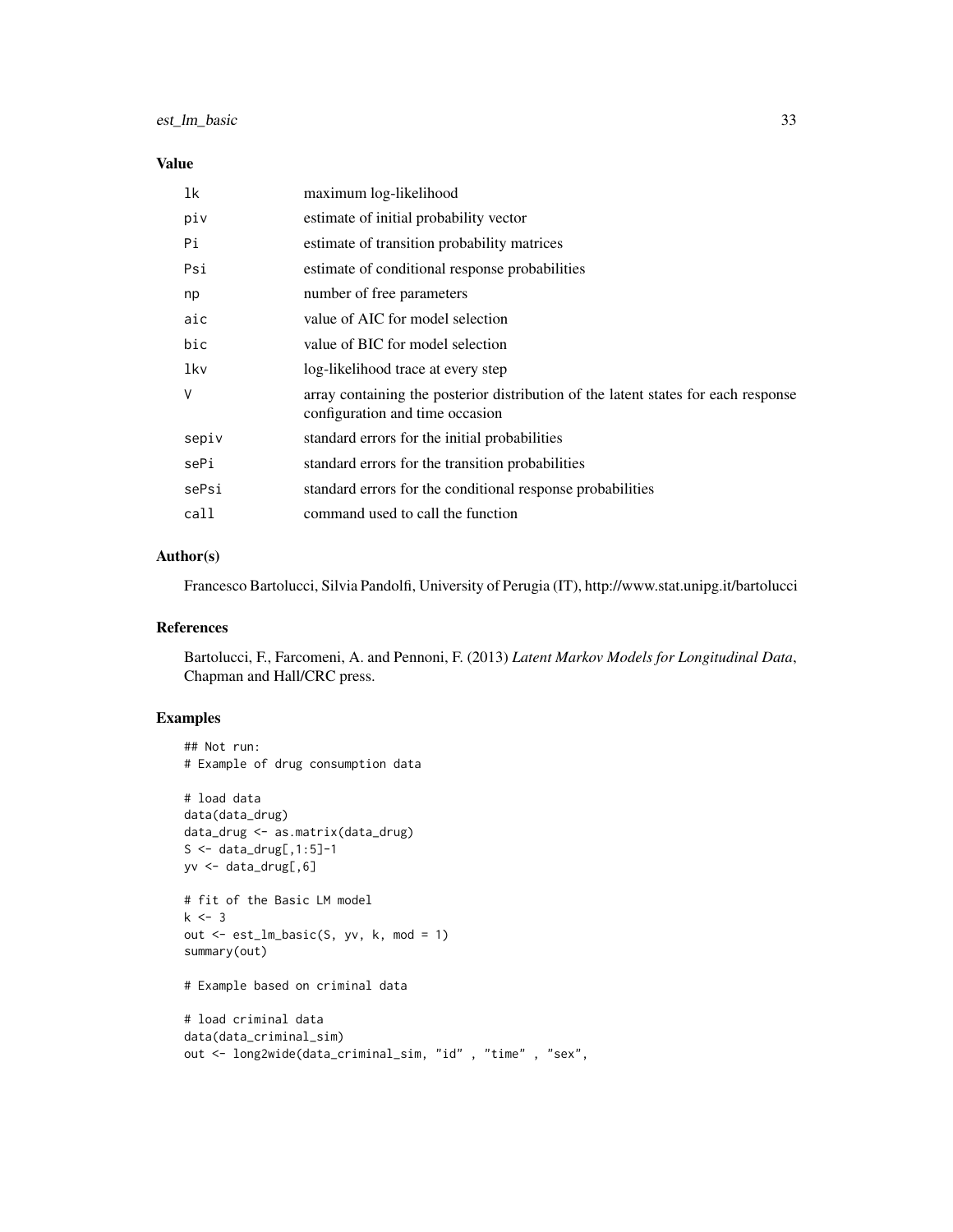## Value

| | |
|---|---|
| `lk` | maximum log-likelihood |
| `piv` | estimate of initial probability vector |
| `Pi` | estimate of transition probability matrices |
| `Psi` | estimate of conditional response probabilities |
| `np` | number of free parameters |
| `aic` | value of AIC for model selection |
| `bic` | value of BIC for model selection |
| `lkv` | log-likelihood trace at every step |
| `V` | array containing the posterior distribution of the latent states for each response configuration and time occasion |
| `sepiv` | standard errors for the initial probabilities |
| `sePi` | standard errors for the transition probabilities |
| `sePsi` | standard errors for the conditional response probabilities |
| `call` | command used to call the function |

## Author(s)

Francesco Bartolucci, Silvia Pandolfi, University of Perugia (IT), http://www.stat.unipg.it/bartolucci

## References

Bartolucci, F., Farcomeni, A. and Pennoni, F. (2013) *Latent Markov Models for Longitudinal Data*, Chapman and Hall/CRC press.

## Examples

```
## Not run:
# Example of drug consumption data

# load data
data(data_drug)
data_drug <- as.matrix(data_drug)
S <- data_drug[,1:5]-1
yv <- data_drug[,6]

# fit of the Basic LM model
k <- 3
out <- est_lm_basic(S, yv, k, mod = 1)
summary(out)

# Example based on criminal data

# load criminal data
data(data_criminal_sim)
out <- long2wide(data_criminal_sim, "id" , "time" , "sex",
```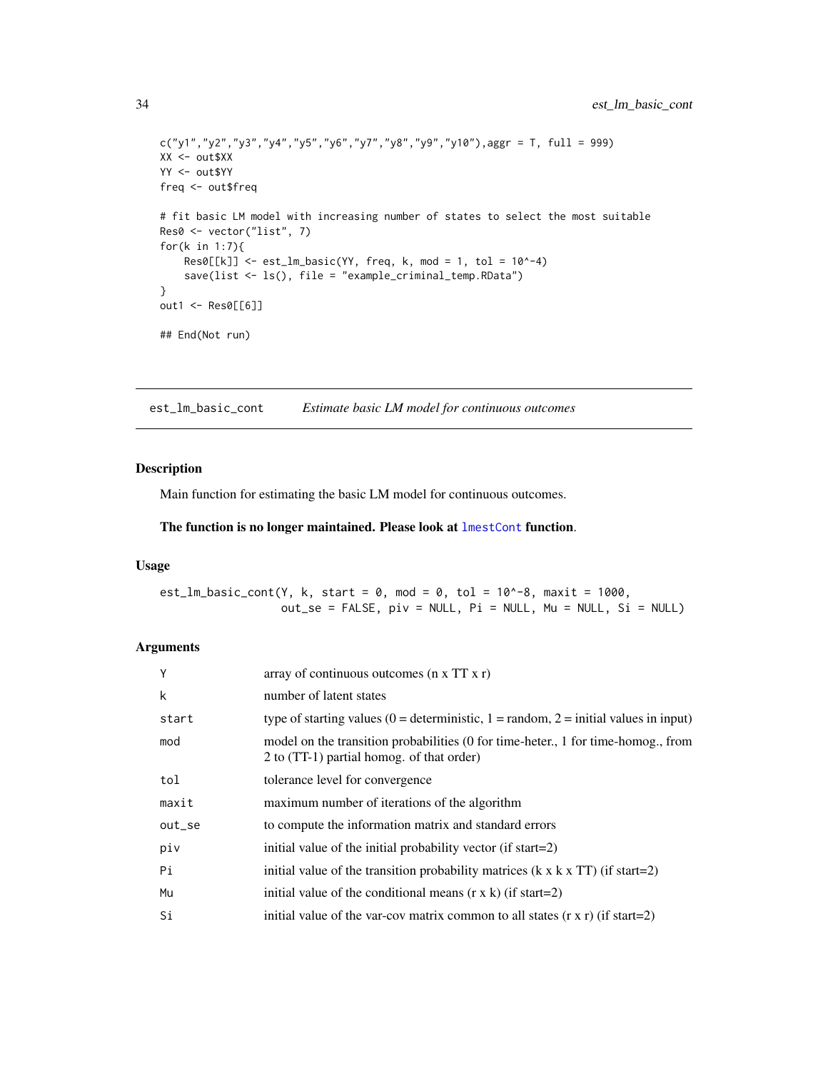```
c("y1","y2","y3","y4","y5","y6","y7","y8","y9","y10"),aggr = T, full = 999)
XX <- out$XX
YY <- out$YY
freq <- out$freq

# fit basic LM model with increasing number of states to select the most suitable
Res0 <- vector("list", 7)
for(k in 1:7){
    Res0[[k]] <- est_lm_basic(YY, freq, k, mod = 1, tol = 10^-4)
    save(list <- ls(), file = "example_criminal_temp.RData")
}
out1 <- Res0[[6]]

## End(Not run)
```

---

## est_lm_basic_cont — *Estimate basic LM model for continuous outcomes*

### Description

Main function for estimating the basic LM model for continuous outcomes.

**The function is no longer maintained. Please look at `lmestCont` function.**

### Usage

```
est_lm_basic_cont(Y, k, start = 0, mod = 0, tol = 10^-8, maxit = 1000,
                  out_se = FALSE, piv = NULL, Pi = NULL, Mu = NULL, Si = NULL)
```

### Arguments

| Argument | Description |
|---|---|
| `Y` | array of continuous outcomes (n x TT x r) |
| `k` | number of latent states |
| `start` | type of starting values (0 = deterministic, 1 = random, 2 = initial values in input) |
| `mod` | model on the transition probabilities (0 for time-heter., 1 for time-homog., from 2 to (TT-1) partial homog. of that order) |
| `tol` | tolerance level for convergence |
| `maxit` | maximum number of iterations of the algorithm |
| `out_se` | to compute the information matrix and standard errors |
| `piv` | initial value of the initial probability vector (if start=2) |
| `Pi` | initial value of the transition probability matrices (k x k x TT) (if start=2) |
| `Mu` | initial value of the conditional means (r x k) (if start=2) |
| `Si` | initial value of the var-cov matrix common to all states (r x r) (if start=2) |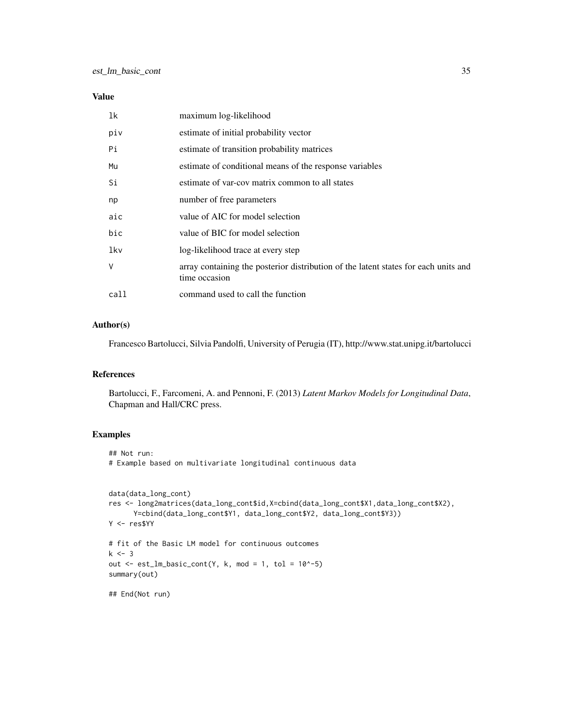### Value

| | |
|---|---|
| lk | maximum log-likelihood |
| piv | estimate of initial probability vector |
| Pi | estimate of transition probability matrices |
| Mu | estimate of conditional means of the response variables |
| Si | estimate of var-cov matrix common to all states |
| np | number of free parameters |
| aic | value of AIC for model selection |
| bic | value of BIC for model selection |
| lkv | log-likelihood trace at every step |
| V | array containing the posterior distribution of the latent states for each units and time occasion |
| call | command used to call the function |

### Author(s)

Francesco Bartolucci, Silvia Pandolfi, University of Perugia (IT), http://www.stat.unipg.it/bartolucci

### References

Bartolucci, F., Farcomeni, A. and Pennoni, F. (2013) *Latent Markov Models for Longitudinal Data*, Chapman and Hall/CRC press.

### Examples

```
## Not run:
# Example based on multivariate longitudinal continuous data


data(data_long_cont)
res <- long2matrices(data_long_cont$id,X=cbind(data_long_cont$X1,data_long_cont$X2),
      Y=cbind(data_long_cont$Y1, data_long_cont$Y2, data_long_cont$Y3))
Y <- res$YY

# fit of the Basic LM model for continuous outcomes
k <- 3
out <- est_lm_basic_cont(Y, k, mod = 1, tol = 10^-5)
summary(out)

## End(Not run)
```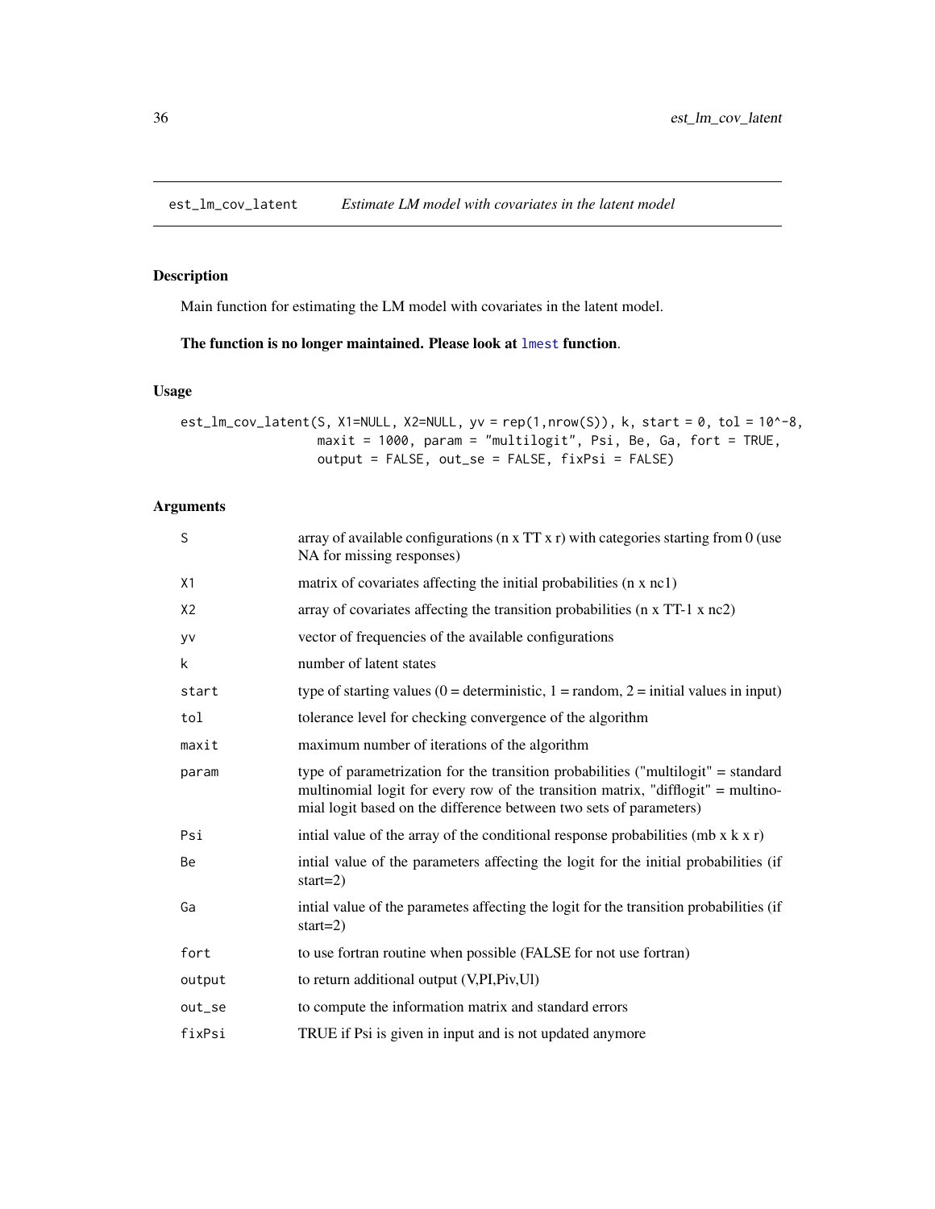## est_lm_cov_latent *Estimate LM model with covariates in the latent model*

### Description

Main function for estimating the LM model with covariates in the latent model.

**The function is no longer maintained. Please look at lmest function.**

### Usage

```
est_lm_cov_latent(S, X1=NULL, X2=NULL, yv = rep(1,nrow(S)), k, start = 0, tol = 10^-8,
                  maxit = 1000, param = "multilogit", Psi, Be, Ga, fort = TRUE,
                  output = FALSE, out_se = FALSE, fixPsi = FALSE)
```

### Arguments

| | |
|---|---|
| S | array of available configurations (n x TT x r) with categories starting from 0 (use NA for missing responses) |
| X1 | matrix of covariates affecting the initial probabilities (n x nc1) |
| X2 | array of covariates affecting the transition probabilities (n x TT-1 x nc2) |
| yv | vector of frequencies of the available configurations |
| k | number of latent states |
| start | type of starting values (0 = deterministic, 1 = random, 2 = initial values in input) |
| tol | tolerance level for checking convergence of the algorithm |
| maxit | maximum number of iterations of the algorithm |
| param | type of parametrization for the transition probabilities ("multilogit" = standard multinomial logit for every row of the transition matrix, "difflogit" = multinomial logit based on the difference between two sets of parameters) |
| Psi | intial value of the array of the conditional response probabilities (mb x k x r) |
| Be | intial value of the parameters affecting the logit for the initial probabilities (if start=2) |
| Ga | intial value of the parametes affecting the logit for the transition probabilities (if start=2) |
| fort | to use fortran routine when possible (FALSE for not use fortran) |
| output | to return additional output (V,PI,Piv,Ul) |
| out_se | to compute the information matrix and standard errors |
| fixPsi | TRUE if Psi is given in input and is not updated anymore |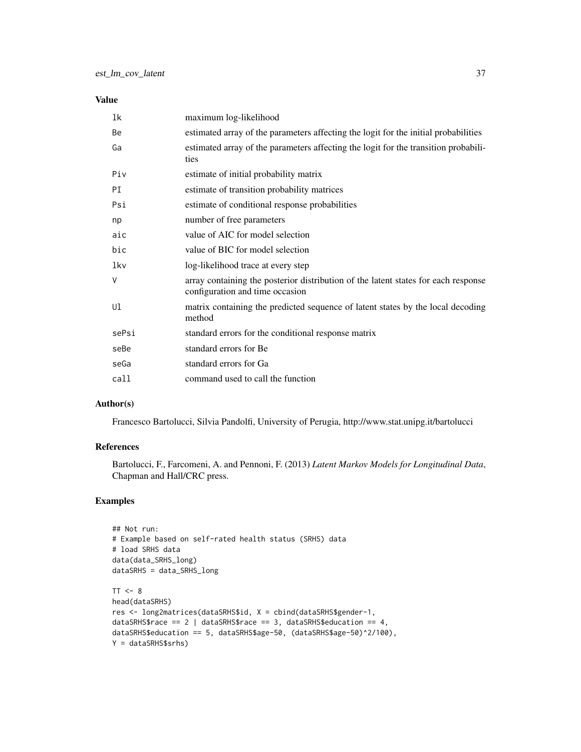## Value

| | |
|---|---|
| lk | maximum log-likelihood |
| Be | estimated array of the parameters affecting the logit for the initial probabilities |
| Ga | estimated array of the parameters affecting the logit for the transition probabilities |
| Piv | estimate of initial probability matrix |
| PI | estimate of transition probability matrices |
| Psi | estimate of conditional response probabilities |
| np | number of free parameters |
| aic | value of AIC for model selection |
| bic | value of BIC for model selection |
| lkv | log-likelihood trace at every step |
| V | array containing the posterior distribution of the latent states for each response configuration and time occasion |
| Ul | matrix containing the predicted sequence of latent states by the local decoding method |
| sePsi | standard errors for the conditional response matrix |
| seBe | standard errors for Be |
| seGa | standard errors for Ga |
| call | command used to call the function |

## Author(s)

Francesco Bartolucci, Silvia Pandolfi, University of Perugia, http://www.stat.unipg.it/bartolucci

## References

Bartolucci, F., Farcomeni, A. and Pennoni, F. (2013) *Latent Markov Models for Longitudinal Data*, Chapman and Hall/CRC press.

## Examples

```
## Not run:
# Example based on self-rated health status (SRHS) data
# load SRHS data
data(data_SRHS_long)
dataSRHS = data_SRHS_long

TT <- 8
head(dataSRHS)
res <- long2matrices(dataSRHS$id, X = cbind(dataSRHS$gender-1,
dataSRHS$race == 2 | dataSRHS$race == 3, dataSRHS$education == 4,
dataSRHS$education == 5, dataSRHS$age-50, (dataSRHS$age-50)^2/100),
Y = dataSRHS$srhs)
```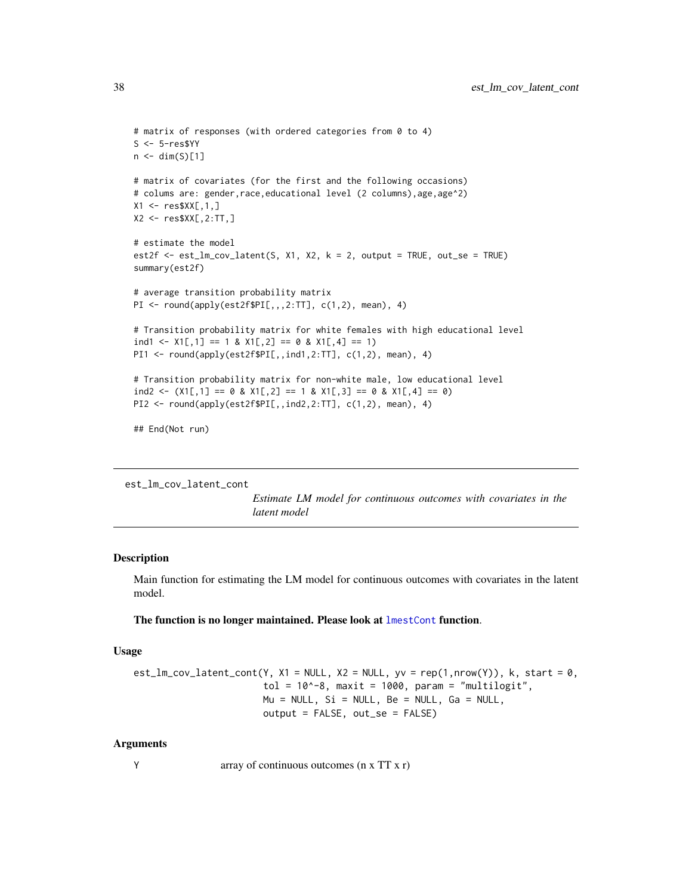```
# matrix of responses (with ordered categories from 0 to 4)
S <- 5-res$YY
n <- dim(S)[1]

# matrix of covariates (for the first and the following occasions)
# colums are: gender,race,educational level (2 columns),age,age^2)
X1 <- res$XX[,1,]
X2 <- res$XX[,2:TT,]

# estimate the model
est2f <- est_lm_cov_latent(S, X1, X2, k = 2, output = TRUE, out_se = TRUE)
summary(est2f)

# average transition probability matrix
PI <- round(apply(est2f$PI[,,,2:TT], c(1,2), mean), 4)

# Transition probability matrix for white females with high educational level
ind1 <- X1[,1] == 1 & X1[,2] == 0 & X1[,4] == 1)
PI1 <- round(apply(est2f$PI[,,ind1,2:TT], c(1,2), mean), 4)

# Transition probability matrix for non-white male, low educational level
ind2 <- (X1[,1] == 0 & X1[,2] == 1 & X1[,3] == 0 & X1[,4] == 0)
PI2 <- round(apply(est2f$PI[,,ind2,2:TT], c(1,2), mean), 4)

## End(Not run)
```

---

est_lm_cov_latent_cont &nbsp;&nbsp;&nbsp;&nbsp; *Estimate LM model for continuous outcomes with covariates in the latent model*

---

## Description

Main function for estimating the LM model for continuous outcomes with covariates in the latent model.

**The function is no longer maintained. Please look at** lmestCont **function**.

## Usage

```
est_lm_cov_latent_cont(Y, X1 = NULL, X2 = NULL, yv = rep(1,nrow(Y)), k, start = 0,
                       tol = 10^-8, maxit = 1000, param = "multilogit",
                       Mu = NULL, Si = NULL, Be = NULL, Ga = NULL,
                       output = FALSE, out_se = FALSE)
```

## Arguments

| | |
|---|---|
| Y | array of continuous outcomes (n x TT x r) |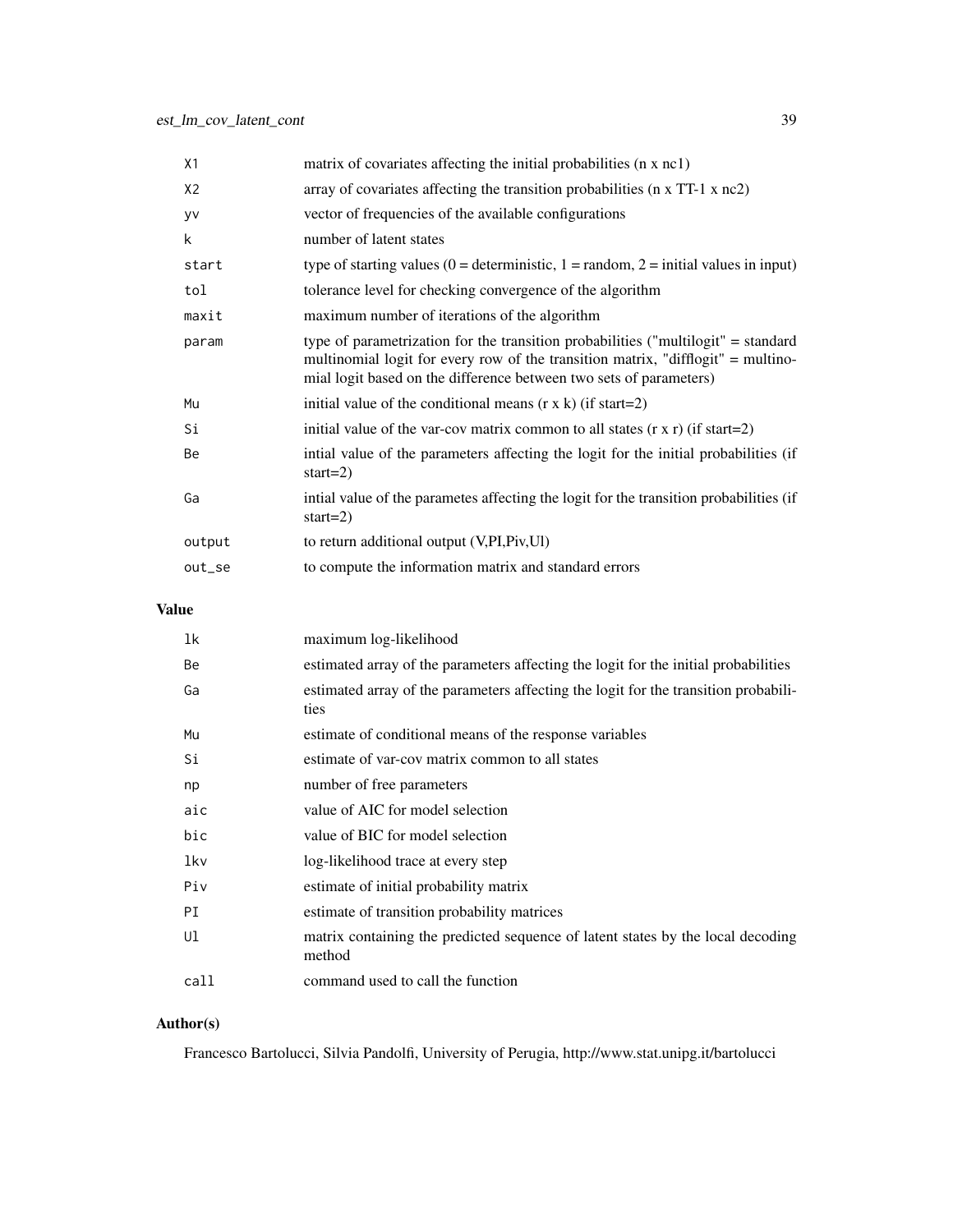| | |
|---|---|
| X1 | matrix of covariates affecting the initial probabilities (n x nc1) |
| X2 | array of covariates affecting the transition probabilities (n x TT-1 x nc2) |
| yv | vector of frequencies of the available configurations |
| k | number of latent states |
| start | type of starting values (0 = deterministic, 1 = random, 2 = initial values in input) |
| tol | tolerance level for checking convergence of the algorithm |
| maxit | maximum number of iterations of the algorithm |
| param | type of parametrization for the transition probabilities ("multilogit" = standard multinomial logit for every row of the transition matrix, "difflogit" = multinomial logit based on the difference between two sets of parameters) |
| Mu | initial value of the conditional means (r x k) (if start=2) |
| Si | initial value of the var-cov matrix common to all states (r x r) (if start=2) |
| Be | intial value of the parameters affecting the logit for the initial probabilities (if start=2) |
| Ga | intial value of the parametes affecting the logit for the transition probabilities (if start=2) |
| output | to return additional output (V,PI,Piv,Ul) |
| out_se | to compute the information matrix and standard errors |

## Value

| | |
|---|---|
| lk | maximum log-likelihood |
| Be | estimated array of the parameters affecting the logit for the initial probabilities |
| Ga | estimated array of the parameters affecting the logit for the transition probabilities |
| Mu | estimate of conditional means of the response variables |
| Si | estimate of var-cov matrix common to all states |
| np | number of free parameters |
| aic | value of AIC for model selection |
| bic | value of BIC for model selection |
| lkv | log-likelihood trace at every step |
| Piv | estimate of initial probability matrix |
| PI | estimate of transition probability matrices |
| Ul | matrix containing the predicted sequence of latent states by the local decoding method |
| call | command used to call the function |

## Author(s)

Francesco Bartolucci, Silvia Pandolfi, University of Perugia, http://www.stat.unipg.it/bartolucci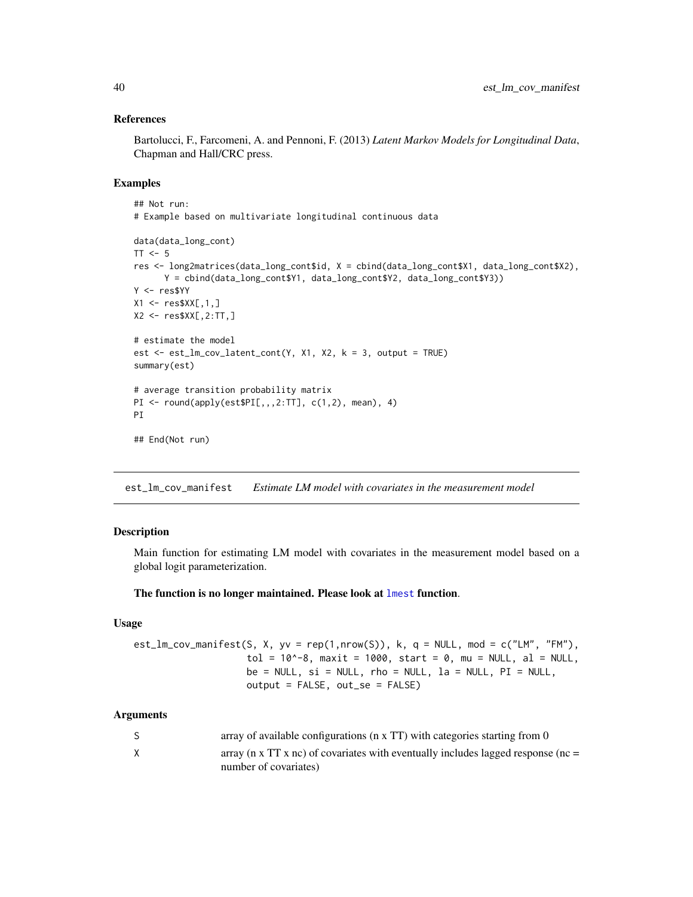### References

Bartolucci, F., Farcomeni, A. and Pennoni, F. (2013) *Latent Markov Models for Longitudinal Data*, Chapman and Hall/CRC press.

### Examples

```
## Not run:
# Example based on multivariate longitudinal continuous data

data(data_long_cont)
TT <- 5
res <- long2matrices(data_long_cont$id, X = cbind(data_long_cont$X1, data_long_cont$X2),
      Y = cbind(data_long_cont$Y1, data_long_cont$Y2, data_long_cont$Y3))
Y <- res$YY
X1 <- res$XX[,1,]
X2 <- res$XX[,2:TT,]

# estimate the model
est <- est_lm_cov_latent_cont(Y, X1, X2, k = 3, output = TRUE)
summary(est)

# average transition probability matrix
PI <- round(apply(est$PI[,,,2:TT], c(1,2), mean), 4)
PI

## End(Not run)
```

---

## est_lm_cov_manifest — *Estimate LM model with covariates in the measurement model*

### Description

Main function for estimating LM model with covariates in the measurement model based on a global logit parameterization.

**The function is no longer maintained. Please look at lmest function.**

### Usage

```
est_lm_cov_manifest(S, X, yv = rep(1,nrow(S)), k, q = NULL, mod = c("LM", "FM"),
                    tol = 10^-8, maxit = 1000, start = 0, mu = NULL, al = NULL,
                    be = NULL, si = NULL, rho = NULL, la = NULL, PI = NULL,
                    output = FALSE, out_se = FALSE)
```

### Arguments

| | |
|---|---|
| S | array of available configurations (n x TT) with categories starting from 0 |
| X | array (n x TT x nc) of covariates with eventually includes lagged response (nc = number of covariates) |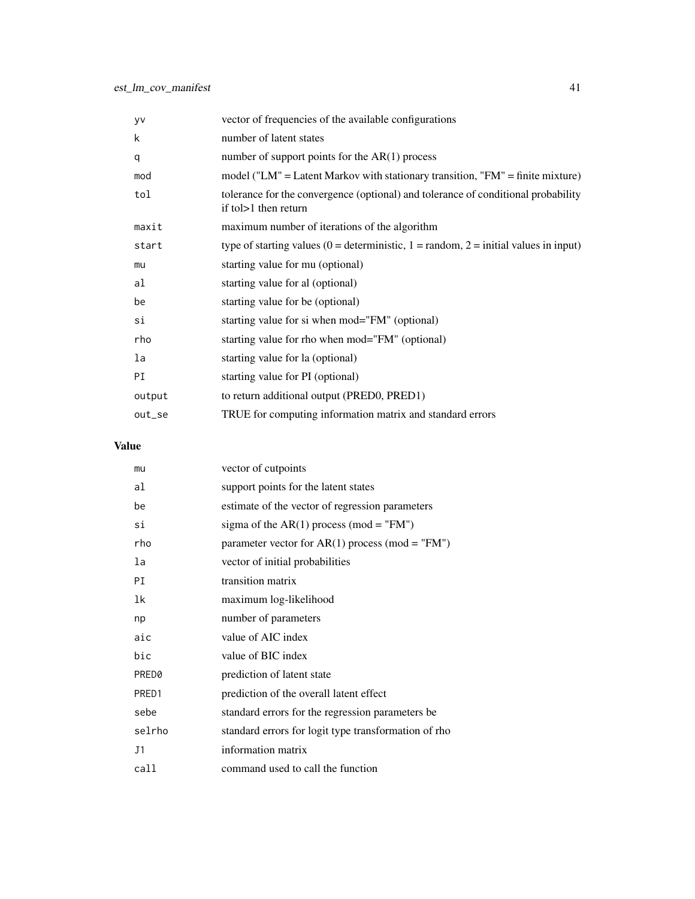| | |
|---|---|
| yv | vector of frequencies of the available configurations |
| k | number of latent states |
| q | number of support points for the AR(1) process |
| mod | model ("LM" = Latent Markov with stationary transition, "FM" = finite mixture) |
| tol | tolerance for the convergence (optional) and tolerance of conditional probability if tol>1 then return |
| maxit | maximum number of iterations of the algorithm |
| start | type of starting values (0 = deterministic, 1 = random, 2 = initial values in input) |
| mu | starting value for mu (optional) |
| al | starting value for al (optional) |
| be | starting value for be (optional) |
| si | starting value for si when mod="FM" (optional) |
| rho | starting value for rho when mod="FM" (optional) |
| la | starting value for la (optional) |
| PI | starting value for PI (optional) |
| output | to return additional output (PRED0, PRED1) |
| out_se | TRUE for computing information matrix and standard errors |

## Value

| | |
|---|---|
| mu | vector of cutpoints |
| al | support points for the latent states |
| be | estimate of the vector of regression parameters |
| si | sigma of the AR(1) process (mod = "FM") |
| rho | parameter vector for AR(1) process (mod = "FM") |
| la | vector of initial probabilities |
| PI | transition matrix |
| lk | maximum log-likelihood |
| np | number of parameters |
| aic | value of AIC index |
| bic | value of BIC index |
| PRED0 | prediction of latent state |
| PRED1 | prediction of the overall latent effect |
| sebe | standard errors for the regression parameters be |
| selrho | standard errors for logit type transformation of rho |
| J1 | information matrix |
| call | command used to call the function |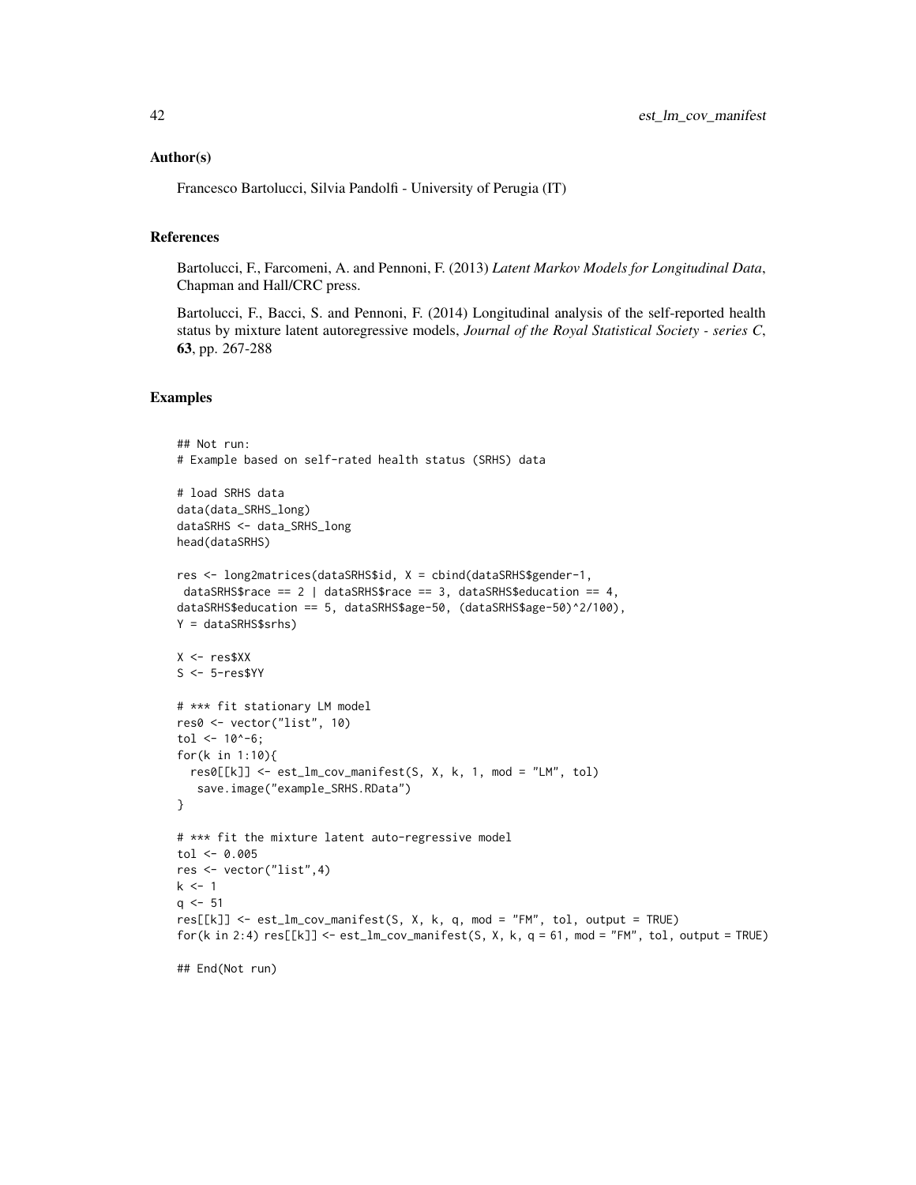## Author(s)

Francesco Bartolucci, Silvia Pandolfi - University of Perugia (IT)

## References

Bartolucci, F., Farcomeni, A. and Pennoni, F. (2013) *Latent Markov Models for Longitudinal Data*, Chapman and Hall/CRC press.

Bartolucci, F., Bacci, S. and Pennoni, F. (2014) Longitudinal analysis of the self-reported health status by mixture latent autoregressive models, *Journal of the Royal Statistical Society - series C*, **63**, pp. 267-288

## Examples

```
## Not run:
# Example based on self-rated health status (SRHS) data

# load SRHS data
data(data_SRHS_long)
dataSRHS <- data_SRHS_long
head(dataSRHS)

res <- long2matrices(dataSRHS$id, X = cbind(dataSRHS$gender-1,
 dataSRHS$race == 2 | dataSRHS$race == 3, dataSRHS$education == 4,
dataSRHS$education == 5, dataSRHS$age-50, (dataSRHS$age-50)^2/100),
Y = dataSRHS$srhs)

X <- res$XX
S <- 5-res$YY

# *** fit stationary LM model
res0 <- vector("list", 10)
tol <- 10^-6;
for(k in 1:10){
  res0[[k]] <- est_lm_cov_manifest(S, X, k, 1, mod = "LM", tol)
   save.image("example_SRHS.RData")
}

# *** fit the mixture latent auto-regressive model
tol <- 0.005
res <- vector("list",4)
k <- 1
q <- 51
res[[k]] <- est_lm_cov_manifest(S, X, k, q, mod = "FM", tol, output = TRUE)
for(k in 2:4) res[[k]] <- est_lm_cov_manifest(S, X, k, q = 61, mod = "FM", tol, output = TRUE)

## End(Not run)
```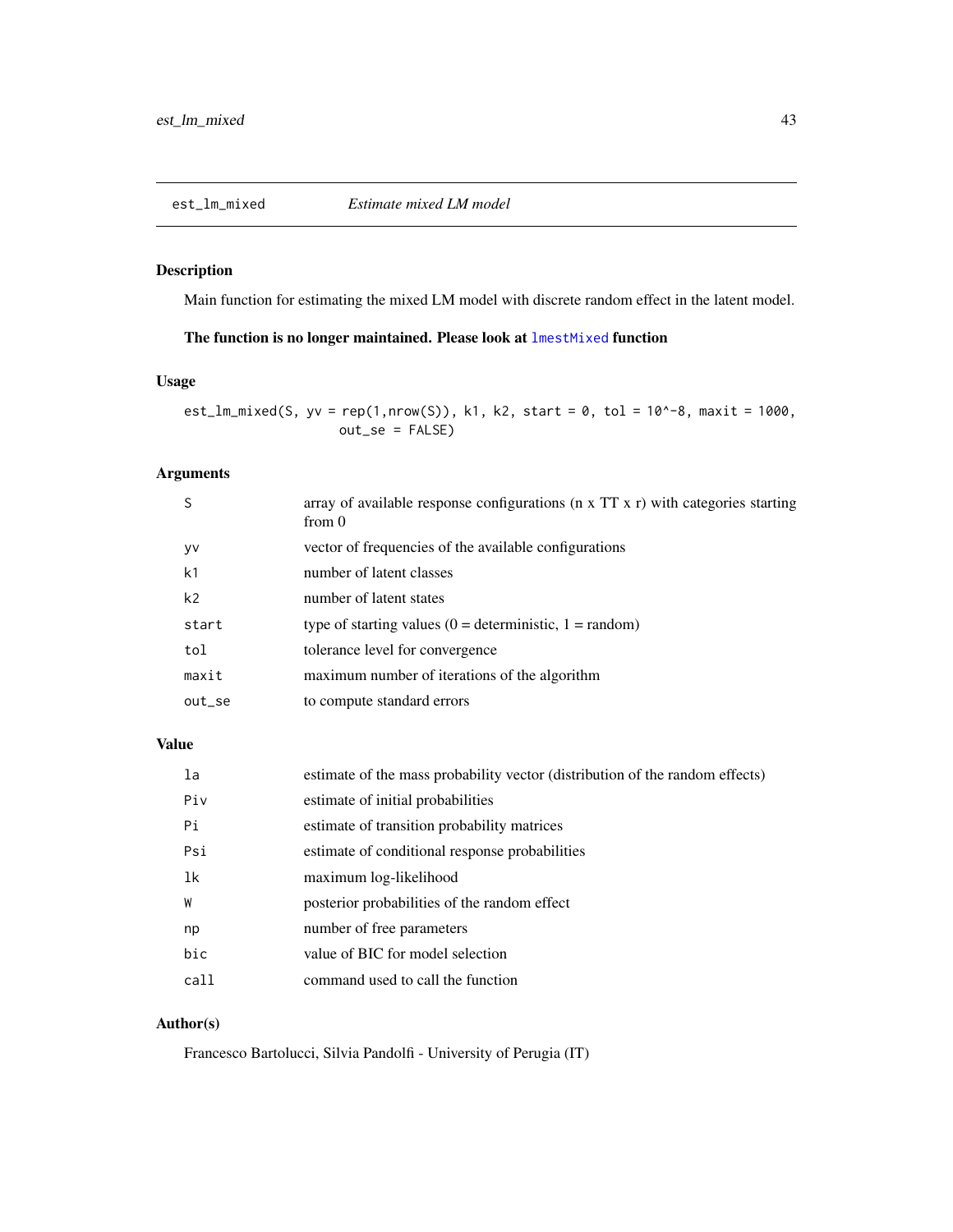# est_lm_mixed — *Estimate mixed LM model*

## Description

Main function for estimating the mixed LM model with discrete random effect in the latent model.

**The function is no longer maintained. Please look at `lmestMixed` function**

## Usage

```
est_lm_mixed(S, yv = rep(1,nrow(S)), k1, k2, start = 0, tol = 10^-8, maxit = 1000,
                    out_se = FALSE)
```

## Arguments

| | |
|---|---|
| S | array of available response configurations (n x TT x r) with categories starting from 0 |
| yv | vector of frequencies of the available configurations |
| k1 | number of latent classes |
| k2 | number of latent states |
| start | type of starting values (0 = deterministic, 1 = random) |
| tol | tolerance level for convergence |
| maxit | maximum number of iterations of the algorithm |
| out_se | to compute standard errors |

## Value

| | |
|---|---|
| la | estimate of the mass probability vector (distribution of the random effects) |
| Piv | estimate of initial probabilities |
| Pi | estimate of transition probability matrices |
| Psi | estimate of conditional response probabilities |
| lk | maximum log-likelihood |
| W | posterior probabilities of the random effect |
| np | number of free parameters |
| bic | value of BIC for model selection |
| call | command used to call the function |

## Author(s)

Francesco Bartolucci, Silvia Pandolfi - University of Perugia (IT)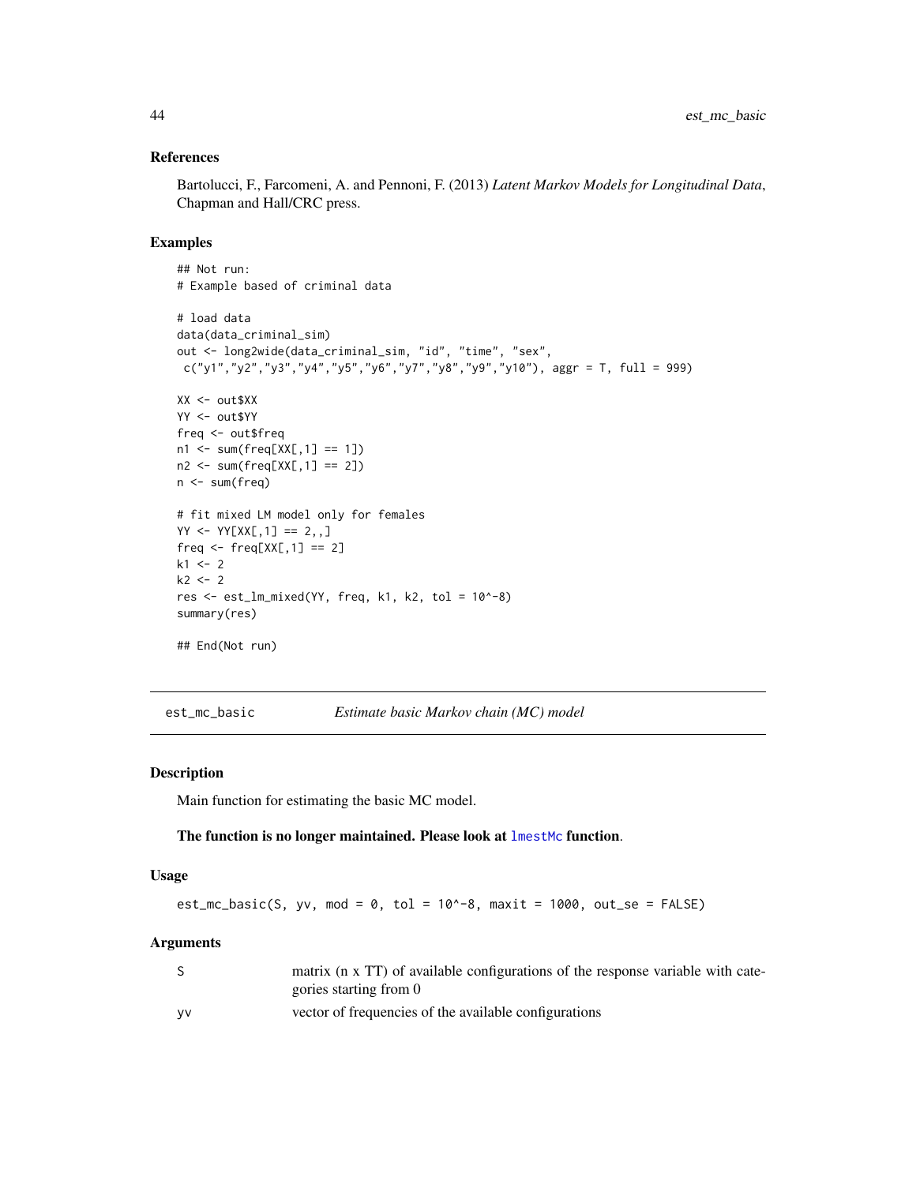### References

Bartolucci, F., Farcomeni, A. and Pennoni, F. (2013) *Latent Markov Models for Longitudinal Data*, Chapman and Hall/CRC press.

### Examples

```
## Not run:
# Example based of criminal data

# load data
data(data_criminal_sim)
out <- long2wide(data_criminal_sim, "id", "time", "sex",
 c("y1","y2","y3","y4","y5","y6","y7","y8","y9","y10"), aggr = T, full = 999)

XX <- out$XX
YY <- out$YY
freq <- out$freq
n1 <- sum(freq[XX[,1] == 1])
n2 <- sum(freq[XX[,1] == 2])
n <- sum(freq)

# fit mixed LM model only for females
YY <- YY[XX[,1] == 2,,]
freq <- freq[XX[,1] == 2]
k1 <- 2
k2 <- 2
res <- est_lm_mixed(YY, freq, k1, k2, tol = 10^-8)
summary(res)

## End(Not run)
```

---

## est_mc_basic &nbsp;&nbsp;&nbsp; *Estimate basic Markov chain (MC) model*

### Description

Main function for estimating the basic MC model.

**The function is no longer maintained. Please look at lmestMc function.**

### Usage

```
est_mc_basic(S, yv, mod = 0, tol = 10^-8, maxit = 1000, out_se = FALSE)
```

### Arguments

| | |
|---|---|
| S | matrix (n x TT) of available configurations of the response variable with categories starting from 0 |
| yv | vector of frequencies of the available configurations |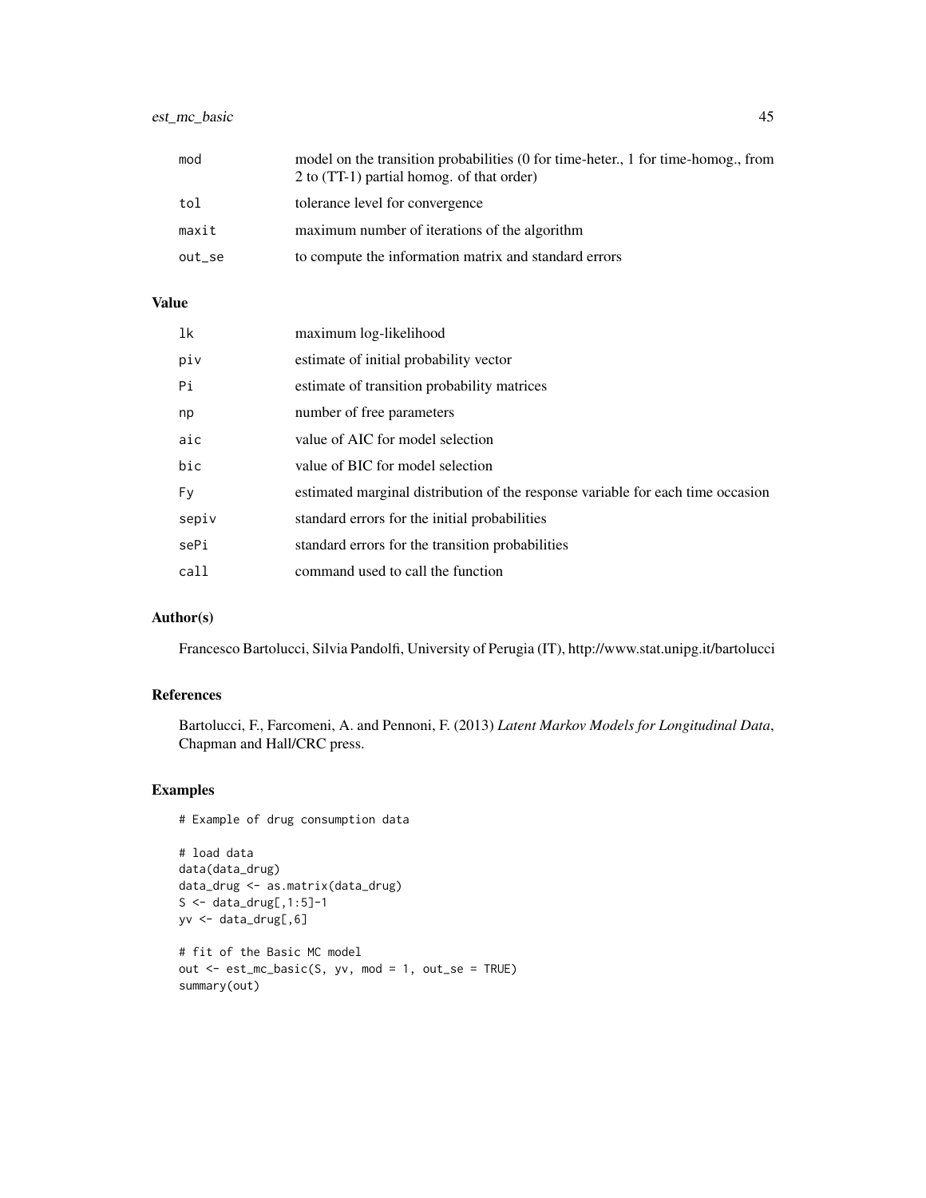| | |
|---|---|
| mod | model on the transition probabilities (0 for time-heter., 1 for time-homog., from 2 to (TT-1) partial homog. of that order) |
| tol | tolerance level for convergence |
| maxit | maximum number of iterations of the algorithm |
| out_se | to compute the information matrix and standard errors |

## Value

| | |
|---|---|
| lk | maximum log-likelihood |
| piv | estimate of initial probability vector |
| Pi | estimate of transition probability matrices |
| np | number of free parameters |
| aic | value of AIC for model selection |
| bic | value of BIC for model selection |
| Fy | estimated marginal distribution of the response variable for each time occasion |
| sepiv | standard errors for the initial probabilities |
| sePi | standard errors for the transition probabilities |
| call | command used to call the function |

## Author(s)

Francesco Bartolucci, Silvia Pandolfi, University of Perugia (IT), http://www.stat.unipg.it/bartolucci

## References

Bartolucci, F., Farcomeni, A. and Pennoni, F. (2013) *Latent Markov Models for Longitudinal Data*, Chapman and Hall/CRC press.

## Examples

```
# Example of drug consumption data

# load data
data(data_drug)
data_drug <- as.matrix(data_drug)
S <- data_drug[,1:5]-1
yv <- data_drug[,6]

# fit of the Basic MC model
out <- est_mc_basic(S, yv, mod = 1, out_se = TRUE)
summary(out)
```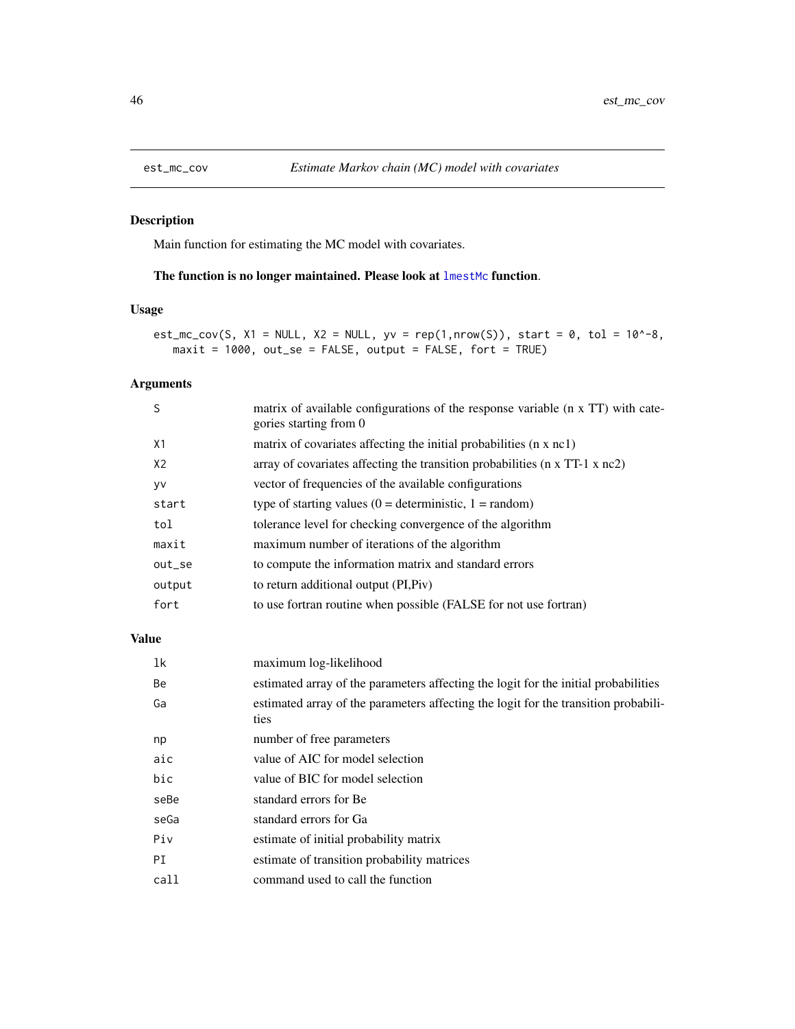## est_mc_cov — *Estimate Markov chain (MC) model with covariates*

### Description

Main function for estimating the MC model with covariates.

**The function is no longer maintained. Please look at lmestMc function.**

### Usage

```
est_mc_cov(S, X1 = NULL, X2 = NULL, yv = rep(1,nrow(S)), start = 0, tol = 10^-8,
   maxit = 1000, out_se = FALSE, output = FALSE, fort = TRUE)
```

### Arguments

| | |
|---|---|
| S | matrix of available configurations of the response variable (n x TT) with categories starting from 0 |
| X1 | matrix of covariates affecting the initial probabilities (n x nc1) |
| X2 | array of covariates affecting the transition probabilities (n x TT-1 x nc2) |
| yv | vector of frequencies of the available configurations |
| start | type of starting values (0 = deterministic, 1 = random) |
| tol | tolerance level for checking convergence of the algorithm |
| maxit | maximum number of iterations of the algorithm |
| out_se | to compute the information matrix and standard errors |
| output | to return additional output (PI,Piv) |
| fort | to use fortran routine when possible (FALSE for not use fortran) |

### Value

| | |
|---|---|
| lk | maximum log-likelihood |
| Be | estimated array of the parameters affecting the logit for the initial probabilities |
| Ga | estimated array of the parameters affecting the logit for the transition probabilities |
| np | number of free parameters |
| aic | value of AIC for model selection |
| bic | value of BIC for model selection |
| seBe | standard errors for Be |
| seGa | standard errors for Ga |
| Piv | estimate of initial probability matrix |
| PI | estimate of transition probability matrices |
| call | command used to call the function |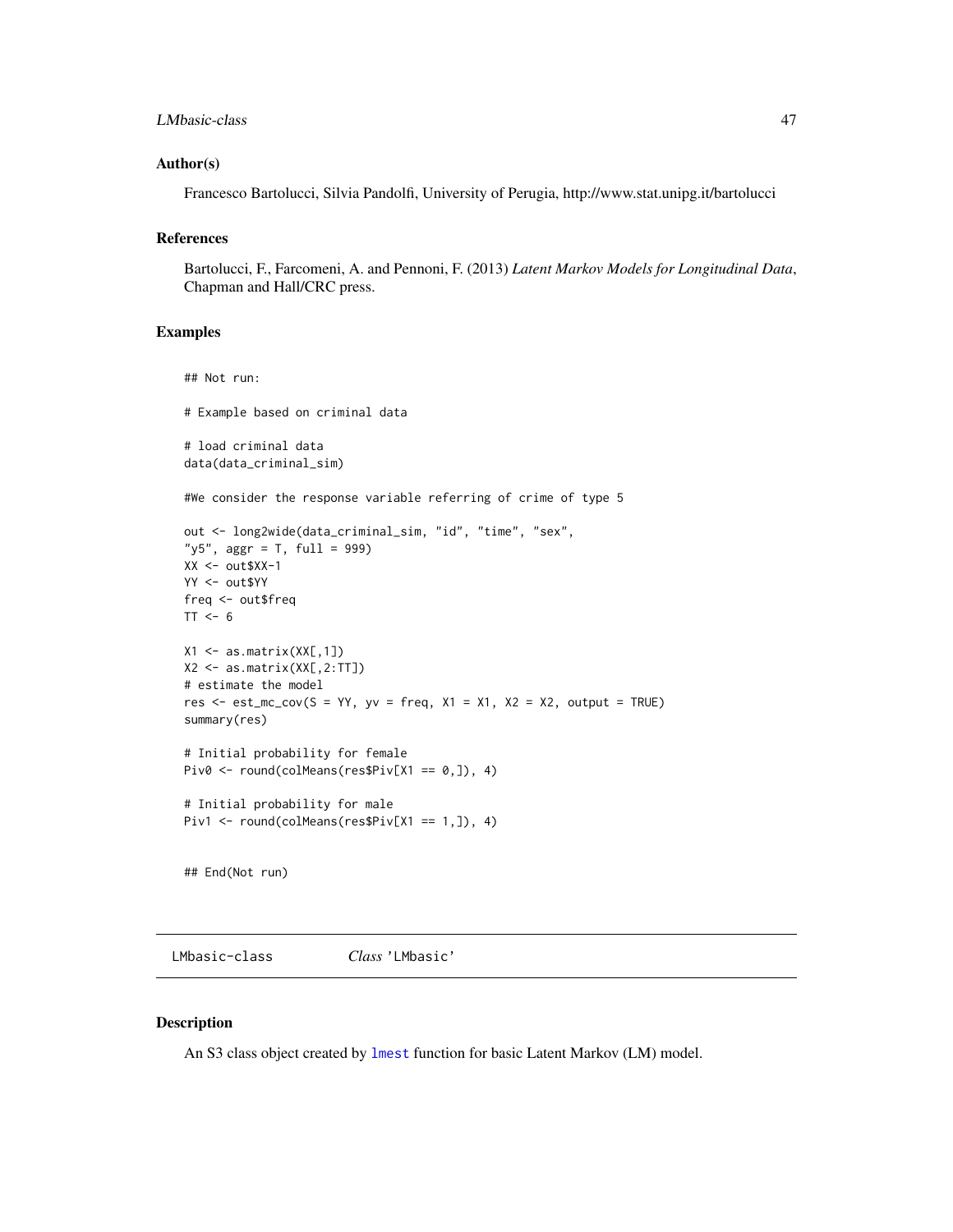### Author(s)

Francesco Bartolucci, Silvia Pandolfi, University of Perugia, http://www.stat.unipg.it/bartolucci

### References

Bartolucci, F., Farcomeni, A. and Pennoni, F. (2013) *Latent Markov Models for Longitudinal Data*, Chapman and Hall/CRC press.

### Examples

```
## Not run:

# Example based on criminal data

# load criminal data
data(data_criminal_sim)

#We consider the response variable referring of crime of type 5

out <- long2wide(data_criminal_sim, "id", "time", "sex",
"y5", aggr = T, full = 999)
XX <- out$XX-1
YY <- out$YY
freq <- out$freq
TT <- 6

X1 <- as.matrix(XX[,1])
X2 <- as.matrix(XX[,2:TT])
# estimate the model
res <- est_mc_cov(S = YY, yv = freq, X1 = X1, X2 = X2, output = TRUE)
summary(res)

# Initial probability for female
Piv0 <- round(colMeans(res$Piv[X1 == 0,]), 4)

# Initial probability for male
Piv1 <- round(colMeans(res$Piv[X1 == 1,]), 4)


## End(Not run)
```

---

## LMbasic-class    *Class* 'LMbasic'

### Description

An S3 class object created by lmest function for basic Latent Markov (LM) model.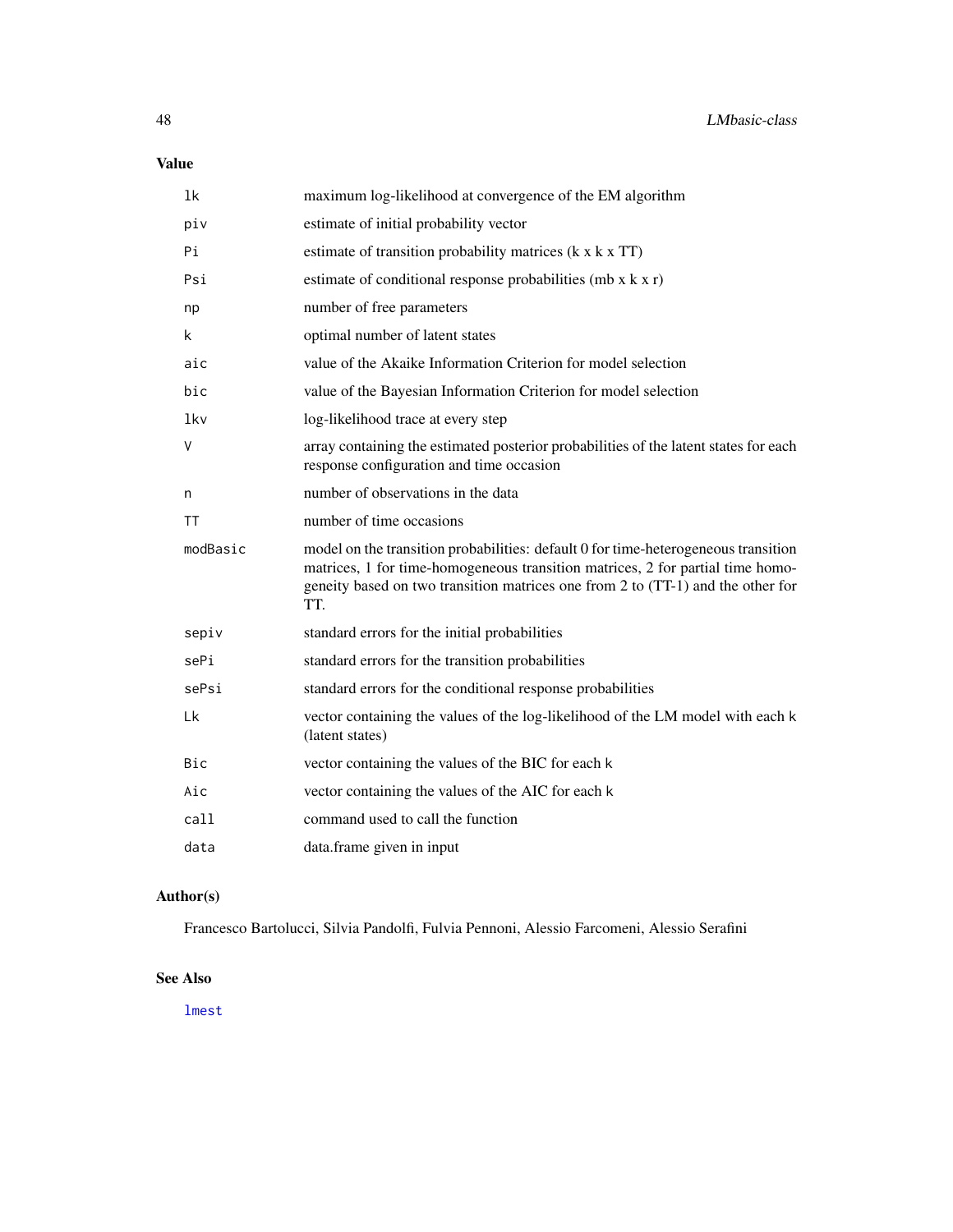## Value

| | |
|---|---|
| `lk` | maximum log-likelihood at convergence of the EM algorithm |
| `piv` | estimate of initial probability vector |
| `Pi` | estimate of transition probability matrices (k x k x TT) |
| `Psi` | estimate of conditional response probabilities (mb x k x r) |
| `np` | number of free parameters |
| `k` | optimal number of latent states |
| `aic` | value of the Akaike Information Criterion for model selection |
| `bic` | value of the Bayesian Information Criterion for model selection |
| `lkv` | log-likelihood trace at every step |
| `V` | array containing the estimated posterior probabilities of the latent states for each response configuration and time occasion |
| `n` | number of observations in the data |
| `TT` | number of time occasions |
| `modBasic` | model on the transition probabilities: default 0 for time-heterogeneous transition matrices, 1 for time-homogeneous transition matrices, 2 for partial time homogeneity based on two transition matrices one from 2 to (TT-1) and the other for TT. |
| `sepiv` | standard errors for the initial probabilities |
| `sePi` | standard errors for the transition probabilities |
| `sePsi` | standard errors for the conditional response probabilities |
| `Lk` | vector containing the values of the log-likelihood of the LM model with each `k` (latent states) |
| `Bic` | vector containing the values of the BIC for each `k` |
| `Aic` | vector containing the values of the AIC for each `k` |
| `call` | command used to call the function |
| `data` | data.frame given in input |

## Author(s)

Francesco Bartolucci, Silvia Pandolfi, Fulvia Pennoni, Alessio Farcomeni, Alessio Serafini

## See Also

`lmest`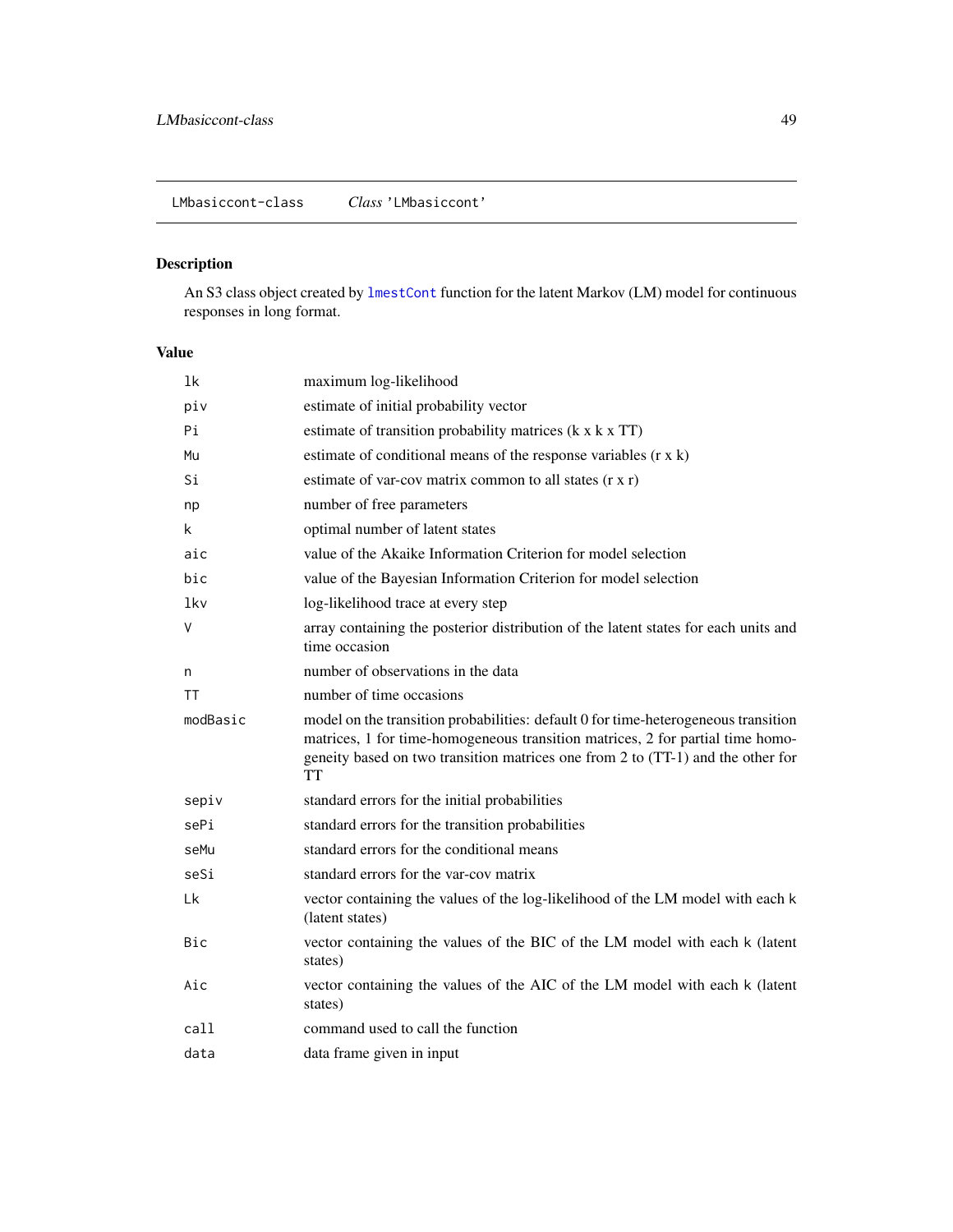LMbasiccont-class &nbsp;&nbsp;&nbsp; *Class* 'LMbasiccont'

## Description

An S3 class object created by `lmestCont` function for the latent Markov (LM) model for continuous responses in long format.

## Value

| | |
|---|---|
| `lk` | maximum log-likelihood |
| `piv` | estimate of initial probability vector |
| `Pi` | estimate of transition probability matrices (k x k x TT) |
| `Mu` | estimate of conditional means of the response variables (r x k) |
| `Si` | estimate of var-cov matrix common to all states (r x r) |
| `np` | number of free parameters |
| `k` | optimal number of latent states |
| `aic` | value of the Akaike Information Criterion for model selection |
| `bic` | value of the Bayesian Information Criterion for model selection |
| `lkv` | log-likelihood trace at every step |
| `V` | array containing the posterior distribution of the latent states for each units and time occasion |
| `n` | number of observations in the data |
| `TT` | number of time occasions |
| `modBasic` | model on the transition probabilities: default 0 for time-heterogeneous transition matrices, 1 for time-homogeneous transition matrices, 2 for partial time homogeneity based on two transition matrices one from 2 to (TT-1) and the other for TT |
| `sepiv` | standard errors for the initial probabilities |
| `sePi` | standard errors for the transition probabilities |
| `seMu` | standard errors for the conditional means |
| `seSi` | standard errors for the var-cov matrix |
| `Lk` | vector containing the values of the log-likelihood of the LM model with each `k` (latent states) |
| `Bic` | vector containing the values of the BIC of the LM model with each `k` (latent states) |
| `Aic` | vector containing the values of the AIC of the LM model with each `k` (latent states) |
| `call` | command used to call the function |
| `data` | data frame given in input |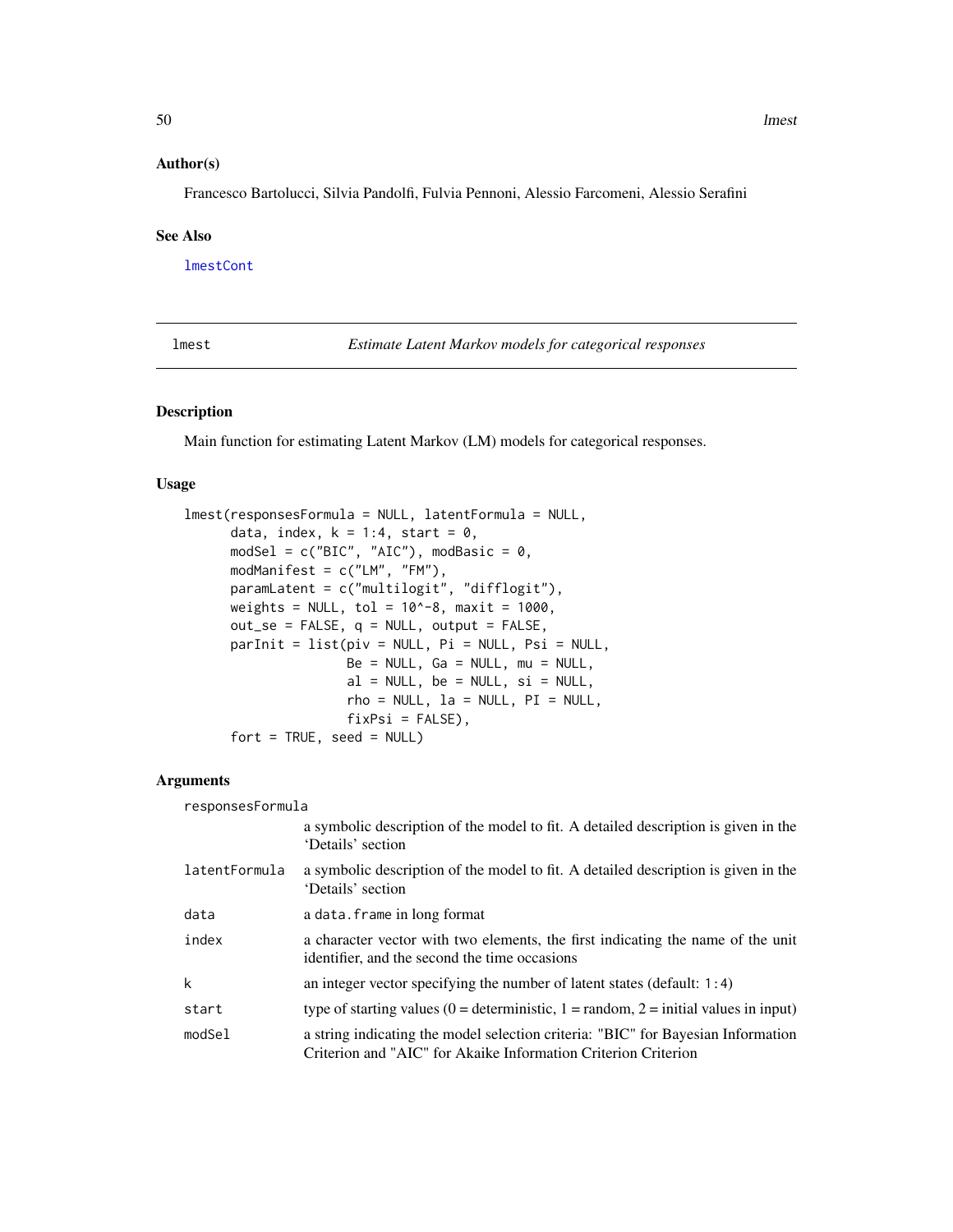### Author(s)

Francesco Bartolucci, Silvia Pandolfi, Fulvia Pennoni, Alessio Farcomeni, Alessio Serafini

### See Also

lmestCont

---

## lmest — *Estimate Latent Markov models for categorical responses*

---

### Description

Main function for estimating Latent Markov (LM) models for categorical responses.

### Usage

```
lmest(responsesFormula = NULL, latentFormula = NULL,
      data, index, k = 1:4, start = 0,
      modSel = c("BIC", "AIC"), modBasic = 0,
      modManifest = c("LM", "FM"),
      paramLatent = c("multilogit", "difflogit"),
      weights = NULL, tol = 10^-8, maxit = 1000,
      out_se = FALSE, q = NULL, output = FALSE,
      parInit = list(piv = NULL, Pi = NULL, Psi = NULL,
                     Be = NULL, Ga = NULL, mu = NULL,
                     al = NULL, be = NULL, si = NULL,
                     rho = NULL, la = NULL, PI = NULL,
                     fixPsi = FALSE),
      fort = TRUE, seed = NULL)
```

### Arguments

| Argument | Description |
|---|---|
| `responsesFormula` | a symbolic description of the model to fit. A detailed description is given in the 'Details' section |
| `latentFormula` | a symbolic description of the model to fit. A detailed description is given in the 'Details' section |
| `data` | a `data.frame` in long format |
| `index` | a character vector with two elements, the first indicating the name of the unit identifier, and the second the time occasions |
| `k` | an integer vector specifying the number of latent states (default: `1:4`) |
| `start` | type of starting values (0 = deterministic, 1 = random, 2 = initial values in input) |
| `modSel` | a string indicating the model selection criteria: "BIC" for Bayesian Information Criterion and "AIC" for Akaike Information Criterion Criterion |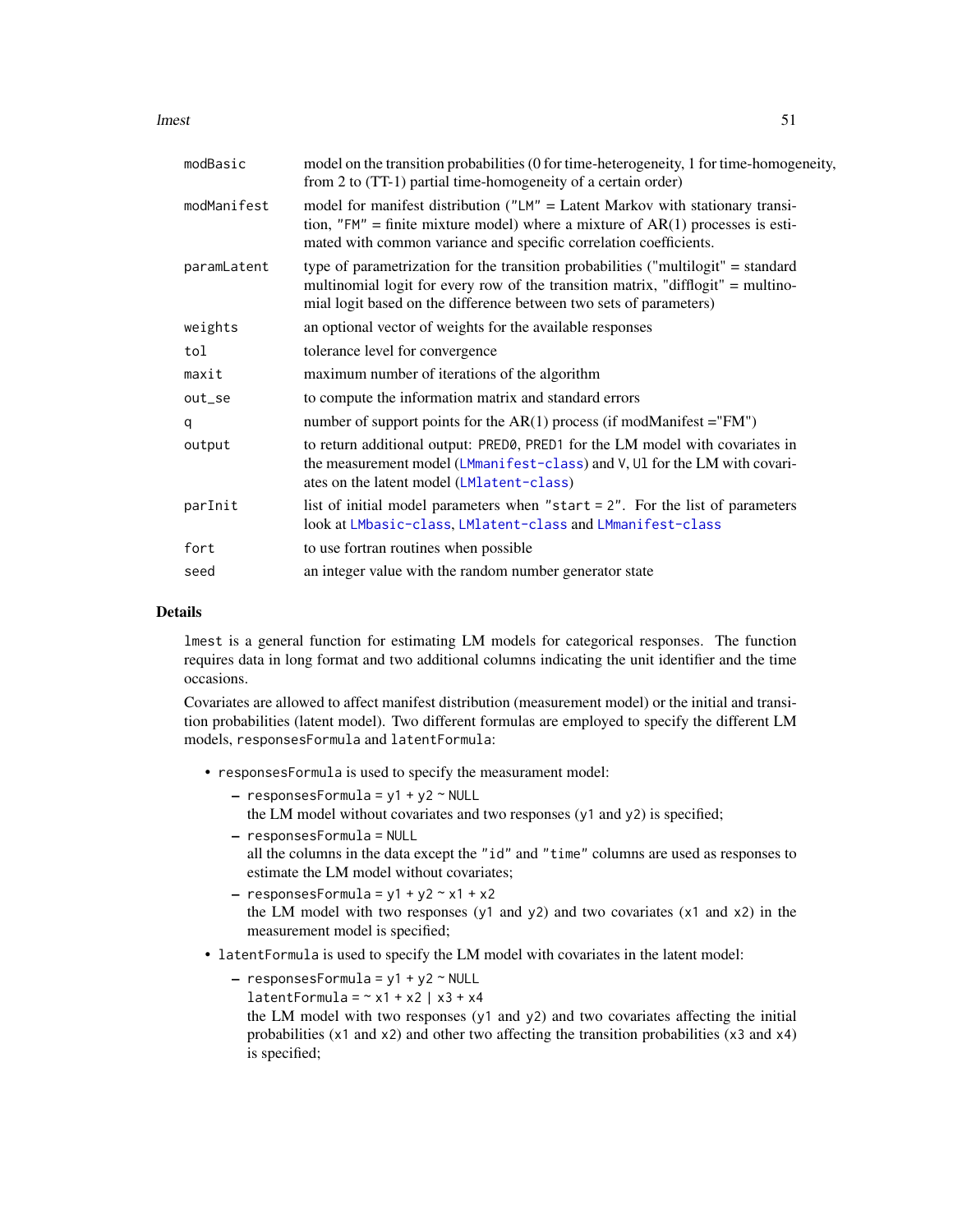| | |
|---|---|
| `modBasic` | model on the transition probabilities (0 for time-heterogeneity, 1 for time-homogeneity, from 2 to (TT-1) partial time-homogeneity of a certain order) |
| `modManifest` | model for manifest distribution ("LM" = Latent Markov with stationary transition, "FM" = finite mixture model) where a mixture of AR(1) processes is estimated with common variance and specific correlation coefficients. |
| `paramLatent` | type of parametrization for the transition probabilities ("multilogit" = standard multinomial logit for every row of the transition matrix, "difflogit" = multinomial logit based on the difference between two sets of parameters) |
| `weights` | an optional vector of weights for the available responses |
| `tol` | tolerance level for convergence |
| `maxit` | maximum number of iterations of the algorithm |
| `out_se` | to compute the information matrix and standard errors |
| `q` | number of support points for the AR(1) process (if modManifest ="FM") |
| `output` | to return additional output: `PRED0`, `PRED1` for the LM model with covariates in the measurement model (`LMmanifest-class`) and `V`, `Ul` for the LM with covariates on the latent model (`LMlatent-class`) |
| `parInit` | list of initial model parameters when `"start = 2"`. For the list of parameters look at `LMbasic-class`, `LMlatent-class` and `LMmanifest-class` |
| `fort` | to use fortran routines when possible |
| `seed` | an integer value with the random number generator state |

## Details

`lmest` is a general function for estimating LM models for categorical responses. The function requires data in long format and two additional columns indicating the unit identifier and the time occasions.

Covariates are allowed to affect manifest distribution (measurement model) or the initial and transition probabilities (latent model). Two different formulas are employed to specify the different LM models, `responsesFormula` and `latentFormula`:

- `responsesFormula` is used to specify the measurament model:
  - `responsesFormula = y1 + y2 ~ NULL`
    the LM model without covariates and two responses (`y1` and `y2`) is specified;
  - `responsesFormula = NULL`
    all the columns in the data except the `"id"` and `"time"` columns are used as responses to estimate the LM model without covariates;
  - `responsesFormula = y1 + y2 ~ x1 + x2`
    the LM model with two responses (`y1` and `y2`) and two covariates (`x1` and `x2`) in the measurement model is specified;
- `latentFormula` is used to specify the LM model with covariates in the latent model:
  - `responsesFormula = y1 + y2 ~ NULL`
    `latentFormula = ~ x1 + x2 | x3 + x4`
    the LM model with two responses (`y1` and `y2`) and two covariates affecting the initial probabilities (`x1` and `x2`) and other two affecting the transition probabilities (`x3` and `x4`) is specified;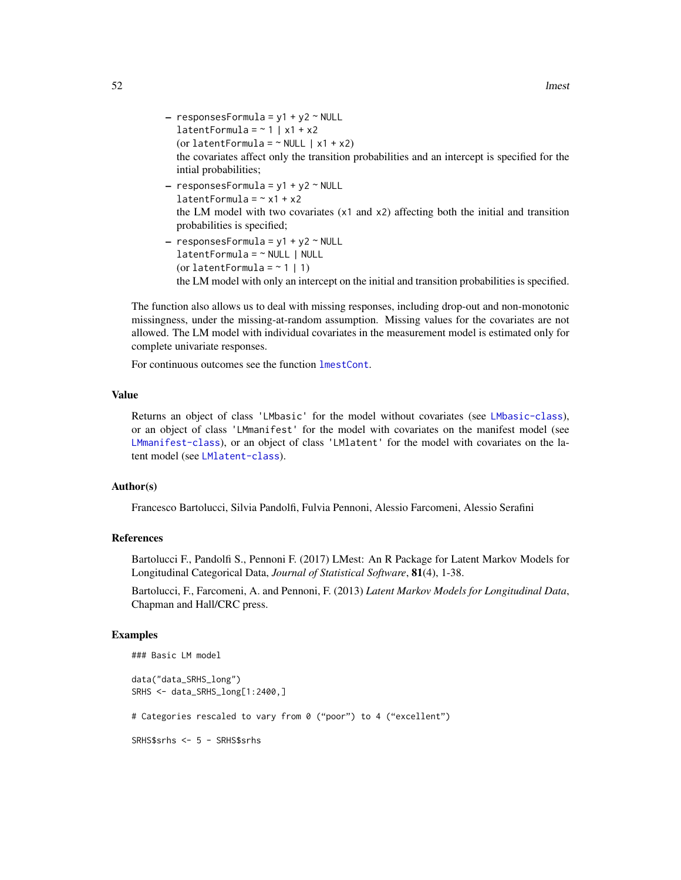– `responsesFormula = y1 + y2 ~ NULL`
  `latentFormula = ~ 1 | x1 + x2`
  (or `latentFormula = ~ NULL | x1 + x2`)
  the covariates affect only the transition probabilities and an intercept is specified for the intial probabilities;

– `responsesFormula = y1 + y2 ~ NULL`
  `latentFormula = ~ x1 + x2`
  the LM model with two covariates (`x1` and `x2`) affecting both the initial and transition probabilities is specified;

– `responsesFormula = y1 + y2 ~ NULL`
  `latentFormula = ~ NULL | NULL`
  (or `latentFormula = ~ 1 | 1`)
  the LM model with only an intercept on the initial and transition probabilities is specified.

The function also allows us to deal with missing responses, including drop-out and non-monotonic missingness, under the missing-at-random assumption. Missing values for the covariates are not allowed. The LM model with individual covariates in the measurement model is estimated only for complete univariate responses.

For continuous outcomes see the function `lmestCont`.

## Value

Returns an object of class `'LMbasic'` for the model without covariates (see `LMbasic-class`), or an object of class `'LMmanifest'` for the model with covariates on the manifest model (see `LMmanifest-class`), or an object of class `'LMlatent'` for the model with covariates on the latent model (see `LMlatent-class`).

## Author(s)

Francesco Bartolucci, Silvia Pandolfi, Fulvia Pennoni, Alessio Farcomeni, Alessio Serafini

## References

Bartolucci F., Pandolfi S., Pennoni F. (2017) LMest: An R Package for Latent Markov Models for Longitudinal Categorical Data, *Journal of Statistical Software*, **81**(4), 1-38.

Bartolucci, F., Farcomeni, A. and Pennoni, F. (2013) *Latent Markov Models for Longitudinal Data*, Chapman and Hall/CRC press.

## Examples

```
### Basic LM model

data("data_SRHS_long")
SRHS <- data_SRHS_long[1:2400,]

# Categories rescaled to vary from 0 ("poor") to 4 ("excellent")

SRHS$srhs <- 5 - SRHS$srhs
```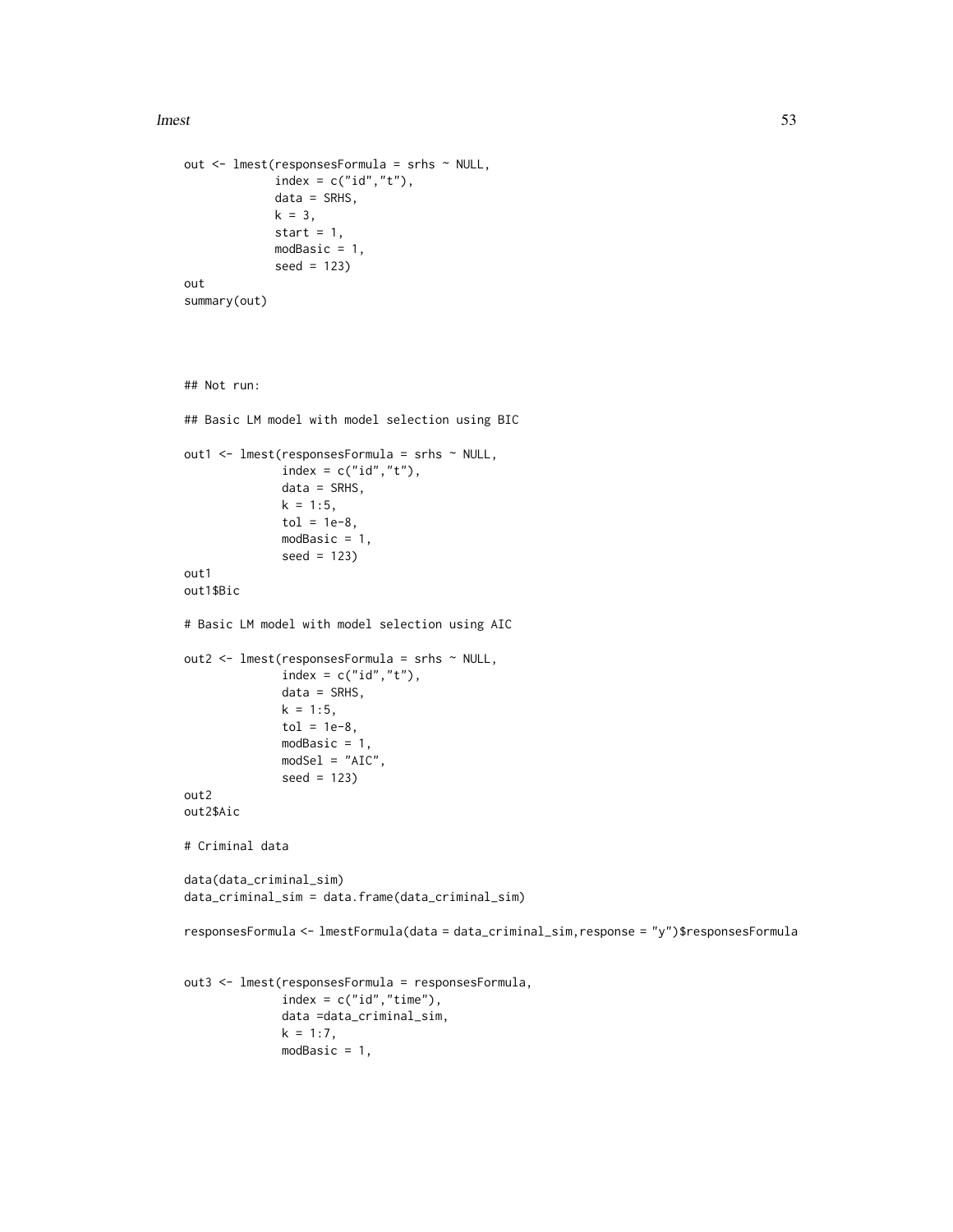```
out <- lmest(responsesFormula = srhs ~ NULL,
             index = c("id","t"),
             data = SRHS,
             k = 3,
             start = 1,
             modBasic = 1,
             seed = 123)
out
summary(out)




## Not run:

## Basic LM model with model selection using BIC

out1 <- lmest(responsesFormula = srhs ~ NULL,
              index = c("id","t"),
              data = SRHS,
              k = 1:5,
              tol = 1e-8,
              modBasic = 1,
              seed = 123)
out1
out1$Bic

# Basic LM model with model selection using AIC

out2 <- lmest(responsesFormula = srhs ~ NULL,
              index = c("id","t"),
              data = SRHS,
              k = 1:5,
              tol = 1e-8,
              modBasic = 1,
              modSel = "AIC",
              seed = 123)
out2
out2$Aic

# Criminal data

data(data_criminal_sim)
data_criminal_sim = data.frame(data_criminal_sim)

responsesFormula <- lmestFormula(data = data_criminal_sim,response = "y")$responsesFormula


out3 <- lmest(responsesFormula = responsesFormula,
              index = c("id","time"),
              data =data_criminal_sim,
              k = 1:7,
              modBasic = 1,
```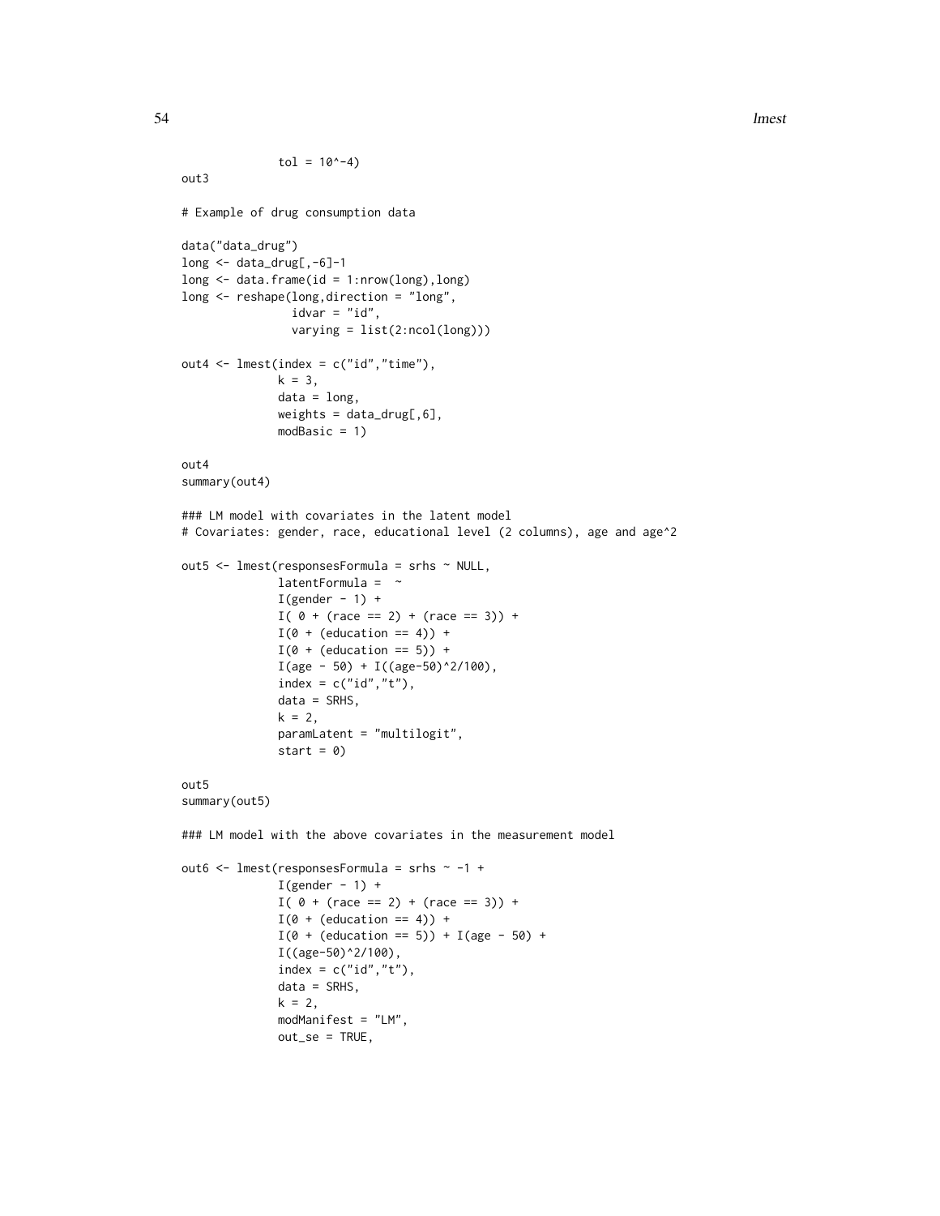```
              tol = 10^-4)
out3

# Example of drug consumption data

data("data_drug")
long <- data_drug[,-6]-1
long <- data.frame(id = 1:nrow(long),long)
long <- reshape(long,direction = "long",
                idvar = "id",
                varying = list(2:ncol(long)))

out4 <- lmest(index = c("id","time"),
              k = 3,
              data = long,
              weights = data_drug[,6],
              modBasic = 1)

out4
summary(out4)

### LM model with covariates in the latent model
# Covariates: gender, race, educational level (2 columns), age and age^2

out5 <- lmest(responsesFormula = srhs ~ NULL,
              latentFormula =  ~
              I(gender - 1) +
              I( 0 + (race == 2) + (race == 3)) +
              I(0 + (education == 4)) +
              I(0 + (education == 5)) +
              I(age - 50) + I((age-50)^2/100),
              index = c("id","t"),
              data = SRHS,
              k = 2,
              paramLatent = "multilogit",
              start = 0)

out5
summary(out5)

### LM model with the above covariates in the measurement model

out6 <- lmest(responsesFormula = srhs ~ -1 +
              I(gender - 1) +
              I( 0 + (race == 2) + (race == 3)) +
              I(0 + (education == 4)) +
              I(0 + (education == 5)) + I(age - 50) +
              I((age-50)^2/100),
              index = c("id","t"),
              data = SRHS,
              k = 2,
              modManifest = "LM",
              out_se = TRUE,
```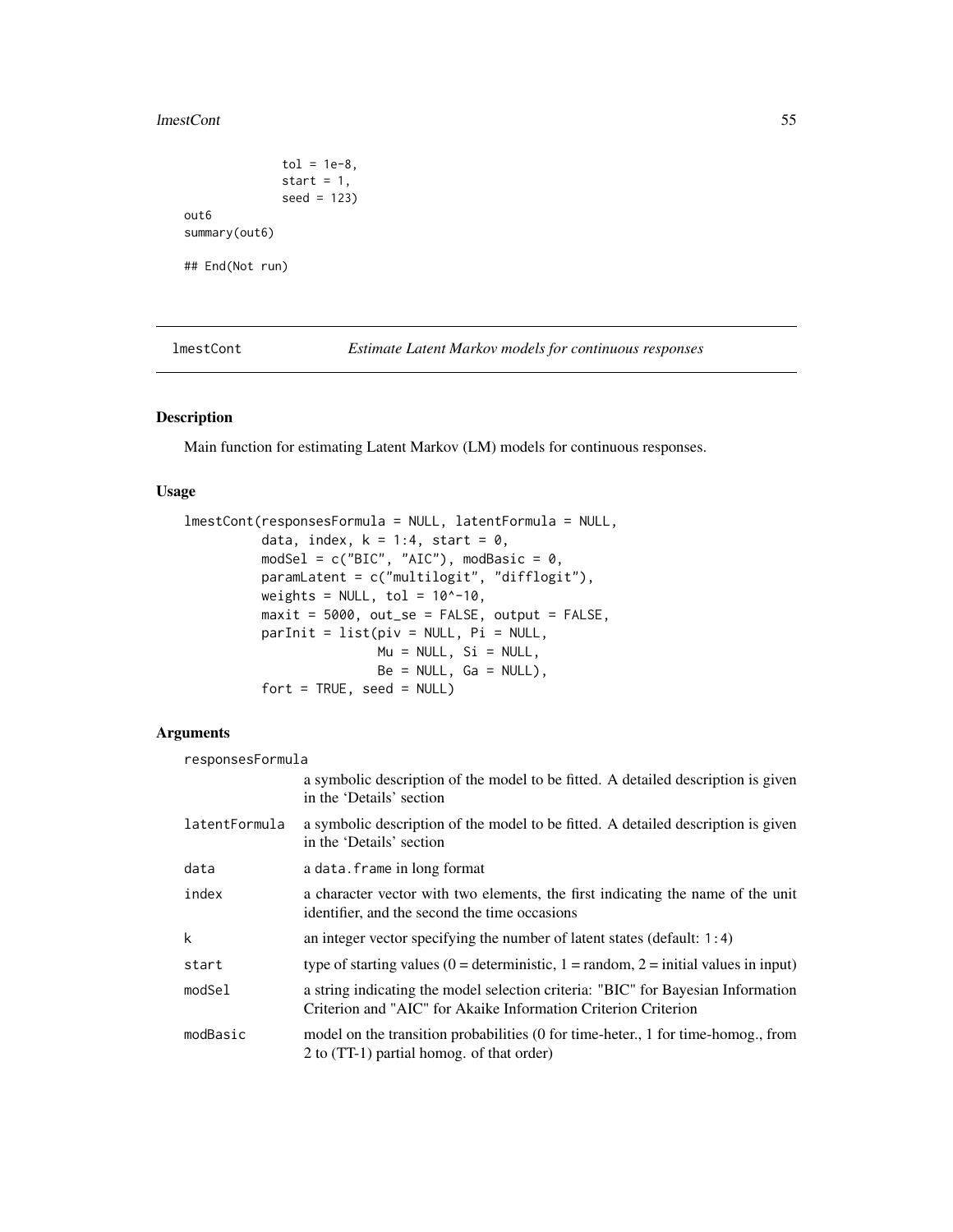```
              tol = 1e-8,
              start = 1,
              seed = 123)
out6
summary(out6)

## End(Not run)
```

---

## lmestCont — *Estimate Latent Markov models for continuous responses*

### Description

Main function for estimating Latent Markov (LM) models for continuous responses.

### Usage

```
lmestCont(responsesFormula = NULL, latentFormula = NULL,
          data, index, k = 1:4, start = 0,
          modSel = c("BIC", "AIC"), modBasic = 0,
          paramLatent = c("multilogit", "difflogit"),
          weights = NULL, tol = 10^-10,
          maxit = 5000, out_se = FALSE, output = FALSE,
          parInit = list(piv = NULL, Pi = NULL,
                         Mu = NULL, Si = NULL,
                         Be = NULL, Ga = NULL),
          fort = TRUE, seed = NULL)
```

### Arguments

| | |
|---|---|
| responsesFormula | a symbolic description of the model to be fitted. A detailed description is given in the 'Details' section |
| latentFormula | a symbolic description of the model to be fitted. A detailed description is given in the 'Details' section |
| data | a `data.frame` in long format |
| index | a character vector with two elements, the first indicating the name of the unit identifier, and the second the time occasions |
| k | an integer vector specifying the number of latent states (default: `1:4`) |
| start | type of starting values (0 = deterministic, 1 = random, 2 = initial values in input) |
| modSel | a string indicating the model selection criteria: "BIC" for Bayesian Information Criterion and "AIC" for Akaike Information Criterion Criterion |
| modBasic | model on the transition probabilities (0 for time-heter., 1 for time-homog., from 2 to (TT-1) partial homog. of that order) |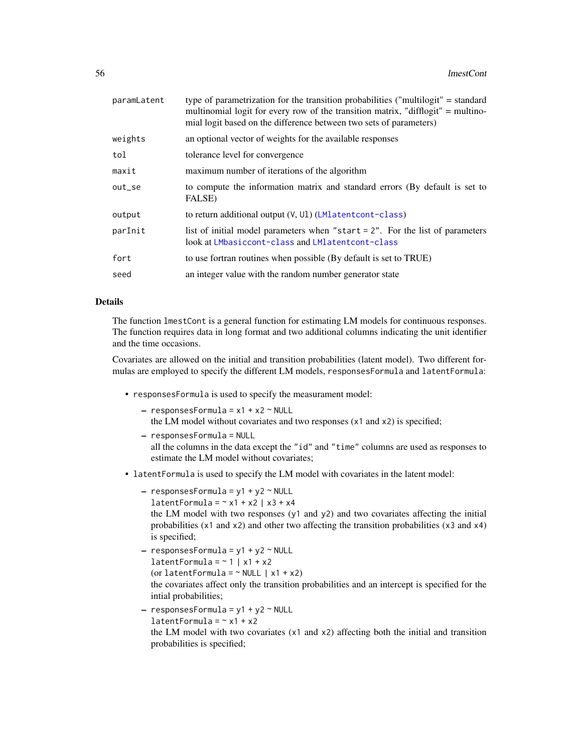| | |
|---|---|
| `paramLatent` | type of parametrization for the transition probabilities ("multilogit" = standard multinomial logit for every row of the transition matrix, "difflogit" = multinomial logit based on the difference between two sets of parameters) |
| `weights` | an optional vector of weights for the available responses |
| `tol` | tolerance level for convergence |
| `maxit` | maximum number of iterations of the algorithm |
| `out_se` | to compute the information matrix and standard errors (By default is set to FALSE) |
| `output` | to return additional output (`V`, `Ul`) (`LMlatentcont-class`) |
| `parInit` | list of initial model parameters when `"start = 2"`. For the list of parameters look at `LMbasiccont-class` and `LMlatentcont-class` |
| `fort` | to use fortran routines when possible (By default is set to TRUE) |
| `seed` | an integer value with the random number generator state |

## Details

The function `lmestCont` is a general function for estimating LM models for continuous responses. The function requires data in long format and two additional columns indicating the unit identifier and the time occasions.

Covariates are allowed on the initial and transition probabilities (latent model). Two different formulas are employed to specify the different LM models, `responsesFormula` and `latentFormula`:

- `responsesFormula` is used to specify the measurament model:
  - `responsesFormula = x1 + x2 ~ NULL`
    the LM model without covariates and two responses (`x1` and `x2`) is specified;
  - `responsesFormula = NULL`
    all the columns in the data except the `"id"` and `"time"` columns are used as responses to estimate the LM model without covariates;
- `latentFormula` is used to specify the LM model with covariates in the latent model:
  - `responsesFormula = y1 + y2 ~ NULL`
    `latentFormula = ~ x1 + x2 | x3 + x4`
    the LM model with two responses (`y1` and `y2`) and two covariates affecting the initial probabilities (`x1` and `x2`) and other two affecting the transition probabilities (`x3` and `x4`) is specified;
  - `responsesFormula = y1 + y2 ~ NULL`
    `latentFormula = ~ 1 | x1 + x2`
    (or `latentFormula = ~ NULL | x1 + x2`)
    the covariates affect only the transition probabilities and an intercept is specified for the intial probabilities;
  - `responsesFormula = y1 + y2 ~ NULL`
    `latentFormula = ~ x1 + x2`
    the LM model with two covariates (`x1` and `x2`) affecting both the initial and transition probabilities is specified;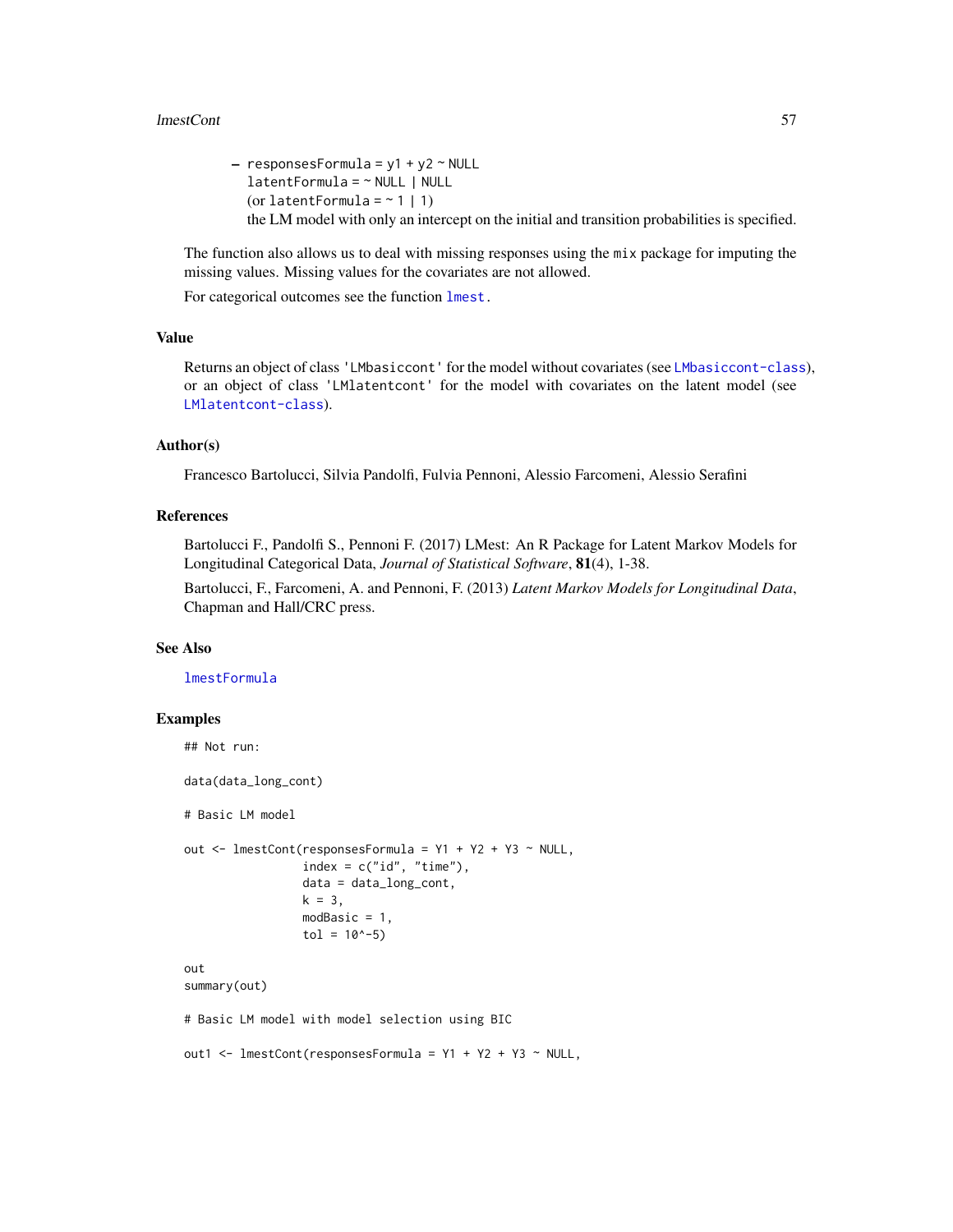– `responsesFormula = y1 + y2 ~ NULL`
  `latentFormula = ~ NULL | NULL`
  (or `latentFormula = ~ 1 | 1`)
  the LM model with only an intercept on the initial and transition probabilities is specified.

The function also allows us to deal with missing responses using the `mix` package for imputing the missing values. Missing values for the covariates are not allowed.

For categorical outcomes see the function `lmest`.

## Value

Returns an object of class `'LMbasiccont'` for the model without covariates (see `LMbasiccont-class`), or an object of class `'LMlatentcont'` for the model with covariates on the latent model (see `LMlatentcont-class`).

## Author(s)

Francesco Bartolucci, Silvia Pandolfi, Fulvia Pennoni, Alessio Farcomeni, Alessio Serafini

## References

Bartolucci F., Pandolfi S., Pennoni F. (2017) LMest: An R Package for Latent Markov Models for Longitudinal Categorical Data, *Journal of Statistical Software*, **81**(4), 1-38.

Bartolucci, F., Farcomeni, A. and Pennoni, F. (2013) *Latent Markov Models for Longitudinal Data*, Chapman and Hall/CRC press.

## See Also

`lmestFormula`

## Examples

```
## Not run:

data(data_long_cont)

# Basic LM model

out <- lmestCont(responsesFormula = Y1 + Y2 + Y3 ~ NULL,
                 index = c("id", "time"),
                 data = data_long_cont,
                 k = 3,
                 modBasic = 1,
                 tol = 10^-5)

out
summary(out)

# Basic LM model with model selection using BIC

out1 <- lmestCont(responsesFormula = Y1 + Y2 + Y3 ~ NULL,
```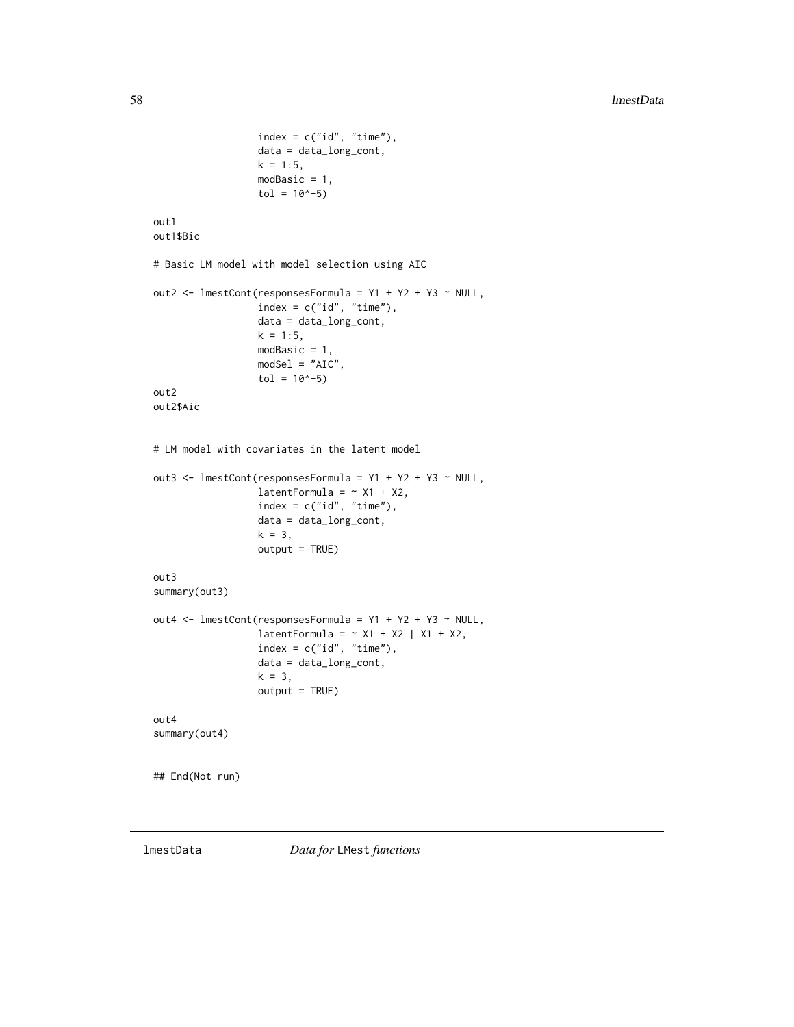```
                 index = c("id", "time"),
                 data = data_long_cont,
                 k = 1:5,
                 modBasic = 1,
                 tol = 10^-5)

out1
out1$Bic

# Basic LM model with model selection using AIC

out2 <- lmestCont(responsesFormula = Y1 + Y2 + Y3 ~ NULL,
                 index = c("id", "time"),
                 data = data_long_cont,
                 k = 1:5,
                 modBasic = 1,
                 modSel = "AIC",
                 tol = 10^-5)
out2
out2$Aic


# LM model with covariates in the latent model

out3 <- lmestCont(responsesFormula = Y1 + Y2 + Y3 ~ NULL,
                 latentFormula = ~ X1 + X2,
                 index = c("id", "time"),
                 data = data_long_cont,
                 k = 3,
                 output = TRUE)

out3
summary(out3)

out4 <- lmestCont(responsesFormula = Y1 + Y2 + Y3 ~ NULL,
                 latentFormula = ~ X1 + X2 | X1 + X2,
                 index = c("id", "time"),
                 data = data_long_cont,
                 k = 3,
                 output = TRUE)

out4
summary(out4)


## End(Not run)
```

---

## lmestData    *Data for* LMest *functions*

---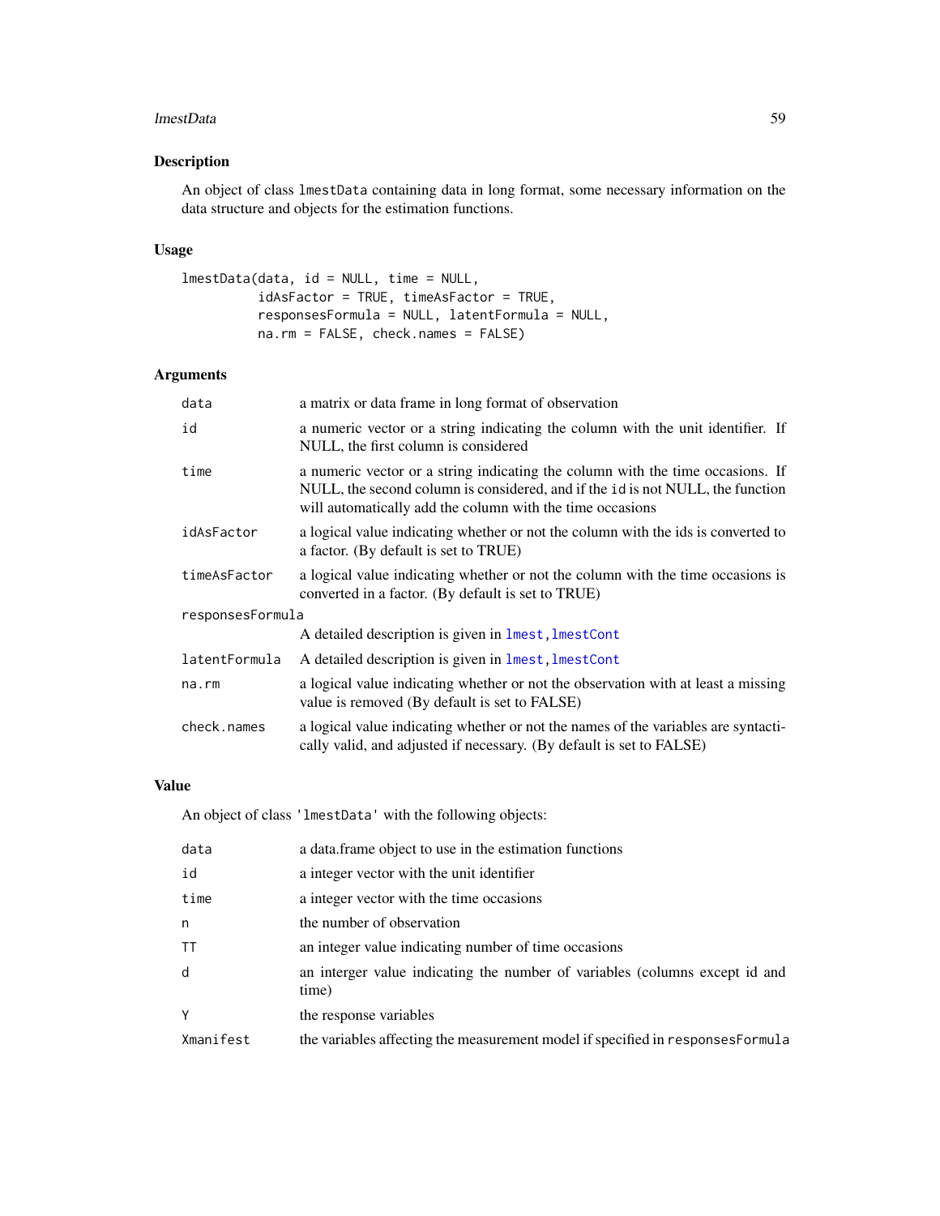## Description

An object of class `lmestData` containing data in long format, some necessary information on the data structure and objects for the estimation functions.

## Usage

```
lmestData(data, id = NULL, time = NULL,
          idAsFactor = TRUE, timeAsFactor = TRUE,
          responsesFormula = NULL, latentFormula = NULL,
          na.rm = FALSE, check.names = FALSE)
```

## Arguments

| | |
|---|---|
| `data` | a matrix or data frame in long format of observation |
| `id` | a numeric vector or a string indicating the column with the unit identifier. If NULL, the first column is considered |
| `time` | a numeric vector or a string indicating the column with the time occasions. If NULL, the second column is considered, and if the `id` is not NULL, the function will automatically add the column with the time occasions |
| `idAsFactor` | a logical value indicating whether or not the column with the ids is converted to a factor. (By default is set to TRUE) |
| `timeAsFactor` | a logical value indicating whether or not the column with the time occasions is converted in a factor. (By default is set to TRUE) |
| `responsesFormula` | A detailed description is given in `lmest`, `lmestCont` |
| `latentFormula` | A detailed description is given in `lmest`, `lmestCont` |
| `na.rm` | a logical value indicating whether or not the observation with at least a missing value is removed (By default is set to FALSE) |
| `check.names` | a logical value indicating whether or not the names of the variables are syntactically valid, and adjusted if necessary. (By default is set to FALSE) |

## Value

An object of class `'lmestData'` with the following objects:

| | |
|---|---|
| `data` | a data.frame object to use in the estimation functions |
| `id` | a integer vector with the unit identifier |
| `time` | a integer vector with the time occasions |
| `n` | the number of observation |
| `TT` | an integer value indicating number of time occasions |
| `d` | an interger value indicating the number of variables (columns except id and time) |
| `Y` | the response variables |
| `Xmanifest` | the variables affecting the measurement model if specified in `responsesFormula` |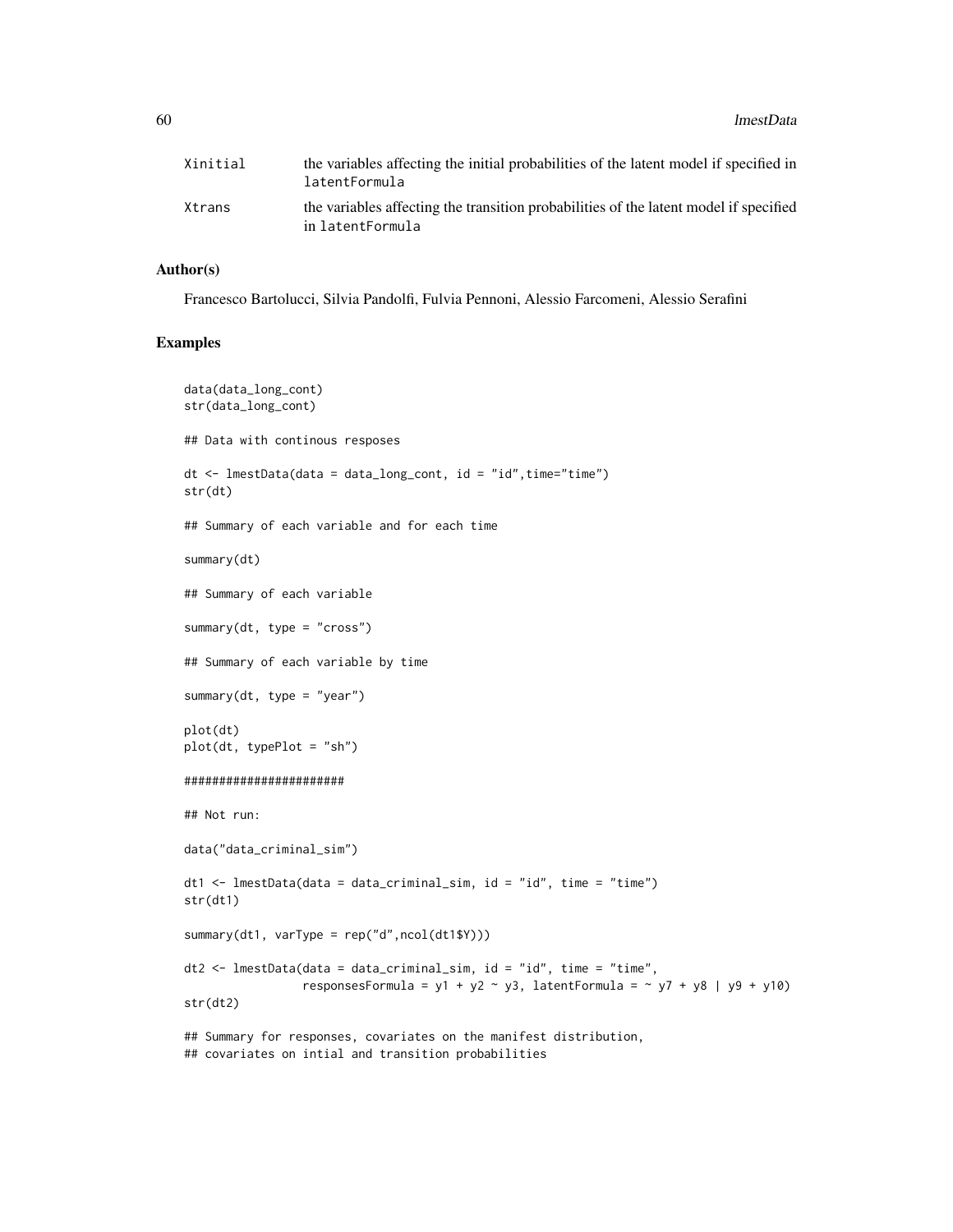| | |
|---|---|
| Xinitial | the variables affecting the initial probabilities of the latent model if specified in latentFormula |
| Xtrans | the variables affecting the transition probabilities of the latent model if specified in latentFormula |

## Author(s)

Francesco Bartolucci, Silvia Pandolfi, Fulvia Pennoni, Alessio Farcomeni, Alessio Serafini

## Examples

```
data(data_long_cont)
str(data_long_cont)

## Data with continous resposes

dt <- lmestData(data = data_long_cont, id = "id",time="time")
str(dt)

## Summary of each variable and for each time

summary(dt)

## Summary of each variable

summary(dt, type = "cross")

## Summary of each variable by time

summary(dt, type = "year")

plot(dt)
plot(dt, typePlot = "sh")

#######################

## Not run:

data("data_criminal_sim")

dt1 <- lmestData(data = data_criminal_sim, id = "id", time = "time")
str(dt1)

summary(dt1, varType = rep("d",ncol(dt1$Y)))

dt2 <- lmestData(data = data_criminal_sim, id = "id", time = "time",
                 responsesFormula = y1 + y2 ~ y3, latentFormula = ~ y7 + y8 | y9 + y10)
str(dt2)

## Summary for responses, covariates on the manifest distribution,
## covariates on intial and transition probabilities
```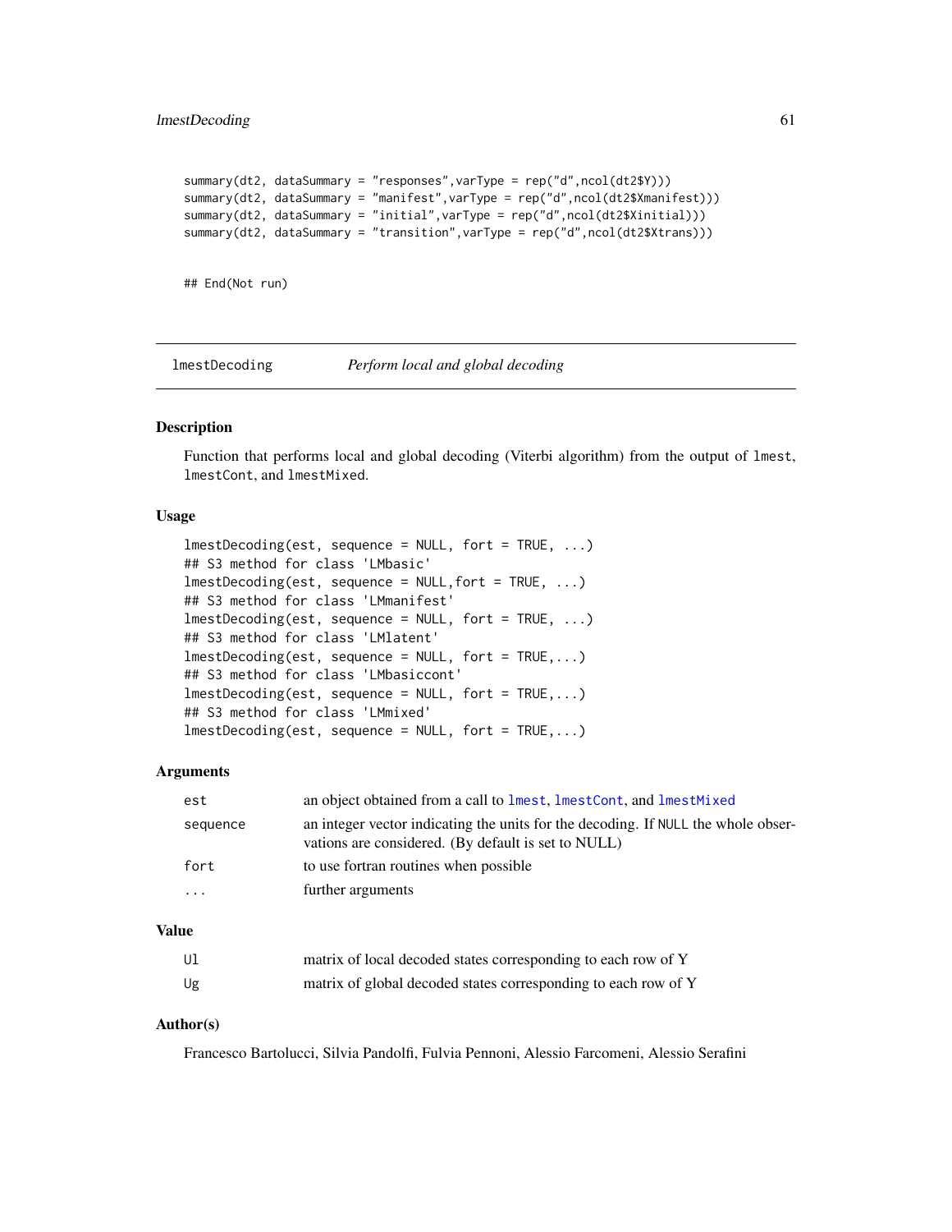```
summary(dt2, dataSummary = "responses",varType = rep("d",ncol(dt2$Y)))
summary(dt2, dataSummary = "manifest",varType = rep("d",ncol(dt2$Xmanifest)))
summary(dt2, dataSummary = "initial",varType = rep("d",ncol(dt2$Xinitial)))
summary(dt2, dataSummary = "transition",varType = rep("d",ncol(dt2$Xtrans)))


## End(Not run)
```

---

## lmestDecoding *Perform local and global decoding*

### Description

Function that performs local and global decoding (Viterbi algorithm) from the output of `lmest`, `lmestCont`, and `lmestMixed`.

### Usage

```
lmestDecoding(est, sequence = NULL, fort = TRUE, ...)
## S3 method for class 'LMbasic'
lmestDecoding(est, sequence = NULL,fort = TRUE, ...)
## S3 method for class 'LMmanifest'
lmestDecoding(est, sequence = NULL, fort = TRUE, ...)
## S3 method for class 'LMlatent'
lmestDecoding(est, sequence = NULL, fort = TRUE,...)
## S3 method for class 'LMbasiccont'
lmestDecoding(est, sequence = NULL, fort = TRUE,...)
## S3 method for class 'LMmixed'
lmestDecoding(est, sequence = NULL, fort = TRUE,...)
```

### Arguments

| | |
|---|---|
| `est` | an object obtained from a call to `lmest`, `lmestCont`, and `lmestMixed` |
| `sequence` | an integer vector indicating the units for the decoding. If NULL the whole observations are considered. (By default is set to NULL) |
| `fort` | to use fortran routines when possible |
| `...` | further arguments |

### Value

| | |
|---|---|
| `Ul` | matrix of local decoded states corresponding to each row of Y |
| `Ug` | matrix of global decoded states corresponding to each row of Y |

### Author(s)

Francesco Bartolucci, Silvia Pandolfi, Fulvia Pennoni, Alessio Farcomeni, Alessio Serafini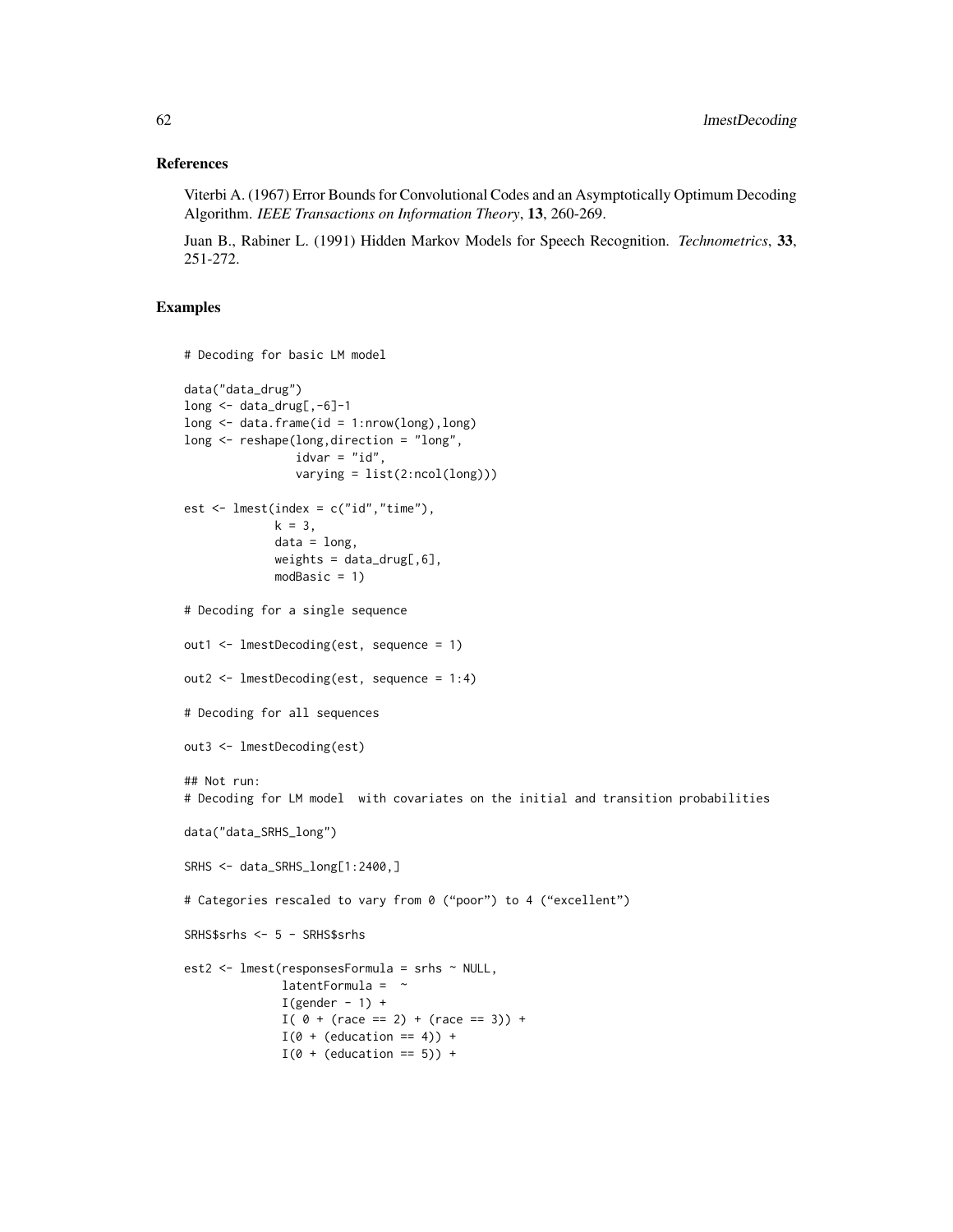## References

Viterbi A. (1967) Error Bounds for Convolutional Codes and an Asymptotically Optimum Decoding Algorithm. *IEEE Transactions on Information Theory*, **13**, 260-269.

Juan B., Rabiner L. (1991) Hidden Markov Models for Speech Recognition. *Technometrics*, **33**, 251-272.

## Examples

```
# Decoding for basic LM model

data("data_drug")
long <- data_drug[,-6]-1
long <- data.frame(id = 1:nrow(long),long)
long <- reshape(long,direction = "long",
                idvar = "id",
                varying = list(2:ncol(long)))

est <- lmest(index = c("id","time"),
             k = 3,
             data = long,
             weights = data_drug[,6],
             modBasic = 1)

# Decoding for a single sequence

out1 <- lmestDecoding(est, sequence = 1)

out2 <- lmestDecoding(est, sequence = 1:4)

# Decoding for all sequences

out3 <- lmestDecoding(est)

## Not run:
# Decoding for LM model  with covariates on the initial and transition probabilities

data("data_SRHS_long")

SRHS <- data_SRHS_long[1:2400,]

# Categories rescaled to vary from 0 ("poor") to 4 ("excellent")

SRHS$srhs <- 5 - SRHS$srhs

est2 <- lmest(responsesFormula = srhs ~ NULL,
              latentFormula =  ~
              I(gender - 1) +
              I( 0 + (race == 2) + (race == 3)) +
              I(0 + (education == 4)) +
              I(0 + (education == 5)) +
```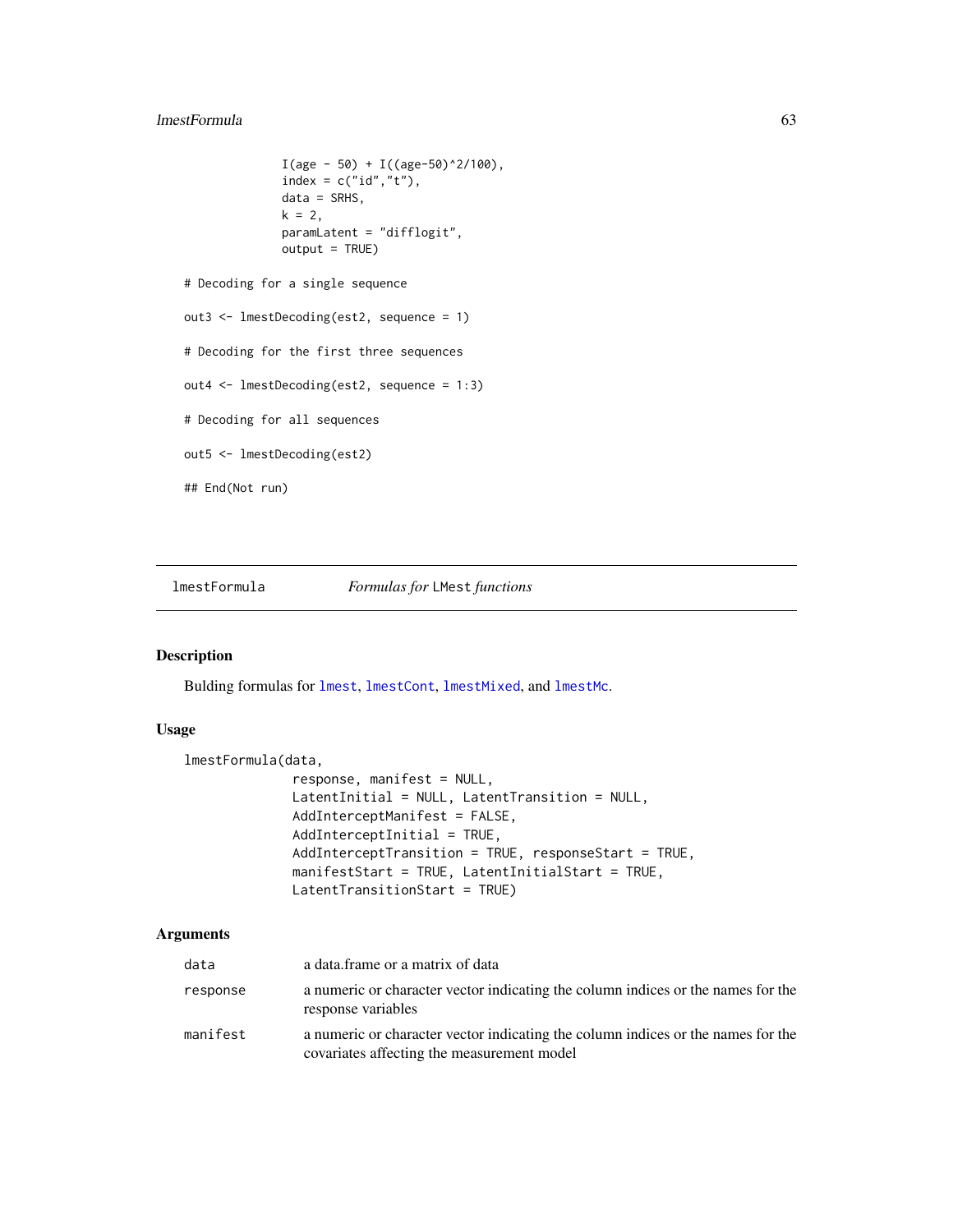```
I(age - 50) + I((age-50)^2/100),
index = c("id","t"),
data = SRHS,
k = 2,
paramLatent = "difflogit",
output = TRUE)

# Decoding for a single sequence

out3 <- lmestDecoding(est2, sequence = 1)

# Decoding for the first three sequences

out4 <- lmestDecoding(est2, sequence = 1:3)

# Decoding for all sequences

out5 <- lmestDecoding(est2)

## End(Not run)
```

---

## lmestFormula *Formulas for* LMest *functions*

### Description

Bulding formulas for lmest, lmestCont, lmestMixed, and lmestMc.

### Usage

```
lmestFormula(data,
             response, manifest = NULL,
             LatentInitial = NULL, LatentTransition = NULL,
             AddInterceptManifest = FALSE,
             AddInterceptInitial = TRUE,
             AddInterceptTransition = TRUE, responseStart = TRUE,
             manifestStart = TRUE, LatentInitialStart = TRUE,
             LatentTransitionStart = TRUE)
```

### Arguments

| | |
|---|---|
| data | a data.frame or a matrix of data |
| response | a numeric or character vector indicating the column indices or the names for the response variables |
| manifest | a numeric or character vector indicating the column indices or the names for the covariates affecting the measurement model |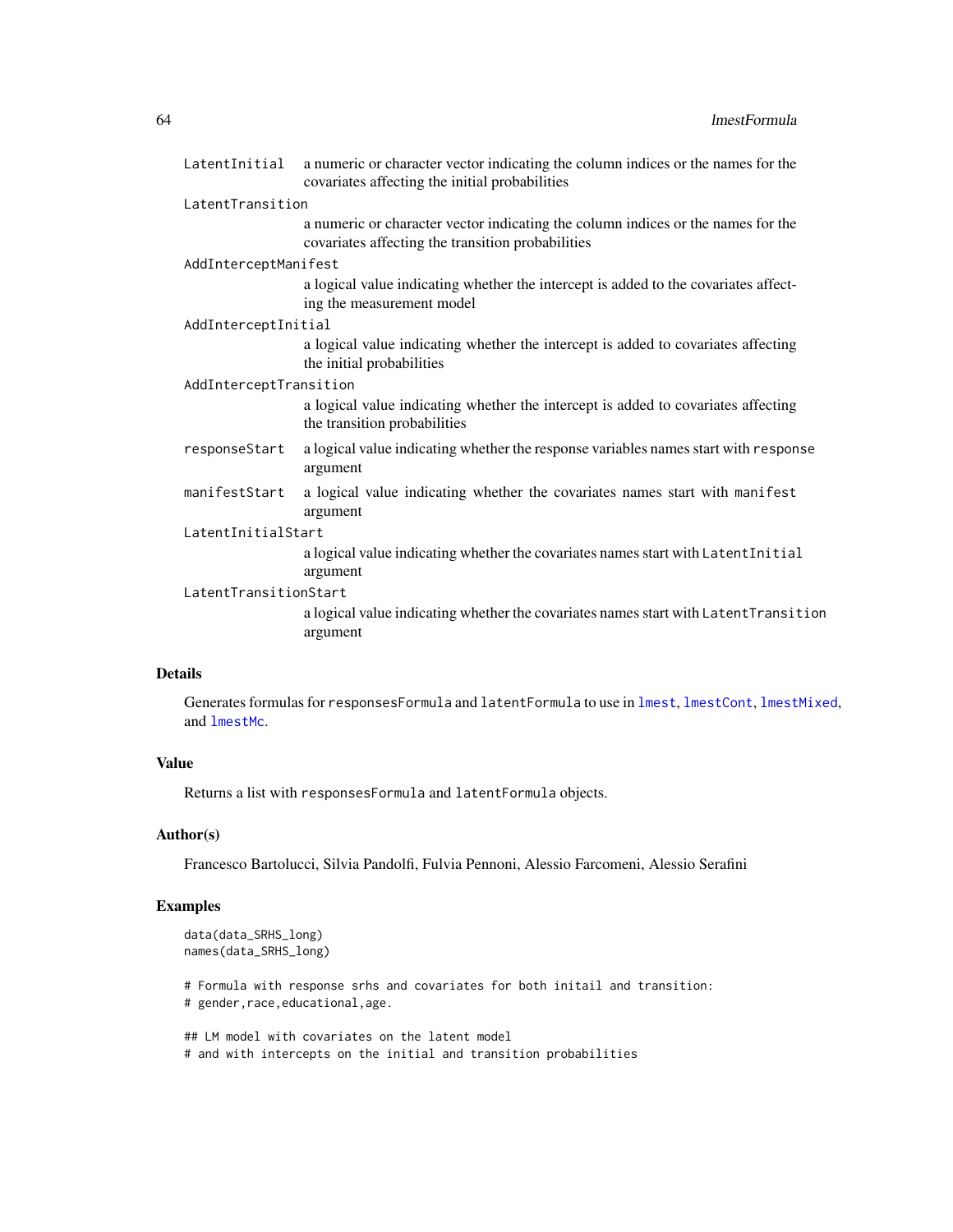`LatentInitial` a numeric or character vector indicating the column indices or the names for the covariates affecting the initial probabilities

`LatentTransition`
a numeric or character vector indicating the column indices or the names for the covariates affecting the transition probabilities

`AddInterceptManifest`
a logical value indicating whether the intercept is added to the covariates affecting the measurement model

`AddInterceptInitial`
a logical value indicating whether the intercept is added to covariates affecting the initial probabilities

`AddInterceptTransition`
a logical value indicating whether the intercept is added to covariates affecting the transition probabilities

`responseStart` a logical value indicating whether the response variables names start with `response` argument

`manifestStart` a logical value indicating whether the covariates names start with `manifest` argument

`LatentInitialStart`
a logical value indicating whether the covariates names start with `LatentInitial` argument

`LatentTransitionStart`
a logical value indicating whether the covariates names start with `LatentTransition` argument

### Details

Generates formulas for `responsesFormula` and `latentFormula` to use in `lmest`, `lmestCont`, `lmestMixed`, and `lmestMc`.

### Value

Returns a list with `responsesFormula` and `latentFormula` objects.

### Author(s)

Francesco Bartolucci, Silvia Pandolfi, Fulvia Pennoni, Alessio Farcomeni, Alessio Serafini

### Examples

```
data(data_SRHS_long)
names(data_SRHS_long)

# Formula with response srhs and covariates for both initail and transition:
# gender,race,educational,age.

## LM model with covariates on the latent model
# and with intercepts on the initial and transition probabilities
```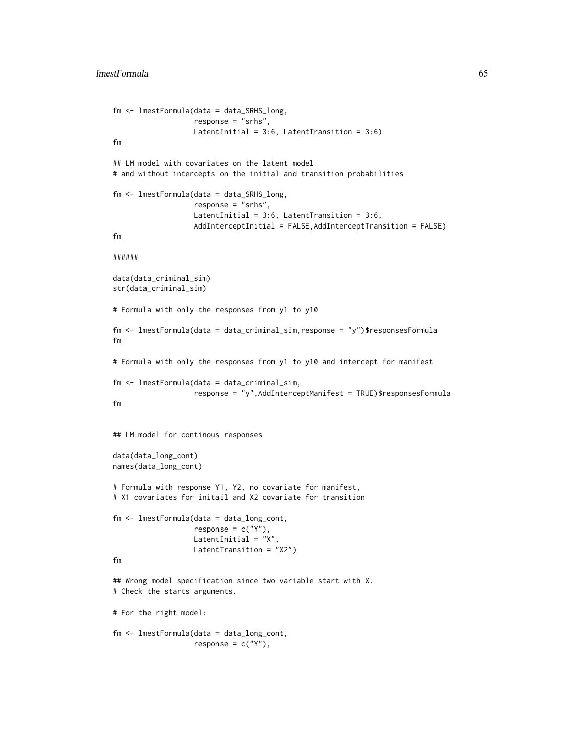```
fm <- lmestFormula(data = data_SRHS_long,
                   response = "srhs",
                   LatentInitial = 3:6, LatentTransition = 3:6)
fm

## LM model with covariates on the latent model
# and without intercepts on the initial and transition probabilities

fm <- lmestFormula(data = data_SRHS_long,
                   response = "srhs",
                   LatentInitial = 3:6, LatentTransition = 3:6,
                   AddInterceptInitial = FALSE,AddInterceptTransition = FALSE)
fm

######

data(data_criminal_sim)
str(data_criminal_sim)

# Formula with only the responses from y1 to y10

fm <- lmestFormula(data = data_criminal_sim,response = "y")$responsesFormula
fm

# Formula with only the responses from y1 to y10 and intercept for manifest

fm <- lmestFormula(data = data_criminal_sim,
                   response = "y",AddInterceptManifest = TRUE)$responsesFormula
fm


## LM model for continous responses

data(data_long_cont)
names(data_long_cont)

# Formula with response Y1, Y2, no covariate for manifest,
# X1 covariates for initail and X2 covariate for transition

fm <- lmestFormula(data = data_long_cont,
                   response = c("Y"),
                   LatentInitial = "X",
                   LatentTransition = "X2")
fm

## Wrong model specification since two variable start with X.
# Check the starts arguments.

# For the right model:

fm <- lmestFormula(data = data_long_cont,
                   response = c("Y"),
```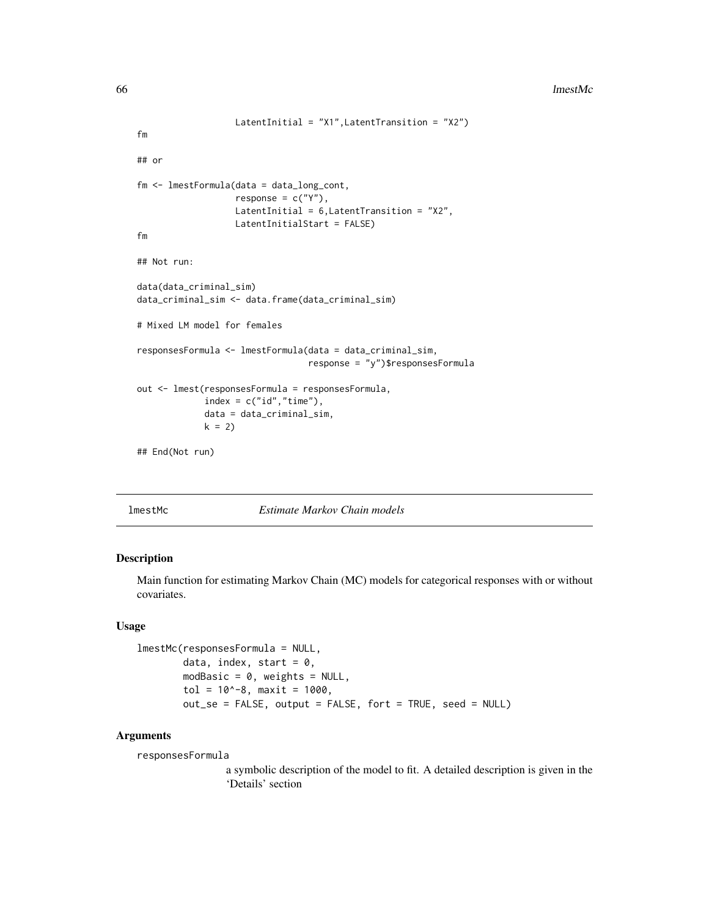```
                  LatentInitial = "X1",LatentTransition = "X2")
fm

## or

fm <- lmestFormula(data = data_long_cont,
                  response = c("Y"),
                  LatentInitial = 6,LatentTransition = "X2",
                  LatentInitialStart = FALSE)
fm

## Not run:

data(data_criminal_sim)
data_criminal_sim <- data.frame(data_criminal_sim)

# Mixed LM model for females

responsesFormula <- lmestFormula(data = data_criminal_sim,
                                 response = "y")$responsesFormula

out <- lmest(responsesFormula = responsesFormula,
             index = c("id","time"),
             data = data_criminal_sim,
             k = 2)

## End(Not run)
```

---

lmestMc *Estimate Markov Chain models*

---

### Description

Main function for estimating Markov Chain (MC) models for categorical responses with or without covariates.

### Usage

```
lmestMc(responsesFormula = NULL,
        data, index, start = 0,
        modBasic = 0, weights = NULL,
        tol = 10^-8, maxit = 1000,
        out_se = FALSE, output = FALSE, fort = TRUE, seed = NULL)
```

### Arguments

`responsesFormula`
: a symbolic description of the model to fit. A detailed description is given in the 'Details' section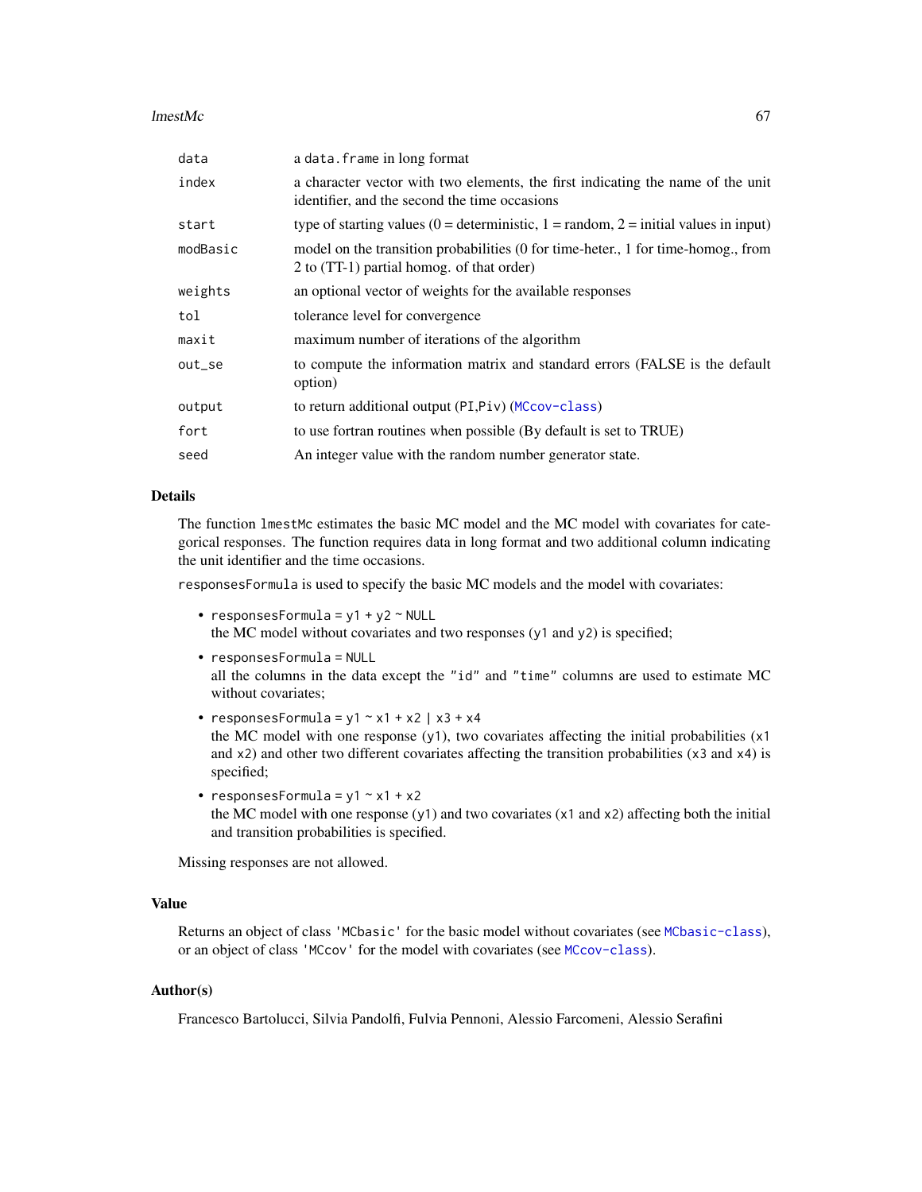| | |
|---|---|
| `data` | a `data.frame` in long format |
| `index` | a character vector with two elements, the first indicating the name of the unit identifier, and the second the time occasions |
| `start` | type of starting values (0 = deterministic, 1 = random, 2 = initial values in input) |
| `modBasic` | model on the transition probabilities (0 for time-heter., 1 for time-homog., from 2 to (TT-1) partial homog. of that order) |
| `weights` | an optional vector of weights for the available responses |
| `tol` | tolerance level for convergence |
| `maxit` | maximum number of iterations of the algorithm |
| `out_se` | to compute the information matrix and standard errors (FALSE is the default option) |
| `output` | to return additional output (`PI`,`Piv`) (`MCcov-class`) |
| `fort` | to use fortran routines when possible (By default is set to TRUE) |
| `seed` | An integer value with the random number generator state. |

## Details

The function `lmestMc` estimates the basic MC model and the MC model with covariates for categorical responses. The function requires data in long format and two additional column indicating the unit identifier and the time occasions.

`responsesFormula` is used to specify the basic MC models and the model with covariates:

- `responsesFormula = y1 + y2 ~ NULL`
  the MC model without covariates and two responses (`y1` and `y2`) is specified;
- `responsesFormula = NULL`
  all the columns in the data except the `"id"` and `"time"` columns are used to estimate MC without covariates;
- `responsesFormula = y1 ~ x1 + x2 | x3 + x4`
  the MC model with one response (`y1`), two covariates affecting the initial probabilities (`x1` and `x2`) and other two different covariates affecting the transition probabilities (`x3` and `x4`) is specified;
- `responsesFormula = y1 ~ x1 + x2`
  the MC model with one response (`y1`) and two covariates (`x1` and `x2`) affecting both the initial and transition probabilities is specified.

Missing responses are not allowed.

## Value

Returns an object of class `'MCbasic'` for the basic model without covariates (see `MCbasic-class`), or an object of class `'MCcov'` for the model with covariates (see `MCcov-class`).

## Author(s)

Francesco Bartolucci, Silvia Pandolfi, Fulvia Pennoni, Alessio Farcomeni, Alessio Serafini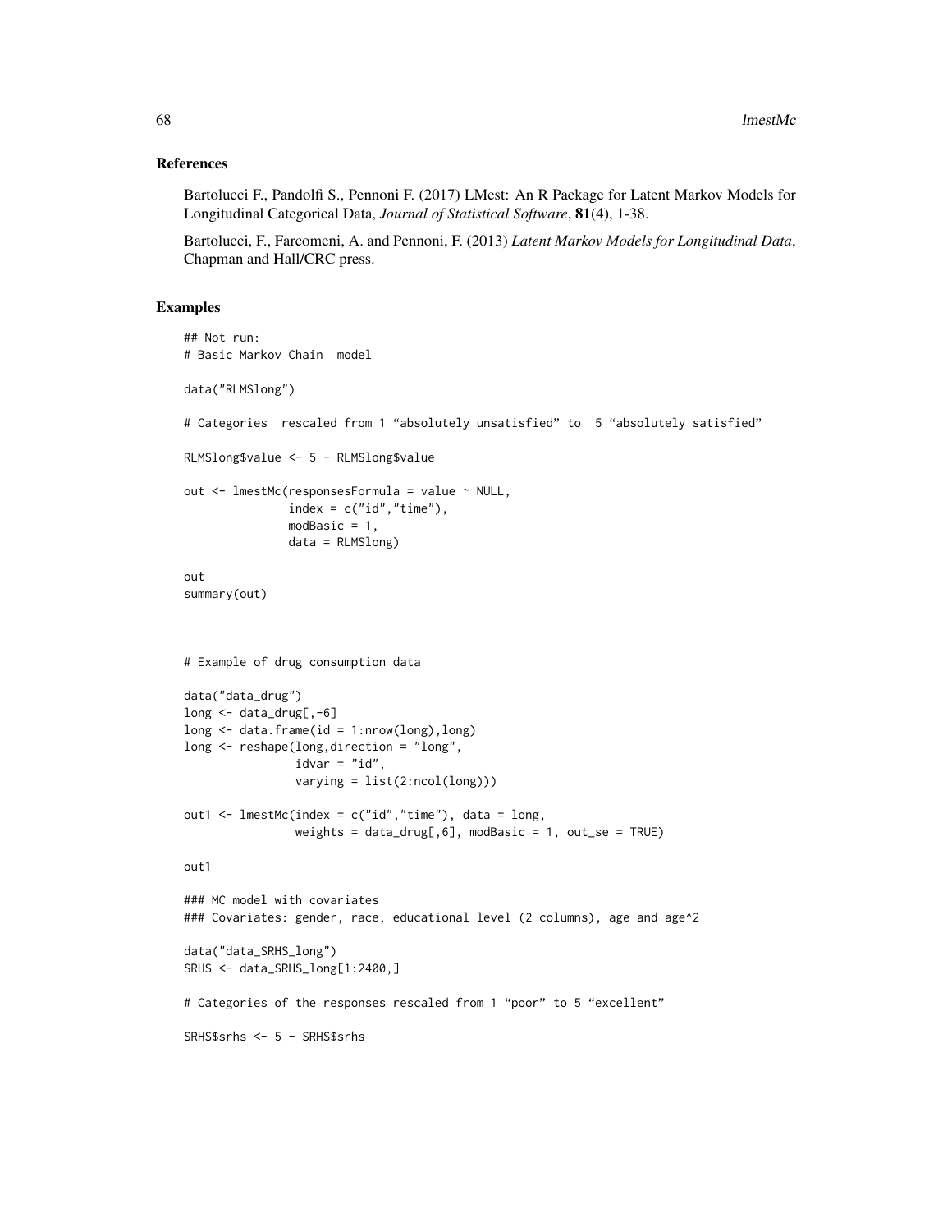## References

Bartolucci F., Pandolfi S., Pennoni F. (2017) LMest: An R Package for Latent Markov Models for Longitudinal Categorical Data, *Journal of Statistical Software*, **81**(4), 1-38.

Bartolucci, F., Farcomeni, A. and Pennoni, F. (2013) *Latent Markov Models for Longitudinal Data*, Chapman and Hall/CRC press.

## Examples

```
## Not run:
# Basic Markov Chain  model

data("RLMSlong")

# Categories  rescaled from 1 “absolutely unsatisfied” to  5 “absolutely satisfied”

RLMSlong$value <- 5 - RLMSlong$value

out <- lmestMc(responsesFormula = value ~ NULL,
               index = c("id","time"),
               modBasic = 1,
               data = RLMSlong)

out
summary(out)



# Example of drug consumption data

data("data_drug")
long <- data_drug[,-6]
long <- data.frame(id = 1:nrow(long),long)
long <- reshape(long,direction = "long",
                idvar = "id",
                varying = list(2:ncol(long)))

out1 <- lmestMc(index = c("id","time"), data = long,
                weights = data_drug[,6], modBasic = 1, out_se = TRUE)

out1

### MC model with covariates
### Covariates: gender, race, educational level (2 columns), age and age^2

data("data_SRHS_long")
SRHS <- data_SRHS_long[1:2400,]

# Categories of the responses rescaled from 1 “poor” to 5 “excellent”

SRHS$srhs <- 5 - SRHS$srhs
```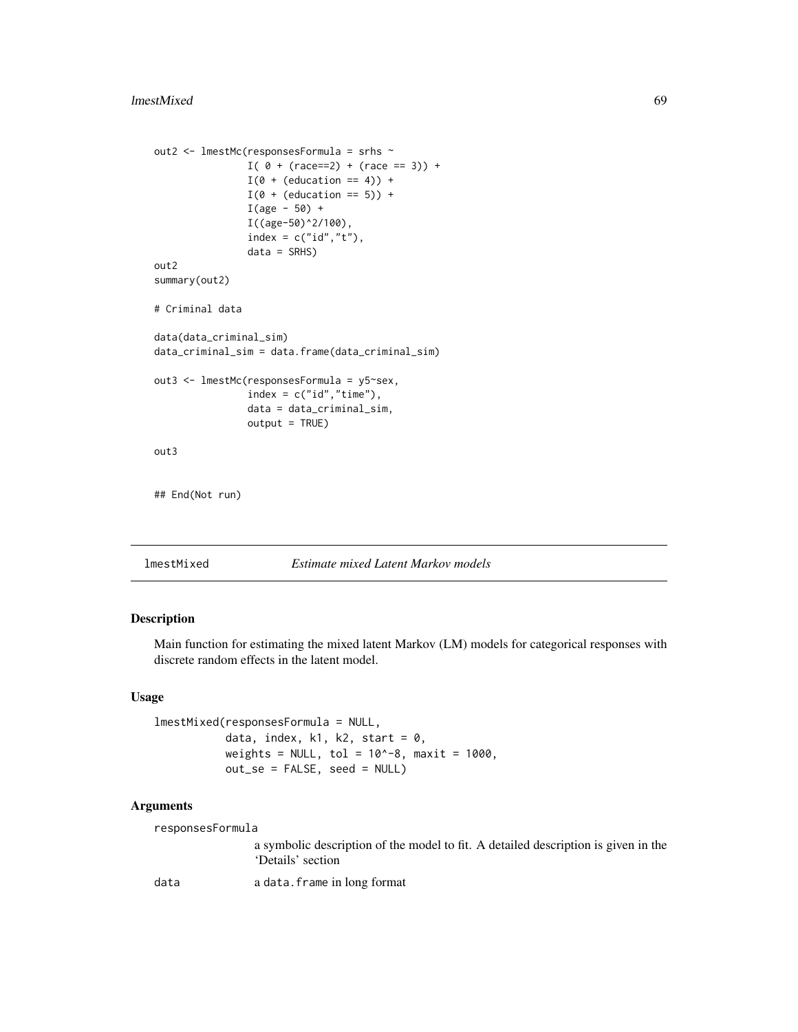```
out2 <- lmestMc(responsesFormula = srhs ~
                I( 0 + (race==2) + (race == 3)) +
                I(0 + (education == 4)) +
                I(0 + (education == 5)) +
                I(age - 50) +
                I((age-50)^2/100),
                index = c("id","t"),
                data = SRHS)
out2
summary(out2)

# Criminal data

data(data_criminal_sim)
data_criminal_sim = data.frame(data_criminal_sim)

out3 <- lmestMc(responsesFormula = y5~sex,
                index = c("id","time"),
                data = data_criminal_sim,
                output = TRUE)

out3


## End(Not run)
```

---

## lmestMixed — *Estimate mixed Latent Markov models*

### Description

Main function for estimating the mixed latent Markov (LM) models for categorical responses with discrete random effects in the latent model.

### Usage

```
lmestMixed(responsesFormula = NULL,
           data, index, k1, k2, start = 0,
           weights = NULL, tol = 10^-8, maxit = 1000,
           out_se = FALSE, seed = NULL)
```

### Arguments

`responsesFormula`
: a symbolic description of the model to fit. A detailed description is given in the 'Details' section

`data`
: a `data.frame` in long format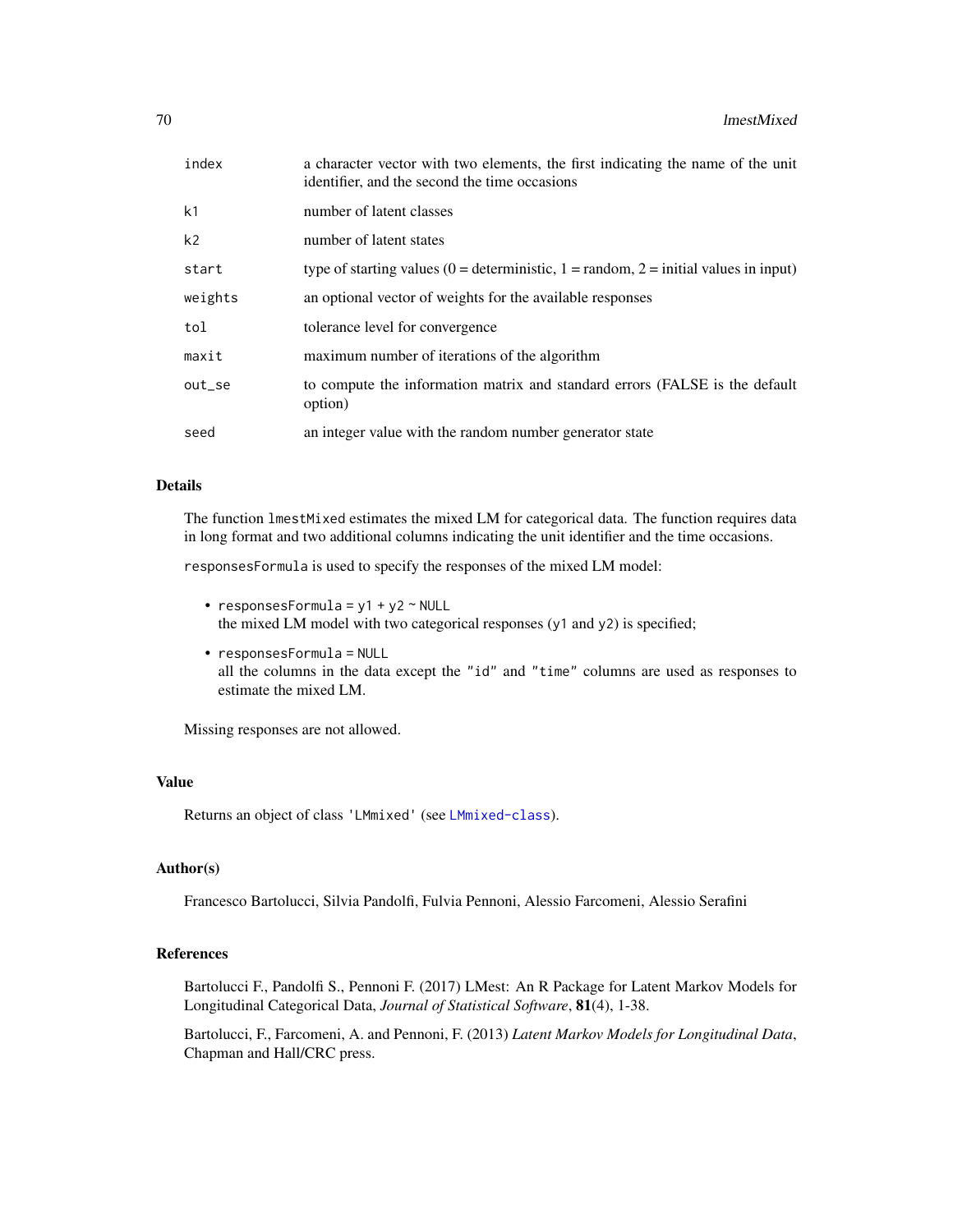| | |
|---|---|
| `index` | a character vector with two elements, the first indicating the name of the unit identifier, and the second the time occasions |
| `k1` | number of latent classes |
| `k2` | number of latent states |
| `start` | type of starting values (0 = deterministic, 1 = random, 2 = initial values in input) |
| `weights` | an optional vector of weights for the available responses |
| `tol` | tolerance level for convergence |
| `maxit` | maximum number of iterations of the algorithm |
| `out_se` | to compute the information matrix and standard errors (FALSE is the default option) |
| `seed` | an integer value with the random number generator state |

## Details

The function `lmestMixed` estimates the mixed LM for categorical data. The function requires data in long format and two additional columns indicating the unit identifier and the time occasions.

`responsesFormula` is used to specify the responses of the mixed LM model:

- `responsesFormula = y1 + y2 ~ NULL`
  the mixed LM model with two categorical responses (`y1` and `y2`) is specified;
- `responsesFormula = NULL`
  all the columns in the data except the `"id"` and `"time"` columns are used as responses to estimate the mixed LM.

Missing responses are not allowed.

## Value

Returns an object of class `'LMmixed'` (see `LMmixed-class`).

## Author(s)

Francesco Bartolucci, Silvia Pandolfi, Fulvia Pennoni, Alessio Farcomeni, Alessio Serafini

## References

Bartolucci F., Pandolfi S., Pennoni F. (2017) LMest: An R Package for Latent Markov Models for Longitudinal Categorical Data, *Journal of Statistical Software*, **81**(4), 1-38.

Bartolucci, F., Farcomeni, A. and Pennoni, F. (2013) *Latent Markov Models for Longitudinal Data*, Chapman and Hall/CRC press.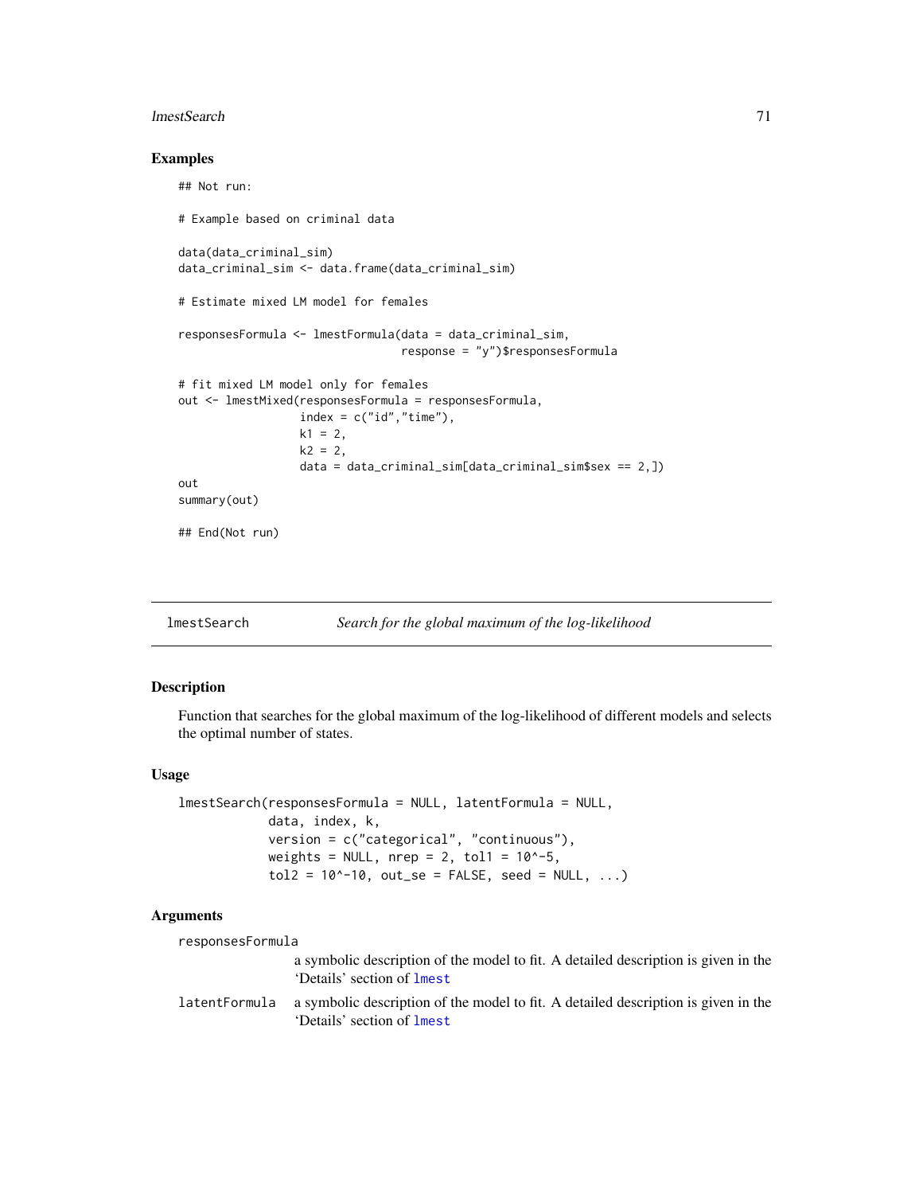## Examples

```
## Not run:

# Example based on criminal data

data(data_criminal_sim)
data_criminal_sim <- data.frame(data_criminal_sim)

# Estimate mixed LM model for females

responsesFormula <- lmestFormula(data = data_criminal_sim,
                                 response = "y")$responsesFormula

# fit mixed LM model only for females
out <- lmestMixed(responsesFormula = responsesFormula,
                  index = c("id","time"),
                  k1 = 2,
                  k2 = 2,
                  data = data_criminal_sim[data_criminal_sim$sex == 2,])
out
summary(out)

## End(Not run)
```

---

`lmestSearch` *Search for the global maximum of the log-likelihood*

---

## Description

Function that searches for the global maximum of the log-likelihood of different models and selects the optimal number of states.

## Usage

```
lmestSearch(responsesFormula = NULL, latentFormula = NULL,
            data, index, k,
            version = c("categorical", "continuous"),
            weights = NULL, nrep = 2, tol1 = 10^-5,
            tol2 = 10^-10, out_se = FALSE, seed = NULL, ...)
```

## Arguments

| | |
|---|---|
| `responsesFormula` | a symbolic description of the model to fit. A detailed description is given in the 'Details' section of `lmest` |
| `latentFormula` | a symbolic description of the model to fit. A detailed description is given in the 'Details' section of `lmest` |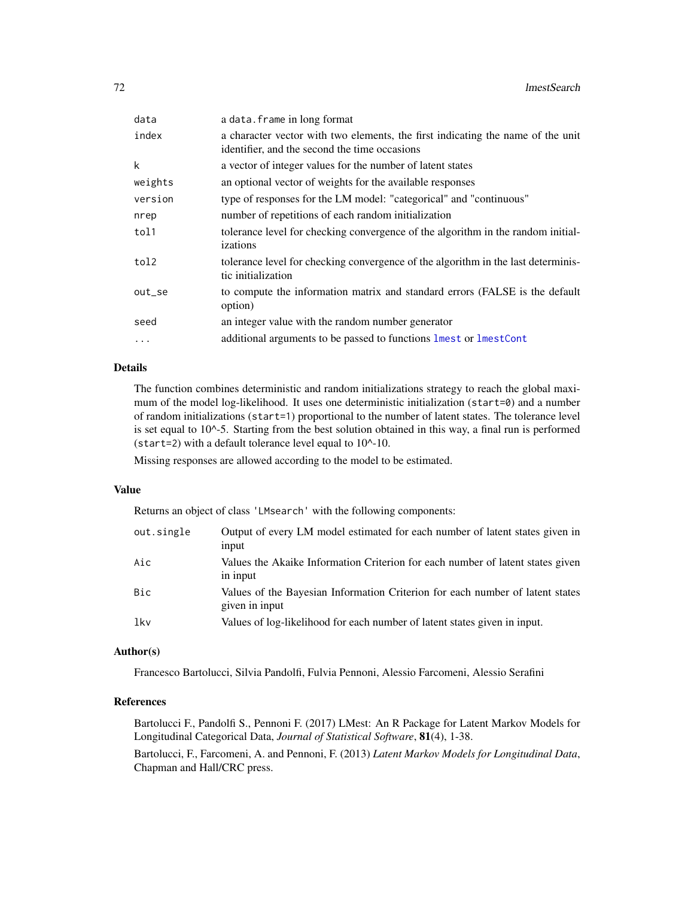| | |
|---|---|
| `data` | a `data.frame` in long format |
| `index` | a character vector with two elements, the first indicating the name of the unit identifier, and the second the time occasions |
| `k` | a vector of integer values for the number of latent states |
| `weights` | an optional vector of weights for the available responses |
| `version` | type of responses for the LM model: "categorical" and "continuous" |
| `nrep` | number of repetitions of each random initialization |
| `tol1` | tolerance level for checking convergence of the algorithm in the random initializations |
| `tol2` | tolerance level for checking convergence of the algorithm in the last deterministic initialization |
| `out_se` | to compute the information matrix and standard errors (FALSE is the default option) |
| `seed` | an integer value with the random number generator |
| `...` | additional arguments to be passed to functions `lmest` or `lmestCont` |

## Details

The function combines deterministic and random initializations strategy to reach the global maximum of the model log-likelihood. It uses one deterministic initialization (`start=0`) and a number of random initializations (`start=1`) proportional to the number of latent states. The tolerance level is set equal to 10^-5. Starting from the best solution obtained in this way, a final run is performed (`start=2`) with a default tolerance level equal to 10^-10.

Missing responses are allowed according to the model to be estimated.

## Value

Returns an object of class `'LMsearch'` with the following components:

| | |
|---|---|
| `out.single` | Output of every LM model estimated for each number of latent states given in input |
| `Aic` | Values the Akaike Information Criterion for each number of latent states given in input |
| `Bic` | Values of the Bayesian Information Criterion for each number of latent states given in input |
| `lkv` | Values of log-likelihood for each number of latent states given in input. |

## Author(s)

Francesco Bartolucci, Silvia Pandolfi, Fulvia Pennoni, Alessio Farcomeni, Alessio Serafini

## References

Bartolucci F., Pandolfi S., Pennoni F. (2017) LMest: An R Package for Latent Markov Models for Longitudinal Categorical Data, *Journal of Statistical Software*, **81**(4), 1-38.

Bartolucci, F., Farcomeni, A. and Pennoni, F. (2013) *Latent Markov Models for Longitudinal Data*, Chapman and Hall/CRC press.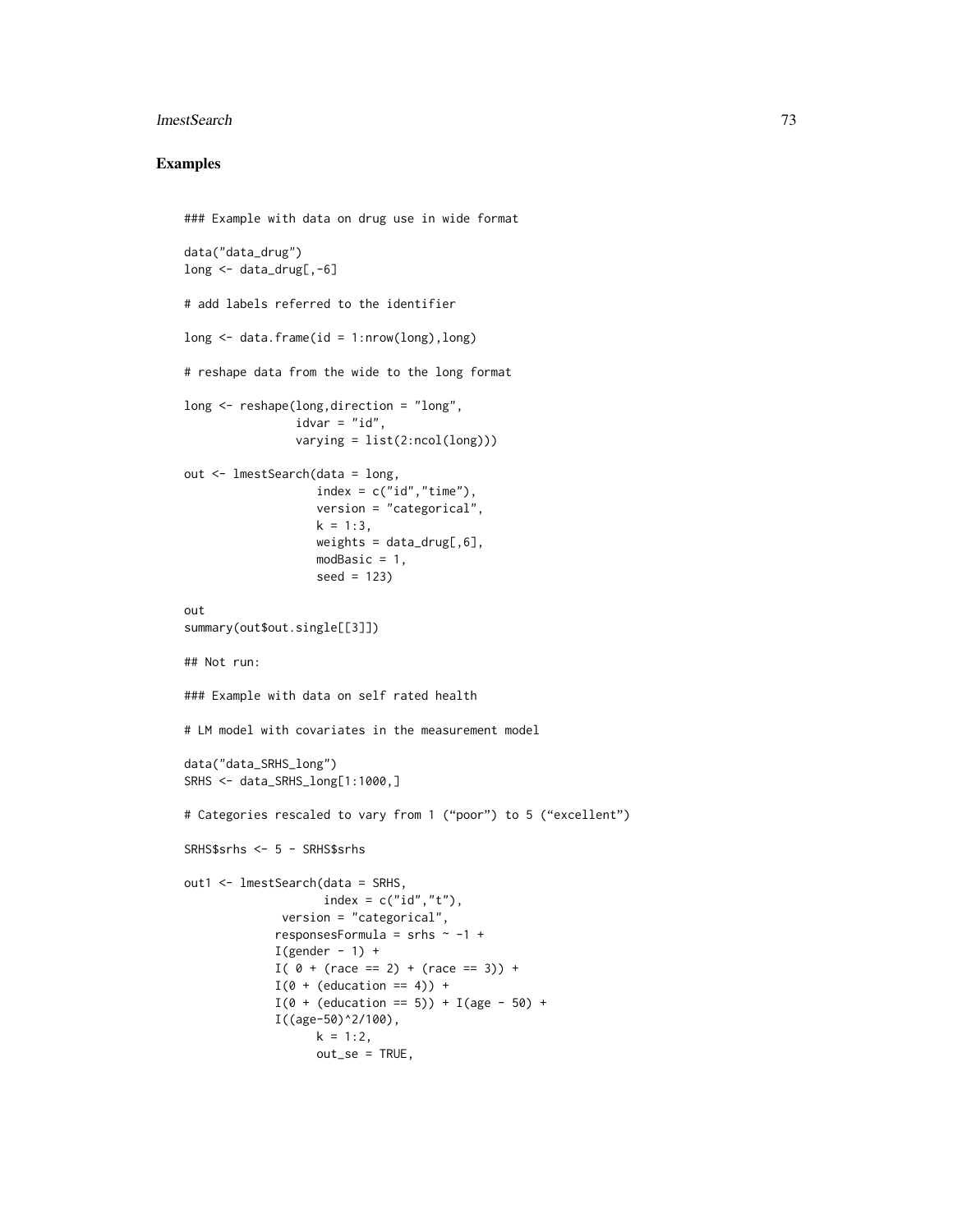## Examples

```
### Example with data on drug use in wide format

data("data_drug")
long <- data_drug[,-6]

# add labels referred to the identifier

long <- data.frame(id = 1:nrow(long),long)

# reshape data from the wide to the long format

long <- reshape(long,direction = "long",
                idvar = "id",
                varying = list(2:ncol(long)))

out <- lmestSearch(data = long,
                   index = c("id","time"),
                   version = "categorical",
                   k = 1:3,
                   weights = data_drug[,6],
                   modBasic = 1,
                   seed = 123)

out
summary(out$out.single[[3]])

## Not run:

### Example with data on self rated health

# LM model with covariates in the measurement model

data("data_SRHS_long")
SRHS <- data_SRHS_long[1:1000,]

# Categories rescaled to vary from 1 ("poor") to 5 ("excellent")

SRHS$srhs <- 5 - SRHS$srhs

out1 <- lmestSearch(data = SRHS,
                    index = c("id","t"),
              version = "categorical",
             responsesFormula = srhs ~ -1 +
             I(gender - 1) +
             I( 0 + (race == 2) + (race == 3)) +
             I(0 + (education == 4)) +
             I(0 + (education == 5)) + I(age - 50) +
             I((age-50)^2/100),
                   k = 1:2,
                   out_se = TRUE,
```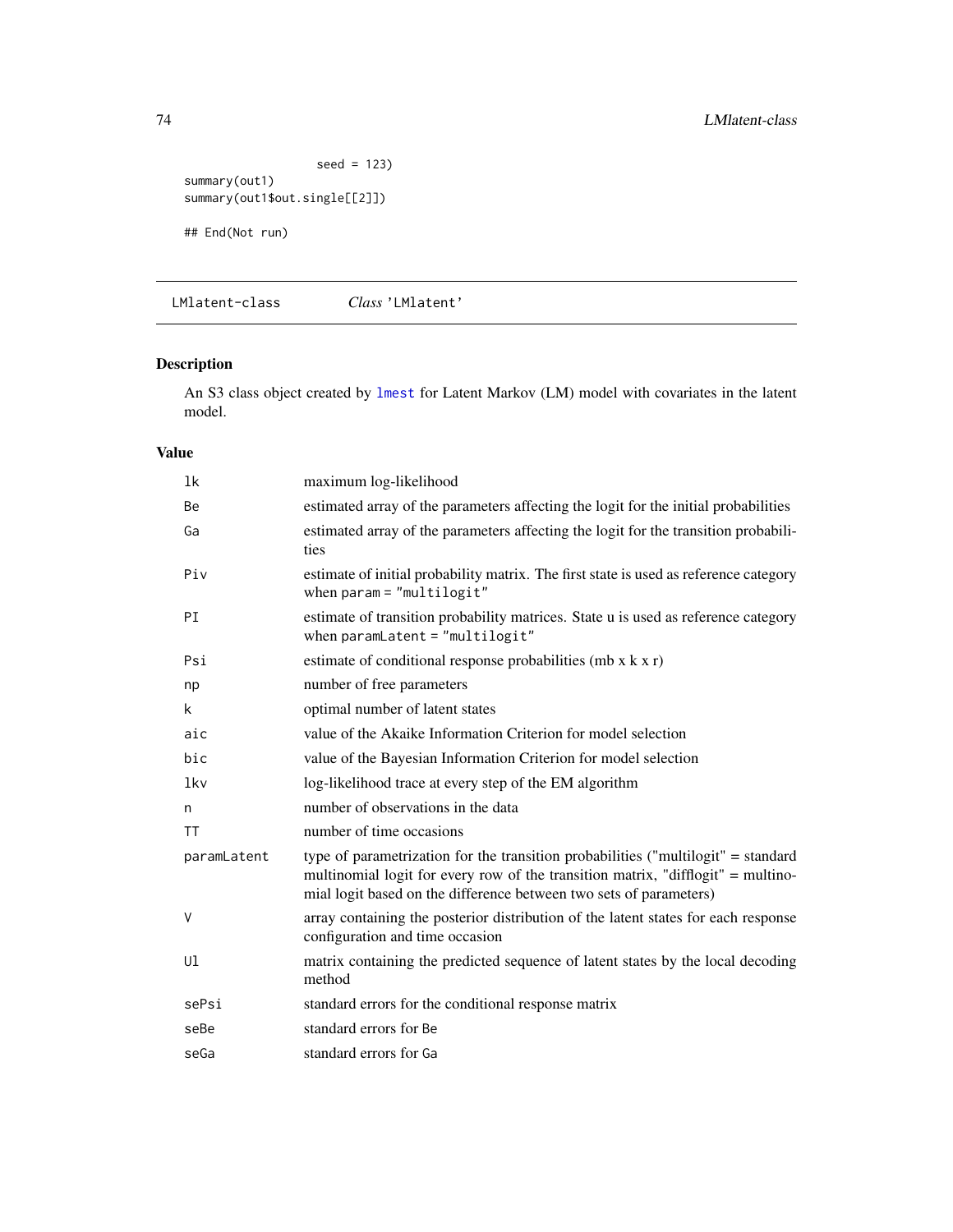```
                 seed = 123)
summary(out1)
summary(out1$out.single[[2]])

## End(Not run)
```

---

## LMlatent-class — *Class* 'LMlatent'

### Description

An S3 class object created by `lmest` for Latent Markov (LM) model with covariates in the latent model.

### Value

| | |
|---|---|
| `lk` | maximum log-likelihood |
| `Be` | estimated array of the parameters affecting the logit for the initial probabilities |
| `Ga` | estimated array of the parameters affecting the logit for the transition probabilities |
| `Piv` | estimate of initial probability matrix. The first state is used as reference category when `param = "multilogit"` |
| `PI` | estimate of transition probability matrices. State u is used as reference category when `paramLatent = "multilogit"` |
| `Psi` | estimate of conditional response probabilities (mb x k x r) |
| `np` | number of free parameters |
| `k` | optimal number of latent states |
| `aic` | value of the Akaike Information Criterion for model selection |
| `bic` | value of the Bayesian Information Criterion for model selection |
| `lkv` | log-likelihood trace at every step of the EM algorithm |
| `n` | number of observations in the data |
| `TT` | number of time occasions |
| `paramLatent` | type of parametrization for the transition probabilities ("multilogit" = standard multinomial logit for every row of the transition matrix, "difflogit" = multinomial logit based on the difference between two sets of parameters) |
| `V` | array containing the posterior distribution of the latent states for each response configuration and time occasion |
| `Ul` | matrix containing the predicted sequence of latent states by the local decoding method |
| `sePsi` | standard errors for the conditional response matrix |
| `seBe` | standard errors for `Be` |
| `seGa` | standard errors for `Ga` |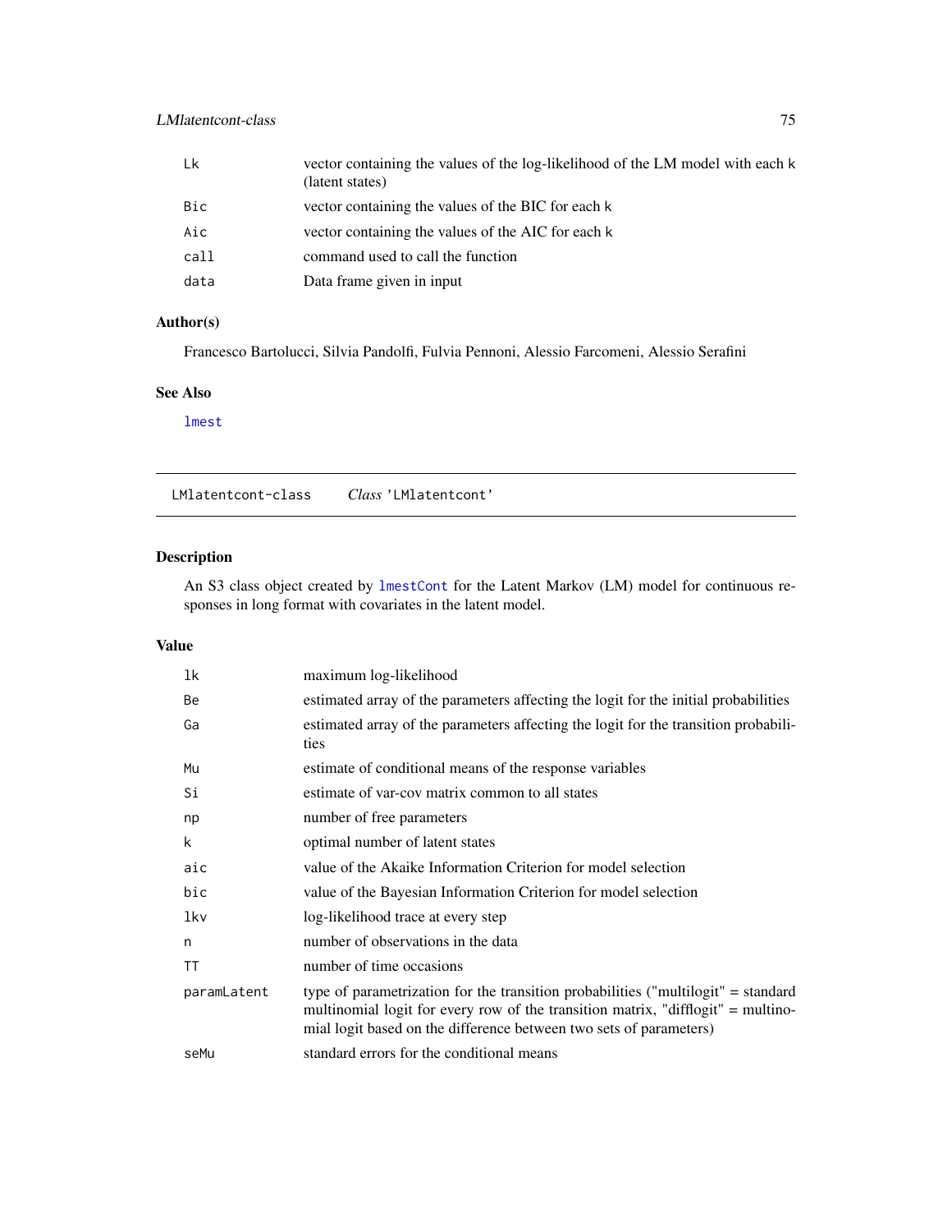| | |
|---|---|
| Lk | vector containing the values of the log-likelihood of the LM model with each k (latent states) |
| Bic | vector containing the values of the BIC for each k |
| Aic | vector containing the values of the AIC for each k |
| call | command used to call the function |
| data | Data frame given in input |

### Author(s)

Francesco Bartolucci, Silvia Pandolfi, Fulvia Pennoni, Alessio Farcomeni, Alessio Serafini

### See Also

lmest

---

## LMlatentcont-class    *Class* 'LMlatentcont'

### Description

An S3 class object created by lmestCont for the Latent Markov (LM) model for continuous responses in long format with covariates in the latent model.

### Value

| | |
|---|---|
| lk | maximum log-likelihood |
| Be | estimated array of the parameters affecting the logit for the initial probabilities |
| Ga | estimated array of the parameters affecting the logit for the transition probabilities |
| Mu | estimate of conditional means of the response variables |
| Si | estimate of var-cov matrix common to all states |
| np | number of free parameters |
| k | optimal number of latent states |
| aic | value of the Akaike Information Criterion for model selection |
| bic | value of the Bayesian Information Criterion for model selection |
| lkv | log-likelihood trace at every step |
| n | number of observations in the data |
| TT | number of time occasions |
| paramLatent | type of parametrization for the transition probabilities ("multilogit" = standard multinomial logit for every row of the transition matrix, "difflogit" = multinomial logit based on the difference between two sets of parameters) |
| seMu | standard errors for the conditional means |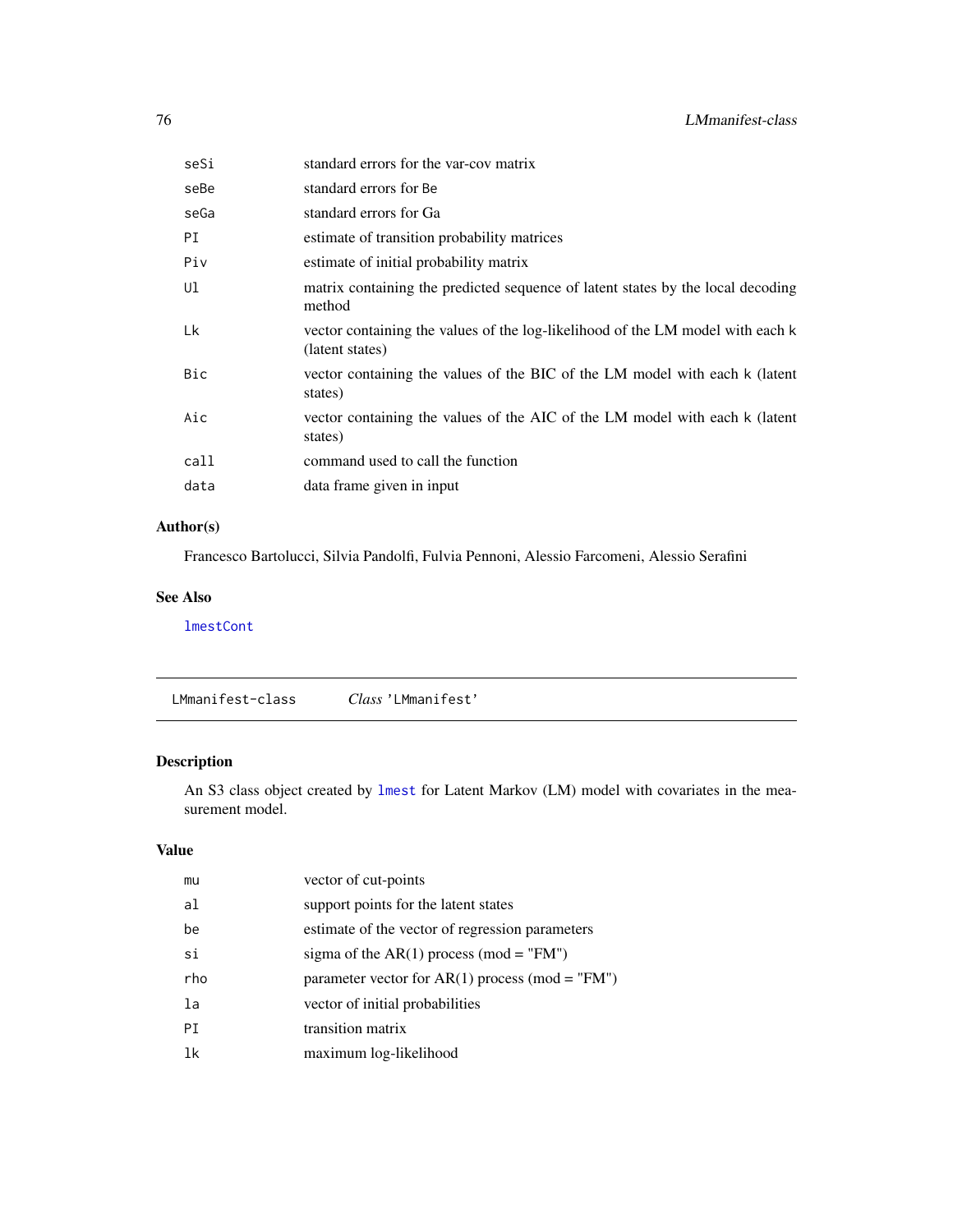| | |
|---|---|
| seSi | standard errors for the var-cov matrix |
| seBe | standard errors for Be |
| seGa | standard errors for Ga |
| PI | estimate of transition probability matrices |
| Piv | estimate of initial probability matrix |
| Ul | matrix containing the predicted sequence of latent states by the local decoding method |
| Lk | vector containing the values of the log-likelihood of the LM model with each k (latent states) |
| Bic | vector containing the values of the BIC of the LM model with each k (latent states) |
| Aic | vector containing the values of the AIC of the LM model with each k (latent states) |
| call | command used to call the function |
| data | data frame given in input |

### Author(s)

Francesco Bartolucci, Silvia Pandolfi, Fulvia Pennoni, Alessio Farcomeni, Alessio Serafini

### See Also

lmestCont

---

## LMmanifest-class — *Class* 'LMmanifest'

### Description

An S3 class object created by lmest for Latent Markov (LM) model with covariates in the measurement model.

### Value

| | |
|---|---|
| mu | vector of cut-points |
| al | support points for the latent states |
| be | estimate of the vector of regression parameters |
| si | sigma of the AR(1) process (mod = "FM") |
| rho | parameter vector for AR(1) process (mod = "FM") |
| la | vector of initial probabilities |
| PI | transition matrix |
| lk | maximum log-likelihood |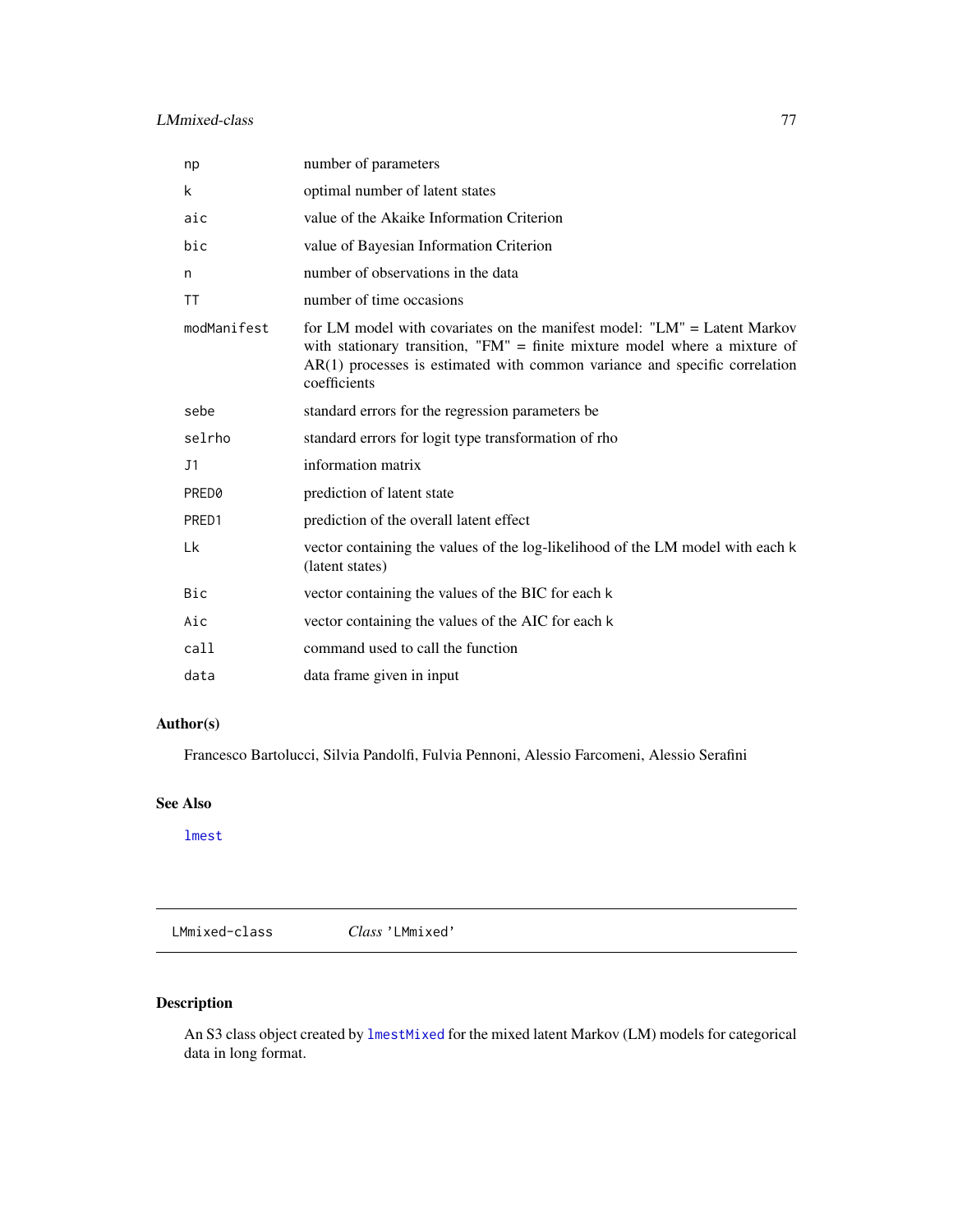| | |
|---|---|
| np | number of parameters |
| k | optimal number of latent states |
| aic | value of the Akaike Information Criterion |
| bic | value of Bayesian Information Criterion |
| n | number of observations in the data |
| TT | number of time occasions |
| modManifest | for LM model with covariates on the manifest model: "LM" = Latent Markov with stationary transition, "FM" = finite mixture model where a mixture of AR(1) processes is estimated with common variance and specific correlation coefficients |
| sebe | standard errors for the regression parameters be |
| selrho | standard errors for logit type transformation of rho |
| J1 | information matrix |
| PRED0 | prediction of latent state |
| PRED1 | prediction of the overall latent effect |
| Lk | vector containing the values of the log-likelihood of the LM model with each k (latent states) |
| Bic | vector containing the values of the BIC for each k |
| Aic | vector containing the values of the AIC for each k |
| call | command used to call the function |
| data | data frame given in input |

## Author(s)

Francesco Bartolucci, Silvia Pandolfi, Fulvia Pennoni, Alessio Farcomeni, Alessio Serafini

## See Also

lmest

---

LMmixed-class    *Class* 'LMmixed'

---

## Description

An S3 class object created by lmestMixed for the mixed latent Markov (LM) models for categorical data in long format.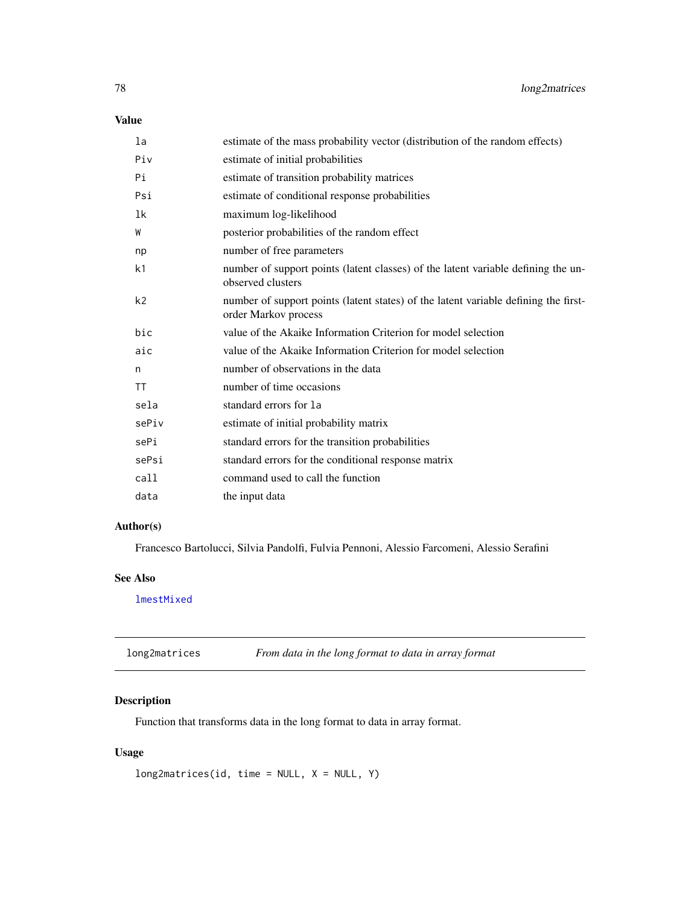## Value

| | |
|---|---|
| la | estimate of the mass probability vector (distribution of the random effects) |
| Piv | estimate of initial probabilities |
| Pi | estimate of transition probability matrices |
| Psi | estimate of conditional response probabilities |
| lk | maximum log-likelihood |
| W | posterior probabilities of the random effect |
| np | number of free parameters |
| k1 | number of support points (latent classes) of the latent variable defining the unobserved clusters |
| k2 | number of support points (latent states) of the latent variable defining the first-order Markov process |
| bic | value of the Akaike Information Criterion for model selection |
| aic | value of the Akaike Information Criterion for model selection |
| n | number of observations in the data |
| TT | number of time occasions |
| sela | standard errors for la |
| sePiv | estimate of initial probability matrix |
| sePi | standard errors for the transition probabilities |
| sePsi | standard errors for the conditional response matrix |
| call | command used to call the function |
| data | the input data |

## Author(s)

Francesco Bartolucci, Silvia Pandolfi, Fulvia Pennoni, Alessio Farcomeni, Alessio Serafini

## See Also

lmestMixed

---

# long2matrices — *From data in the long format to data in array format*

## Description

Function that transforms data in the long format to data in array format.

## Usage

```
long2matrices(id, time = NULL, X = NULL, Y)
```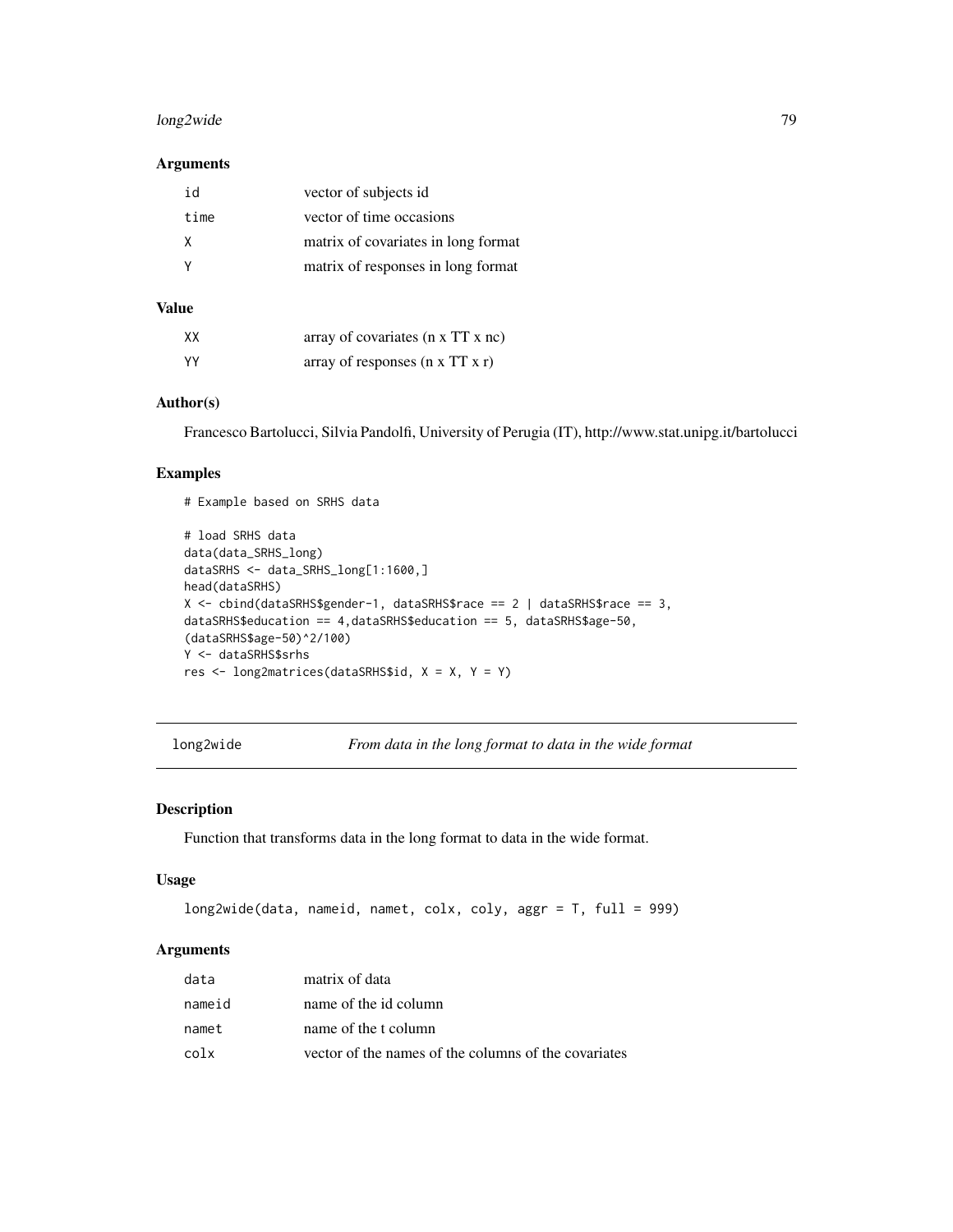### Arguments

| | |
|---|---|
| id | vector of subjects id |
| time | vector of time occasions |
| X | matrix of covariates in long format |
| Y | matrix of responses in long format |

### Value

| | |
|---|---|
| XX | array of covariates (n x TT x nc) |
| YY | array of responses (n x TT x r) |

### Author(s)

Francesco Bartolucci, Silvia Pandolfi, University of Perugia (IT), http://www.stat.unipg.it/bartolucci

### Examples

```
# Example based on SRHS data

# load SRHS data
data(data_SRHS_long)
dataSRHS <- data_SRHS_long[1:1600,]
head(dataSRHS)
X <- cbind(dataSRHS$gender-1, dataSRHS$race == 2 | dataSRHS$race == 3,
dataSRHS$education == 4,dataSRHS$education == 5, dataSRHS$age-50,
(dataSRHS$age-50)^2/100)
Y <- dataSRHS$srhs
res <- long2matrices(dataSRHS$id, X = X, Y = Y)
```

---

## long2wide — *From data in the long format to data in the wide format*

### Description

Function that transforms data in the long format to data in the wide format.

### Usage

```
long2wide(data, nameid, namet, colx, coly, aggr = T, full = 999)
```

### Arguments

| | |
|---|---|
| data | matrix of data |
| nameid | name of the id column |
| namet | name of the t column |
| colx | vector of the names of the columns of the covariates |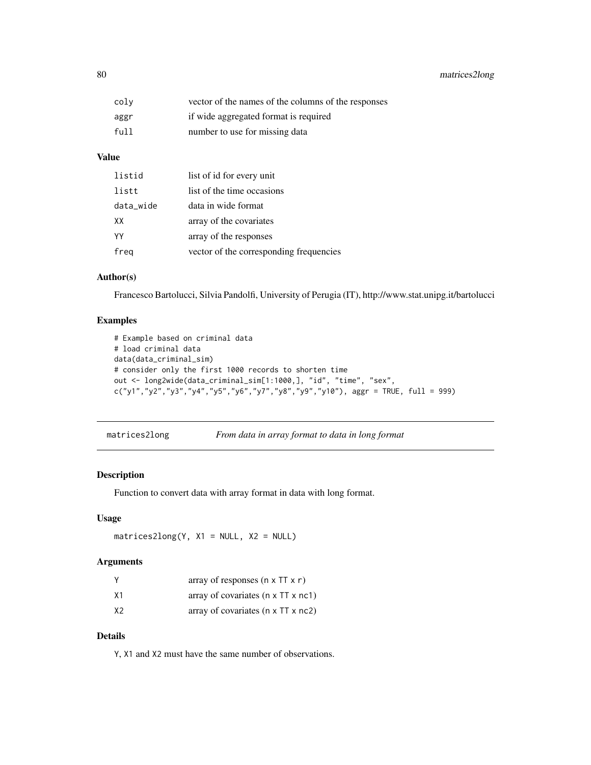| | |
|---|---|
| coly | vector of the names of the columns of the responses |
| aggr | if wide aggregated format is required |
| full | number to use for missing data |

### Value

| | |
|---|---|
| listid | list of id for every unit |
| listt | list of the time occasions |
| data_wide | data in wide format |
| XX | array of the covariates |
| YY | array of the responses |
| freq | vector of the corresponding frequencies |

### Author(s)

Francesco Bartolucci, Silvia Pandolfi, University of Perugia (IT), http://www.stat.unipg.it/bartolucci

### Examples

```
# Example based on criminal data
# load criminal data
data(data_criminal_sim)
# consider only the first 1000 records to shorten time
out <- long2wide(data_criminal_sim[1:1000,], "id", "time", "sex",
c("y1","y2","y3","y4","y5","y6","y7","y8","y9","y10"), aggr = TRUE, full = 999)
```

---

## matrices2long — *From data in array format to data in long format*

---

### Description

Function to convert data with array format in data with long format.

### Usage

```
matrices2long(Y, X1 = NULL, X2 = NULL)
```

### Arguments

| | |
|---|---|
| Y | array of responses (n x TT x r) |
| X1 | array of covariates (n x TT x nc1) |
| X2 | array of covariates (n x TT x nc2) |

### Details

Y, X1 and X2 must have the same number of observations.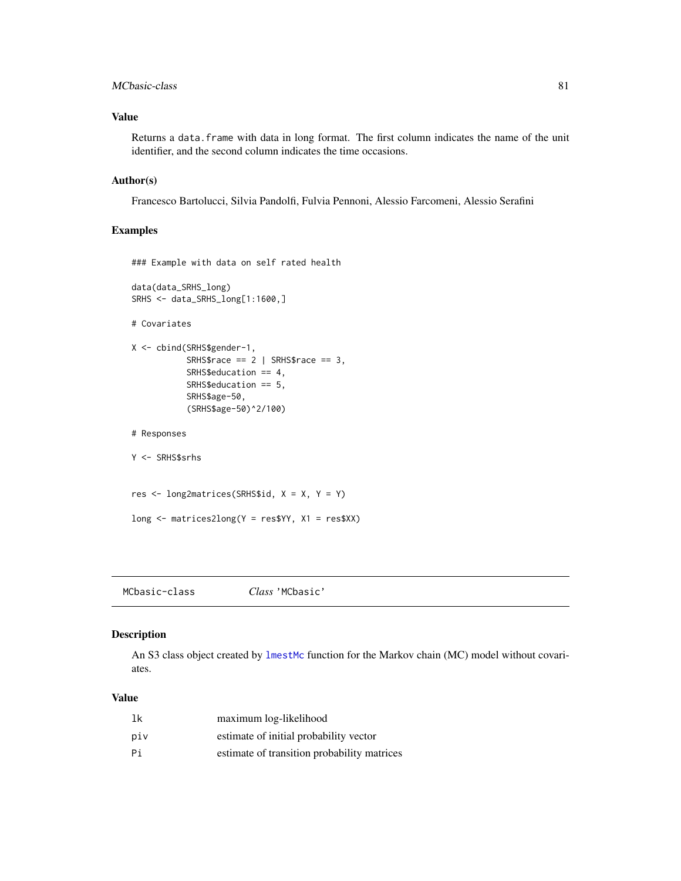## Value

Returns a `data.frame` with data in long format. The first column indicates the name of the unit identifier, and the second column indicates the time occasions.

## Author(s)

Francesco Bartolucci, Silvia Pandolfi, Fulvia Pennoni, Alessio Farcomeni, Alessio Serafini

## Examples

```
### Example with data on self rated health

data(data_SRHS_long)
SRHS <- data_SRHS_long[1:1600,]

# Covariates

X <- cbind(SRHS$gender-1,
           SRHS$race == 2 | SRHS$race == 3,
           SRHS$education == 4,
           SRHS$education == 5,
           SRHS$age-50,
           (SRHS$age-50)^2/100)

# Responses

Y <- SRHS$srhs


res <- long2matrices(SRHS$id, X = X, Y = Y)

long <- matrices2long(Y = res$YY, X1 = res$XX)
```

---

`MCbasic-class` *Class* 'MCbasic'

---

## Description

An S3 class object created by `lmestMc` function for the Markov chain (MC) model without covariates.

## Value

| | |
|---|---|
| `lk` | maximum log-likelihood |
| `piv` | estimate of initial probability vector |
| `Pi` | estimate of transition probability matrices |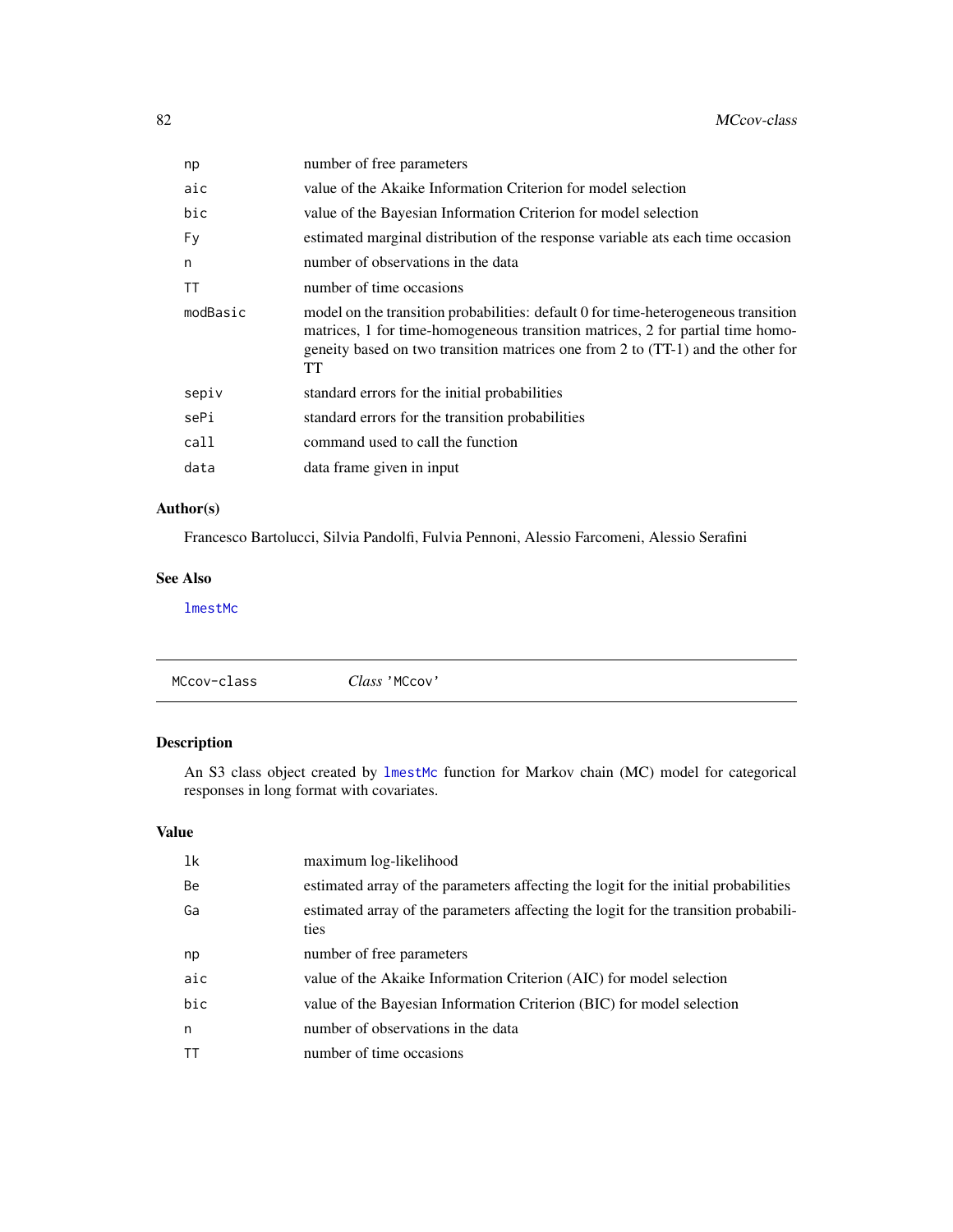| | |
|---|---|
| np | number of free parameters |
| aic | value of the Akaike Information Criterion for model selection |
| bic | value of the Bayesian Information Criterion for model selection |
| Fy | estimated marginal distribution of the response variable ats each time occasion |
| n | number of observations in the data |
| TT | number of time occasions |
| modBasic | model on the transition probabilities: default 0 for time-heterogeneous transition matrices, 1 for time-homogeneous transition matrices, 2 for partial time homogeneity based on two transition matrices one from 2 to (TT-1) and the other for TT |
| sepiv | standard errors for the initial probabilities |
| sePi | standard errors for the transition probabilities |
| call | command used to call the function |
| data | data frame given in input |

## Author(s)

Francesco Bartolucci, Silvia Pandolfi, Fulvia Pennoni, Alessio Farcomeni, Alessio Serafini

## See Also

lmestMc

---

MCcov-class *Class* 'MCcov'

---

## Description

An S3 class object created by lmestMc function for Markov chain (MC) model for categorical responses in long format with covariates.

## Value

| | |
|---|---|
| lk | maximum log-likelihood |
| Be | estimated array of the parameters affecting the logit for the initial probabilities |
| Ga | estimated array of the parameters affecting the logit for the transition probabilities |
| np | number of free parameters |
| aic | value of the Akaike Information Criterion (AIC) for model selection |
| bic | value of the Bayesian Information Criterion (BIC) for model selection |
| n | number of observations in the data |
| TT | number of time occasions |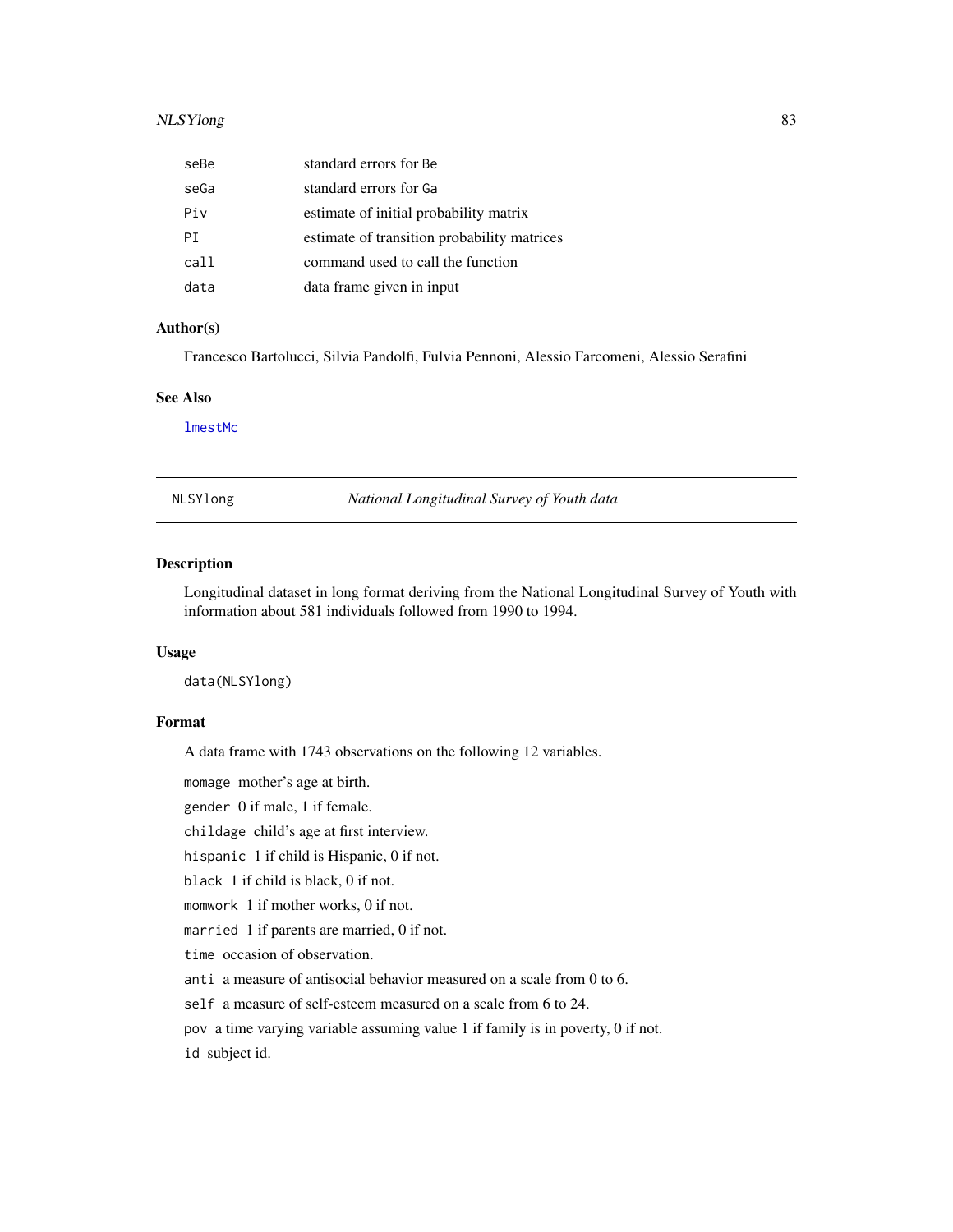| | |
|---|---|
| seBe | standard errors for Be |
| seGa | standard errors for Ga |
| Piv | estimate of initial probability matrix |
| PI | estimate of transition probability matrices |
| call | command used to call the function |
| data | data frame given in input |

### Author(s)

Francesco Bartolucci, Silvia Pandolfi, Fulvia Pennoni, Alessio Farcomeni, Alessio Serafini

### See Also

lmestMc

---

## NLSYlong — *National Longitudinal Survey of Youth data*

### Description

Longitudinal dataset in long format deriving from the National Longitudinal Survey of Youth with information about 581 individuals followed from 1990 to 1994.

### Usage

```
data(NLSYlong)
```

### Format

A data frame with 1743 observations on the following 12 variables.

- `momage` mother's age at birth.
- `gender` 0 if male, 1 if female.
- `childage` child's age at first interview.
- `hispanic` 1 if child is Hispanic, 0 if not.
- `black` 1 if child is black, 0 if not.
- `momwork` 1 if mother works, 0 if not.
- `married` 1 if parents are married, 0 if not.
- `time` occasion of observation.
- `anti` a measure of antisocial behavior measured on a scale from 0 to 6.
- `self` a measure of self-esteem measured on a scale from 6 to 24.
- `pov` a time varying variable assuming value 1 if family is in poverty, 0 if not.
- `id` subject id.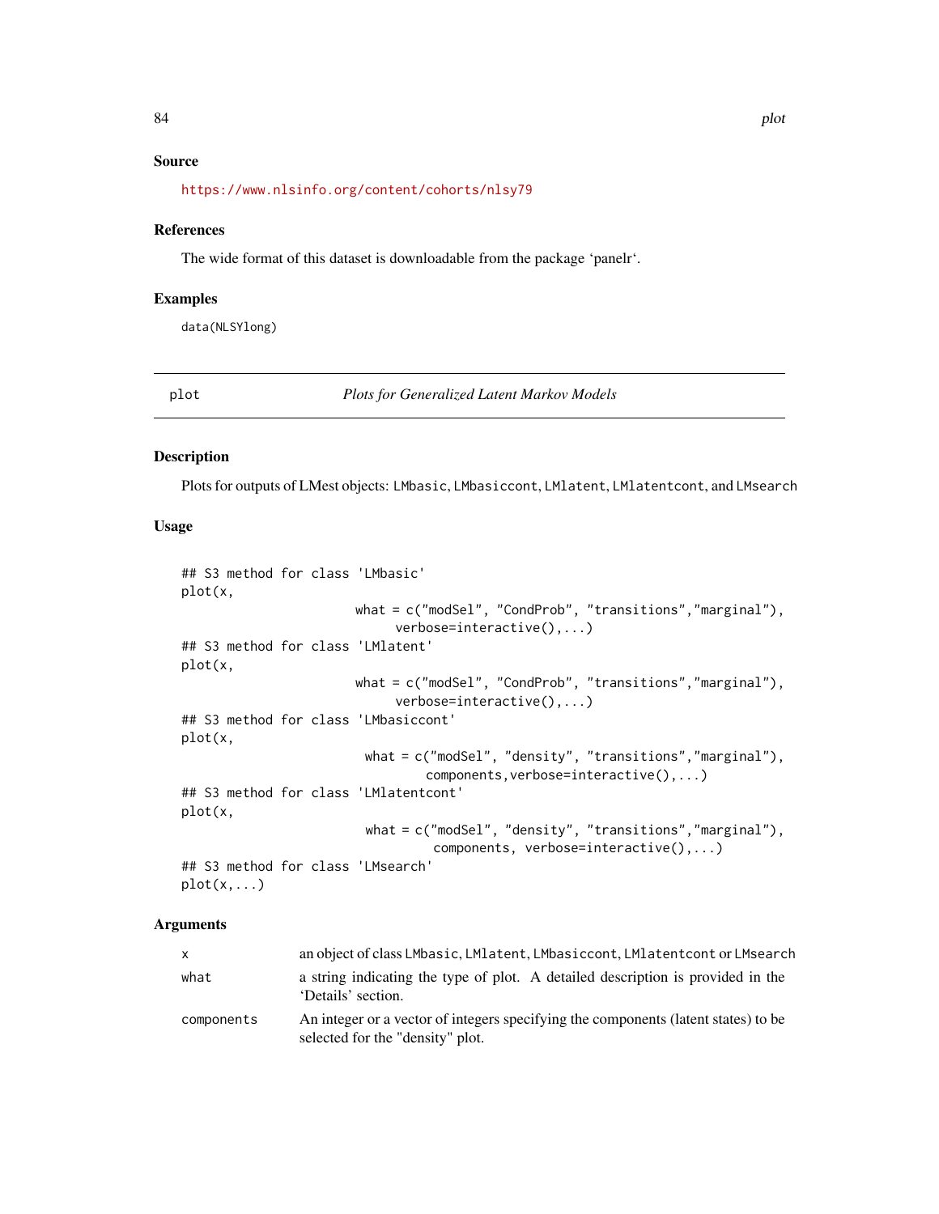## Source

https://www.nlsinfo.org/content/cohorts/nlsy79

## References

The wide format of this dataset is downloadable from the package 'panelr'.

## Examples

```
data(NLSYlong)
```

---

# plot — *Plots for Generalized Latent Markov Models*

## Description

Plots for outputs of LMest objects: LMbasic, LMbasiccont, LMlatent, LMlatentcont, and LMsearch

## Usage

```
## S3 method for class 'LMbasic'
plot(x,
                       what = c("modSel", "CondProb", "transitions","marginal"),
                            verbose=interactive(),...)
## S3 method for class 'LMlatent'
plot(x,
                       what = c("modSel", "CondProb", "transitions","marginal"),
                            verbose=interactive(),...)
## S3 method for class 'LMbasiccont'
plot(x,
                        what = c("modSel", "density", "transitions","marginal"),
                                components,verbose=interactive(),...)
## S3 method for class 'LMlatentcont'
plot(x,
                        what = c("modSel", "density", "transitions","marginal"),
                                 components, verbose=interactive(),...)
## S3 method for class 'LMsearch'
plot(x,...)
```

## Arguments

| | |
|---|---|
| x | an object of class LMbasic, LMlatent, LMbasiccont, LMlatentcont or LMsearch |
| what | a string indicating the type of plot. A detailed description is provided in the 'Details' section. |
| components | An integer or a vector of integers specifying the components (latent states) to be selected for the "density" plot. |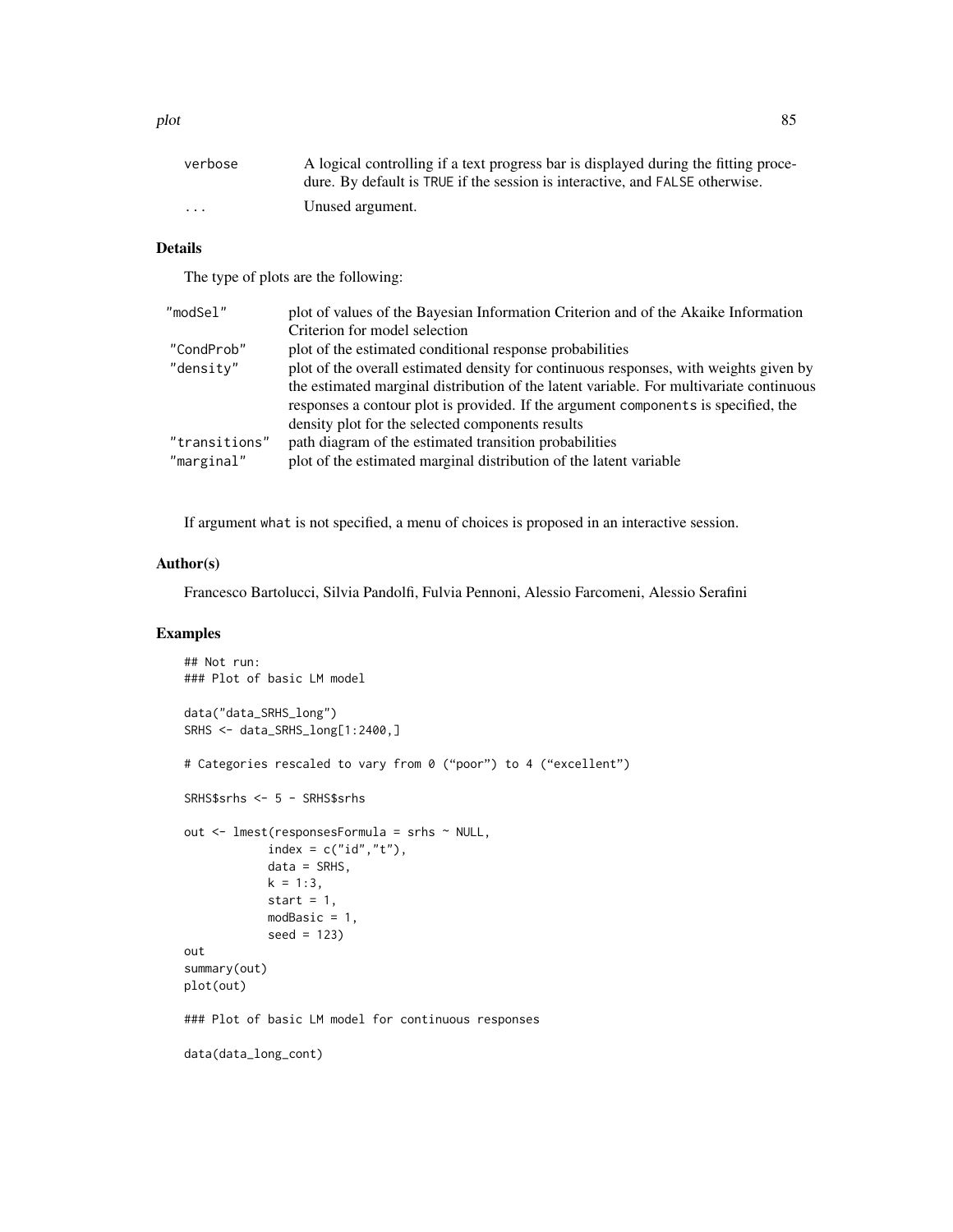| | |
|---|---|
| verbose | A logical controlling if a text progress bar is displayed during the fitting procedure. By default is TRUE if the session is interactive, and FALSE otherwise. |
| ... | Unused argument. |

## Details

The type of plots are the following:

| | |
|---|---|
| "modSel" | plot of values of the Bayesian Information Criterion and of the Akaike Information Criterion for model selection |
| "CondProb" | plot of the estimated conditional response probabilities |
| "density" | plot of the overall estimated density for continuous responses, with weights given by the estimated marginal distribution of the latent variable. For multivariate continuous responses a contour plot is provided. If the argument components is specified, the density plot for the selected components results |
| "transitions" | path diagram of the estimated transition probabilities |
| "marginal" | plot of the estimated marginal distribution of the latent variable |

If argument what is not specified, a menu of choices is proposed in an interactive session.

## Author(s)

Francesco Bartolucci, Silvia Pandolfi, Fulvia Pennoni, Alessio Farcomeni, Alessio Serafini

## Examples

```
## Not run:
### Plot of basic LM model

data("data_SRHS_long")
SRHS <- data_SRHS_long[1:2400,]

# Categories rescaled to vary from 0 ("poor") to 4 ("excellent")

SRHS$srhs <- 5 - SRHS$srhs

out <- lmest(responsesFormula = srhs ~ NULL,
             index = c("id","t"),
             data = SRHS,
             k = 1:3,
             start = 1,
             modBasic = 1,
             seed = 123)
out
summary(out)
plot(out)

### Plot of basic LM model for continuous responses

data(data_long_cont)
```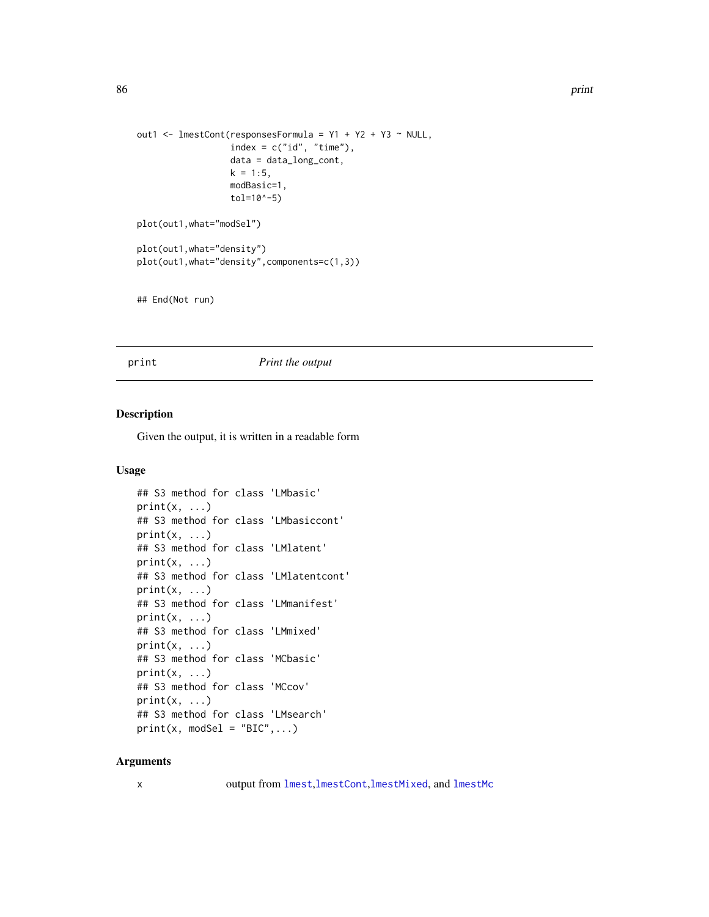```
out1 <- lmestCont(responsesFormula = Y1 + Y2 + Y3 ~ NULL,
                  index = c("id", "time"),
                  data = data_long_cont,
                  k = 1:5,
                  modBasic=1,
                  tol=10^-5)

plot(out1,what="modSel")

plot(out1,what="density")
plot(out1,what="density",components=c(1,3))


## End(Not run)
```

---

## print — *Print the output*

### Description

Given the output, it is written in a readable form

### Usage

```
## S3 method for class 'LMbasic'
print(x, ...)
## S3 method for class 'LMbasiccont'
print(x, ...)
## S3 method for class 'LMlatent'
print(x, ...)
## S3 method for class 'LMlatentcont'
print(x, ...)
## S3 method for class 'LMmanifest'
print(x, ...)
## S3 method for class 'LMmixed'
print(x, ...)
## S3 method for class 'MCbasic'
print(x, ...)
## S3 method for class 'MCcov'
print(x, ...)
## S3 method for class 'LMsearch'
print(x, modSel = "BIC",...)
```

### Arguments

| | |
|---|---|
| x | output from `lmest`,`lmestCont`,`lmestMixed`, and `lmestMc` |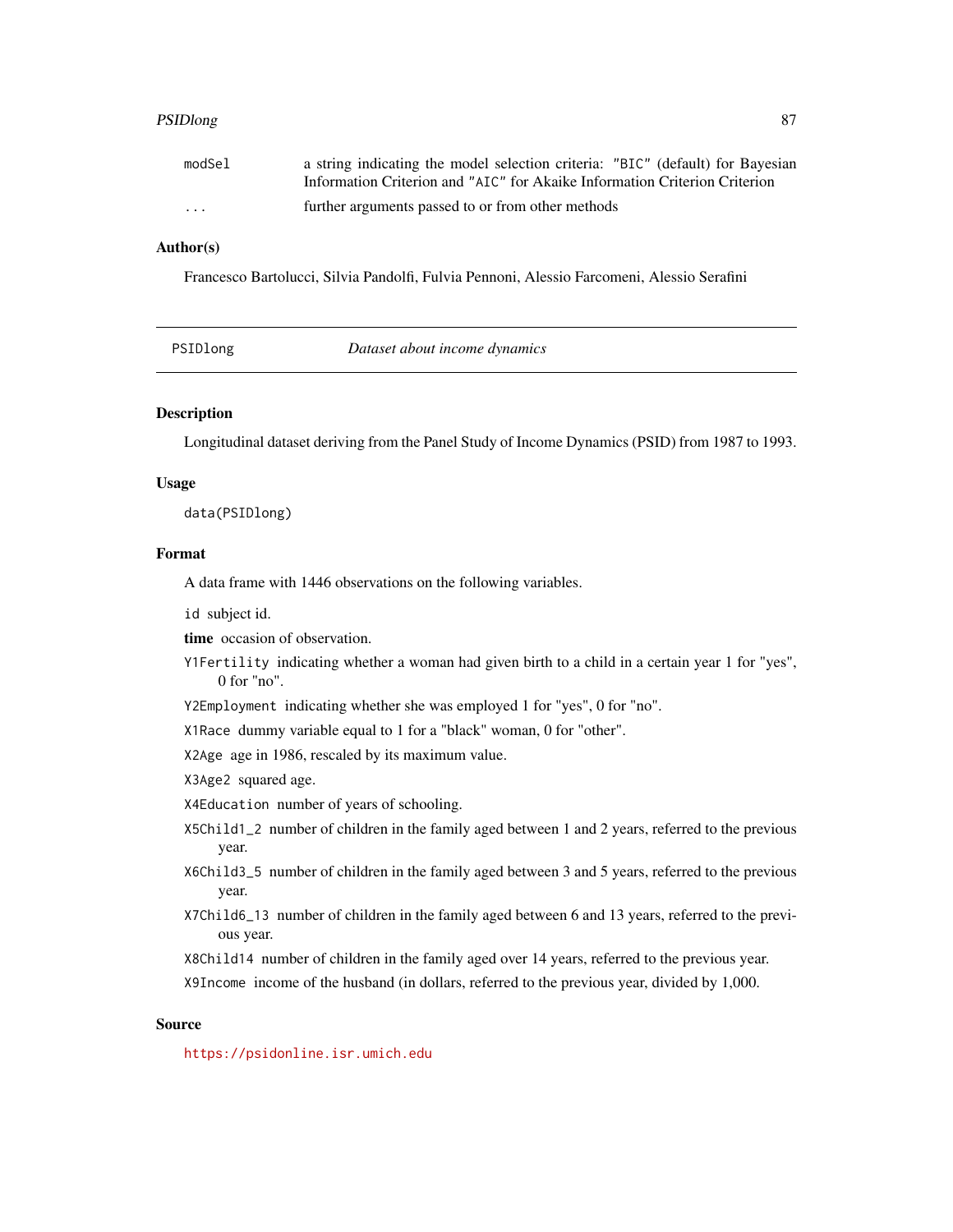| | |
|---|---|
| modSel | a string indicating the model selection criteria: "BIC" (default) for Bayesian Information Criterion and "AIC" for Akaike Information Criterion Criterion |
| ... | further arguments passed to or from other methods |

### Author(s)

Francesco Bartolucci, Silvia Pandolfi, Fulvia Pennoni, Alessio Farcomeni, Alessio Serafini

---

## PSIDlong *Dataset about income dynamics*

---

### Description

Longitudinal dataset deriving from the Panel Study of Income Dynamics (PSID) from 1987 to 1993.

### Usage

```
data(PSIDlong)
```

### Format

A data frame with 1446 observations on the following variables.

- `id` subject id.
- **time** occasion of observation.
- `Y1Fertility` indicating whether a woman had given birth to a child in a certain year 1 for "yes", 0 for "no".
- `Y2Employment` indicating whether she was employed 1 for "yes", 0 for "no".
- `X1Race` dummy variable equal to 1 for a "black" woman, 0 for "other".
- `X2Age` age in 1986, rescaled by its maximum value.
- `X3Age2` squared age.
- `X4Education` number of years of schooling.
- `X5Child1_2` number of children in the family aged between 1 and 2 years, referred to the previous year.
- `X6Child3_5` number of children in the family aged between 3 and 5 years, referred to the previous year.
- `X7Child6_13` number of children in the family aged between 6 and 13 years, referred to the previous year.
- `X8Child14` number of children in the family aged over 14 years, referred to the previous year.
- `X9Income` income of the husband (in dollars, referred to the previous year, divided by 1,000.

### Source

https://psidonline.isr.umich.edu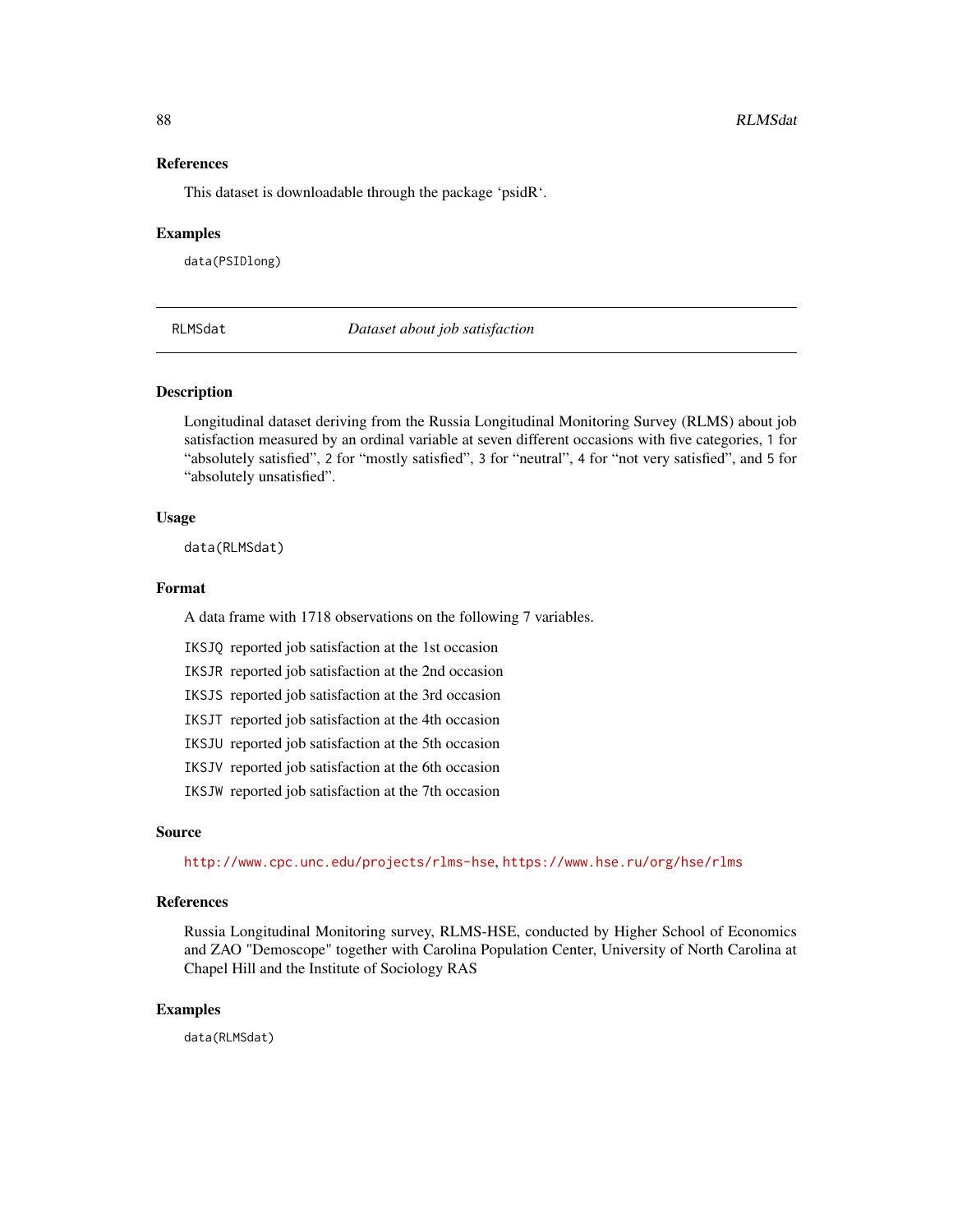### References

This dataset is downloadable through the package ‘psidR‘.

### Examples

```
data(PSIDlong)
```

---

## RLMSdat — *Dataset about job satisfaction*

### Description

Longitudinal dataset deriving from the Russia Longitudinal Monitoring Survey (RLMS) about job satisfaction measured by an ordinal variable at seven different occasions with five categories, 1 for “absolutely satisfied”, 2 for “mostly satisfied”, 3 for “neutral”, 4 for “not very satisfied”, and 5 for “absolutely unsatisfied”.

### Usage

```
data(RLMSdat)
```

### Format

A data frame with 1718 observations on the following 7 variables.

- `IKSJQ` reported job satisfaction at the 1st occasion
- `IKSJR` reported job satisfaction at the 2nd occasion
- `IKSJS` reported job satisfaction at the 3rd occasion
- `IKSJT` reported job satisfaction at the 4th occasion
- `IKSJU` reported job satisfaction at the 5th occasion
- `IKSJV` reported job satisfaction at the 6th occasion
- `IKSJW` reported job satisfaction at the 7th occasion

### Source

http://www.cpc.unc.edu/projects/rlms-hse, https://www.hse.ru/org/hse/rlms

### References

Russia Longitudinal Monitoring survey, RLMS-HSE, conducted by Higher School of Economics and ZAO "Demoscope" together with Carolina Population Center, University of North Carolina at Chapel Hill and the Institute of Sociology RAS

### Examples

```
data(RLMSdat)
```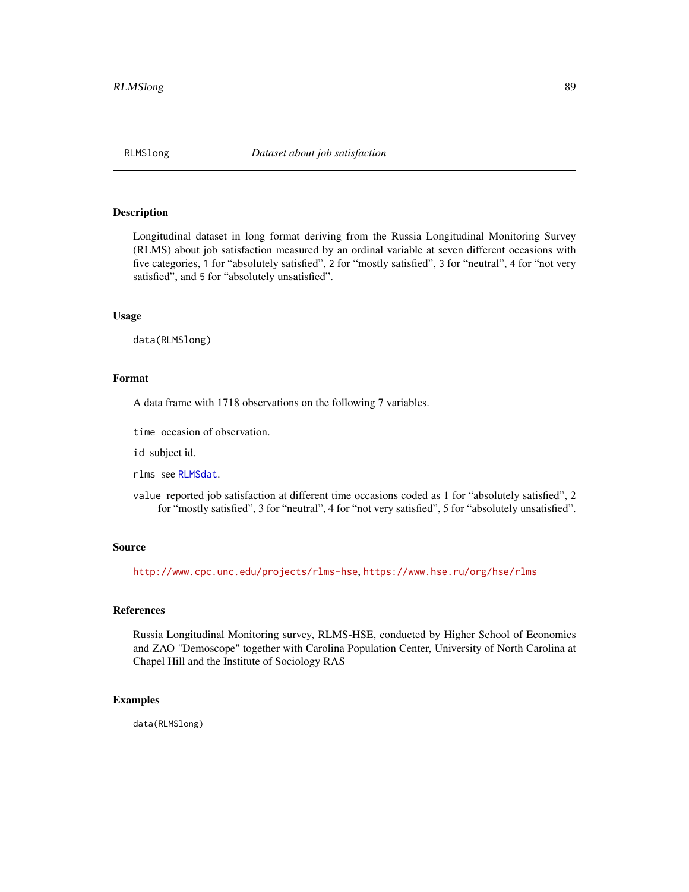RLMSlong *Dataset about job satisfaction*

## Description

Longitudinal dataset in long format deriving from the Russia Longitudinal Monitoring Survey (RLMS) about job satisfaction measured by an ordinal variable at seven different occasions with five categories, 1 for "absolutely satisfied", 2 for "mostly satisfied", 3 for "neutral", 4 for "not very satisfied", and 5 for "absolutely unsatisfied".

## Usage

```
data(RLMSlong)
```

## Format

A data frame with 1718 observations on the following 7 variables.

`time` occasion of observation.

`id` subject id.

`rlms` see `RLMSdat`.

`value` reported job satisfaction at different time occasions coded as 1 for "absolutely satisfied", 2 for "mostly satisfied", 3 for "neutral", 4 for "not very satisfied", 5 for "absolutely unsatisfied".

## Source

http://www.cpc.unc.edu/projects/rlms-hse, https://www.hse.ru/org/hse/rlms

## References

Russia Longitudinal Monitoring survey, RLMS-HSE, conducted by Higher School of Economics and ZAO "Demoscope" together with Carolina Population Center, University of North Carolina at Chapel Hill and the Institute of Sociology RAS

## Examples

```
data(RLMSlong)
```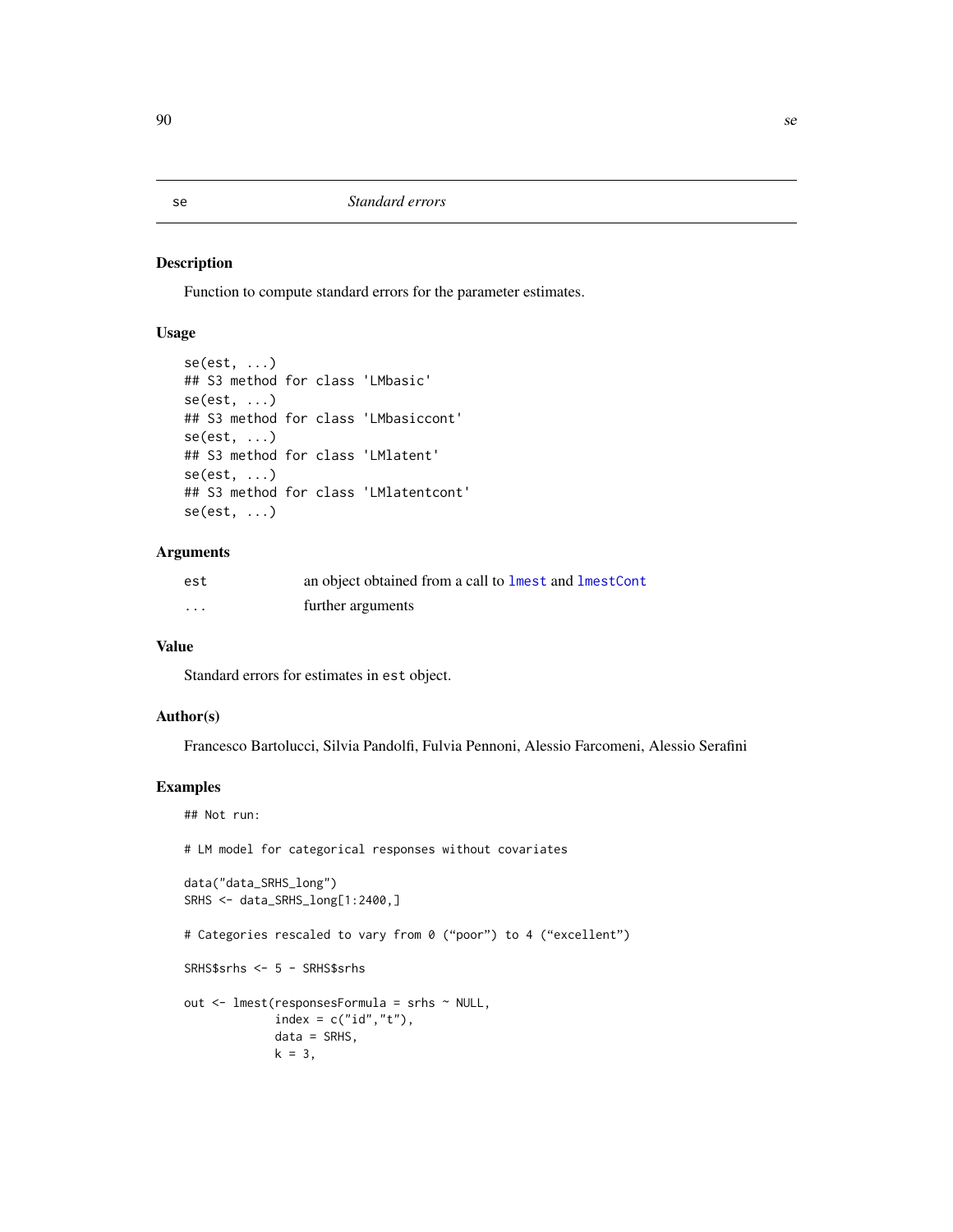# se *Standard errors*

## Description

Function to compute standard errors for the parameter estimates.

## Usage

```
se(est, ...)
## S3 method for class 'LMbasic'
se(est, ...)
## S3 method for class 'LMbasiccont'
se(est, ...)
## S3 method for class 'LMlatent'
se(est, ...)
## S3 method for class 'LMlatentcont'
se(est, ...)
```

## Arguments

| | |
|---|---|
| est | an object obtained from a call to `lmest` and `lmestCont` |
| ... | further arguments |

## Value

Standard errors for estimates in `est` object.

## Author(s)

Francesco Bartolucci, Silvia Pandolfi, Fulvia Pennoni, Alessio Farcomeni, Alessio Serafini

## Examples

```
## Not run:

# LM model for categorical responses without covariates

data("data_SRHS_long")
SRHS <- data_SRHS_long[1:2400,]

# Categories rescaled to vary from 0 ("poor") to 4 ("excellent")

SRHS$srhs <- 5 - SRHS$srhs

out <- lmest(responsesFormula = srhs ~ NULL,
             index = c("id","t"),
             data = SRHS,
             k = 3,
```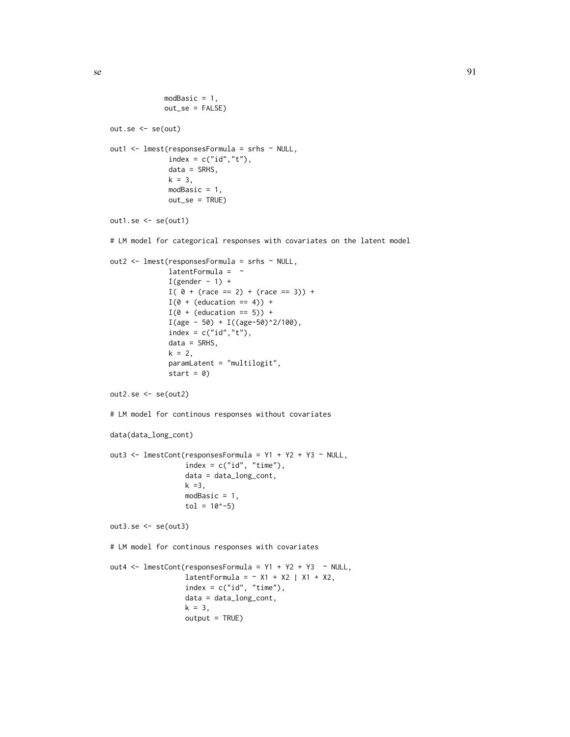```
             modBasic = 1,
             out_se = FALSE)

out.se <- se(out)

out1 <- lmest(responsesFormula = srhs ~ NULL,
              index = c("id","t"),
              data = SRHS,
              k = 3,
              modBasic = 1,
              out_se = TRUE)

out1.se <- se(out1)

# LM model for categorical responses with covariates on the latent model

out2 <- lmest(responsesFormula = srhs ~ NULL,
              latentFormula =  ~
              I(gender - 1) +
              I( 0 + (race == 2) + (race == 3)) +
              I(0 + (education == 4)) +
              I(0 + (education == 5)) +
              I(age - 50) + I((age-50)^2/100),
              index = c("id","t"),
              data = SRHS,
              k = 2,
              paramLatent = "multilogit",
              start = 0)

out2.se <- se(out2)

# LM model for continous responses without covariates

data(data_long_cont)

out3 <- lmestCont(responsesFormula = Y1 + Y2 + Y3 ~ NULL,
                  index = c("id", "time"),
                  data = data_long_cont,
                  k =3,
                  modBasic = 1,
                  tol = 10^-5)

out3.se <- se(out3)

# LM model for continous responses with covariates

out4 <- lmestCont(responsesFormula = Y1 + Y2 + Y3  ~ NULL,
                  latentFormula = ~ X1 + X2 | X1 + X2,
                  index = c("id", "time"),
                  data = data_long_cont,
                  k = 3,
                  output = TRUE)
```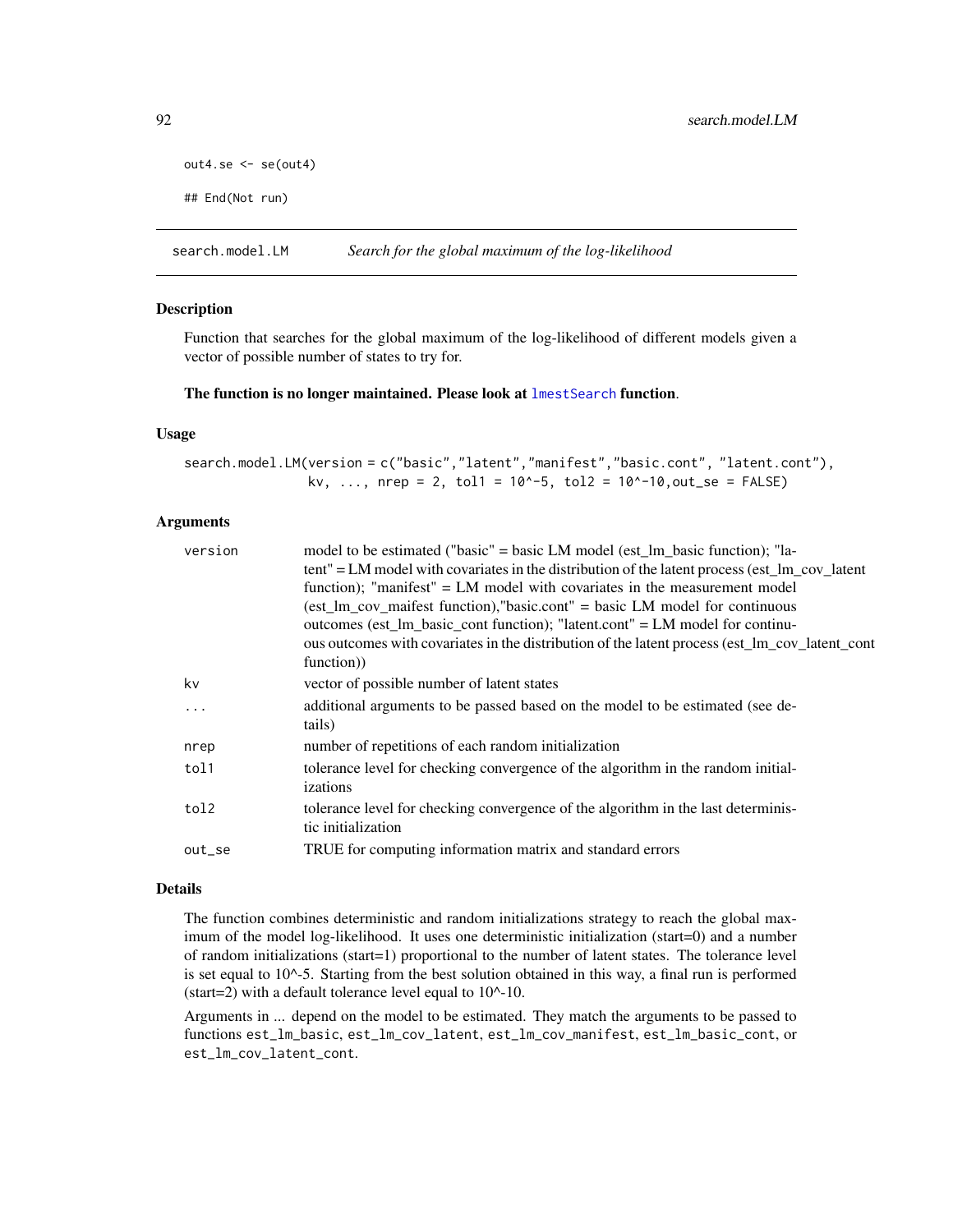```
out4.se <- se(out4)

## End(Not run)
```

## search.model.LM *Search for the global maximum of the log-likelihood*

### Description

Function that searches for the global maximum of the log-likelihood of different models given a vector of possible number of states to try for.

**The function is no longer maintained. Please look at lmestSearch function.**

### Usage

```
search.model.LM(version = c("basic","latent","manifest","basic.cont", "latent.cont"),
                kv, ..., nrep = 2, tol1 = 10^-5, tol2 = 10^-10,out_se = FALSE)
```

### Arguments

| | |
|---|---|
| version | model to be estimated ("basic" = basic LM model (est_lm_basic function); "latent" = LM model with covariates in the distribution of the latent process (est_lm_cov_latent function); "manifest" = LM model with covariates in the measurement model (est_lm_cov_maifest function),"basic.cont" = basic LM model for continuous outcomes (est_lm_basic_cont function); "latent.cont" = LM model for continuous outcomes with covariates in the distribution of the latent process (est_lm_cov_latent_cont function)) |
| kv | vector of possible number of latent states |
| ... | additional arguments to be passed based on the model to be estimated (see details) |
| nrep | number of repetitions of each random initialization |
| tol1 | tolerance level for checking convergence of the algorithm in the random initializations |
| tol2 | tolerance level for checking convergence of the algorithm in the last deterministic initialization |
| out_se | TRUE for computing information matrix and standard errors |

### Details

The function combines deterministic and random initializations strategy to reach the global maximum of the model log-likelihood. It uses one deterministic initialization (start=0) and a number of random initializations (start=1) proportional to the number of latent states. The tolerance level is set equal to 10^-5. Starting from the best solution obtained in this way, a final run is performed (start=2) with a default tolerance level equal to 10^-10.

Arguments in ... depend on the model to be estimated. They match the arguments to be passed to functions est_lm_basic, est_lm_cov_latent, est_lm_cov_manifest, est_lm_basic_cont, or est_lm_cov_latent_cont.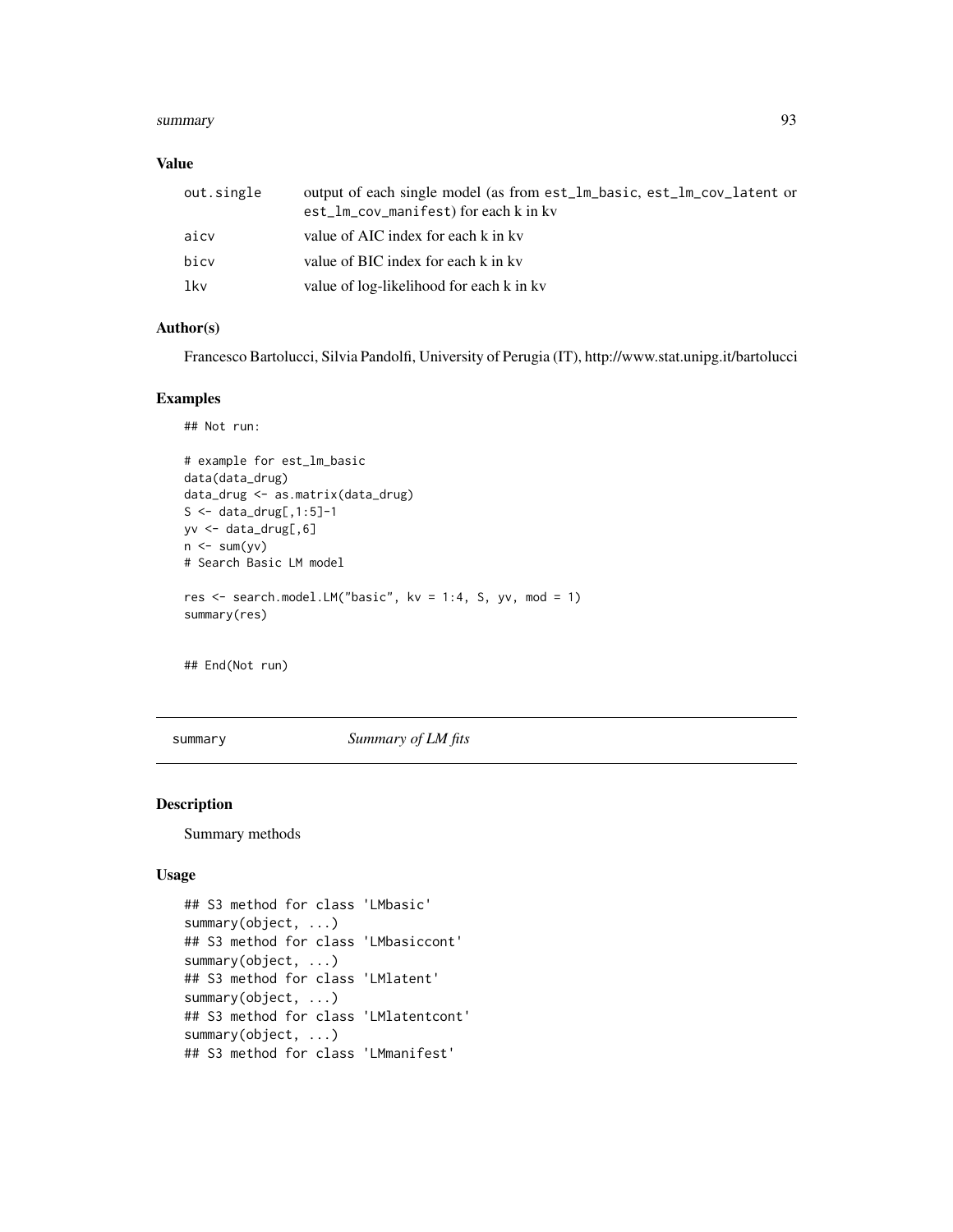### Value

| | |
|---|---|
| out.single | output of each single model (as from est_lm_basic, est_lm_cov_latent or est_lm_cov_manifest) for each k in kv |
| aicv | value of AIC index for each k in kv |
| bicv | value of BIC index for each k in kv |
| lkv | value of log-likelihood for each k in kv |

### Author(s)

Francesco Bartolucci, Silvia Pandolfi, University of Perugia (IT), http://www.stat.unipg.it/bartolucci

### Examples

```
## Not run:

# example for est_lm_basic
data(data_drug)
data_drug <- as.matrix(data_drug)
S <- data_drug[,1:5]-1
yv <- data_drug[,6]
n <- sum(yv)
# Search Basic LM model

res <- search.model.LM("basic", kv = 1:4, S, yv, mod = 1)
summary(res)


## End(Not run)
```

---

## summary *Summary of LM fits*

### Description

Summary methods

### Usage

```
## S3 method for class 'LMbasic'
summary(object, ...)
## S3 method for class 'LMbasiccont'
summary(object, ...)
## S3 method for class 'LMlatent'
summary(object, ...)
## S3 method for class 'LMlatentcont'
summary(object, ...)
## S3 method for class 'LMmanifest'
```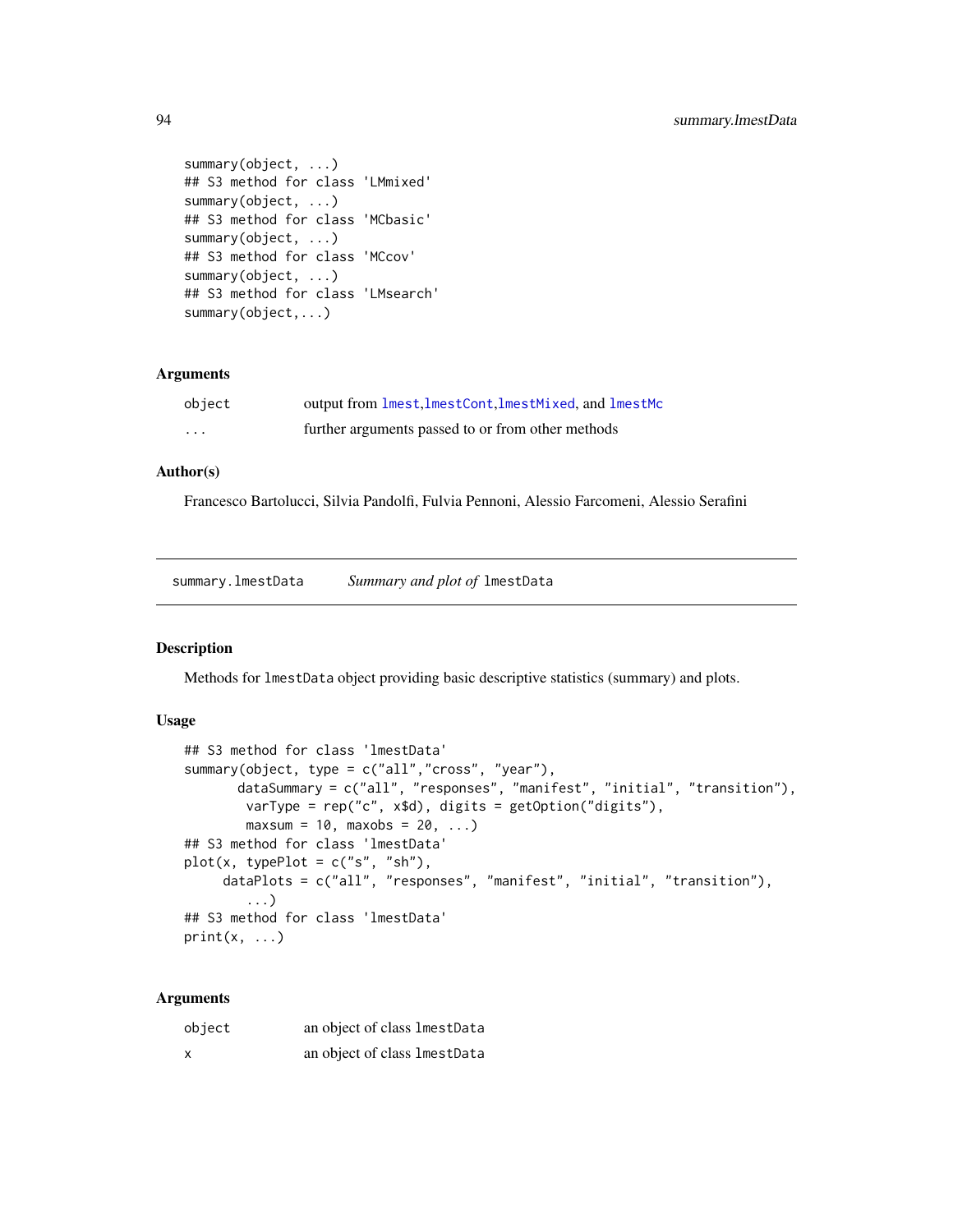```
summary(object, ...)
## S3 method for class 'LMmixed'
summary(object, ...)
## S3 method for class 'MCbasic'
summary(object, ...)
## S3 method for class 'MCcov'
summary(object, ...)
## S3 method for class 'LMsearch'
summary(object,...)
```

### Arguments

| | |
|---|---|
| object | output from lmest,lmestCont,lmestMixed, and lmestMc |
| ... | further arguments passed to or from other methods |

### Author(s)

Francesco Bartolucci, Silvia Pandolfi, Fulvia Pennoni, Alessio Farcomeni, Alessio Serafini

## summary.lmestData *Summary and plot of* lmestData

### Description

Methods for lmestData object providing basic descriptive statistics (summary) and plots.

### Usage

```
## S3 method for class 'lmestData'
summary(object, type = c("all","cross", "year"),
       dataSummary = c("all", "responses", "manifest", "initial", "transition"),
        varType = rep("c", x$d), digits = getOption("digits"),
        maxsum = 10, maxobs = 20, ...)
## S3 method for class 'lmestData'
plot(x, typePlot = c("s", "sh"),
     dataPlots = c("all", "responses", "manifest", "initial", "transition"),
        ...)
## S3 method for class 'lmestData'
print(x, ...)
```

### Arguments

| | |
|---|---|
| object | an object of class lmestData |
| x | an object of class lmestData |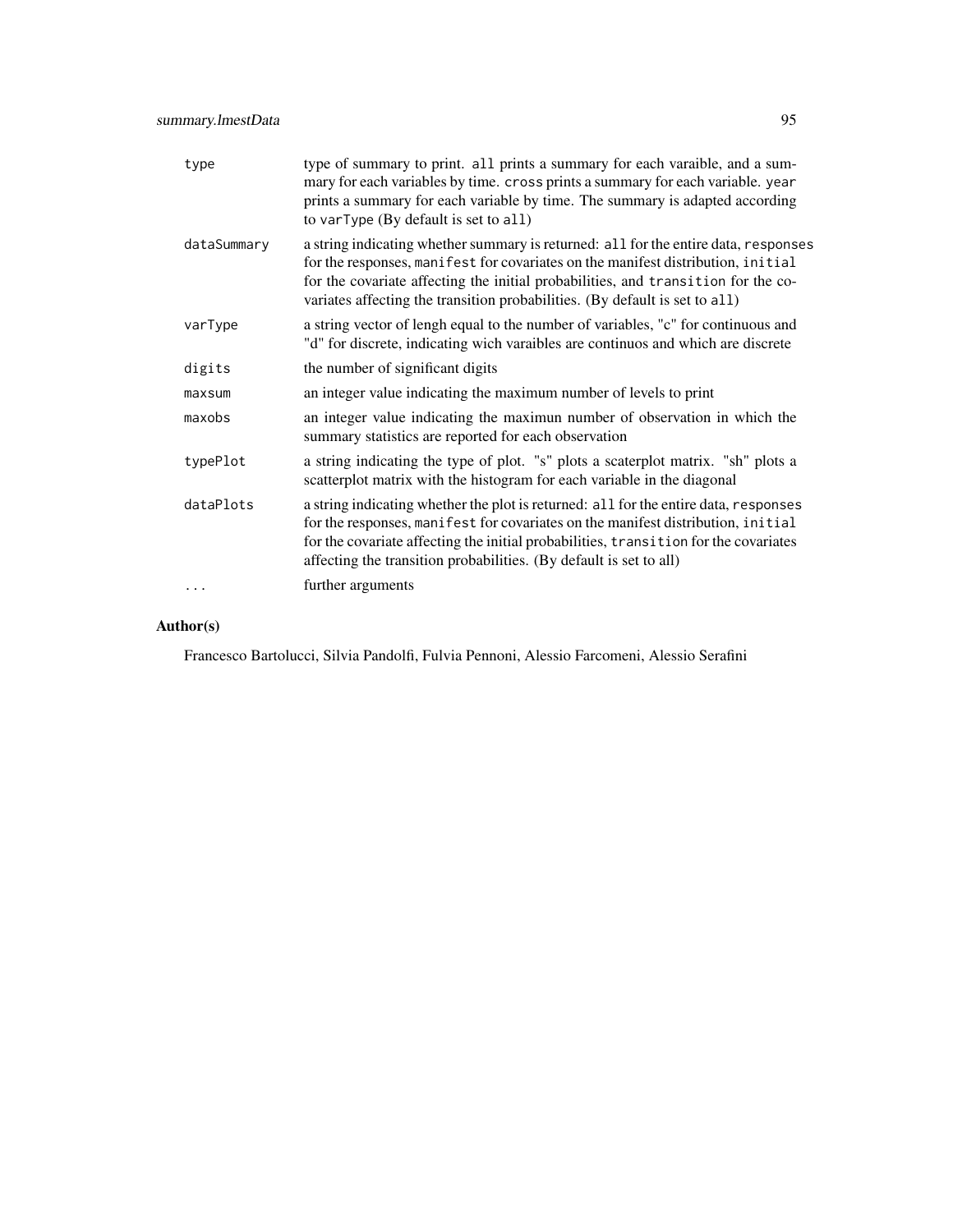| | |
|---|---|
| `type` | type of summary to print. `all` prints a summary for each varaible, and a summary for each variables by time. `cross` prints a summary for each variable. `year` prints a summary for each variable by time. The summary is adapted according to `varType` (By default is set to `all`) |
| `dataSummary` | a string indicating whether summary is returned: `all` for the entire data, `responses` for the responses, `manifest` for covariates on the manifest distribution, `initial` for the covariate affecting the initial probabilities, and `transition` for the covariates affecting the transition probabilities. (By default is set to `all`) |
| `varType` | a string vector of lengh equal to the number of variables, "c" for continuous and "d" for discrete, indicating wich varaibles are continuos and which are discrete |
| `digits` | the number of significant digits |
| `maxsum` | an integer value indicating the maximum number of levels to print |
| `maxobs` | an integer value indicating the maximun number of observation in which the summary statistics are reported for each observation |
| `typePlot` | a string indicating the type of plot. "s" plots a scaterplot matrix. "sh" plots a scatterplot matrix with the histogram for each variable in the diagonal |
| `dataPlots` | a string indicating whether the plot is returned: `all` for the entire data, `responses` for the responses, `manifest` for covariates on the manifest distribution, `initial` for the covariate affecting the initial probabilities, `transition` for the covariates affecting the transition probabilities. (By default is set to all) |
| `...` | further arguments |

## Author(s)

Francesco Bartolucci, Silvia Pandolfi, Fulvia Pennoni, Alessio Farcomeni, Alessio Serafini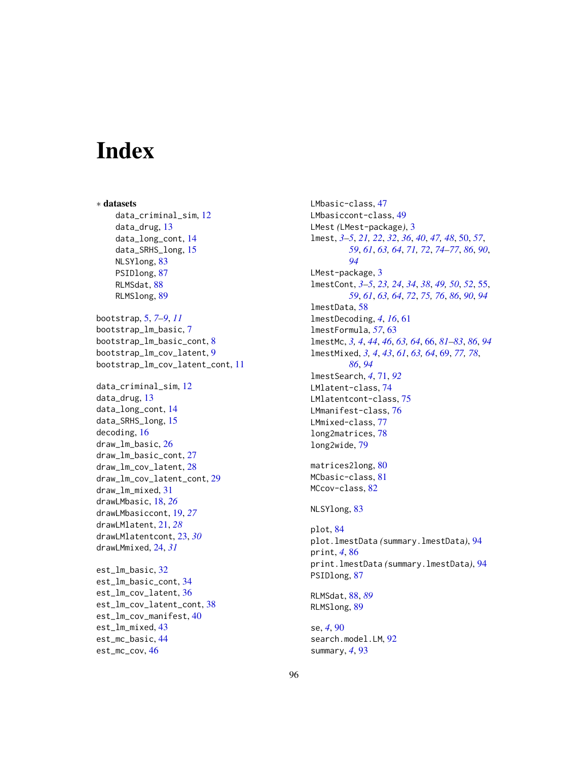# Index

∗ **datasets**

data_criminal_sim, 12
data_drug, 13
data_long_cont, 14
data_SRHS_long, 15
NLSYlong, 83
PSIDlong, 87
RLMSdat, 88
RLMSlong, 89

bootstrap, 5, *7–9*, *11*
bootstrap_lm_basic, 7
bootstrap_lm_basic_cont, 8
bootstrap_lm_cov_latent, 9
bootstrap_lm_cov_latent_cont, 11

data_criminal_sim, 12
data_drug, 13
data_long_cont, 14
data_SRHS_long, 15
decoding, 16
draw_lm_basic, 26
draw_lm_basic_cont, 27
draw_lm_cov_latent, 28
draw_lm_cov_latent_cont, 29
draw_lm_mixed, 31
drawLMbasic, 18, *26*
drawLMbasiccont, 19, *27*
drawLMlatent, 21, *28*
drawLMlatentcont, 23, *30*
drawLMmixed, 24, *31*

est_lm_basic, 32
est_lm_basic_cont, 34
est_lm_cov_latent, 36
est_lm_cov_latent_cont, 38
est_lm_cov_manifest, 40
est_lm_mixed, 43
est_mc_basic, 44
est_mc_cov, 46

LMbasic-class, 47
LMbasiccont-class, 49
LMest *(*LMest-package*)*, 3
lmest, *3–5*, *21*, *22*, *32*, *36*, *40*, *47*, *48*, 50, *57*, *59*, *61*, *63*, *64*, *71*, *72*, *74–77*, *86*, *90*, *94*
LMest-package, 3
lmestCont, *3–5*, *23*, *24*, *34*, *38*, *49*, *50*, *52*, 55, *59*, *61*, *63*, *64*, *72*, *75*, *76*, *86*, *90*, *94*
lmestData, 58
lmestDecoding, *4*, *16*, 61
lmestFormula, *57*, 63
lmestMc, *3*, *4*, *44*, *46*, *63*, *64*, 66, *81–83*, *86*, *94*
lmestMixed, *3*, *4*, *43*, *61*, *63*, *64*, 69, *77*, *78*, *86*, *94*
lmestSearch, *4*, 71, *92*
LMlatent-class, 74
LMlatentcont-class, 75
LMmanifest-class, 76
LMmixed-class, 77
long2matrices, 78
long2wide, 79

matrices2long, 80
MCbasic-class, 81
MCcov-class, 82

NLSYlong, 83

plot, 84
plot.lmestData *(*summary.lmestData*)*, 94
print, *4*, 86
print.lmestData *(*summary.lmestData*)*, 94
PSIDlong, 87

RLMSdat, 88, *89*
RLMSlong, 89

se, *4*, 90
search.model.LM, 92
summary, *4*, 93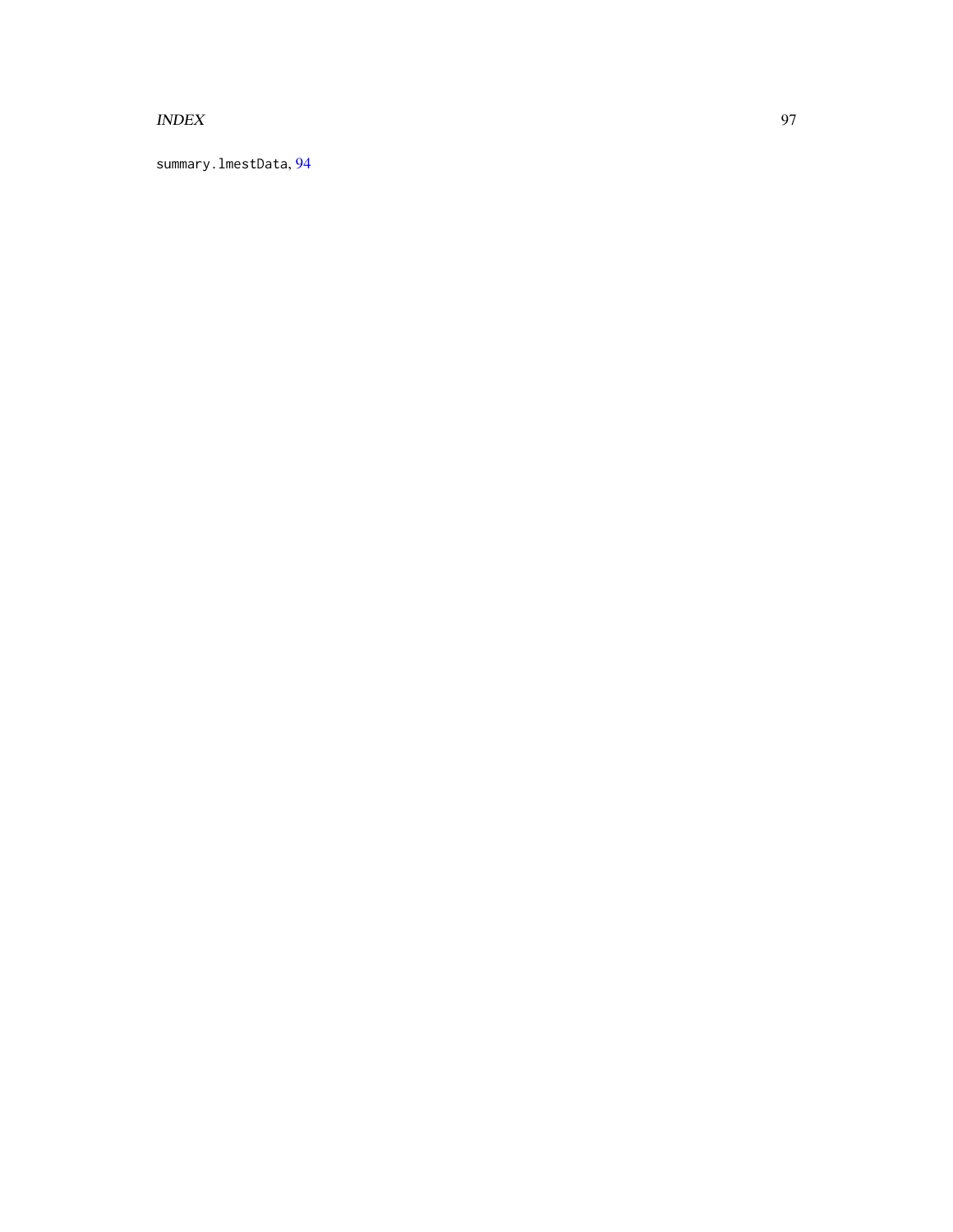summary.lmestData, 94